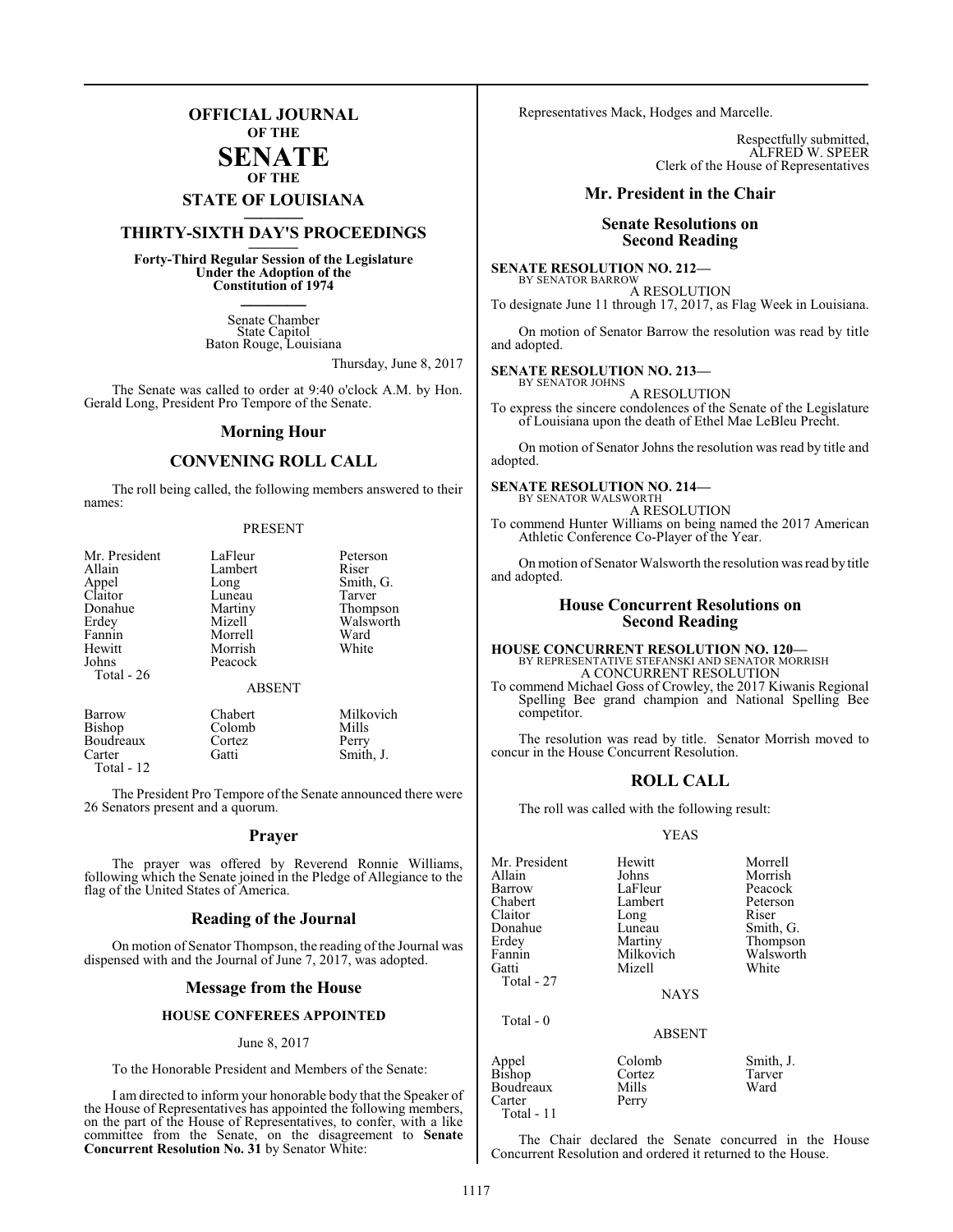# OFFICIAL JOURNAL
OF THE
# SENATE
OF THE
## STATE OF LOUISIANA

## THIRTY-SIXTH DAY'S PROCEEDINGS

**Forty-Third Regular Session of the Legislature Under the Adoption of the Constitution of 1974**

Senate Chamber
State Capitol
Baton Rouge, Louisiana

Thursday, June 8, 2017

The Senate was called to order at 9:40 o'clock A.M. by Hon. Gerald Long, President Pro Tempore of the Senate.

## Morning Hour

## CONVENING ROLL CALL

The roll being called, the following members answered to their names:

PRESENT

| | | |
|---|---|---|
| Mr. President | LaFleur | Peterson |
| Allain | Lambert | Riser |
| Appel | Long | Smith, G. |
| Claitor | Luneau | Tarver |
| Donahue | Martiny | Thompson |
| Erdey | Mizell | Walsworth |
| Fannin | Morrell | Ward |
| Hewitt | Morrish | White |
| Johns | Peacock | |

Total - 26

ABSENT

| | | |
|---|---|---|
| Barrow | Chabert | Milkovich |
| Bishop | Colomb | Mills |
| Boudreaux | Cortez | Perry |
| Carter | Gatti | Smith, J. |

Total - 12

The President Pro Tempore of the Senate announced there were 26 Senators present and a quorum.

## Prayer

The prayer was offered by Reverend Ronnie Williams, following which the Senate joined in the Pledge of Allegiance to the flag of the United States of America.

## Reading of the Journal

On motion of Senator Thompson, the reading of the Journal was dispensed with and the Journal of June 7, 2017, was adopted.

## Message from the House

### HOUSE CONFEREES APPOINTED

June 8, 2017

To the Honorable President and Members of the Senate:

I am directed to inform your honorable body that the Speaker of the House of Representatives has appointed the following members, on the part of the House of Representatives, to confer, with a like committee from the Senate, on the disagreement to **Senate Concurrent Resolution No. 31** by Senator White:

Representatives Mack, Hodges and Marcelle.

Respectfully submitted,
ALFRED W. SPEER
Clerk of the House of Representatives

## Mr. President in the Chair

## Senate Resolutions on Second Reading

**SENATE RESOLUTION NO. 212—**
BY SENATOR BARROW

A RESOLUTION

To designate June 11 through 17, 2017, as Flag Week in Louisiana.

On motion of Senator Barrow the resolution was read by title and adopted.

**SENATE RESOLUTION NO. 213—**
BY SENATOR JOHNS

A RESOLUTION

To express the sincere condolences of the Senate of the Legislature of Louisiana upon the death of Ethel Mae LeBleu Precht.

On motion of Senator Johns the resolution was read by title and adopted.

**SENATE RESOLUTION NO. 214—**
BY SENATOR WALSWORTH

A RESOLUTION

To commend Hunter Williams on being named the 2017 American Athletic Conference Co-Player of the Year.

On motion of Senator Walsworth the resolution was read by title and adopted.

## House Concurrent Resolutions on Second Reading

**HOUSE CONCURRENT RESOLUTION NO. 120—**
BY REPRESENTATIVE STEFANSKI AND SENATOR MORRISH

A CONCURRENT RESOLUTION

To commend Michael Goss of Crowley, the 2017 Kiwanis Regional Spelling Bee grand champion and National Spelling Bee competitor.

The resolution was read by title. Senator Morrish moved to concur in the House Concurrent Resolution.

## ROLL CALL

The roll was called with the following result:

YEAS

| | | |
|---|---|---|
| Mr. President | Hewitt | Morrell |
| Allain | Johns | Morrish |
| Barrow | LaFleur | Peacock |
| Chabert | Lambert | Peterson |
| Claitor | Long | Riser |
| Donahue | Luneau | Smith, G. |
| Erdey | Martiny | Thompson |
| Fannin | Milkovich | Walsworth |
| Gatti | Mizell | White |

Total - 27

NAYS

Total - 0

ABSENT

| | | |
|---|---|---|
| Appel | Colomb | Smith, J. |
| Bishop | Cortez | Tarver |
| Boudreaux | Mills | Ward |
| Carter | Perry | |

Total - 11

The Chair declared the Senate concurred in the House Concurrent Resolution and ordered it returned to the House.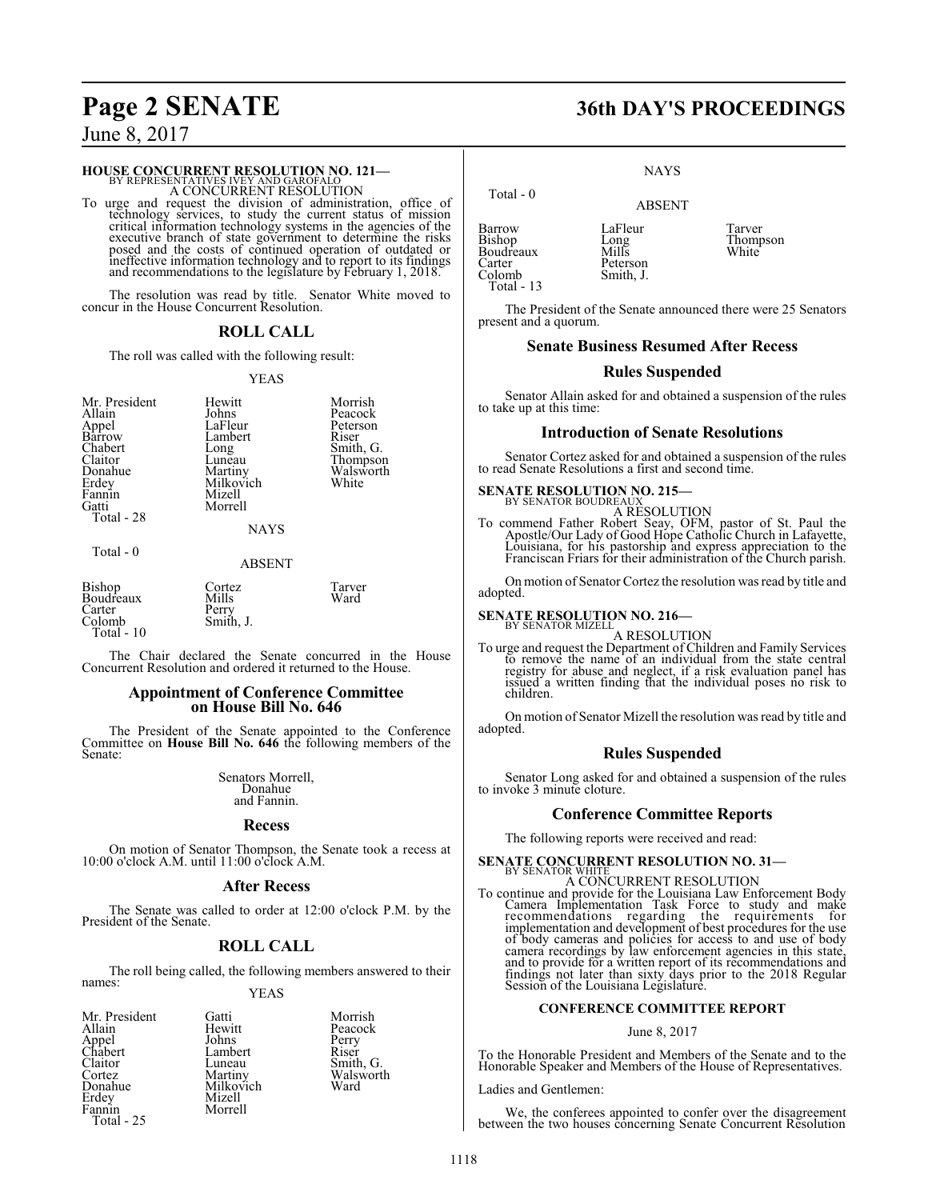**HOUSE CONCURRENT RESOLUTION NO. 121—**
BY REPRESENTATIVES IVEY AND GAROFALO
A CONCURRENT RESOLUTION

To urge and request the division of administration, office of technology services, to study the current status of mission critical information technology systems in the agencies of the executive branch of state government to determine the risks posed and the costs of continued operation of outdated or ineffective information technology and to report to its findings and recommendations to the legislature by February 1, 2018.

The resolution was read by title. Senator White moved to concur in the House Concurrent Resolution.

## ROLL CALL

The roll was called with the following result:

YEAS

| | | |
|---|---|---|
| Mr. President | Hewitt | Morrish |
| Allain | Johns | Peacock |
| Appel | LaFleur | Peterson |
| Barrow | Lambert | Riser |
| Chabert | Long | Smith, G. |
| Claitor | Luneau | Thompson |
| Donahue | Martiny | Walsworth |
| Erdey | Milkovich | White |
| Fannin | Mizell | |
| Gatti | Morrell | |

Total - 28

NAYS

Total - 0

ABSENT

| | | |
|---|---|---|
| Bishop | Cortez | Tarver |
| Boudreaux | Mills | Ward |
| Carter | Perry | |
| Colomb | Smith, J. | |

Total - 10

The Chair declared the Senate concurred in the House Concurrent Resolution and ordered it returned to the House.

## Appointment of Conference Committee on House Bill No. 646

The President of the Senate appointed to the Conference Committee on **House Bill No. 646** the following members of the Senate:

Senators Morrell,
Donahue
and Fannin.

## Recess

On motion of Senator Thompson, the Senate took a recess at 10:00 o'clock A.M. until 11:00 o'clock A.M.

## After Recess

The Senate was called to order at 12:00 o'clock P.M. by the President of the Senate.

## ROLL CALL

The roll being called, the following members answered to their names:

YEAS

| | | |
|---|---|---|
| Mr. President | Gatti | Morrish |
| Allain | Hewitt | Peacock |
| Appel | Johns | Perry |
| Chabert | Lambert | Riser |
| Claitor | Luneau | Smith, G. |
| Cortez | Martiny | Walsworth |
| Donahue | Milkovich | Ward |
| Erdey | Mizell | |
| Fannin | Morrell | |

Total - 25

NAYS

Total - 0

ABSENT

| | | |
|---|---|---|
| Barrow | LaFleur | Tarver |
| Bishop | Long | Thompson |
| Boudreaux | Mills | White |
| Carter | Peterson | |
| Colomb | Smith, J. | |

Total - 13

The President of the Senate announced there were 25 Senators present and a quorum.

## Senate Business Resumed After Recess

## Rules Suspended

Senator Allain asked for and obtained a suspension of the rules to take up at this time:

## Introduction of Senate Resolutions

Senator Cortez asked for and obtained a suspension of the rules to read Senate Resolutions a first and second time.

**SENATE RESOLUTION NO. 215—**
BY SENATOR BOUDREAUX
A RESOLUTION

To commend Father Robert Seay, OFM, pastor of St. Paul the Apostle/Our Lady of Good Hope Catholic Church in Lafayette, Louisiana, for his pastorship and express appreciation to the Franciscan Friars for their administration of the Church parish.

On motion of Senator Cortez the resolution was read by title and adopted.

**SENATE RESOLUTION NO. 216—**
BY SENATOR MIZELL
A RESOLUTION

To urge and request the Department of Children and Family Services to remove the name of an individual from the state central registry for abuse and neglect, if a risk evaluation panel has issued a written finding that the individual poses no risk to children.

On motion of Senator Mizell the resolution was read by title and adopted.

## Rules Suspended

Senator Long asked for and obtained a suspension of the rules to invoke 3 minute cloture.

## Conference Committee Reports

The following reports were received and read:

**SENATE CONCURRENT RESOLUTION NO. 31—**
BY SENATOR WHITE
A CONCURRENT RESOLUTION

To continue and provide for the Louisiana Law Enforcement Body Camera Implementation Task Force to study and make recommendations regarding the requirements for implementation and development of best procedures for the use of body cameras and policies for access to and use of body camera recordings by law enforcement agencies in this state, and to provide for a written report of its recommendations and findings not later than sixty days prior to the 2018 Regular Session of the Louisiana Legislature.

### CONFERENCE COMMITTEE REPORT

June 8, 2017

To the Honorable President and Members of the Senate and to the Honorable Speaker and Members of the House of Representatives.

Ladies and Gentlemen:

We, the conferees appointed to confer over the disagreement between the two houses concerning Senate Concurrent Resolution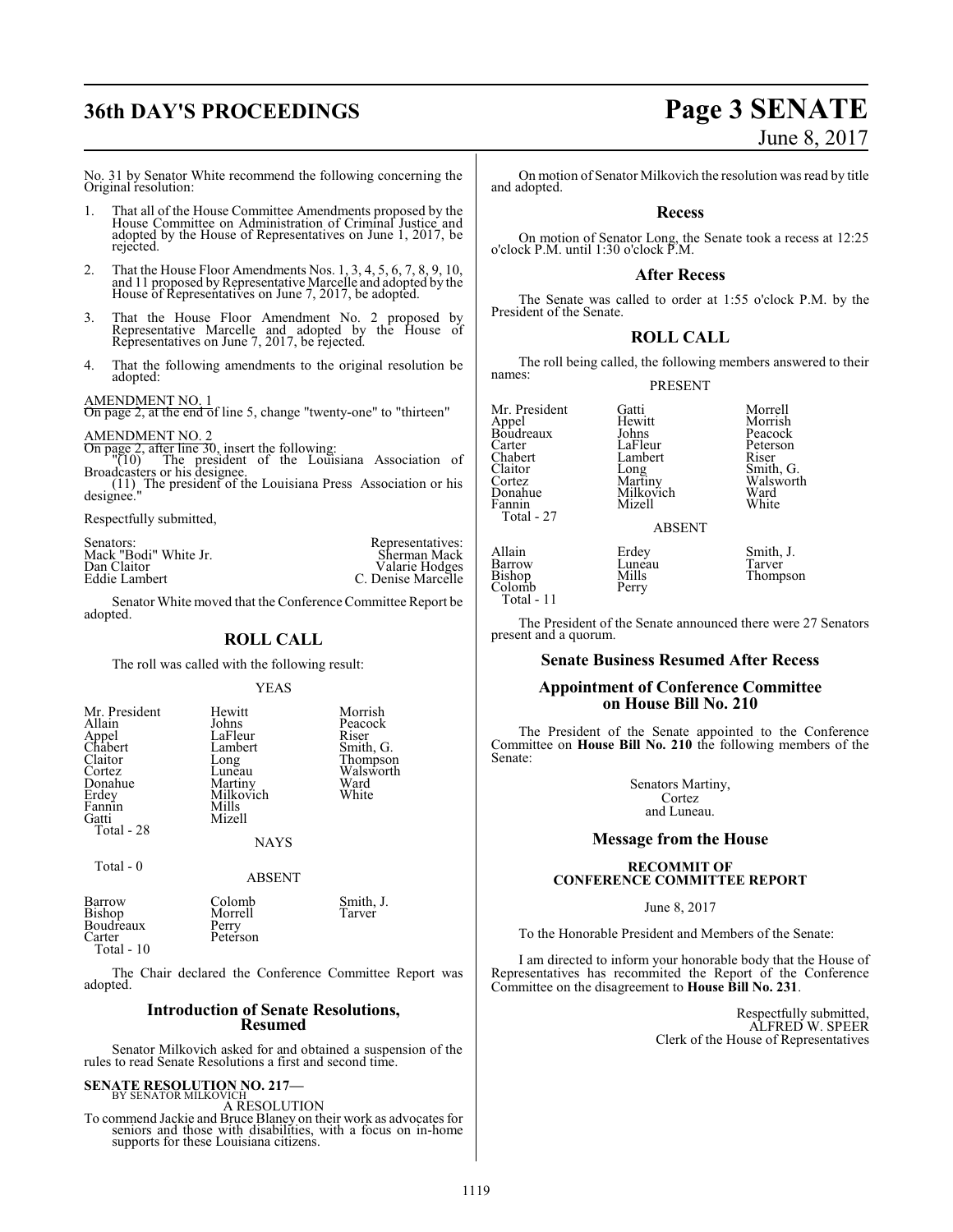No. 31 by Senator White recommend the following concerning the Original resolution:

1. That all of the House Committee Amendments proposed by the House Committee on Administration of Criminal Justice and adopted by the House of Representatives on June 1, 2017, be rejected.

2. That the House Floor Amendments Nos. 1, 3, 4, 5, 6, 7, 8, 9, 10, and 11 proposed by Representative Marcelle and adopted by the House of Representatives on June 7, 2017, be adopted.

3. That the House Floor Amendment No. 2 proposed by Representative Marcelle and adopted by the House of Representatives on June 7, 2017, be rejected.

4. That the following amendments to the original resolution be adopted:

AMENDMENT NO. 1
On page 2, at the end of line 5, change "twenty-one" to "thirteen"

AMENDMENT NO. 2
On page 2, after line 30, insert the following:
"(10) The president of the Louisiana Association of Broadcasters or his designee.
(11) The president of the Louisiana Press Association or his designee."

Respectfully submitted,

| Senators: | Representatives: |
|---|---|
| Mack "Bodi" White Jr. | Sherman Mack |
| Dan Claitor | Valarie Hodges |
| Eddie Lambert | C. Denise Marcelle |

Senator White moved that the Conference Committee Report be adopted.

## ROLL CALL

The roll was called with the following result:

YEAS

| | | |
|---|---|---|
| Mr. President | Hewitt | Morrish |
| Allain | Johns | Peacock |
| Appel | LaFleur | Riser |
| Chabert | Lambert | Smith, G. |
| Claitor | Long | Thompson |
| Cortez | Luneau | Walsworth |
| Donahue | Martiny | Ward |
| Erdey | Milkovich | White |
| Fannin | Mills | |
| Gatti | Mizell | |

Total - 28

NAYS

Total - 0

ABSENT

| | | |
|---|---|---|
| Barrow | Colomb | Smith, J. |
| Bishop | Morrell | Tarver |
| Boudreaux | Perry | |
| Carter | Peterson | |

Total - 10

The Chair declared the Conference Committee Report was adopted.

## Introduction of Senate Resolutions, Resumed

Senator Milkovich asked for and obtained a suspension of the rules to read Senate Resolutions a first and second time.

**SENATE RESOLUTION NO. 217—**
BY SENATOR MILKOVICH

A RESOLUTION

To commend Jackie and Bruce Blaney on their work as advocates for seniors and those with disabilities, with a focus on in-home supports for these Louisiana citizens.

On motion of Senator Milkovich the resolution was read by title and adopted.

## Recess

On motion of Senator Long, the Senate took a recess at 12:25 o'clock P.M. until 1:30 o'clock P.M.

## After Recess

The Senate was called to order at 1:55 o'clock P.M. by the President of the Senate.

## ROLL CALL

The roll being called, the following members answered to their names:

PRESENT

| | | |
|---|---|---|
| Mr. President | Gatti | Morrell |
| Appel | Hewitt | Morrish |
| Boudreaux | Johns | Peacock |
| Carter | LaFleur | Peterson |
| Chabert | Lambert | Riser |
| Claitor | Long | Smith, G. |
| Cortez | Martiny | Walsworth |
| Donahue | Milkovich | Ward |
| Fannin | Mizell | White |

Total - 27

ABSENT

| | | |
|---|---|---|
| Allain | Erdey | Smith, J. |
| Barrow | Luneau | Tarver |
| Bishop | Mills | Thompson |
| Colomb | Perry | |

Total - 11

The President of the Senate announced there were 27 Senators present and a quorum.

## Senate Business Resumed After Recess

## Appointment of Conference Committee on House Bill No. 210

The President of the Senate appointed to the Conference Committee on **House Bill No. 210** the following members of the Senate:

Senators Martiny,
Cortez
and Luneau.

## Message from the House

**RECOMMIT OF CONFERENCE COMMITTEE REPORT**

June 8, 2017

To the Honorable President and Members of the Senate:

I am directed to inform your honorable body that the House of Representatives has recommitted the Report of the Conference Committee on the disagreement to **House Bill No. 231**.

Respectfully submitted,
ALFRED W. SPEER
Clerk of the House of Representatives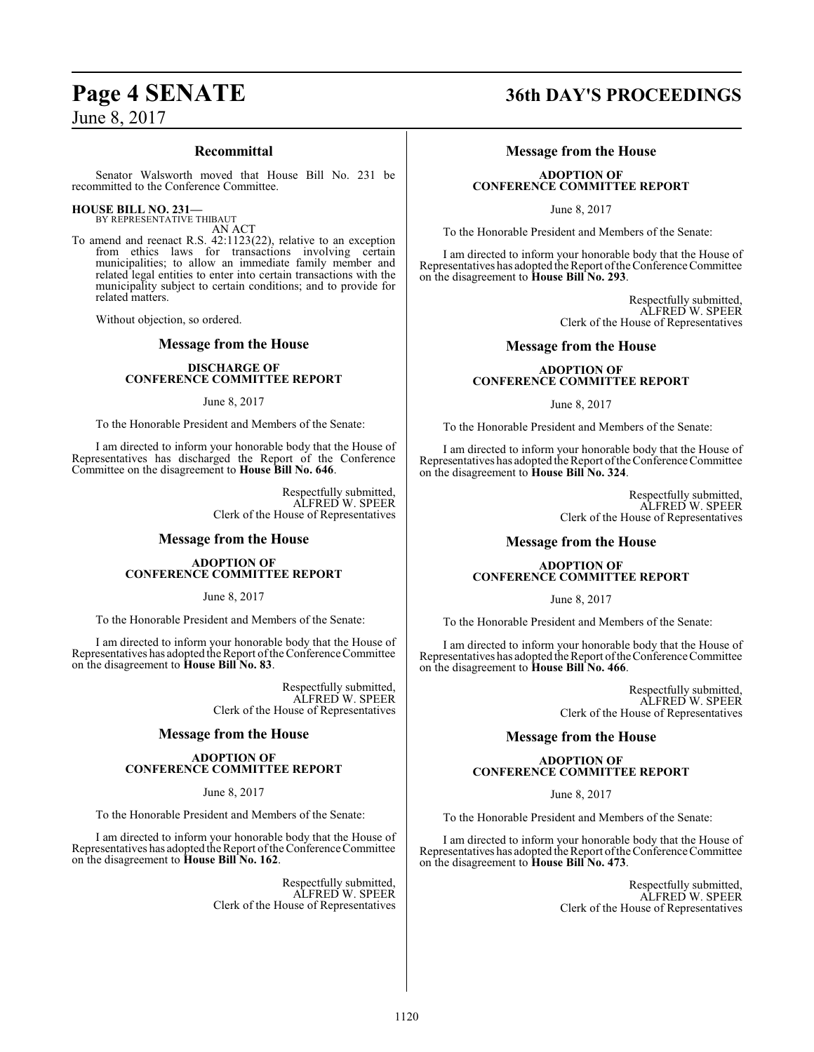### Recommittal

Senator Walsworth moved that House Bill No. 231 be recommitted to the Conference Committee.

**HOUSE BILL NO. 231—**
BY REPRESENTATIVE THIBAUT
AN ACT

To amend and reenact R.S. 42:1123(22), relative to an exception from ethics laws for transactions involving certain municipalities; to allow an immediate family member and related legal entities to enter into certain transactions with the municipality subject to certain conditions; and to provide for related matters.

Without objection, so ordered.

### Message from the House

**DISCHARGE OF CONFERENCE COMMITTEE REPORT**

June 8, 2017

To the Honorable President and Members of the Senate:

I am directed to inform your honorable body that the House of Representatives has discharged the Report of the Conference Committee on the disagreement to **House Bill No. 646**.

Respectfully submitted,
ALFRED W. SPEER
Clerk of the House of Representatives

### Message from the House

**ADOPTION OF CONFERENCE COMMITTEE REPORT**

June 8, 2017

To the Honorable President and Members of the Senate:

I am directed to inform your honorable body that the House of Representatives has adopted the Report of the Conference Committee on the disagreement to **House Bill No. 83**.

Respectfully submitted,
ALFRED W. SPEER
Clerk of the House of Representatives

### Message from the House

**ADOPTION OF CONFERENCE COMMITTEE REPORT**

June 8, 2017

To the Honorable President and Members of the Senate:

I am directed to inform your honorable body that the House of Representatives has adopted the Report of the Conference Committee on the disagreement to **House Bill No. 162**.

Respectfully submitted,
ALFRED W. SPEER
Clerk of the House of Representatives

### Message from the House

**ADOPTION OF CONFERENCE COMMITTEE REPORT**

June 8, 2017

To the Honorable President and Members of the Senate:

I am directed to inform your honorable body that the House of Representatives has adopted the Report of the Conference Committee on the disagreement to **House Bill No. 293**.

Respectfully submitted,
ALFRED W. SPEER
Clerk of the House of Representatives

### Message from the House

**ADOPTION OF CONFERENCE COMMITTEE REPORT**

June 8, 2017

To the Honorable President and Members of the Senate:

I am directed to inform your honorable body that the House of Representatives has adopted the Report of the Conference Committee on the disagreement to **House Bill No. 324**.

Respectfully submitted,
ALFRED W. SPEER
Clerk of the House of Representatives

### Message from the House

**ADOPTION OF CONFERENCE COMMITTEE REPORT**

June 8, 2017

To the Honorable President and Members of the Senate:

I am directed to inform your honorable body that the House of Representatives has adopted the Report of the Conference Committee on the disagreement to **House Bill No. 466**.

Respectfully submitted,
ALFRED W. SPEER
Clerk of the House of Representatives

### Message from the House

**ADOPTION OF CONFERENCE COMMITTEE REPORT**

June 8, 2017

To the Honorable President and Members of the Senate:

I am directed to inform your honorable body that the House of Representatives has adopted the Report of the Conference Committee on the disagreement to **House Bill No. 473**.

Respectfully submitted,
ALFRED W. SPEER
Clerk of the House of Representatives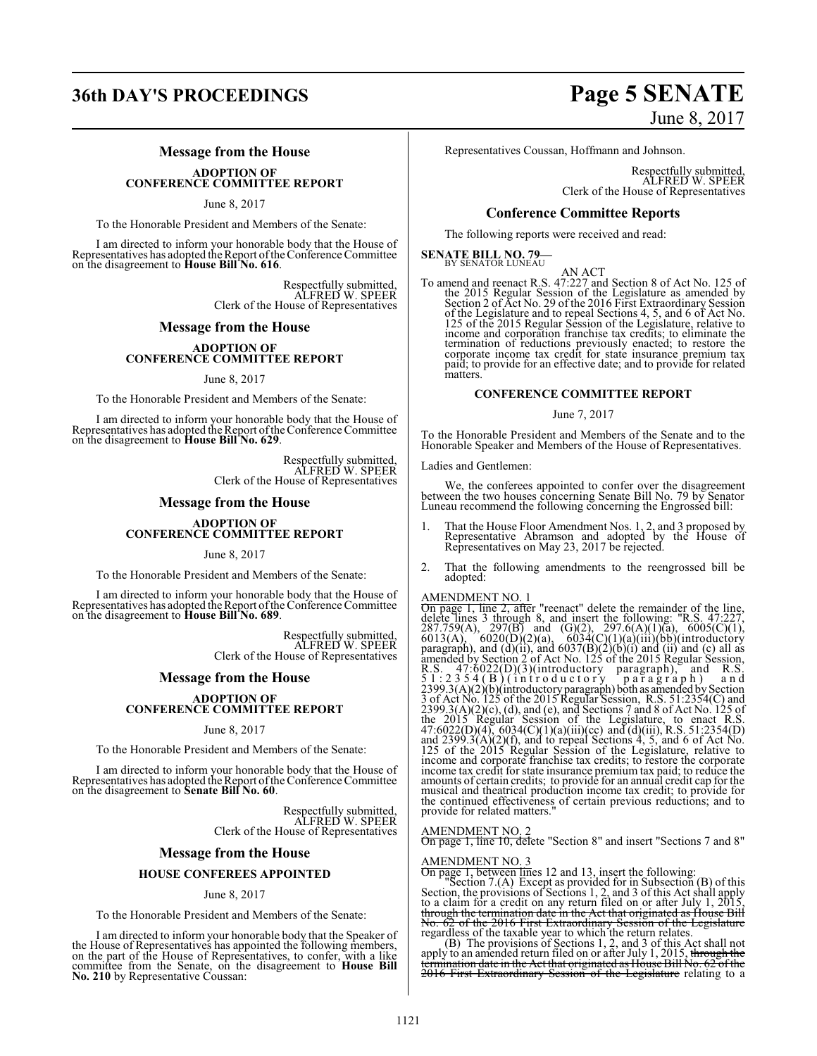## Message from the House

### ADOPTION OF CONFERENCE COMMITTEE REPORT

June 8, 2017

To the Honorable President and Members of the Senate:

I am directed to inform your honorable body that the House of Representatives has adopted the Report of the Conference Committee on the disagreement to **House Bill No. 616**.

Respectfully submitted,
ALFRED W. SPEER
Clerk of the House of Representatives

## Message from the House

### ADOPTION OF CONFERENCE COMMITTEE REPORT

June 8, 2017

To the Honorable President and Members of the Senate:

I am directed to inform your honorable body that the House of Representatives has adopted the Report of the Conference Committee on the disagreement to **House Bill No. 629**.

Respectfully submitted,
ALFRED W. SPEER
Clerk of the House of Representatives

## Message from the House

### ADOPTION OF CONFERENCE COMMITTEE REPORT

June 8, 2017

To the Honorable President and Members of the Senate:

I am directed to inform your honorable body that the House of Representatives has adopted the Report of the Conference Committee on the disagreement to **House Bill No. 689**.

Respectfully submitted,
ALFRED W. SPEER
Clerk of the House of Representatives

## Message from the House

### ADOPTION OF CONFERENCE COMMITTEE REPORT

June 8, 2017

To the Honorable President and Members of the Senate:

I am directed to inform your honorable body that the House of Representatives has adopted the Report of the Conference Committee on the disagreement to **Senate Bill No. 60**.

Respectfully submitted,
ALFRED W. SPEER
Clerk of the House of Representatives

## Message from the House

### HOUSE CONFEREES APPOINTED

June 8, 2017

To the Honorable President and Members of the Senate:

I am directed to inform your honorable body that the Speaker of the House of Representatives has appointed the following members, on the part of the House of Representatives, to confer, with a like committee from the Senate, on the disagreement to **House Bill No. 210** by Representative Coussan:

Representatives Coussan, Hoffmann and Johnson.

Respectfully submitted,
ALFRED W. SPEER
Clerk of the House of Representatives

## Conference Committee Reports

The following reports were received and read:

**SENATE BILL NO. 79—**
BY SENATOR LUNEAU

AN ACT

To amend and reenact R.S. 47:227 and Section 8 of Act No. 125 of the 2015 Regular Session of the Legislature as amended by Section 2 of Act No. 29 of the 2016 First Extraordinary Session of the Legislature and to repeal Sections 4, 5, and 6 of Act No. 125 of the 2015 Regular Session of the Legislature, relative to income and corporation franchise tax credits; to eliminate the termination of reductions previously enacted; to restore the corporate income tax credit for state insurance premium tax paid; to provide for an effective date; and to provide for related matters.

### CONFERENCE COMMITTEE REPORT

June 7, 2017

To the Honorable President and Members of the Senate and to the Honorable Speaker and Members of the House of Representatives.

Ladies and Gentlemen:

We, the conferees appointed to confer over the disagreement between the two houses concerning Senate Bill No. 79 by Senator Luneau recommend the following concerning the Engrossed bill:

1. That the House Floor Amendment Nos. 1, 2, and 3 proposed by Representative Abramson and adopted by the House of Representatives on May 23, 2017 be rejected.

2. That the following amendments to the reengrossed bill be adopted:

AMENDMENT NO. 1
On page 1, line 2, after "reenact" delete the remainder of the line, delete lines 3 through 8, and insert the following: "R.S. 47:227, 287.759(A), 297(B) and (G)(2), 297.6(A)(1)(a), 6005(C)(1), 6013(A), 6020(D)(2)(a), 6034(C)(1)(a)(iii)(bb)(introductory paragraph), and (d)(ii), and 6037(B)(2)(b)(i) and (ii) and (c) all as amended by Section 2 of Act No. 125 of the 2015 Regular Session, R.S. 47:6022(D)(3)(introductory paragraph), and R.S. 51:2354(B)(introductory paragraph) and 2399.3(A)(2)(b)(introductory paragraph) both as amended by Section 3 of Act No. 125 of the 2015 Regular Session, R.S. 51:2354(C) and 2399.3(A)(2)(c), (d), and (e), and Sections 7 and 8 of Act No. 125 of the 2015 Regular Session of the Legislature, to enact R.S. 47:6022(D)(4), 6034(C)(1)(a)(iii)(cc) and (d)(iii), R.S. 51:2354(D) and 2399.3(A)(2)(f), and to repeal Sections 4, 5, and 6 of Act No. 125 of the 2015 Regular Session of the Legislature, relative to income and corporate franchise tax credits; to restore the corporate income tax credit for state insurance premium tax paid; to reduce the amounts of certain credits; to provide for an annual credit cap for the musical and theatrical production income tax credit; to provide for the continued effectiveness of certain previous reductions; and to provide for related matters."

AMENDMENT NO. 2
On page 1, line 10, delete "Section 8" and insert "Sections 7 and 8"

AMENDMENT NO. 3
On page 1, between lines 12 and 13, insert the following:

"Section 7.(A) Except as provided for in Subsection (B) of this Section, the provisions of Sections 1, 2, and 3 of this Act shall apply to a claim for a credit on any return filed on or after July 1, 2015, ~~through the termination date in the Act that originated as House Bill No. 62 of the 2016 First Extraordinary Session of the Legislature~~ regardless of the taxable year to which the return relates.

(B) The provisions of Sections 1, 2, and 3 of this Act shall not apply to an amended return filed on or after July 1, 2015, ~~through the termination date in the Act that originated as House Bill No. 62 of the 2016 First Extraordinary Session of the Legislature~~ relating to a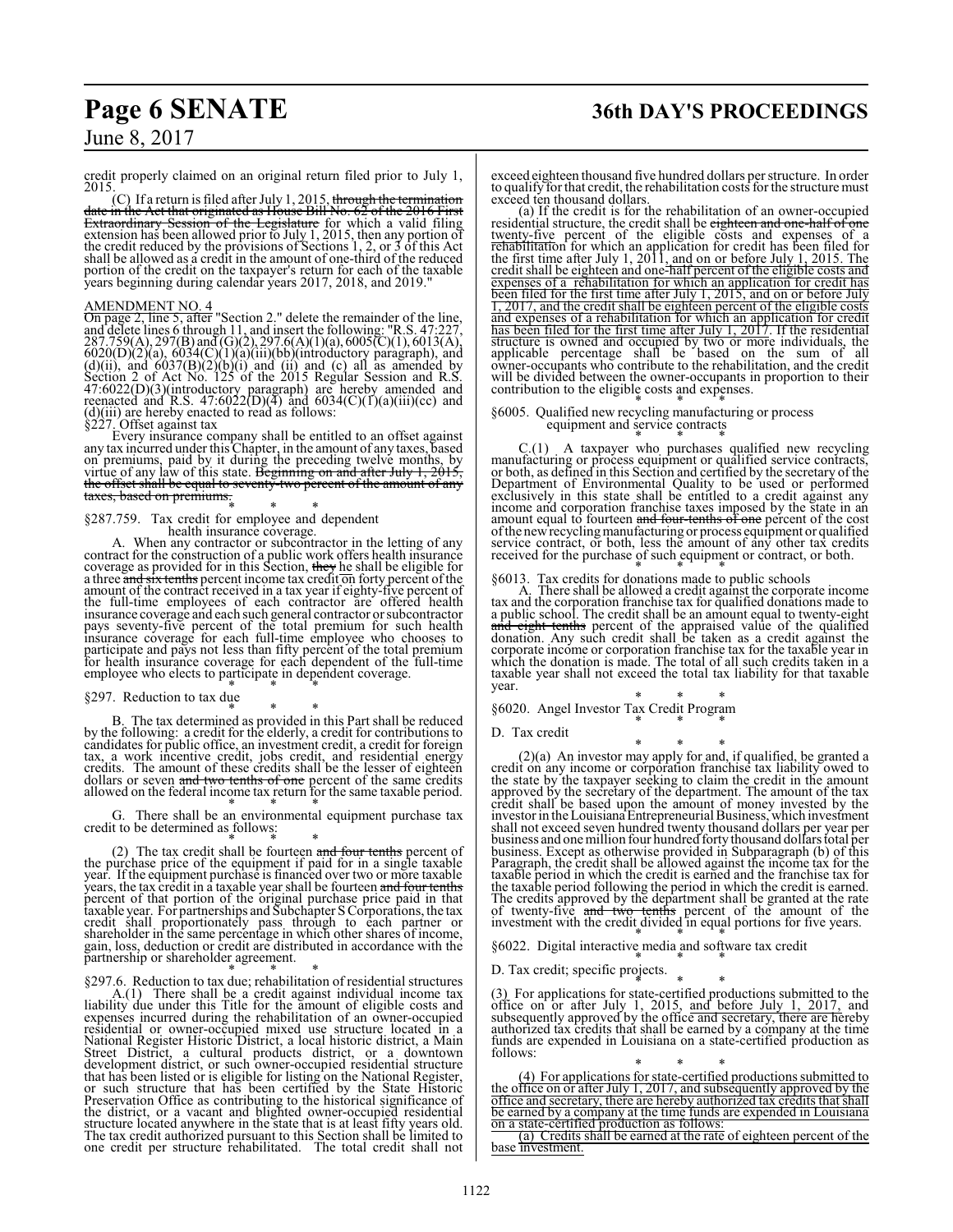credit properly claimed on an original return filed prior to July 1, 2015.

(C) If a return is filed after July 1, 2015, ~~through the termination date in the Act that originated as House Bill No. 62 of the 2016 First Extraordinary Session of the Legislature~~ for which a valid filing extension has been allowed prior to July 1, 2015, then any portion of the credit reduced by the provisions of Sections 1, 2, or 3 of this Act shall be allowed as a credit in the amount of one-third of the reduced portion of the credit on the taxpayer's return for each of the taxable years beginning during calendar years 2017, 2018, and 2019."

AMENDMENT NO. 4

On page 2, line 5, after "Section 2." delete the remainder of the line, and delete lines 6 through 11, and insert the following: "R.S. 47:227, 287.759(A), 297(B) and (G)(2), 297.6(A)(1)(a), 6005(C)(1), 6013(A), 6020(D)(2)(a), 6034(C)(1)(a)(iii)(bb)(introductory paragraph), and (d)(ii), and 6037(B)(2)(b)(i) and (ii) and (c) all as amended by Section 2 of Act No. 125 of the 2015 Regular Session and R.S. 47:6022(D)(3)(introductory paragraph) are hereby amended and reenacted and R.S. 47:6022(D)(4) and 6034(C)(1)(a)(iii)(cc) and (d)(iii) are hereby enacted to read as follows:

§227. Offset against tax

Every insurance company shall be entitled to an offset against any tax incurred under this Chapter, in the amount of any taxes, based on premiums, paid by it during the preceding twelve months, by virtue of any law of this state. ~~Beginning on and after July 1, 2015, the offset shall be equal to seventy-two percent of the amount of any taxes, based on premiums.~~

\* \* \*

§287.759. Tax credit for employee and dependent health insurance coverage.

A. When any contractor or subcontractor in the letting of any contract for the construction of a public work offers health insurance coverage as provided for in this Section, ~~they~~ he shall be eligible for a three ~~and six tenths~~ percent income tax credit on forty percent of the amount of the contract received in a tax year if eighty-five percent of the full-time employees of each contractor are offered health insurance coverage and each such general contractor or subcontractor pays seventy-five percent of the total premium for such health insurance coverage for each full-time employee who chooses to participate and pays not less than fifty percent of the total premium for health insurance coverage for each dependent of the full-time employee who elects to participate in dependent coverage.

\* \* \*

§297. Reduction to tax due

\* \* \*

B. The tax determined as provided in this Part shall be reduced by the following: a credit for the elderly, a credit for contributions to candidates for public office, an investment credit, a credit for foreign tax, a work incentive credit, jobs credit, and residential energy credits. The amount of these credits shall be the lesser of eighteen dollars or seven ~~and two tenths of one~~ percent of the same credits allowed on the federal income tax return for the same taxable period.

\* \* \*

G. There shall be an environmental equipment purchase tax credit to be determined as follows:

\* \* \*

(2) The tax credit shall be fourteen ~~and four tenths~~ percent of the purchase price of the equipment if paid for in a single taxable year. If the equipment purchase is financed over two or more taxable years, the tax credit in a taxable year shall be fourteen ~~and four tenths~~ percent of that portion of the original purchase price paid in that taxable year. For partnerships and Subchapter S Corporations, the tax credit shall proportionately pass through to each partner or shareholder in the same percentage in which other shares of income, gain, loss, deduction or credit are distributed in accordance with the partnership or shareholder agreement.

\* \* \*

§297.6. Reduction to tax due; rehabilitation of residential structures

A.(1) There shall be a credit against individual income tax liability due under this Title for the amount of eligible costs and expenses incurred during the rehabilitation of an owner-occupied residential or owner-occupied mixed use structure located in a National Register Historic District, a local historic district, a Main Street District, a cultural products district, or a downtown development district, or such owner-occupied residential structure that has been listed or is eligible for listing on the National Register, or such structure that has been certified by the State Historic Preservation Office as contributing to the historical significance of the district, or a vacant and blighted owner-occupied residential structure located anywhere in the state that is at least fifty years old. The tax credit authorized pursuant to this Section shall be limited to one credit per structure rehabilitated. The total credit shall not exceed eighteen thousand five hundred dollars per structure. In order to qualify for that credit, the rehabilitation costs for the structure must exceed ten thousand dollars.

(a) If the credit is for the rehabilitation of an owner-occupied residential structure, the credit shall be ~~eighteen and one-half of one~~ twenty-five percent of the eligible costs and expenses of a rehabilitation for which an application for credit has been filed for the first time after July 1, 2011, and on or before July 1, 2015. The credit shall be eighteen and one-half percent of the eligible costs and expenses of a rehabilitation for which an application for credit has been filed for the first time after July 1, 2015, and on or before July 1, 2017, and the credit shall be eighteen percent of the eligible costs and expenses of a rehabilitation for which an application for credit has been filed for the first time after July 1, 2017. If the residential structure is owned and occupied by two or more individuals, the applicable percentage shall be based on the sum of all owner-occupants who contribute to the rehabilitation, and the credit will be divided between the owner-occupants in proportion to their contribution to the eligible costs and expenses.

\* \* \*

§6005. Qualified new recycling manufacturing or process equipment and service contracts

\* \* \*

C.(1) A taxpayer who purchases qualified new recycling manufacturing or process equipment or qualified service contracts, or both, as defined in this Section and certified by the secretary of the Department of Environmental Quality to be used or performed exclusively in this state shall be entitled to a credit against any income and corporation franchise taxes imposed by the state in an amount equal to fourteen ~~and four-tenths of one~~ percent of the cost of the new recycling manufacturing or process equipment or qualified service contract, or both, less the amount of any other tax credits received for the purchase of such equipment or contract, or both.

\* \* \*

§6013. Tax credits for donations made to public schools

A. There shall be allowed a credit against the corporate income tax and the corporation franchise tax for qualified donations made to a public school. The credit shall be an amount equal to twenty-eight ~~and eight tenths~~ percent of the appraised value of the qualified donation. Any such credit shall be taken as a credit against the corporate income or corporation franchise tax for the taxable year in which the donation is made. The total of all such credits taken in a taxable year shall not exceed the total tax liability for that taxable year.

\* \* \*

§6020. Angel Investor Tax Credit Program

\* \* \*

D. Tax credit

\* \* \*

(2)(a) An investor may apply for and, if qualified, be granted a credit on any income or corporation franchise tax liability owed to the state by the taxpayer seeking to claim the credit in the amount approved by the secretary of the department. The amount of the tax credit shall be based upon the amount of money invested by the investor in the Louisiana Entrepreneurial Business, which investment shall not exceed seven hundred twenty thousand dollars per year per business and one million four hundred forty thousand dollars total per business. Except as otherwise provided in Subparagraph (b) of this Paragraph, the credit shall be allowed against the income tax for the taxable period in which the credit is earned and the franchise tax for the taxable period following the period in which the credit is earned. The credits approved by the department shall be granted at the rate of twenty-five ~~and two tenths~~ percent of the amount of the investment with the credit divided in equal portions for five years.

\* \* \*

§6022. Digital interactive media and software tax credit

\* \* \*

D. Tax credit; specific projects.

\* \* \*

(3) For applications for state-certified productions submitted to the office on or after July 1, 2015, and before July 1, 2017, and subsequently approved by the office and secretary, there are hereby authorized tax credits that shall be earned by a company at the time funds are expended in Louisiana on a state-certified production as follows:

\* \* \*

(4) For applications for state-certified productions submitted to the office on or after July 1, 2017, and subsequently approved by the office and secretary, there are hereby authorized tax credits that shall be earned by a company at the time funds are expended in Louisiana on a state-certified production as follows:

(a) Credits shall be earned at the rate of eighteen percent of the base investment.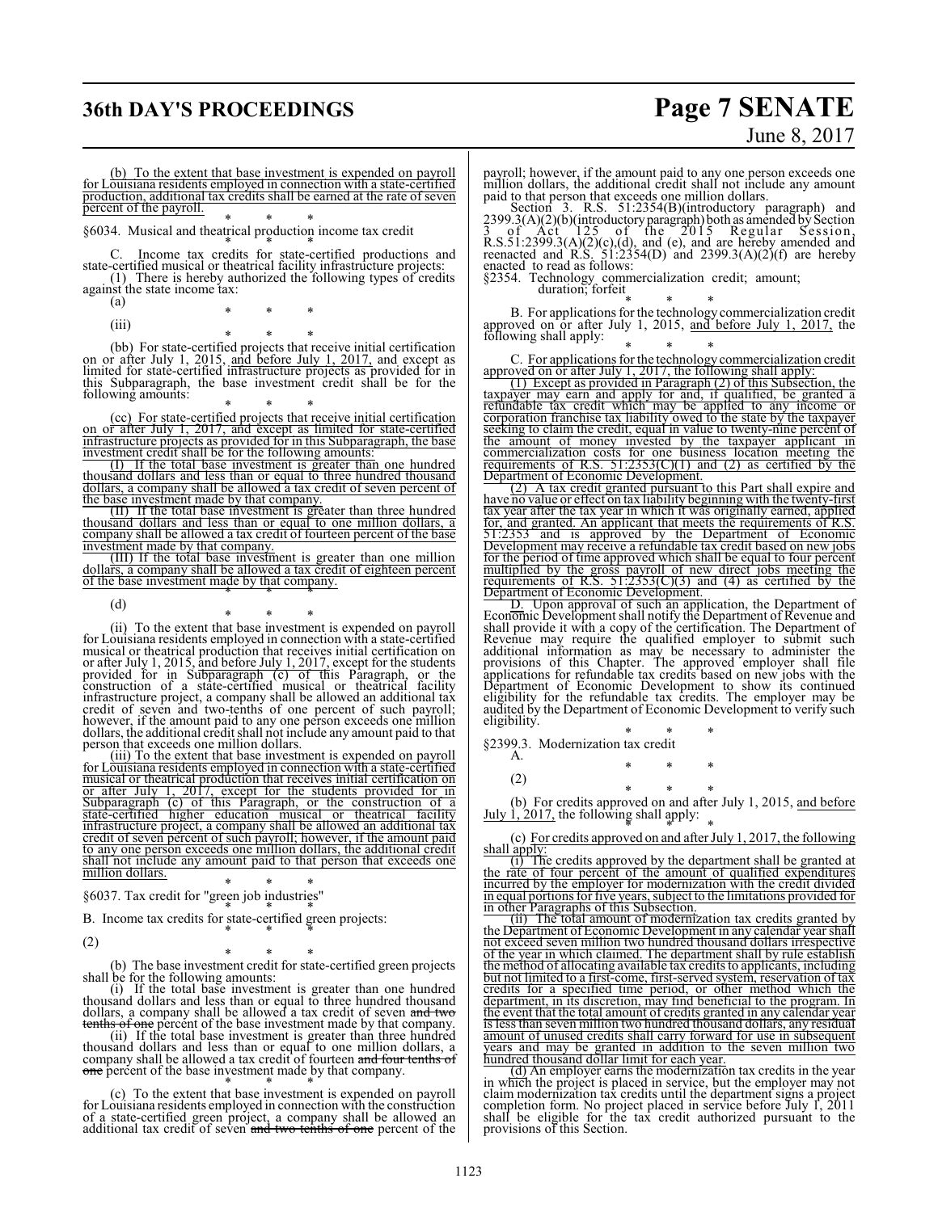(b) To the extent that base investment is expended on payroll for Louisiana residents employed in connection with a state-certified production, additional tax credits shall be earned at the rate of seven percent of the payroll.

\* \* \*

§6034. Musical and theatrical production income tax credit

\* \* \*

C. Income tax credits for state-certified productions and state-certified musical or theatrical facility infrastructure projects:

(1) There is hereby authorized the following types of credits against the state income tax:

(a) \* \* \*

(iii) \* \* \*

(bb) For state-certified projects that receive initial certification on or after July 1, 2015, and before July 1, 2017, and except as limited for state-certified infrastructure projects as provided for in this Subparagraph, the base investment credit shall be for the following amounts:

\* \* \*

(cc) For state-certified projects that receive initial certification on or after July 1, 2017, and except as limited for state-certified infrastructure projects as provided for in this Subparagraph, the base investment credit shall be for the following amounts:

(I) If the total base investment is greater than one hundred thousand dollars and less than or equal to three hundred thousand dollars, a company shall be allowed a tax credit of seven percent of the base investment made by that company.

(II) If the total base investment is greater than three hundred thousand dollars and less than or equal to one million dollars, a company shall be allowed a tax credit of fourteen percent of the base investment made by that company.

(III) If the total base investment is greater than one million dollars, a company shall be allowed a tax credit of eighteen percent of the base investment made by that company.

\* \* \*

(d) \* \* \*

(ii) To the extent that base investment is expended on payroll for Louisiana residents employed in connection with a state-certified musical or theatrical production that receives initial certification on or after July 1, 2015, and before July 1, 2017, except for the students provided for in Subparagraph (c) of this Paragraph, or the construction of a state-certified musical or theatrical facility infrastructure project, a company shall be allowed an additional tax credit of seven and two-tenths of one percent of such payroll; however, if the amount paid to any one person exceeds one million dollars, the additional credit shall not include any amount paid to that person that exceeds one million dollars.

(iii) To the extent that base investment is expended on payroll for Louisiana residents employed in connection with a state-certified musical or theatrical production that receives initial certification on or after July 1, 2017, except for the students provided for in Subparagraph (c) of this Paragraph, or the construction of a state-certified higher education musical or theatrical facility infrastructure project, a company shall be allowed an additional tax credit of seven percent of such payroll; however, if the amount paid to any one person exceeds one million dollars, the additional credit shall not include any amount paid to that person that exceeds one million dollars.

\* \* \*

§6037. Tax credit for "green job industries"

\* \* \*

B. Income tax credits for state-certified green projects:

\* \* \*

(2) \* \* \*

(b) The base investment credit for state-certified green projects shall be for the following amounts:

(i) If the total base investment is greater than one hundred thousand dollars and less than or equal to three hundred thousand dollars, a company shall be allowed a tax credit of seven ~~and two tenths of one~~ percent of the base investment made by that company.

(ii) If the total base investment is greater than three hundred thousand dollars and less than or equal to one million dollars, a company shall be allowed a tax credit of fourteen ~~and four tenths of one~~ percent of the base investment made by that company.

\* \* \*

(c) To the extent that base investment is expended on payroll for Louisiana residents employed in connection with the construction of a state-certified green project, a company shall be allowed an additional tax credit of seven ~~and two tenths of one~~ percent of the payroll; however, if the amount paid to any one person exceeds one million dollars, the additional credit shall not include any amount paid to that person that exceeds one million dollars.

Section 3. R.S. 51:2354(B)(introductory paragraph) and 2399.3(A)(2)(b)(introductory paragraph) both as amended by Section 3 of Act 125 of the 2015 Regular Session, R.S.51:2399.3(A)(2)(c),(d), and (e), and are hereby amended and reenacted and R.S. 51:2354(D) and 2399.3(A)(2)(f) are hereby enacted to read as follows:

§2354. Technology commercialization credit; amount; duration; forfeit

\* \* \*

B. For applications for the technology commercialization credit approved on or after July 1, 2015, and before July 1, 2017, the following shall apply:

\* \* \*

C. For applications for the technology commercialization credit approved on or after July 1, 2017, the following shall apply:

(1) Except as provided in Paragraph (2) of this Subsection, the taxpayer may earn and apply for and, if qualified, be granted a refundable tax credit which may be applied to any income or corporation franchise tax liability owed to the state by the taxpayer seeking to claim the credit, equal in value to twenty-nine percent of the amount of money invested by the taxpayer applicant in commercialization costs for one business location meeting the requirements of R.S. 51:2353(C)(1) and (2) as certified by the Department of Economic Development.

(2) A tax credit granted pursuant to this Part shall expire and have no value or effect on tax liability beginning with the twenty-first tax year after the tax year in which it was originally earned, applied for, and granted. An applicant that meets the requirements of R.S. 51:2353 and is approved by the Department of Economic Development may receive a refundable tax credit based on new jobs for the period of time approved which shall be equal to four percent multiplied by the gross payroll of new direct jobs meeting the requirements of R.S. 51:2353(C)(3) and (4) as certified by the Department of Economic Development.

D. Upon approval of such an application, the Department of Economic Development shall notify the Department of Revenue and shall provide it with a copy of the certification. The Department of Revenue may require the qualified employer to submit such additional information as may be necessary to administer the provisions of this Chapter. The approved employer shall file applications for refundable tax credits based on new jobs with the Department of Economic Development to show its continued eligibility for the refundable tax credits. The employer may be audited by the Department of Economic Development to verify such eligibility.

\* \* \*

§2399.3. Modernization tax credit

A. \* \* \*

(2) \* \* \*

(b) For credits approved on and after July 1, 2015, and before July 1, 2017, the following shall apply:

\* \* \*

(c) For credits approved on and after July 1, 2017, the following shall apply:

(i) The credits approved by the department shall be granted at the rate of four percent of the amount of qualified expenditures incurred by the employer for modernization with the credit divided in equal portions for five years, subject to the limitations provided for in other Paragraphs of this Subsection.

(ii) The total amount of modernization tax credits granted by the Department of Economic Development in any calendar year shall not exceed seven million two hundred thousand dollars irrespective of the year in which claimed. The department shall by rule establish the method of allocating available tax credits to applicants, including but not limited to a first-come, first-served system, reservation of tax credits for a specified time period, or other method which the department, in its discretion, may find beneficial to the program. In the event that the total amount of credits granted in any calendar year is less than seven million two hundred thousand dollars, any residual amount of unused credits shall carry forward for use in subsequent years and may be granted in addition to the seven million two hundred thousand dollar limit for each year.

(d) An employer earns the modernization tax credits in the year in which the project is placed in service, but the employer may not claim modernization tax credits until the department signs a project completion form. No project placed in service before July 1, 2011 shall be eligible for the tax credit authorized pursuant to the provisions of this Section.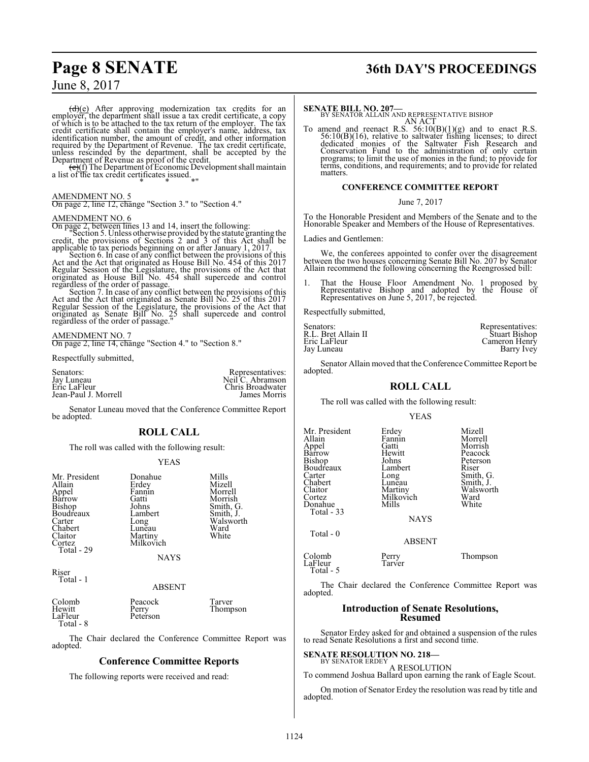~~(d)~~(e) After approving modernization tax credits for an employer, the department shall issue a tax credit certificate, a copy of which is to be attached to the tax return of the employer. The tax credit certificate shall contain the employer's name, address, tax identification number, the amount of credit, and other information required by the Department of Revenue. The tax credit certificate, unless rescinded by the department, shall be accepted by the Department of Revenue as proof of the credit.

~~(e)~~(f) The Department of Economic Development shall maintain a list of the tax credit certificates issued.

\* \* \*"

AMENDMENT NO. 5
On page 2, line 12, change "Section 3." to "Section 4."

AMENDMENT NO. 6
On page 2, between lines 13 and 14, insert the following:

"Section 5. Unless otherwise provided by the statute granting the credit, the provisions of Sections 2 and 3 of this Act shall be applicable to tax periods beginning on or after January 1, 2017.

Section 6. In case of any conflict between the provisions of this Act and the Act that originated as House Bill No. 454 of this 2017 Regular Session of the Legislature, the provisions of the Act that originated as House Bill No. 454 shall supercede and control regardless of the order of passage.

Section 7. In case of any conflict between the provisions of this Act and the Act that originated as Senate Bill No. 25 of this 2017 Regular Session of the Legislature, the provisions of the Act that originated as Senate Bill No. 25 shall supercede and control regardless of the order of passage."

AMENDMENT NO. 7
On page 2, line 14, change "Section 4." to "Section 8."

Respectfully submitted,

| Senators: | Representatives: |
|---|---|
| Jay Luneau | Neil C. Abramson |
| Eric LaFleur | Chris Broadwater |
| Jean-Paul J. Morrell | James Morris |

Senator Luneau moved that the Conference Committee Report be adopted.

## ROLL CALL

The roll was called with the following result:

YEAS

| | | |
|---|---|---|
| Mr. President | Donahue | Mills |
| Allain | Erdey | Mizell |
| Appel | Fannin | Morrell |
| Barrow | Gatti | Morrish |
| Bishop | Johns | Smith, G. |
| Boudreaux | Lambert | Smith, J. |
| Carter | Long | Walsworth |
| Chabert | Luneau | Ward |
| Claitor | Martiny | White |
| Cortez | Milkovich | |

Total - 29

NAYS

Riser
Total - 1

ABSENT

| | | |
|---|---|---|
| Colomb | Peacock | Tarver |
| Hewitt | Perry | Thompson |
| LaFleur | Peterson | |

Total - 8

The Chair declared the Conference Committee Report was adopted.

## Conference Committee Reports

The following reports were received and read:

**SENATE BILL NO. 207—**
BY SENATOR ALLAIN AND REPRESENTATIVE BISHOP

AN ACT

To amend and reenact R.S. 56:10(B)(1)(g) and to enact R.S. 56:10(B)(16), relative to saltwater fishing licenses; to direct dedicated monies of the Saltwater Fish Research and Conservation Fund to the administration of only certain programs; to limit the use of monies in the fund; to provide for terms, conditions, and requirements; and to provide for related matters.

### CONFERENCE COMMITTEE REPORT

June 7, 2017

To the Honorable President and Members of the Senate and to the Honorable Speaker and Members of the House of Representatives.

Ladies and Gentlemen:

We, the conferees appointed to confer over the disagreement between the two houses concerning Senate Bill No. 207 by Senator Allain recommend the following concerning the Reengrossed bill:

1. That the House Floor Amendment No. 1 proposed by Representative Bishop and adopted by the House of Representatives on June 5, 2017, be rejected.

Respectfully submitted,

| Senators: | Representatives: |
|---|---|
| R.L. Bret Allain II | Stuart Bishop |
| Eric LaFleur | Cameron Henry |
| Jay Luneau | Barry Ivey |

Senator Allain moved that the Conference Committee Report be adopted.

## ROLL CALL

The roll was called with the following result:

YEAS

| | | |
|---|---|---|
| Mr. President | Erdey | Mizell |
| Allain | Fannin | Morrell |
| Appel | Gatti | Morrish |
| Barrow | Hewitt | Peacock |
| Bishop | Johns | Peterson |
| Boudreaux | Lambert | Riser |
| Carter | Long | Smith, G. |
| Chabert | Luneau | Smith, J. |
| Claitor | Martiny | Walsworth |
| Cortez | Milkovich | Ward |
| Donahue | Mills | White |

Total - 33

NAYS

Total - 0

ABSENT

| | | |
|---|---|---|
| Colomb | Perry | Thompson |
| LaFleur | Tarver | |

Total - 5

The Chair declared the Conference Committee Report was adopted.

## Introduction of Senate Resolutions, Resumed

Senator Erdey asked for and obtained a suspension of the rules to read Senate Resolutions a first and second time.

**SENATE RESOLUTION NO. 218—**
BY SENATOR ERDEY

A RESOLUTION

To commend Joshua Ballard upon earning the rank of Eagle Scout.

On motion of Senator Erdey the resolution was read by title and adopted.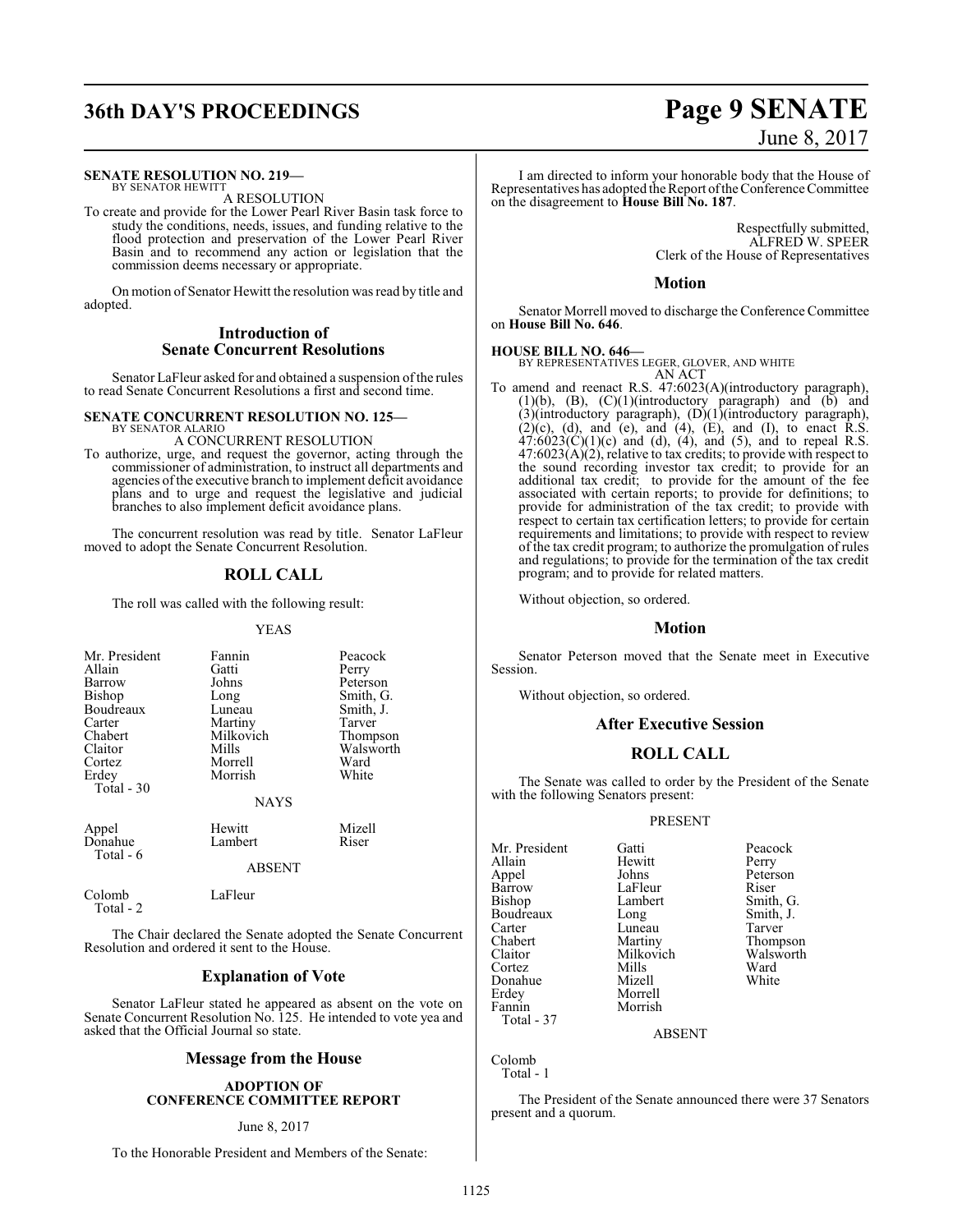**SENATE RESOLUTION NO. 219—**
BY SENATOR HEWITT

A RESOLUTION

To create and provide for the Lower Pearl River Basin task force to study the conditions, needs, issues, and funding relative to the flood protection and preservation of the Lower Pearl River Basin and to recommend any action or legislation that the commission deems necessary or appropriate.

On motion of Senator Hewitt the resolution was read by title and adopted.

## Introduction of Senate Concurrent Resolutions

Senator LaFleur asked for and obtained a suspension of the rules to read Senate Concurrent Resolutions a first and second time.

**SENATE CONCURRENT RESOLUTION NO. 125—**
BY SENATOR ALARIO

A CONCURRENT RESOLUTION

To authorize, urge, and request the governor, acting through the commissioner of administration, to instruct all departments and agencies of the executive branch to implement deficit avoidance plans and to urge and request the legislative and judicial branches to also implement deficit avoidance plans.

The concurrent resolution was read by title. Senator LaFleur moved to adopt the Senate Concurrent Resolution.

## ROLL CALL

The roll was called with the following result:

YEAS

| | | |
|---|---|---|
| Mr. President | Fannin | Peacock |
| Allain | Gatti | Perry |
| Barrow | Johns | Peterson |
| Bishop | Long | Smith, G. |
| Boudreaux | Luneau | Smith, J. |
| Carter | Martiny | Tarver |
| Chabert | Milkovich | Thompson |
| Claitor | Mills | Walsworth |
| Cortez | Morrell | Ward |
| Erdey | Morrish | White |

Total - 30

NAYS

| | | |
|---|---|---|
| Appel | Hewitt | Mizell |
| Donahue | Lambert | Riser |

Total - 6

ABSENT

| | |
|---|---|
| Colomb | LaFleur |

Total - 2

The Chair declared the Senate adopted the Senate Concurrent Resolution and ordered it sent to the House.

## Explanation of Vote

Senator LaFleur stated he appeared as absent on the vote on Senate Concurrent Resolution No. 125. He intended to vote yea and asked that the Official Journal so state.

## Message from the House

**ADOPTION OF CONFERENCE COMMITTEE REPORT**

June 8, 2017

To the Honorable President and Members of the Senate:

I am directed to inform your honorable body that the House of Representatives has adopted the Report of the Conference Committee on the disagreement to **House Bill No. 187**.

Respectfully submitted,
ALFRED W. SPEER
Clerk of the House of Representatives

## Motion

Senator Morrell moved to discharge the Conference Committee on **House Bill No. 646**.

**HOUSE BILL NO. 646—**
BY REPRESENTATIVES LEGER, GLOVER, AND WHITE

AN ACT

To amend and reenact R.S. 47:6023(A)(introductory paragraph), (1)(b), (B), (C)(1)(introductory paragraph) and (b) and (3)(introductory paragraph), (D)(1)(introductory paragraph), (2)(c), (d), and (e), and (4), (E), and (I), to enact R.S. 47:6023(C)(1)(c) and (d), (4), and (5), and to repeal R.S. 47:6023(A)(2), relative to tax credits; to provide with respect to the sound recording investor tax credit; to provide for an additional tax credit; to provide for the amount of the fee associated with certain reports; to provide for definitions; to provide for administration of the tax credit; to provide with respect to certain tax certification letters; to provide for certain requirements and limitations; to provide with respect to review of the tax credit program; to authorize the promulgation of rules and regulations; to provide for the termination of the tax credit program; and to provide for related matters.

Without objection, so ordered.

## Motion

Senator Peterson moved that the Senate meet in Executive Session.

Without objection, so ordered.

## After Executive Session

## ROLL CALL

The Senate was called to order by the President of the Senate with the following Senators present:

PRESENT

| | | |
|---|---|---|
| Mr. President | Gatti | Peacock |
| Allain | Hewitt | Perry |
| Appel | Johns | Peterson |
| Barrow | LaFleur | Riser |
| Bishop | Lambert | Smith, G. |
| Boudreaux | Long | Smith, J. |
| Carter | Luneau | Tarver |
| Chabert | Martiny | Thompson |
| Claitor | Milkovich | Walsworth |
| Cortez | Mills | Ward |
| Donahue | Mizell | White |
| Erdey | Morrell | |
| Fannin | Morrish | |

Total - 37

ABSENT

Colomb

Total - 1

The President of the Senate announced there were 37 Senators present and a quorum.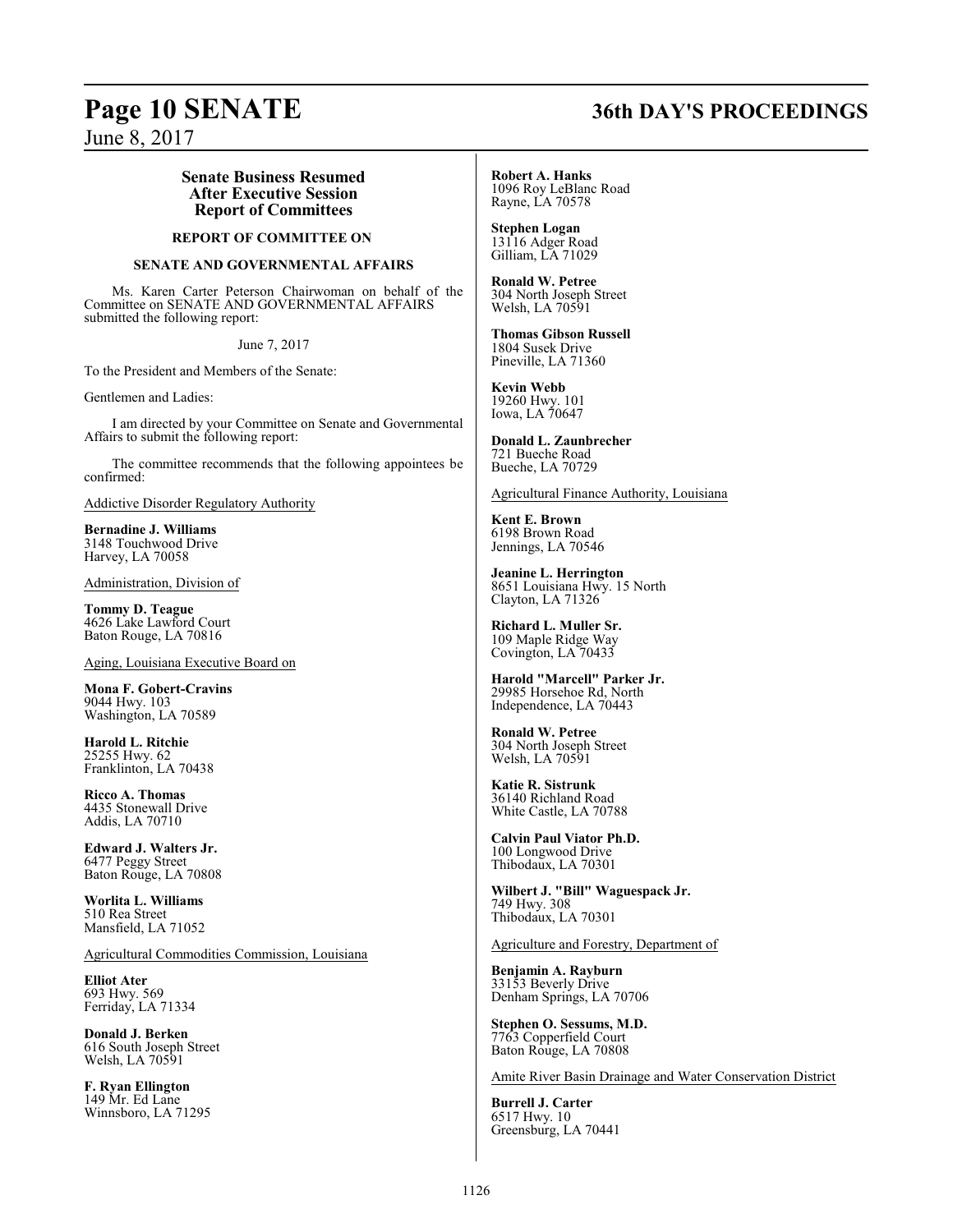### Senate Business Resumed After Executive Session Report of Committees

**REPORT OF COMMITTEE ON**

**SENATE AND GOVERNMENTAL AFFAIRS**

Ms. Karen Carter Peterson Chairwoman on behalf of the Committee on SENATE AND GOVERNMENTAL AFFAIRS submitted the following report:

June 7, 2017

To the President and Members of the Senate:

Gentlemen and Ladies:

I am directed by your Committee on Senate and Governmental Affairs to submit the following report:

The committee recommends that the following appointees be confirmed:

Addictive Disorder Regulatory Authority

**Bernadine J. Williams**
3148 Touchwood Drive
Harvey, LA 70058

Administration, Division of

**Tommy D. Teague**
4626 Lake Lawford Court
Baton Rouge, LA 70816

Aging, Louisiana Executive Board on

**Mona F. Gobert-Cravins**
9044 Hwy. 103
Washington, LA 70589

**Harold L. Ritchie**
25255 Hwy. 62
Franklinton, LA 70438

**Ricco A. Thomas**
4435 Stonewall Drive
Addis, LA 70710

**Edward J. Walters Jr.**
6477 Peggy Street
Baton Rouge, LA 70808

**Worlita L. Williams**
510 Rea Street
Mansfield, LA 71052

Agricultural Commodities Commission, Louisiana

**Elliot Ater**
693 Hwy. 569
Ferriday, LA 71334

**Donald J. Berken**
616 South Joseph Street
Welsh, LA 70591

**F. Ryan Ellington**
149 Mr. Ed Lane
Winnsboro, LA 71295

**Robert A. Hanks**
1096 Roy LeBlanc Road
Rayne, LA 70578

**Stephen Logan**
13116 Adger Road
Gilliam, LA 71029

**Ronald W. Petree**
304 North Joseph Street
Welsh, LA 70591

**Thomas Gibson Russell**
1804 Susek Drive
Pineville, LA 71360

**Kevin Webb**
19260 Hwy. 101
Iowa, LA 70647

**Donald L. Zaunbrecher**
721 Bueche Road
Bueche, LA 70729

Agricultural Finance Authority, Louisiana

**Kent E. Brown**
6198 Brown Road
Jennings, LA 70546

**Jeanine L. Herrington**
8651 Louisiana Hwy. 15 North
Clayton, LA 71326

**Richard L. Muller Sr.**
109 Maple Ridge Way
Covington, LA 70433

**Harold "Marcell" Parker Jr.**
29985 Horsehoe Rd, North
Independence, LA 70443

**Ronald W. Petree**
304 North Joseph Street
Welsh, LA 70591

**Katie R. Sistrunk**
36140 Richland Road
White Castle, LA 70788

**Calvin Paul Viator Ph.D.**
100 Longwood Drive
Thibodaux, LA 70301

**Wilbert J. "Bill" Waguespack Jr.**
749 Hwy. 308
Thibodaux, LA 70301

Agriculture and Forestry, Department of

**Benjamin A. Rayburn**
33153 Beverly Drive
Denham Springs, LA 70706

**Stephen O. Sessums, M.D.**
7763 Copperfield Court
Baton Rouge, LA 70808

Amite River Basin Drainage and Water Conservation District

**Burrell J. Carter**
6517 Hwy. 10
Greensburg, LA 70441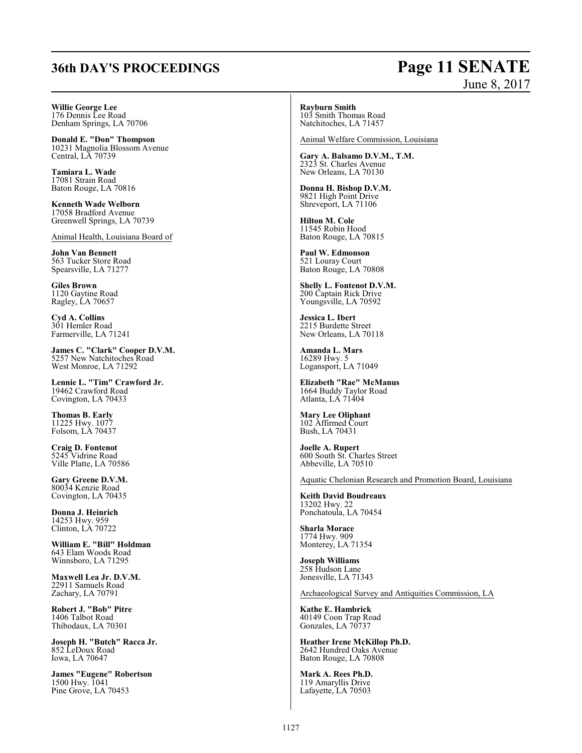**Willie George Lee**
176 Dennis Lee Road
Denham Springs, LA 70706

**Donald E. "Don" Thompson**
10231 Magnolia Blossom Avenue
Central, LA 70739

**Tamiara L. Wade**
17081 Strain Road
Baton Rouge, LA 70816

**Kenneth Wade Welborn**
17058 Bradford Avenue
Greenwell Springs, LA 70739

Animal Health, Louisiana Board of

**John Van Bennett**
563 Tucker Store Road
Spearsville, LA 71277

**Giles Brown**
1120 Gaytine Road
Ragley, LA 70657

**Cyd A. Collins**
301 Hemler Road
Farmerville, LA 71241

**James C. "Clark" Cooper D.V.M.**
5257 New Natchitoches Road
West Monroe, LA 71292

**Lennie L. "Tim" Crawford Jr.**
19462 Crawford Road
Covington, LA 70433

**Thomas B. Early**
11225 Hwy. 1077
Folsom, LA 70437

**Craig D. Fontenot**
5245 Vidrine Road
Ville Platte, LA 70586

**Gary Greene D.V.M.**
80034 Kenzie Road
Covington, LA 70435

**Donna J. Heinrich**
14253 Hwy. 959
Clinton, LA 70722

**William E. "Bill" Holdman**
643 Elam Woods Road
Winnsboro, LA 71295

**Maxwell Lea Jr. D.V.M.**
22911 Samuels Road
Zachary, LA 70791

**Robert J. "Bob" Pitre**
1406 Talbot Road
Thibodaux, LA 70301

**Joseph H. "Butch" Racca Jr.**
852 LeDoux Road
Iowa, LA 70647

**James "Eugene" Robertson**
1500 Hwy. 1041
Pine Grove, LA 70453

**Rayburn Smith**
103 Smith Thomas Road
Natchitoches, LA 71457

Animal Welfare Commission, Louisiana

**Gary A. Balsamo D.V.M., T.M.**
2323 St. Charles Avenue
New Orleans, LA 70130

**Donna H. Bishop D.V.M.**
9821 High Point Drive
Shreveport, LA 71106

**Hilton M. Cole**
11545 Robin Hood
Baton Rouge, LA 70815

**Paul W. Edmonson**
521 Louray Court
Baton Rouge, LA 70808

**Shelly L. Fontenot D.V.M.**
200 Captain Rick Drive
Youngsville, LA 70592

**Jessica L. Ibert**
2215 Burdette Street
New Orleans, LA 70118

**Amanda L. Mars**
16289 Hwy. 5
Logansport, LA 71049

**Elizabeth "Rae" McManus**
1664 Buddy Taylor Road
Atlanta, LA 71404

**Mary Lee Oliphant**
102 Affirmed Court
Bush, LA 70431

**Joelle A. Rupert**
600 South St. Charles Street
Abbeville, LA 70510

Aquatic Chelonian Research and Promotion Board, Louisiana

**Keith David Boudreaux**
13202 Hwy. 22
Ponchatoula, LA 70454

**Sharla Morace**
1774 Hwy. 909
Monterey, LA 71354

**Joseph Williams**
258 Hudson Lane
Jonesville, LA 71343

Archaeological Survey and Antiquities Commission, LA

**Kathe E. Hambrick**
40149 Coon Trap Road
Gonzales, LA 70737

**Heather Irene McKillop Ph.D.**
2642 Hundred Oaks Avenue
Baton Rouge, LA 70808

**Mark A. Rees Ph.D.**
119 Amaryllis Drive
Lafayette, LA 70503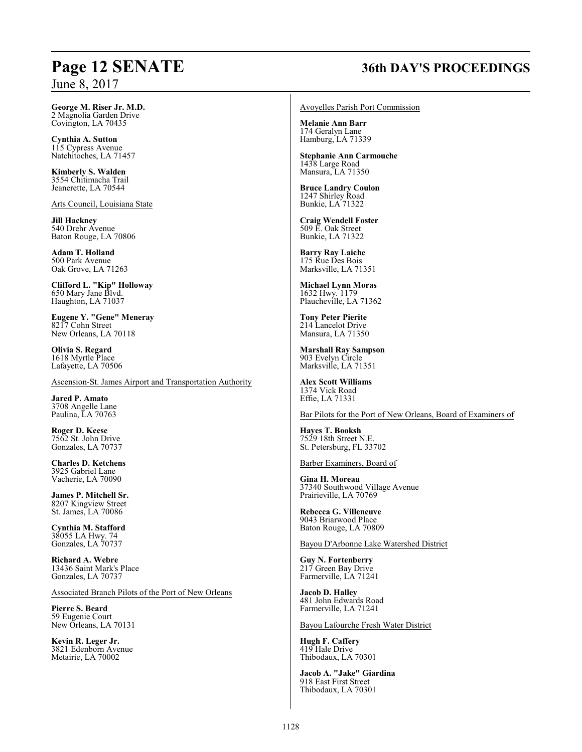**George M. Riser Jr. M.D.**
2 Magnolia Garden Drive
Covington, LA 70435

**Cynthia A. Sutton**
115 Cypress Avenue
Natchitoches, LA 71457

**Kimberly S. Walden**
3554 Chitimacha Trail
Jeanerette, LA 70544

Arts Council, Louisiana State

**Jill Hackney**
540 Drehr Avenue
Baton Rouge, LA 70806

**Adam T. Holland**
500 Park Avenue
Oak Grove, LA 71263

**Clifford L. "Kip" Holloway**
650 Mary Jane Blvd.
Haughton, LA 71037

**Eugene Y. "Gene" Meneray**
8217 Cohn Street
New Orleans, LA 70118

**Olivia S. Regard**
1618 Myrtle Place
Lafayette, LA 70506

Ascension-St. James Airport and Transportation Authority

**Jared P. Amato**
3708 Angelle Lane
Paulina, LA 70763

**Roger D. Keese**
7562 St. John Drive
Gonzales, LA 70737

**Charles D. Ketchens**
3925 Gabriel Lane
Vacherie, LA 70090

**James P. Mitchell Sr.**
8207 Kingview Street
St. James, LA 70086

**Cynthia M. Stafford**
38055 LA Hwy. 74
Gonzales, LA 70737

**Richard A. Webre**
13436 Saint Mark's Place
Gonzales, LA 70737

Associated Branch Pilots of the Port of New Orleans

**Pierre S. Beard**
59 Eugenie Court
New Orleans, LA 70131

**Kevin R. Leger Jr.**
3821 Edenborn Avenue
Metairie, LA 70002

Avoyelles Parish Port Commission

**Melanie Ann Barr**
174 Geralyn Lane
Hamburg, LA 71339

**Stephanie Ann Carmouche**
1438 Large Road
Mansura, LA 71350

**Bruce Landry Coulon**
1247 Shirley Road
Bunkie, LA 71322

**Craig Wendell Foster**
509 E. Oak Street
Bunkie, LA 71322

**Barry Ray Laiche**
175 Rue Des Bois
Marksville, LA 71351

**Michael Lynn Moras**
1632 Hwy. 1179
Plaucheville, LA 71362

**Tony Peter Pierite**
214 Lancelot Drive
Mansura, LA 71350

**Marshall Ray Sampson**
903 Evelyn Circle
Marksville, LA 71351

**Alex Scott Williams**
1374 Vick Road
Effie, LA 71331

Bar Pilots for the Port of New Orleans, Board of Examiners of

**Hayes T. Booksh**
7529 18th Street N.E.
St. Petersburg, FL 33702

Barber Examiners, Board of

**Gina H. Moreau**
37340 Southwood Village Avenue
Prairieville, LA 70769

**Rebecca G. Villeneuve**
9043 Briarwood Place
Baton Rouge, LA 70809

Bayou D'Arbonne Lake Watershed District

**Guy N. Fortenberry**
217 Green Bay Drive
Farmerville, LA 71241

**Jacob D. Halley**
481 John Edwards Road
Farmerville, LA 71241

Bayou Lafourche Fresh Water District

**Hugh F. Caffery**
419 Hale Drive
Thibodaux, LA 70301

**Jacob A. "Jake" Giardina**
918 East First Street
Thibodaux, LA 70301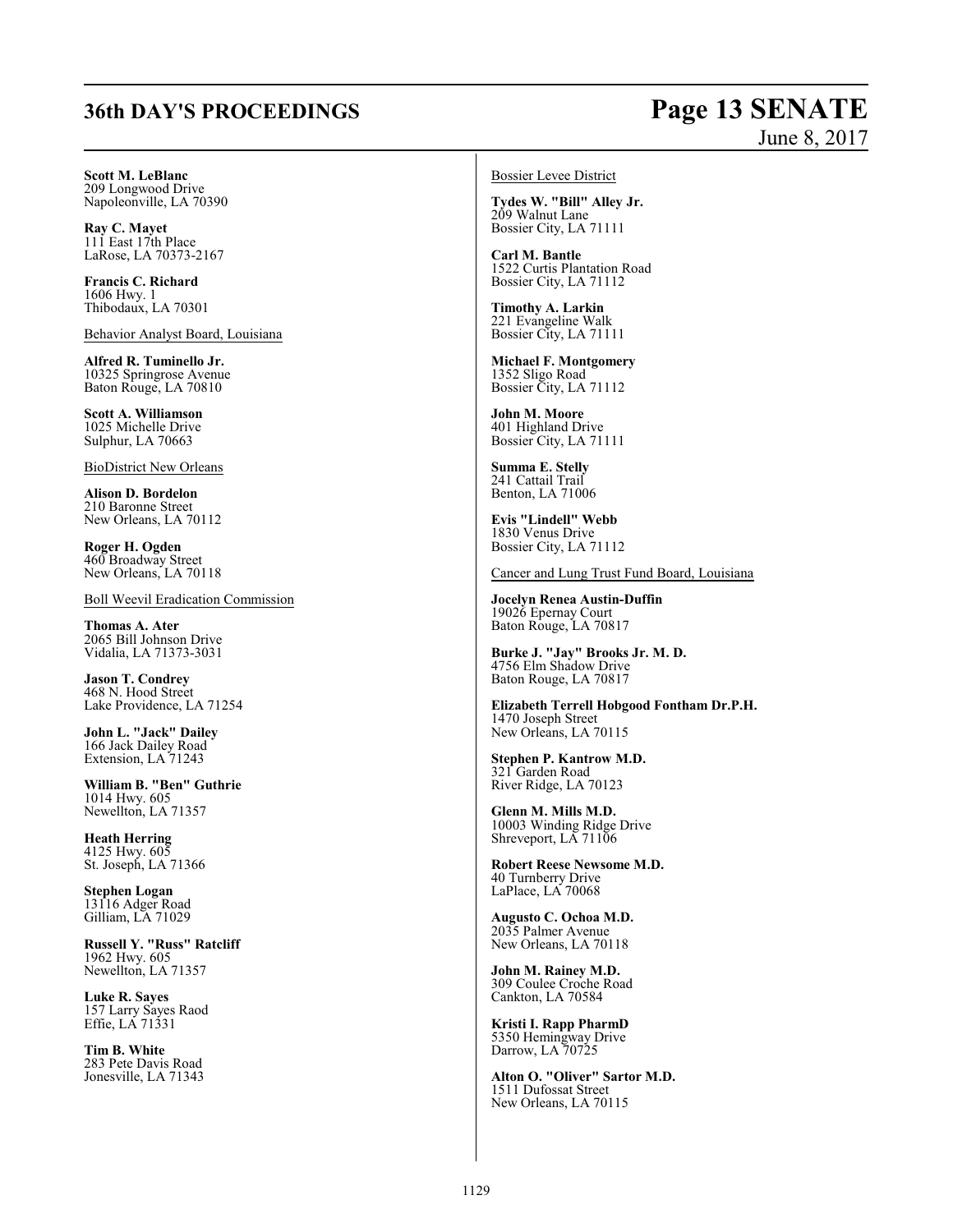**Scott M. LeBlanc**
209 Longwood Drive
Napoleonville, LA 70390

**Ray C. Mayet**
111 East 17th Place
LaRose, LA 70373-2167

**Francis C. Richard**
1606 Hwy. 1
Thibodaux, LA 70301

Behavior Analyst Board, Louisiana

**Alfred R. Tuminello Jr.**
10325 Springrose Avenue
Baton Rouge, LA 70810

**Scott A. Williamson**
1025 Michelle Drive
Sulphur, LA 70663

BioDistrict New Orleans

**Alison D. Bordelon**
210 Baronne Street
New Orleans, LA 70112

**Roger H. Ogden**
460 Broadway Street
New Orleans, LA 70118

Boll Weevil Eradication Commission

**Thomas A. Ater**
2065 Bill Johnson Drive
Vidalia, LA 71373-3031

**Jason T. Condrey**
468 N. Hood Street
Lake Providence, LA 71254

**John L. "Jack" Dailey**
166 Jack Dailey Road
Extension, LA 71243

**William B. "Ben" Guthrie**
1014 Hwy. 605
Newellton, LA 71357

**Heath Herring**
4125 Hwy. 605
St. Joseph, LA 71366

**Stephen Logan**
13116 Adger Road
Gilliam, LA 71029

**Russell Y. "Russ" Ratcliff**
1962 Hwy. 605
Newellton, LA 71357

**Luke R. Sayes**
157 Larry Sayes Raod
Effie, LA 71331

**Tim B. White**
283 Pete Davis Road
Jonesville, LA 71343

Bossier Levee District

**Tydes W. "Bill" Alley Jr.**
209 Walnut Lane
Bossier City, LA 71111

**Carl M. Bantle**
1522 Curtis Plantation Road
Bossier City, LA 71112

**Timothy A. Larkin**
221 Evangeline Walk
Bossier City, LA 71111

**Michael F. Montgomery**
1352 Sligo Road
Bossier City, LA 71112

**John M. Moore**
401 Highland Drive
Bossier City, LA 71111

**Summa E. Stelly**
241 Cattail Trail
Benton, LA 71006

**Evis "Lindell" Webb**
1830 Venus Drive
Bossier City, LA 71112

Cancer and Lung Trust Fund Board, Louisiana

**Jocelyn Renea Austin-Duffin**
19026 Epernay Court
Baton Rouge, LA 70817

**Burke J. "Jay" Brooks Jr. M. D.**
4756 Elm Shadow Drive
Baton Rouge, LA 70817

**Elizabeth Terrell Hobgood Fontham Dr.P.H.**
1470 Joseph Street
New Orleans, LA 70115

**Stephen P. Kantrow M.D.**
321 Garden Road
River Ridge, LA 70123

**Glenn M. Mills M.D.**
10003 Winding Ridge Drive
Shreveport, LA 71106

**Robert Reese Newsome M.D.**
40 Turnberry Drive
LaPlace, LA 70068

**Augusto C. Ochoa M.D.**
2035 Palmer Avenue
New Orleans, LA 70118

**John M. Rainey M.D.**
309 Coulee Croche Road
Cankton, LA 70584

**Kristi I. Rapp PharmD**
5350 Hemingway Drive
Darrow, LA 70725

**Alton O. "Oliver" Sartor M.D.**
1511 Dufossat Street
New Orleans, LA 70115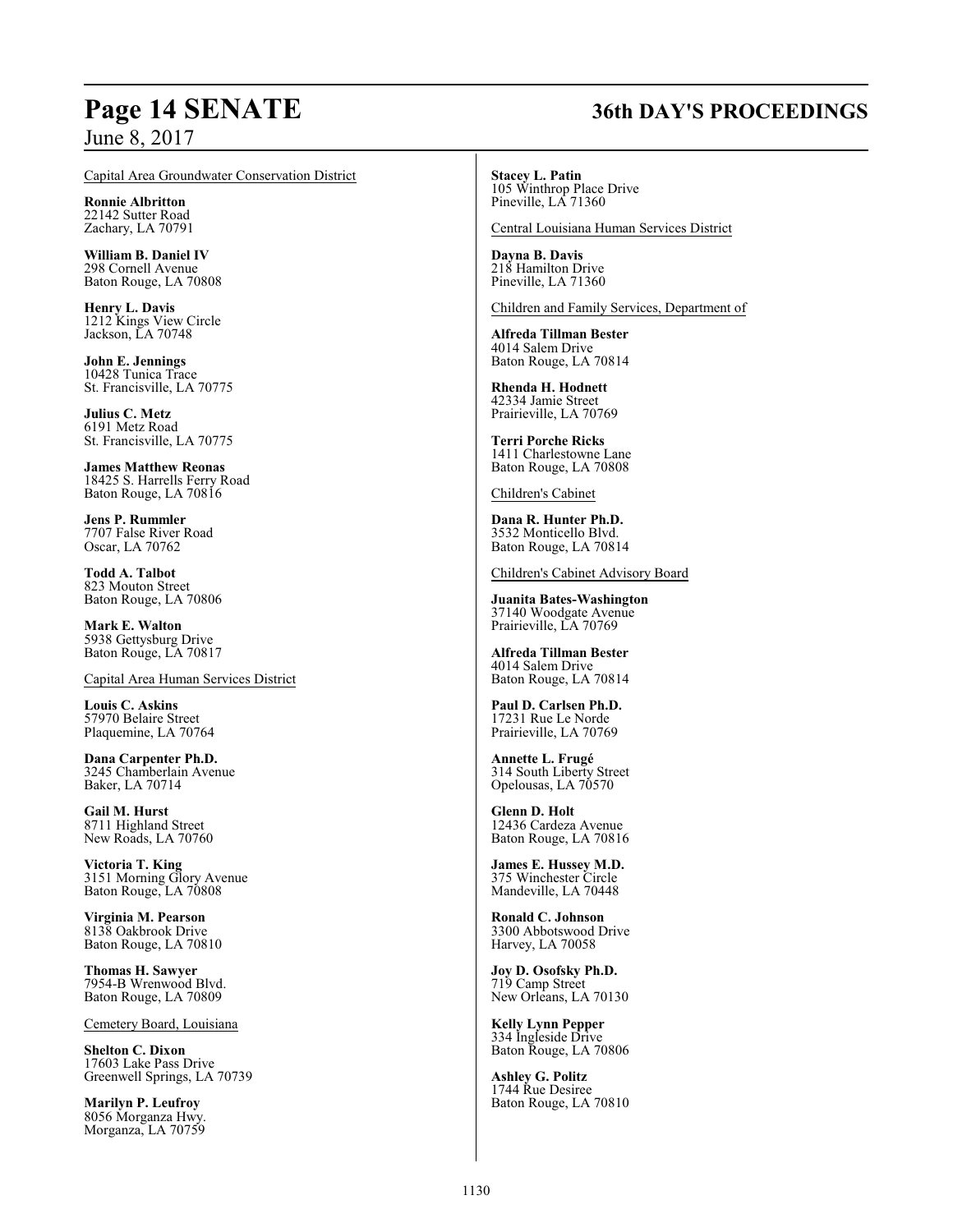Capital Area Groundwater Conservation District

**Ronnie Albritton**
22142 Sutter Road
Zachary, LA 70791

**William B. Daniel IV**
298 Cornell Avenue
Baton Rouge, LA 70808

**Henry L. Davis**
1212 Kings View Circle
Jackson, LA 70748

**John E. Jennings**
10428 Tunica Trace
St. Francisville, LA 70775

**Julius C. Metz**
6191 Metz Road
St. Francisville, LA 70775

**James Matthew Reonas**
18425 S. Harrells Ferry Road
Baton Rouge, LA 70816

**Jens P. Rummler**
7707 False River Road
Oscar, LA 70762

**Todd A. Talbot**
823 Mouton Street
Baton Rouge, LA 70806

**Mark E. Walton**
5938 Gettysburg Drive
Baton Rouge, LA 70817

Capital Area Human Services District

**Louis C. Askins**
57970 Belaire Street
Plaquemine, LA 70764

**Dana Carpenter Ph.D.**
3245 Chamberlain Avenue
Baker, LA 70714

**Gail M. Hurst**
8711 Highland Street
New Roads, LA 70760

**Victoria T. King**
3151 Morning Glory Avenue
Baton Rouge, LA 70808

**Virginia M. Pearson**
8138 Oakbrook Drive
Baton Rouge, LA 70810

**Thomas H. Sawyer**
7954-B Wrenwood Blvd.
Baton Rouge, LA 70809

Cemetery Board, Louisiana

**Shelton C. Dixon**
17603 Lake Pass Drive
Greenwell Springs, LA 70739

**Marilyn P. Leufroy**
8056 Morganza Hwy.
Morganza, LA 70759

**Stacey L. Patin**
105 Winthrop Place Drive
Pineville, LA 71360

Central Louisiana Human Services District

**Dayna B. Davis**
218 Hamilton Drive
Pineville, LA 71360

Children and Family Services, Department of

**Alfreda Tillman Bester**
4014 Salem Drive
Baton Rouge, LA 70814

**Rhenda H. Hodnett**
42334 Jamie Street
Prairieville, LA 70769

**Terri Porche Ricks**
1411 Charlestowne Lane
Baton Rouge, LA 70808

Children's Cabinet

**Dana R. Hunter Ph.D.**
3532 Monticello Blvd.
Baton Rouge, LA 70814

Children's Cabinet Advisory Board

**Juanita Bates-Washington**
37140 Woodgate Avenue
Prairieville, LA 70769

**Alfreda Tillman Bester**
4014 Salem Drive
Baton Rouge, LA 70814

**Paul D. Carlsen Ph.D.**
17231 Rue Le Norde
Prairieville, LA 70769

**Annette L. Frugé**
314 South Liberty Street
Opelousas, LA 70570

**Glenn D. Holt**
12436 Cardeza Avenue
Baton Rouge, LA 70816

**James E. Hussey M.D.**
375 Winchester Circle
Mandeville, LA 70448

**Ronald C. Johnson**
3300 Abbotswood Drive
Harvey, LA 70058

**Joy D. Osofsky Ph.D.**
719 Camp Street
New Orleans, LA 70130

**Kelly Lynn Pepper**
334 Ingleside Drive
Baton Rouge, LA 70806

**Ashley G. Politz**
1744 Rue Desiree
Baton Rouge, LA 70810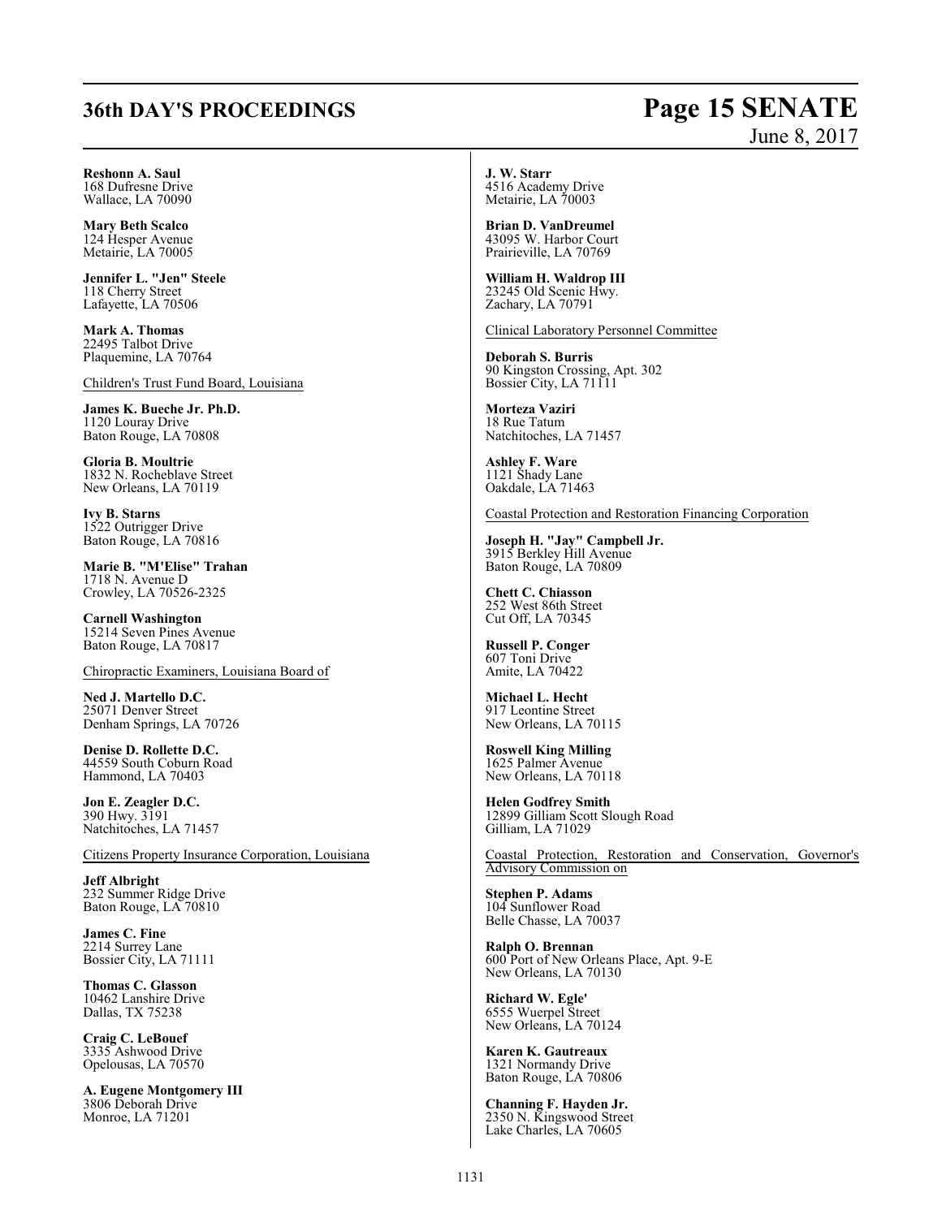**Reshonn A. Saul**
168 Dufresne Drive
Wallace, LA 70090

**Mary Beth Scalco**
124 Hesper Avenue
Metairie, LA 70005

**Jennifer L. "Jen" Steele**
118 Cherry Street
Lafayette, LA 70506

**Mark A. Thomas**
22495 Talbot Drive
Plaquemine, LA 70764

Children's Trust Fund Board, Louisiana

**James K. Bueche Jr. Ph.D.**
1120 Louray Drive
Baton Rouge, LA 70808

**Gloria B. Moultrie**
1832 N. Rocheblave Street
New Orleans, LA 70119

**Ivy B. Starns**
1522 Outrigger Drive
Baton Rouge, LA 70816

**Marie B. "M'Elise" Trahan**
1718 N. Avenue D
Crowley, LA 70526-2325

**Carnell Washington**
15214 Seven Pines Avenue
Baton Rouge, LA 70817

Chiropractic Examiners, Louisiana Board of

**Ned J. Martello D.C.**
25071 Denver Street
Denham Springs, LA 70726

**Denise D. Rollette D.C.**
44559 South Coburn Road
Hammond, LA 70403

**Jon E. Zeagler D.C.**
390 Hwy. 3191
Natchitoches, LA 71457

Citizens Property Insurance Corporation, Louisiana

**Jeff Albright**
232 Summer Ridge Drive
Baton Rouge, LA 70810

**James C. Fine**
2214 Surrey Lane
Bossier City, LA 71111

**Thomas C. Glasson**
10462 Lanshire Drive
Dallas, TX 75238

**Craig C. LeBouef**
3335 Ashwood Drive
Opelousas, LA 70570

**A. Eugene Montgomery III**
3806 Deborah Drive
Monroe, LA 71201

**J. W. Starr**
4516 Academy Drive
Metairie, LA 70003

**Brian D. VanDreumel**
43095 W. Harbor Court
Prairieville, LA 70769

**William H. Waldrop III**
23245 Old Scenic Hwy.
Zachary, LA 70791

Clinical Laboratory Personnel Committee

**Deborah S. Burris**
90 Kingston Crossing, Apt. 302
Bossier City, LA 71111

**Morteza Vaziri**
18 Rue Tatum
Natchitoches, LA 71457

**Ashley F. Ware**
1121 Shady Lane
Oakdale, LA 71463

Coastal Protection and Restoration Financing Corporation

**Joseph H. "Jay" Campbell Jr.**
3915 Berkley Hill Avenue
Baton Rouge, LA 70809

**Chett C. Chiasson**
252 West 86th Street
Cut Off, LA 70345

**Russell P. Conger**
607 Toni Drive
Amite, LA 70422

**Michael L. Hecht**
917 Leontine Street
New Orleans, LA 70115

**Roswell King Milling**
1625 Palmer Avenue
New Orleans, LA 70118

**Helen Godfrey Smith**
12899 Gilliam Scott Slough Road
Gilliam, LA 71029

Coastal Protection, Restoration and Conservation, Governor's Advisory Commission on

**Stephen P. Adams**
104 Sunflower Road
Belle Chasse, LA 70037

**Ralph O. Brennan**
600 Port of New Orleans Place, Apt. 9-E
New Orleans, LA 70130

**Richard W. Egle'**
6555 Wuerpel Street
New Orleans, LA 70124

**Karen K. Gautreaux**
1321 Normandy Drive
Baton Rouge, LA 70806

**Channing F. Hayden Jr.**
2350 N. Kingswood Street
Lake Charles, LA 70605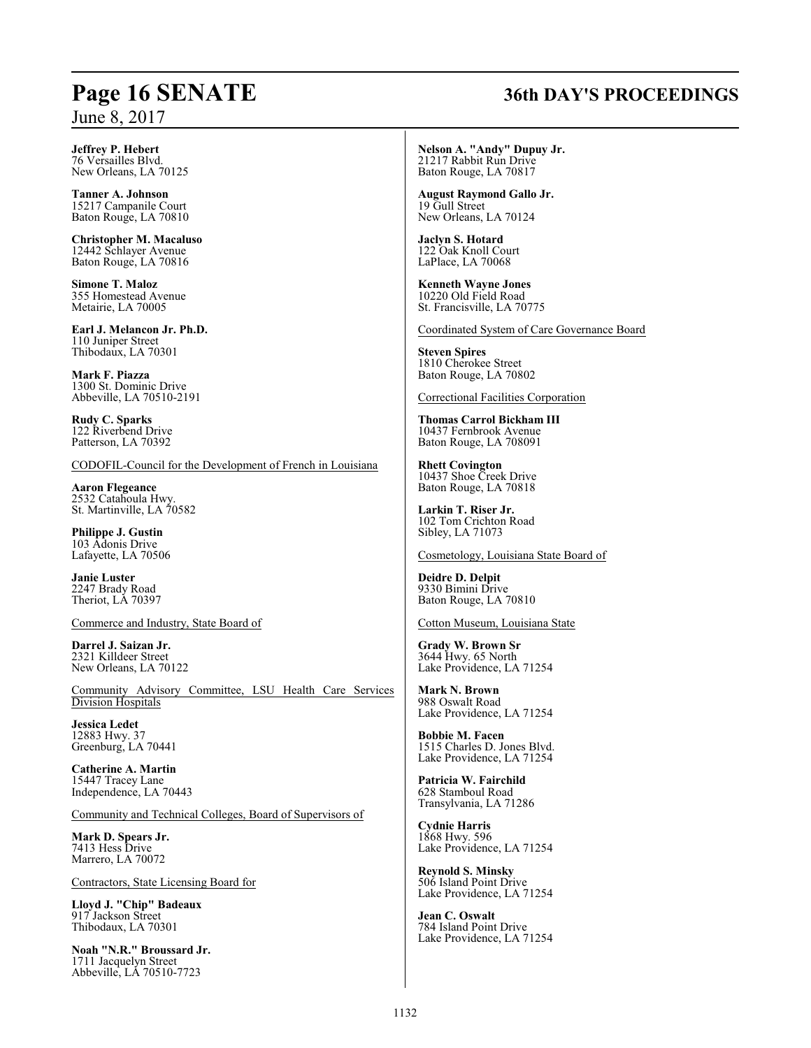**Jeffrey P. Hebert**
76 Versailles Blvd.
New Orleans, LA 70125

**Tanner A. Johnson**
15217 Campanile Court
Baton Rouge, LA 70810

**Christopher M. Macaluso**
12442 Schlayer Avenue
Baton Rouge, LA 70816

**Simone T. Maloz**
355 Homestead Avenue
Metairie, LA 70005

**Earl J. Melancon Jr. Ph.D.**
110 Juniper Street
Thibodaux, LA 70301

**Mark F. Piazza**
1300 St. Dominic Drive
Abbeville, LA 70510-2191

**Rudy C. Sparks**
122 Riverbend Drive
Patterson, LA 70392

CODOFIL-Council for the Development of French in Louisiana

**Aaron Flegeance**
2532 Catahoula Hwy.
St. Martinville, LA 70582

**Philippe J. Gustin**
103 Adonis Drive
Lafayette, LA 70506

**Janie Luster**
2247 Brady Road
Theriot, LA 70397

Commerce and Industry, State Board of

**Darrel J. Saizan Jr.**
2321 Killdeer Street
New Orleans, LA 70122

Community Advisory Committee, LSU Health Care Services Division Hospitals

**Jessica Ledet**
12883 Hwy. 37
Greenburg, LA 70441

**Catherine A. Martin**
15447 Tracey Lane
Independence, LA 70443

Community and Technical Colleges, Board of Supervisors of

**Mark D. Spears Jr.**
7413 Hess Drive
Marrero, LA 70072

Contractors, State Licensing Board for

**Lloyd J. "Chip" Badeaux**
917 Jackson Street
Thibodaux, LA 70301

**Noah "N.R." Broussard Jr.**
1711 Jacquelyn Street
Abbeville, LA 70510-7723

**Nelson A. "Andy" Dupuy Jr.**
21217 Rabbit Run Drive
Baton Rouge, LA 70817

**August Raymond Gallo Jr.**
19 Gull Street
New Orleans, LA 70124

**Jaclyn S. Hotard**
122 Oak Knoll Court
LaPlace, LA 70068

**Kenneth Wayne Jones**
10220 Old Field Road
St. Francisville, LA 70775

Coordinated System of Care Governance Board

**Steven Spires**
1810 Cherokee Street
Baton Rouge, LA 70802

Correctional Facilities Corporation

**Thomas Carrol Bickham III**
10437 Fernbrook Avenue
Baton Rouge, LA 708091

**Rhett Covington**
10437 Shoe Creek Drive
Baton Rouge, LA 70818

**Larkin T. Riser Jr.**
102 Tom Crichton Road
Sibley, LA 71073

Cosmetology, Louisiana State Board of

**Deidre D. Delpit**
9330 Bimini Drive
Baton Rouge, LA 70810

Cotton Museum, Louisiana State

**Grady W. Brown Sr**
3644 Hwy. 65 North
Lake Providence, LA 71254

**Mark N. Brown**
988 Oswalt Road
Lake Providence, LA 71254

**Bobbie M. Facen**
1515 Charles D. Jones Blvd.
Lake Providence, LA 71254

**Patricia W. Fairchild**
628 Stamboul Road
Transylvania, LA 71286

**Cydnie Harris**
1868 Hwy. 596
Lake Providence, LA 71254

**Reynold S. Minsky**
506 Island Point Drive
Lake Providence, LA 71254

**Jean C. Oswalt**
784 Island Point Drive
Lake Providence, LA 71254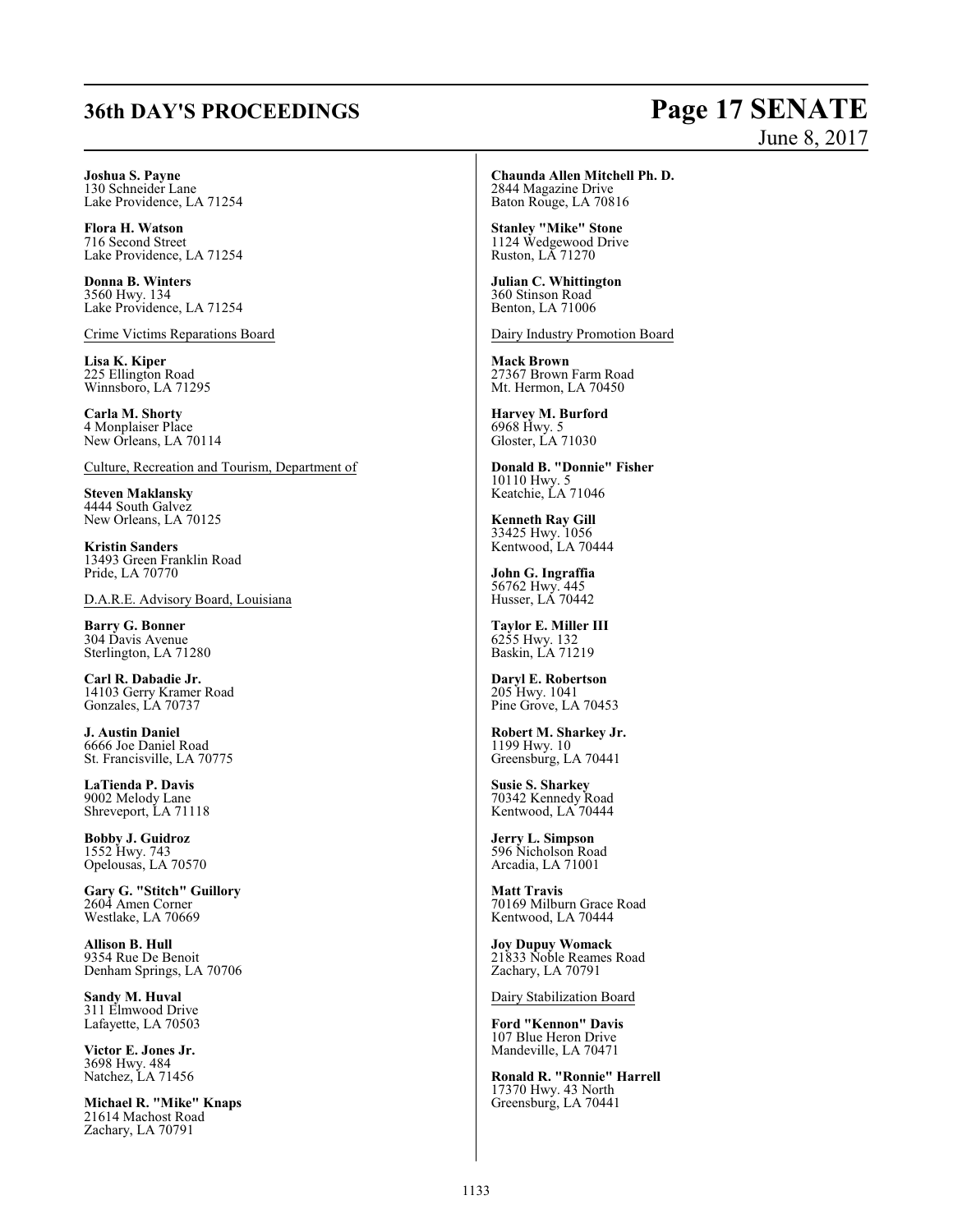**Joshua S. Payne**
130 Schneider Lane
Lake Providence, LA 71254

**Flora H. Watson**
716 Second Street
Lake Providence, LA 71254

**Donna B. Winters**
3560 Hwy. 134
Lake Providence, LA 71254

Crime Victims Reparations Board

**Lisa K. Kiper**
225 Ellington Road
Winnsboro, LA 71295

**Carla M. Shorty**
4 Monplaiser Place
New Orleans, LA 70114

Culture, Recreation and Tourism, Department of

**Steven Maklansky**
4444 South Galvez
New Orleans, LA 70125

**Kristin Sanders**
13493 Green Franklin Road
Pride, LA 70770

D.A.R.E. Advisory Board, Louisiana

**Barry G. Bonner**
304 Davis Avenue
Sterlington, LA 71280

**Carl R. Dabadie Jr.**
14103 Gerry Kramer Road
Gonzales, LA 70737

**J. Austin Daniel**
6666 Joe Daniel Road
St. Francisville, LA 70775

**LaTienda P. Davis**
9002 Melody Lane
Shreveport, LA 71118

**Bobby J. Guidroz**
1552 Hwy. 743
Opelousas, LA 70570

**Gary G. "Stitch" Guillory**
2604 Amen Corner
Westlake, LA 70669

**Allison B. Hull**
9354 Rue De Benoit
Denham Springs, LA 70706

**Sandy M. Huval**
311 Elmwood Drive
Lafayette, LA 70503

**Victor E. Jones Jr.**
3698 Hwy. 484
Natchez, LA 71456

**Michael R. "Mike" Knaps**
21614 Machost Road
Zachary, LA 70791

**Chaunda Allen Mitchell Ph. D.**
2844 Magazine Drive
Baton Rouge, LA 70816

**Stanley "Mike" Stone**
1124 Wedgewood Drive
Ruston, LA 71270

**Julian C. Whittington**
360 Stinson Road
Benton, LA 71006

Dairy Industry Promotion Board

**Mack Brown**
27367 Brown Farm Road
Mt. Hermon, LA 70450

**Harvey M. Burford**
6968 Hwy. 5
Gloster, LA 71030

**Donald B. "Donnie" Fisher**
10110 Hwy. 5
Keatchie, LA 71046

**Kenneth Ray Gill**
33425 Hwy. 1056
Kentwood, LA 70444

**John G. Ingraffia**
56762 Hwy. 445
Husser, LA 70442

**Taylor E. Miller III**
6255 Hwy. 132
Baskin, LA 71219

**Daryl E. Robertson**
205 Hwy. 1041
Pine Grove, LA 70453

**Robert M. Sharkey Jr.**
1199 Hwy. 10
Greensburg, LA 70441

**Susie S. Sharkey**
70342 Kennedy Road
Kentwood, LA 70444

**Jerry L. Simpson**
596 Nicholson Road
Arcadia, LA 71001

**Matt Travis**
70169 Milburn Grace Road
Kentwood, LA 70444

**Joy Dupuy Womack**
21833 Noble Reames Road
Zachary, LA 70791

Dairy Stabilization Board

**Ford "Kennon" Davis**
107 Blue Heron Drive
Mandeville, LA 70471

**Ronald R. "Ronnie" Harrell**
17370 Hwy. 43 North
Greensburg, LA 70441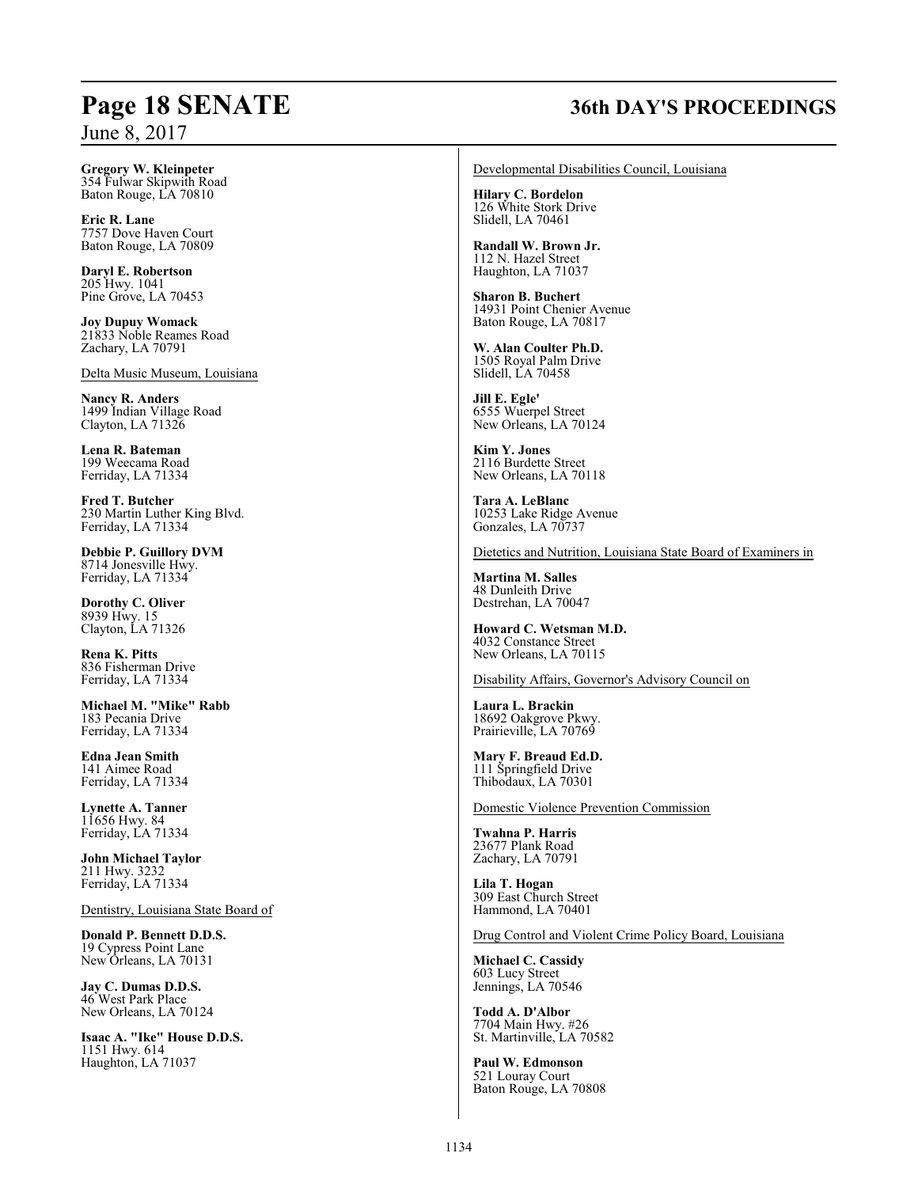**Gregory W. Kleinpeter**
354 Fulwar Skipwith Road
Baton Rouge, LA 70810

**Eric R. Lane**
7757 Dove Haven Court
Baton Rouge, LA 70809

**Daryl E. Robertson**
205 Hwy. 1041
Pine Grove, LA 70453

**Joy Dupuy Womack**
21833 Noble Reames Road
Zachary, LA 70791

Delta Music Museum, Louisiana

**Nancy R. Anders**
1499 Indian Village Road
Clayton, LA 71326

**Lena R. Bateman**
199 Weecama Road
Ferriday, LA 71334

**Fred T. Butcher**
230 Martin Luther King Blvd.
Ferriday, LA 71334

**Debbie P. Guillory DVM**
8714 Jonesville Hwy.
Ferriday, LA 71334

**Dorothy C. Oliver**
8939 Hwy. 15
Clayton, LA 71326

**Rena K. Pitts**
836 Fisherman Drive
Ferriday, LA 71334

**Michael M. "Mike" Rabb**
183 Pecania Drive
Ferriday, LA 71334

**Edna Jean Smith**
141 Aimee Road
Ferriday, LA 71334

**Lynette A. Tanner**
11656 Hwy. 84
Ferriday, LA 71334

**John Michael Taylor**
211 Hwy. 3232
Ferriday, LA 71334

Dentistry, Louisiana State Board of

**Donald P. Bennett D.D.S.**
19 Cypress Point Lane
New Orleans, LA 70131

**Jay C. Dumas D.D.S.**
46 West Park Place
New Orleans, LA 70124

**Isaac A. "Ike" House D.D.S.**
1151 Hwy. 614
Haughton, LA 71037

Developmental Disabilities Council, Louisiana

**Hilary C. Bordelon**
126 White Stork Drive
Slidell, LA 70461

**Randall W. Brown Jr.**
112 N. Hazel Street
Haughton, LA 71037

**Sharon B. Buchert**
14931 Point Chenier Avenue
Baton Rouge, LA 70817

**W. Alan Coulter Ph.D.**
1505 Royal Palm Drive
Slidell, LA 70458

**Jill E. Egle'**
6555 Wuerpel Street
New Orleans, LA 70124

**Kim Y. Jones**
2116 Burdette Street
New Orleans, LA 70118

**Tara A. LeBlanc**
10253 Lake Ridge Avenue
Gonzales, LA 70737

Dietetics and Nutrition, Louisiana State Board of Examiners in

**Martina M. Salles**
48 Dunleith Drive
Destrehan, LA 70047

**Howard C. Wetsman M.D.**
4032 Constance Street
New Orleans, LA 70115

Disability Affairs, Governor's Advisory Council on

**Laura L. Brackin**
18692 Oakgrove Pkwy.
Prairieville, LA 70769

**Mary F. Breaud Ed.D.**
111 Springfield Drive
Thibodaux, LA 70301

Domestic Violence Prevention Commission

**Twahna P. Harris**
23677 Plank Road
Zachary, LA 70791

**Lila T. Hogan**
309 East Church Street
Hammond, LA 70401

Drug Control and Violent Crime Policy Board, Louisiana

**Michael C. Cassidy**
603 Lucy Street
Jennings, LA 70546

**Todd A. D'Albor**
7704 Main Hwy. #26
St. Martinville, LA 70582

**Paul W. Edmonson**
521 Louray Court
Baton Rouge, LA 70808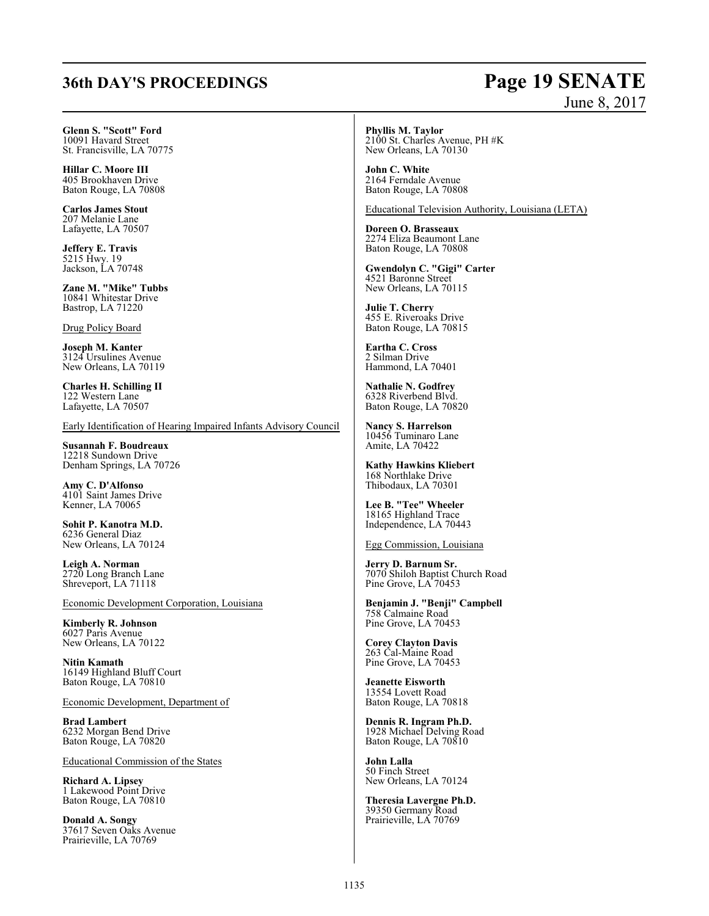**Glenn S. "Scott" Ford**
10091 Havard Street
St. Francisville, LA 70775

**Hillar C. Moore III**
405 Brookhaven Drive
Baton Rouge, LA 70808

**Carlos James Stout**
207 Melanie Lane
Lafayette, LA 70507

**Jeffery E. Travis**
5215 Hwy. 19
Jackson, LA 70748

**Zane M. "Mike" Tubbs**
10841 Whitestar Drive
Bastrop, LA 71220

Drug Policy Board

**Joseph M. Kanter**
3124 Ursulines Avenue
New Orleans, LA 70119

**Charles H. Schilling II**
122 Western Lane
Lafayette, LA 70507

Early Identification of Hearing Impaired Infants Advisory Council

**Susannah F. Boudreaux**
12218 Sundown Drive
Denham Springs, LA 70726

**Amy C. D'Alfonso**
4101 Saint James Drive
Kenner, LA 70065

**Sohit P. Kanotra M.D.**
6236 General Diaz
New Orleans, LA 70124

**Leigh A. Norman**
2720 Long Branch Lane
Shreveport, LA 71118

Economic Development Corporation, Louisiana

**Kimberly R. Johnson**
6027 Paris Avenue
New Orleans, LA 70122

**Nitin Kamath**
16149 Highland Bluff Court
Baton Rouge, LA 70810

Economic Development, Department of

**Brad Lambert**
6232 Morgan Bend Drive
Baton Rouge, LA 70820

Educational Commission of the States

**Richard A. Lipsey**
1 Lakewood Point Drive
Baton Rouge, LA 70810

**Donald A. Songy**
37617 Seven Oaks Avenue
Prairieville, LA 70769

**Phyllis M. Taylor**
2100 St. Charles Avenue, PH #K
New Orleans, LA 70130

**John C. White**
2164 Ferndale Avenue
Baton Rouge, LA 70808

Educational Television Authority, Louisiana (LETA)

**Doreen O. Brasseaux**
2274 Eliza Beaumont Lane
Baton Rouge, LA 70808

**Gwendolyn C. "Gigi" Carter**
4521 Baronne Street
New Orleans, LA 70115

**Julie T. Cherry**
455 E. Riveroaks Drive
Baton Rouge, LA 70815

**Eartha C. Cross**
2 Silman Drive
Hammond, LA 70401

**Nathalie N. Godfrey**
6328 Riverbend Blvd.
Baton Rouge, LA 70820

**Nancy S. Harrelson**
10456 Tuminaro Lane
Amite, LA 70422

**Kathy Hawkins Kliebert**
168 Northlake Drive
Thibodaux, LA 70301

**Lee B. "Tee" Wheeler**
18165 Highland Trace
Independence, LA 70443

Egg Commission, Louisiana

**Jerry D. Barnum Sr.**
7070 Shiloh Baptist Church Road
Pine Grove, LA 70453

**Benjamin J. "Benji" Campbell**
758 Calmaine Road
Pine Grove, LA 70453

**Corey Clayton Davis**
263 Cal-Maine Road
Pine Grove, LA 70453

**Jeanette Eisworth**
13554 Lovett Road
Baton Rouge, LA 70818

**Dennis R. Ingram Ph.D.**
1928 Michael Delving Road
Baton Rouge, LA 70810

**John Lalla**
50 Finch Street
New Orleans, LA 70124

**Theresia Lavergne Ph.D.**
39350 Germany Road
Prairieville, LA 70769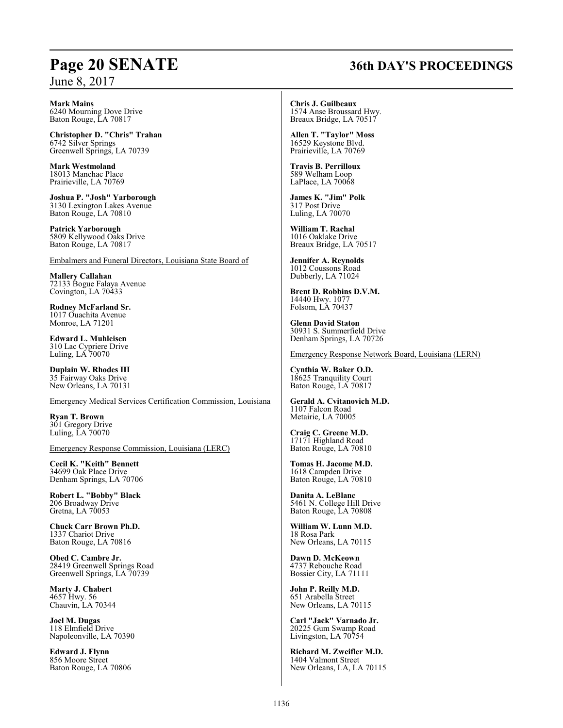**Mark Mains**
6240 Mourning Dove Drive
Baton Rouge, LA 70817

**Christopher D. "Chris" Trahan**
6742 Silver Springs
Greenwell Springs, LA 70739

**Mark Westmoland**
18013 Manchac Place
Prairieville, LA 70769

**Joshua P. "Josh" Yarborough**
3130 Lexington Lakes Avenue
Baton Rouge, LA 70810

**Patrick Yarborough**
5809 Kellywood Oaks Drive
Baton Rouge, LA 70817

Embalmers and Funeral Directors, Louisiana State Board of

**Mallery Callahan**
72133 Bogue Falaya Avenue
Covington, LA 70433

**Rodney McFarland Sr.**
1017 Ouachita Avenue
Monroe, LA 71201

**Edward L. Muhleisen**
310 Lac Cypriere Drive
Luling, LA 70070

**Duplain W. Rhodes III**
35 Fairway Oaks Drive
New Orleans, LA 70131

Emergency Medical Services Certification Commission, Louisiana

**Ryan T. Brown**
301 Gregory Drive
Luling, LA 70070

Emergency Response Commission, Louisiana (LERC)

**Cecil K. "Keith" Bennett**
34699 Oak Place Drive
Denham Springs, LA 70706

**Robert L. "Bobby" Black**
206 Broadway Drive
Gretna, LA 70053

**Chuck Carr Brown Ph.D.**
1337 Chariot Drive
Baton Rouge, LA 70816

**Obed C. Cambre Jr.**
28419 Greenwell Springs Road
Greenwell Springs, LA 70739

**Marty J. Chabert**
4657 Hwy. 56
Chauvin, LA 70344

**Joel M. Dugas**
118 Elmfield Drive
Napoleonville, LA 70390

**Edward J. Flynn**
856 Moore Street
Baton Rouge, LA 70806

**Chris J. Guilbeaux**
1574 Anse Broussard Hwy.
Breaux Bridge, LA 70517

**Allen T. "Taylor" Moss**
16529 Keystone Blvd.
Prairieville, LA 70769

**Travis B. Perrilloux**
589 Welham Loop
LaPlace, LA 70068

**James K. "Jim" Polk**
317 Post Drive
Luling, LA 70070

**William T. Rachal**
1016 Oaklake Drive
Breaux Bridge, LA 70517

**Jennifer A. Reynolds**
1012 Coussons Road
Dubberly, LA 71024

**Brent D. Robbins D.V.M.**
14440 Hwy. 1077
Folsom, LA 70437

**Glenn David Staton**
30931 S. Summerfield Drive
Denham Springs, LA 70726

Emergency Response Network Board, Louisiana (LERN)

**Cynthia W. Baker O.D.**
18625 Tranquility Court
Baton Rouge, LA 70817

**Gerald A. Cvitanovich M.D.**
1107 Falcon Road
Metairie, LA 70005

**Craig C. Greene M.D.**
17171 Highland Road
Baton Rouge, LA 70810

**Tomas H. Jacome M.D.**
1618 Campden Drive
Baton Rouge, LA 70810

**Danita A. LeBlanc**
5461 N. College Hill Drive
Baton Rouge, LA 70808

**William W. Lunn M.D.**
18 Rosa Park
New Orleans, LA 70115

**Dawn D. McKeown**
4737 Rebouche Road
Bossier City, LA 71111

**John P. Reilly M.D.**
651 Arabella Street
New Orleans, LA 70115

**Carl "Jack" Varnado Jr.**
20225 Gum Swamp Road
Livingston, LA 70754

**Richard M. Zweifler M.D.**
1404 Valmont Street
New Orleans, LA, LA 70115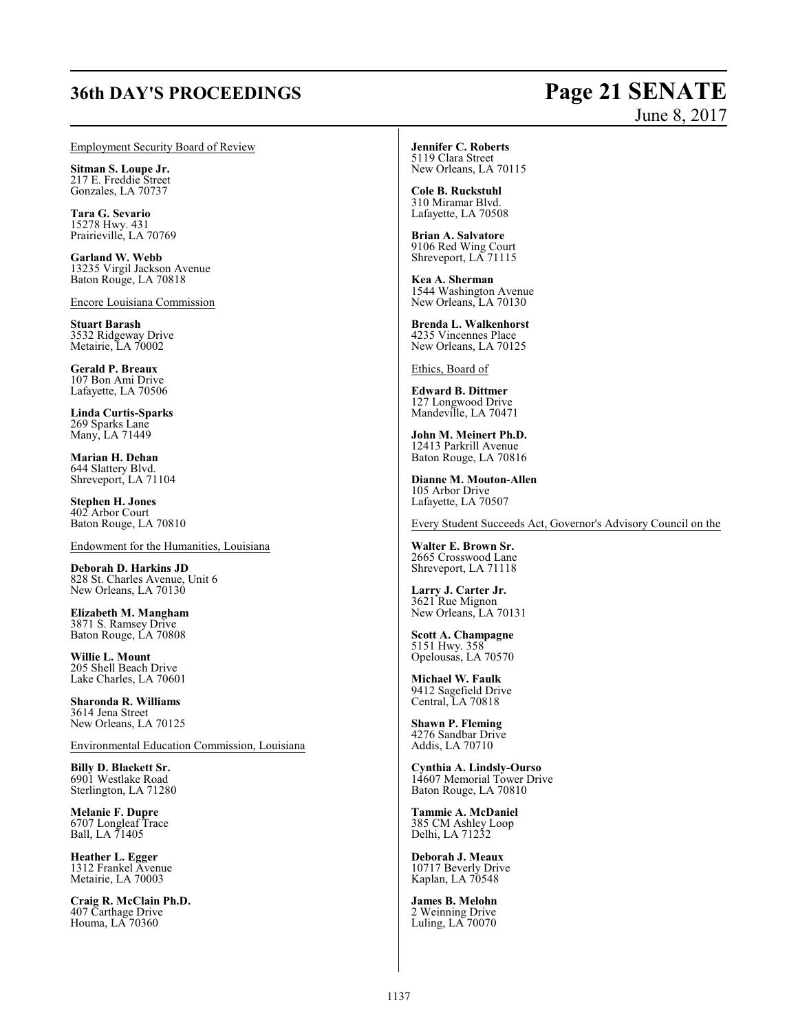Employment Security Board of Review

**Sitman S. Loupe Jr.**
217 E. Freddie Street
Gonzales, LA 70737

**Tara G. Sevario**
15278 Hwy. 431
Prairieville, LA 70769

**Garland W. Webb**
13235 Virgil Jackson Avenue
Baton Rouge, LA 70818

Encore Louisiana Commission

**Stuart Barash**
3532 Ridgeway Drive
Metairie, LA 70002

**Gerald P. Breaux**
107 Bon Ami Drive
Lafayette, LA 70506

**Linda Curtis-Sparks**
269 Sparks Lane
Many, LA 71449

**Marian H. Dehan**
644 Slattery Blvd.
Shreveport, LA 71104

**Stephen H. Jones**
402 Arbor Court
Baton Rouge, LA 70810

Endowment for the Humanities, Louisiana

**Deborah D. Harkins JD**
828 St. Charles Avenue, Unit 6
New Orleans, LA 70130

**Elizabeth M. Mangham**
3871 S. Ramsey Drive
Baton Rouge, LA 70808

**Willie L. Mount**
205 Shell Beach Drive
Lake Charles, LA 70601

**Sharonda R. Williams**
3614 Jena Street
New Orleans, LA 70125

Environmental Education Commission, Louisiana

**Billy D. Blackett Sr.**
6901 Westlake Road
Sterlington, LA 71280

**Melanie F. Dupre**
6707 Longleaf Trace
Ball, LA 71405

**Heather L. Egger**
1312 Frankel Avenue
Metairie, LA 70003

**Craig R. McClain Ph.D.**
407 Carthage Drive
Houma, LA 70360

**Jennifer C. Roberts**
5119 Clara Street
New Orleans, LA 70115

**Cole B. Ruckstuhl**
310 Miramar Blvd.
Lafayette, LA 70508

**Brian A. Salvatore**
9106 Red Wing Court
Shreveport, LA 71115

**Kea A. Sherman**
1544 Washington Avenue
New Orleans, LA 70130

**Brenda L. Walkenhorst**
4235 Vincennes Place
New Orleans, LA 70125

Ethics, Board of

**Edward B. Dittmer**
127 Longwood Drive
Mandeville, LA 70471

**John M. Meinert Ph.D.**
12413 Parkrill Avenue
Baton Rouge, LA 70816

**Dianne M. Mouton-Allen**
105 Arbor Drive
Lafayette, LA 70507

Every Student Succeeds Act, Governor's Advisory Council on the

**Walter E. Brown Sr.**
2665 Crosswood Lane
Shreveport, LA 71118

**Larry J. Carter Jr.**
3621 Rue Mignon
New Orleans, LA 70131

**Scott A. Champagne**
5151 Hwy. 358
Opelousas, LA 70570

**Michael W. Faulk**
9412 Sagefield Drive
Central, LA 70818

**Shawn P. Fleming**
4276 Sandbar Drive
Addis, LA 70710

**Cynthia A. Lindsly-Ourso**
14607 Memorial Tower Drive
Baton Rouge, LA 70810

**Tammie A. McDaniel**
385 CM Ashley Loop
Delhi, LA 71232

**Deborah J. Meaux**
10717 Beverly Drive
Kaplan, LA 70548

**James B. Melohn**
2 Weinning Drive
Luling, LA 70070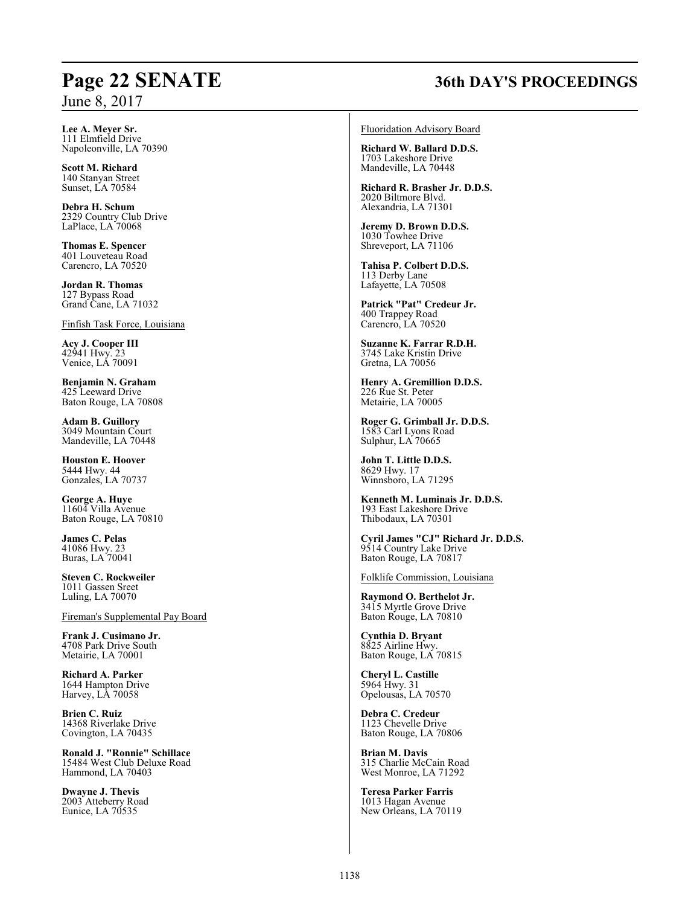**Lee A. Meyer Sr.**
111 Elmfield Drive
Napoleonville, LA 70390

**Scott M. Richard**
140 Stanyan Street
Sunset, LA 70584

**Debra H. Schum**
2329 Country Club Drive
LaPlace, LA 70068

**Thomas E. Spencer**
401 Louveteau Road
Carencro, LA 70520

**Jordan R. Thomas**
127 Bypass Road
Grand Cane, LA 71032

Finfish Task Force, Louisiana

**Acy J. Cooper III**
42941 Hwy. 23
Venice, LA 70091

**Benjamin N. Graham**
425 Leeward Drive
Baton Rouge, LA 70808

**Adam B. Guillory**
3049 Mountain Court
Mandeville, LA 70448

**Houston E. Hoover**
5444 Hwy. 44
Gonzales, LA 70737

**George A. Huye**
11604 Villa Avenue
Baton Rouge, LA 70810

**James C. Pelas**
41086 Hwy. 23
Buras, LA 70041

**Steven C. Rockweiler**
1011 Gassen Sreet
Luling, LA 70070

Fireman's Supplemental Pay Board

**Frank J. Cusimano Jr.**
4708 Park Drive South
Metairie, LA 70001

**Richard A. Parker**
1644 Hampton Drive
Harvey, LA 70058

**Brien C. Ruiz**
14368 Riverlake Drive
Covington, LA 70435

**Ronald J. "Ronnie" Schillace**
15484 West Club Deluxe Road
Hammond, LA 70403

**Dwayne J. Thevis**
2003 Atteberry Road
Eunice, LA 70535

Fluoridation Advisory Board

**Richard W. Ballard D.D.S.**
1703 Lakeshore Drive
Mandeville, LA 70448

**Richard R. Brasher Jr. D.D.S.**
2020 Biltmore Blvd.
Alexandria, LA 71301

**Jeremy D. Brown D.D.S.**
1030 Towhee Drive
Shreveport, LA 71106

**Tahisa P. Colbert D.D.S.**
113 Derby Lane
Lafayette, LA 70508

**Patrick "Pat" Credeur Jr.**
400 Trappey Road
Carencro, LA 70520

**Suzanne K. Farrar R.D.H.**
3745 Lake Kristin Drive
Gretna, LA 70056

**Henry A. Gremillion D.D.S.**
226 Rue St. Peter
Metairie, LA 70005

**Roger G. Grimball Jr. D.D.S.**
1583 Carl Lyons Road
Sulphur, LA 70665

**John T. Little D.D.S.**
8629 Hwy. 17
Winnsboro, LA 71295

**Kenneth M. Luminais Jr. D.D.S.**
193 East Lakeshore Drive
Thibodaux, LA 70301

**Cyril James "CJ" Richard Jr. D.D.S.**
9514 Country Lake Drive
Baton Rouge, LA 70817

Folklife Commission, Louisiana

**Raymond O. Berthelot Jr.**
3415 Myrtle Grove Drive
Baton Rouge, LA 70810

**Cynthia D. Bryant**
8825 Airline Hwy.
Baton Rouge, LA 70815

**Cheryl L. Castille**
5964 Hwy. 31
Opelousas, LA 70570

**Debra C. Credeur**
1123 Chevelle Drive
Baton Rouge, LA 70806

**Brian M. Davis**
315 Charlie McCain Road
West Monroe, LA 71292

**Teresa Parker Farris**
1013 Hagan Avenue
New Orleans, LA 70119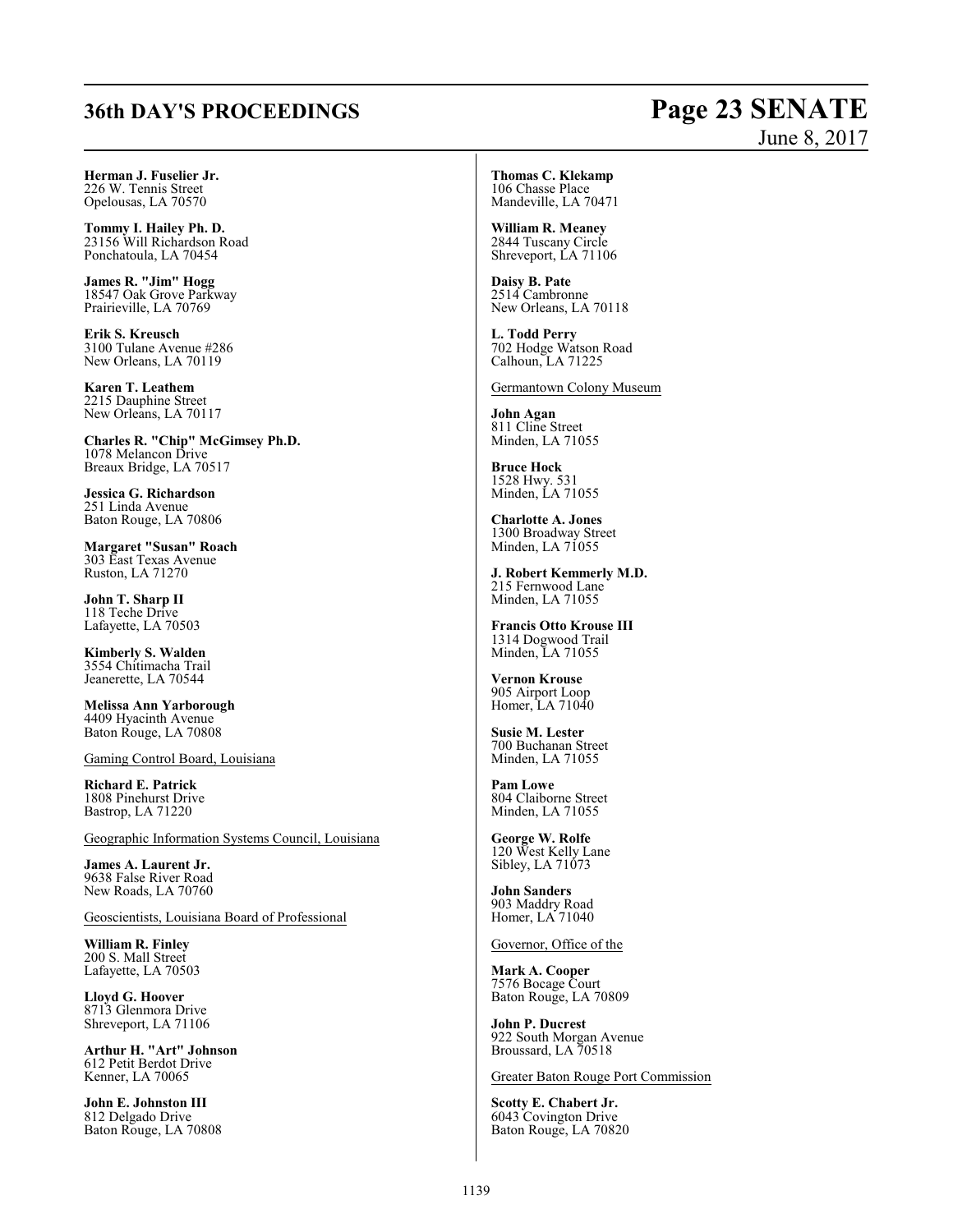**Herman J. Fuselier Jr.**
226 W. Tennis Street
Opelousas, LA 70570

**Tommy I. Hailey Ph. D.**
23156 Will Richardson Road
Ponchatoula, LA 70454

**James R. "Jim" Hogg**
18547 Oak Grove Parkway
Prairieville, LA 70769

**Erik S. Kreusch**
3100 Tulane Avenue #286
New Orleans, LA 70119

**Karen T. Leathem**
2215 Dauphine Street
New Orleans, LA 70117

**Charles R. "Chip" McGimsey Ph.D.**
1078 Melancon Drive
Breaux Bridge, LA 70517

**Jessica G. Richardson**
251 Linda Avenue
Baton Rouge, LA 70806

**Margaret "Susan" Roach**
303 East Texas Avenue
Ruston, LA 71270

**John T. Sharp II**
118 Teche Drive
Lafayette, LA 70503

**Kimberly S. Walden**
3554 Chitimacha Trail
Jeanerette, LA 70544

**Melissa Ann Yarborough**
4409 Hyacinth Avenue
Baton Rouge, LA 70808

Gaming Control Board, Louisiana

**Richard E. Patrick**
1808 Pinehurst Drive
Bastrop, LA 71220

Geographic Information Systems Council, Louisiana

**James A. Laurent Jr.**
9638 False River Road
New Roads, LA 70760

Geoscientists, Louisiana Board of Professional

**William R. Finley**
200 S. Mall Street
Lafayette, LA 70503

**Lloyd G. Hoover**
8713 Glenmora Drive
Shreveport, LA 71106

**Arthur H. "Art" Johnson**
612 Petit Berdot Drive
Kenner, LA 70065

**John E. Johnston III**
812 Delgado Drive
Baton Rouge, LA 70808

**Thomas C. Klekamp**
106 Chasse Place
Mandeville, LA 70471

**William R. Meaney**
2844 Tuscany Circle
Shreveport, LA 71106

**Daisy B. Pate**
2514 Cambronne
New Orleans, LA 70118

**L. Todd Perry**
702 Hodge Watson Road
Calhoun, LA 71225

Germantown Colony Museum

**John Agan**
811 Cline Street
Minden, LA 71055

**Bruce Hock**
1528 Hwy. 531
Minden, LA 71055

**Charlotte A. Jones**
1300 Broadway Street
Minden, LA 71055

**J. Robert Kemmerly M.D.**
215 Fernwood Lane
Minden, LA 71055

**Francis Otto Krouse III**
1314 Dogwood Trail
Minden, LA 71055

**Vernon Krouse**
905 Airport Loop
Homer, LA 71040

**Susie M. Lester**
700 Buchanan Street
Minden, LA 71055

**Pam Lowe**
804 Claiborne Street
Minden, LA 71055

**George W. Rolfe**
120 West Kelly Lane
Sibley, LA 71073

**John Sanders**
903 Maddry Road
Homer, LA 71040

Governor, Office of the

**Mark A. Cooper**
7576 Bocage Court
Baton Rouge, LA 70809

**John P. Ducrest**
922 South Morgan Avenue
Broussard, LA 70518

Greater Baton Rouge Port Commission

**Scotty E. Chabert Jr.**
6043 Covington Drive
Baton Rouge, LA 70820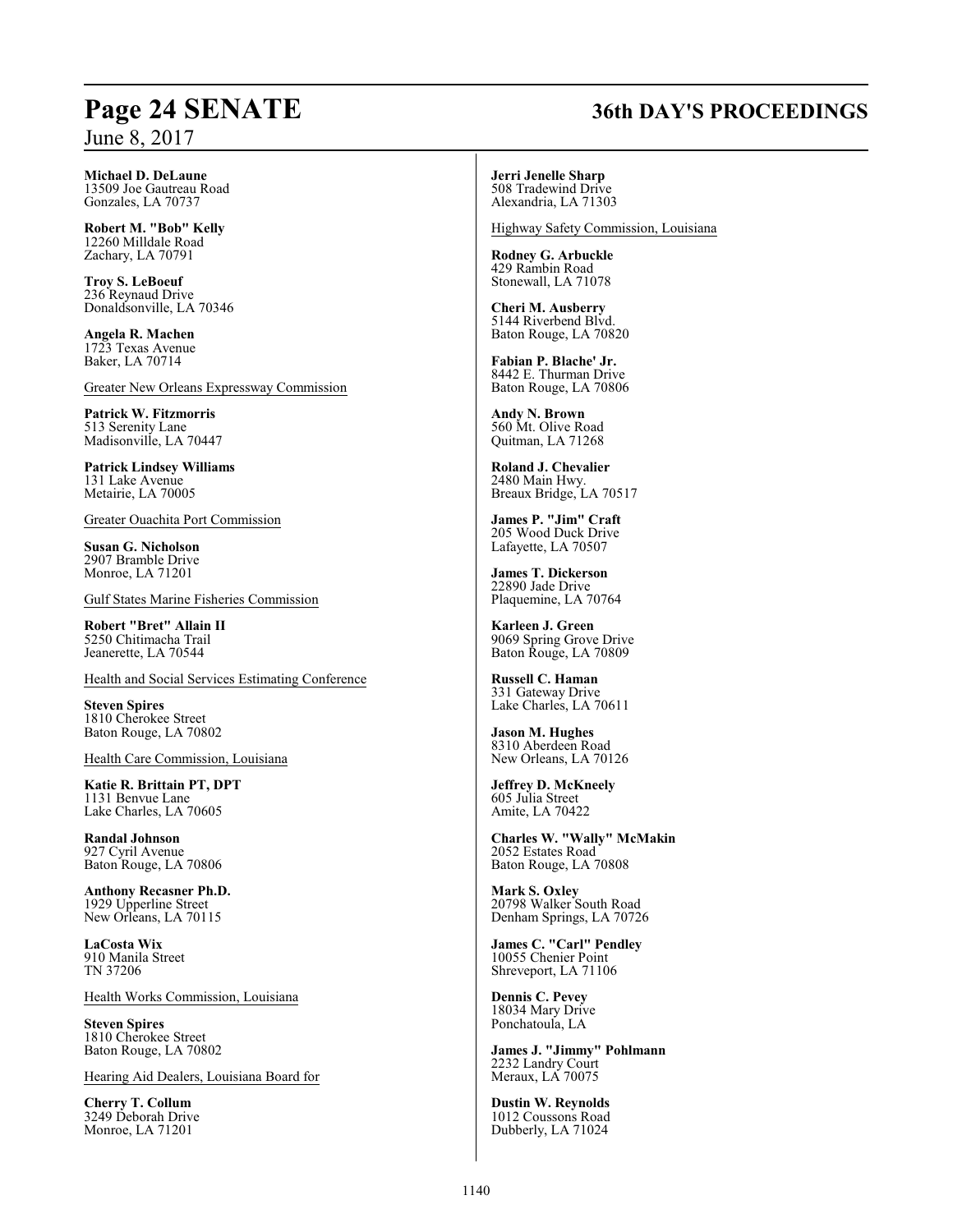**Michael D. DeLaune**
13509 Joe Gautreau Road
Gonzales, LA 70737

**Robert M. "Bob" Kelly**
12260 Milldale Road
Zachary, LA 70791

**Troy S. LeBoeuf**
236 Reynaud Drive
Donaldsonville, LA 70346

**Angela R. Machen**
1723 Texas Avenue
Baker, LA 70714

Greater New Orleans Expressway Commission

**Patrick W. Fitzmorris**
513 Serenity Lane
Madisonville, LA 70447

**Patrick Lindsey Williams**
131 Lake Avenue
Metairie, LA 70005

Greater Ouachita Port Commission

**Susan G. Nicholson**
2907 Bramble Drive
Monroe, LA 71201

Gulf States Marine Fisheries Commission

**Robert "Bret" Allain II**
5250 Chitimacha Trail
Jeanerette, LA 70544

Health and Social Services Estimating Conference

**Steven Spires**
1810 Cherokee Street
Baton Rouge, LA 70802

Health Care Commission, Louisiana

**Katie R. Brittain PT, DPT**
1131 Benvue Lane
Lake Charles, LA 70605

**Randal Johnson**
927 Cyril Avenue
Baton Rouge, LA 70806

**Anthony Recasner Ph.D.**
1929 Upperline Street
New Orleans, LA 70115

**LaCosta Wix**
910 Manila Street
TN 37206

Health Works Commission, Louisiana

**Steven Spires**
1810 Cherokee Street
Baton Rouge, LA 70802

Hearing Aid Dealers, Louisiana Board for

**Cherry T. Collum**
3249 Deborah Drive
Monroe, LA 71201

**Jerri Jenelle Sharp**
508 Tradewind Drive
Alexandria, LA 71303

Highway Safety Commission, Louisiana

**Rodney G. Arbuckle**
429 Rambin Road
Stonewall, LA 71078

**Cheri M. Ausberry**
5144 Riverbend Blvd.
Baton Rouge, LA 70820

**Fabian P. Blache' Jr.**
8442 E. Thurman Drive
Baton Rouge, LA 70806

**Andy N. Brown**
560 Mt. Olive Road
Quitman, LA 71268

**Roland J. Chevalier**
2480 Main Hwy.
Breaux Bridge, LA 70517

**James P. "Jim" Craft**
205 Wood Duck Drive
Lafayette, LA 70507

**James T. Dickerson**
22890 Jade Drive
Plaquemine, LA 70764

**Karleen J. Green**
9069 Spring Grove Drive
Baton Rouge, LA 70809

**Russell C. Haman**
331 Gateway Drive
Lake Charles, LA 70611

**Jason M. Hughes**
8310 Aberdeen Road
New Orleans, LA 70126

**Jeffrey D. McKneely**
605 Julia Street
Amite, LA 70422

**Charles W. "Wally" McMakin**
2052 Estates Road
Baton Rouge, LA 70808

**Mark S. Oxley**
20798 Walker South Road
Denham Springs, LA 70726

**James C. "Carl" Pendley**
10055 Chenier Point
Shreveport, LA 71106

**Dennis C. Pevey**
18034 Mary Drive
Ponchatoula, LA

**James J. "Jimmy" Pohlmann**
2232 Landry Court
Meraux, LA 70075

**Dustin W. Reynolds**
1012 Coussons Road
Dubberly, LA 71024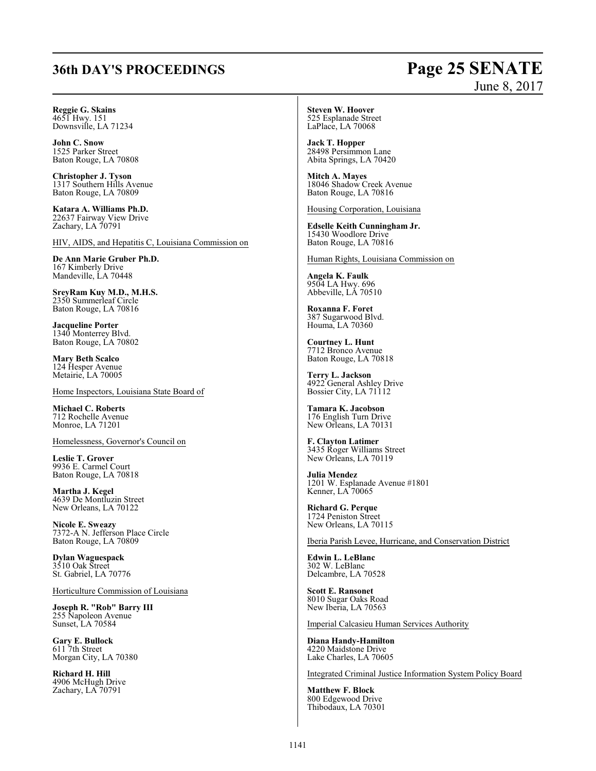**Reggie G. Skains**
4651 Hwy. 151
Downsville, LA 71234

**John C. Snow**
1525 Parker Street
Baton Rouge, LA 70808

**Christopher J. Tyson**
1317 Southern Hills Avenue
Baton Rouge, LA 70809

**Katara A. Williams Ph.D.**
22637 Fairway View Drive
Zachary, LA 70791

HIV, AIDS, and Hepatitis C, Louisiana Commission on

**De Ann Marie Gruber Ph.D.**
167 Kimberly Drive
Mandeville, LA 70448

**SreyRam Kuy M.D., M.H.S.**
2350 Summerleaf Circle
Baton Rouge, LA 70816

**Jacqueline Porter**
1340 Monterrey Blvd.
Baton Rouge, LA 70802

**Mary Beth Scalco**
124 Hesper Avenue
Metairie, LA 70005

Home Inspectors, Louisiana State Board of

**Michael C. Roberts**
712 Rochelle Avenue
Monroe, LA 71201

Homelessness, Governor's Council on

**Leslie T. Grover**
9936 E. Carmel Court
Baton Rouge, LA 70818

**Martha J. Kegel**
4639 De Montluzin Street
New Orleans, LA 70122

**Nicole E. Sweazy**
7372-A N. Jefferson Place Circle
Baton Rouge, LA 70809

**Dylan Waguespack**
3510 Oak Street
St. Gabriel, LA 70776

Horticulture Commission of Louisiana

**Joseph R. "Rob" Barry III**
255 Napoleon Avenue
Sunset, LA 70584

**Gary E. Bullock**
611 7th Street
Morgan City, LA 70380

**Richard H. Hill**
4906 McHugh Drive
Zachary, LA 70791

**Steven W. Hoover**
525 Esplanade Street
LaPlace, LA 70068

**Jack T. Hopper**
28498 Persimmon Lane
Abita Springs, LA 70420

**Mitch A. Mayes**
18046 Shadow Creek Avenue
Baton Rouge, LA 70816

Housing Corporation, Louisiana

**Edselle Keith Cunningham Jr.**
15430 Woodlore Drive
Baton Rouge, LA 70816

Human Rights, Louisiana Commission on

**Angela K. Faulk**
9504 LA Hwy. 696
Abbeville, LA 70510

**Roxanna F. Foret**
387 Sugarwood Blvd.
Houma, LA 70360

**Courtney L. Hunt**
7712 Bronco Avenue
Baton Rouge, LA 70818

**Terry L. Jackson**
4922 General Ashley Drive
Bossier City, LA 71112

**Tamara K. Jacobson**
176 English Turn Drive
New Orleans, LA 70131

**F. Clayton Latimer**
3435 Roger Williams Street
New Orleans, LA 70119

**Julia Mendez**
1201 W. Esplanade Avenue #1801
Kenner, LA 70065

**Richard G. Perque**
1724 Peniston Street
New Orleans, LA 70115

Iberia Parish Levee, Hurricane, and Conservation District

**Edwin L. LeBlanc**
302 W. LeBlanc
Delcambre, LA 70528

**Scott E. Ransonet**
8010 Sugar Oaks Road
New Iberia, LA 70563

Imperial Calcasieu Human Services Authority

**Diana Handy-Hamilton**
4220 Maidstone Drive
Lake Charles, LA 70605

Integrated Criminal Justice Information System Policy Board

**Matthew F. Block**
800 Edgewood Drive
Thibodaux, LA 70301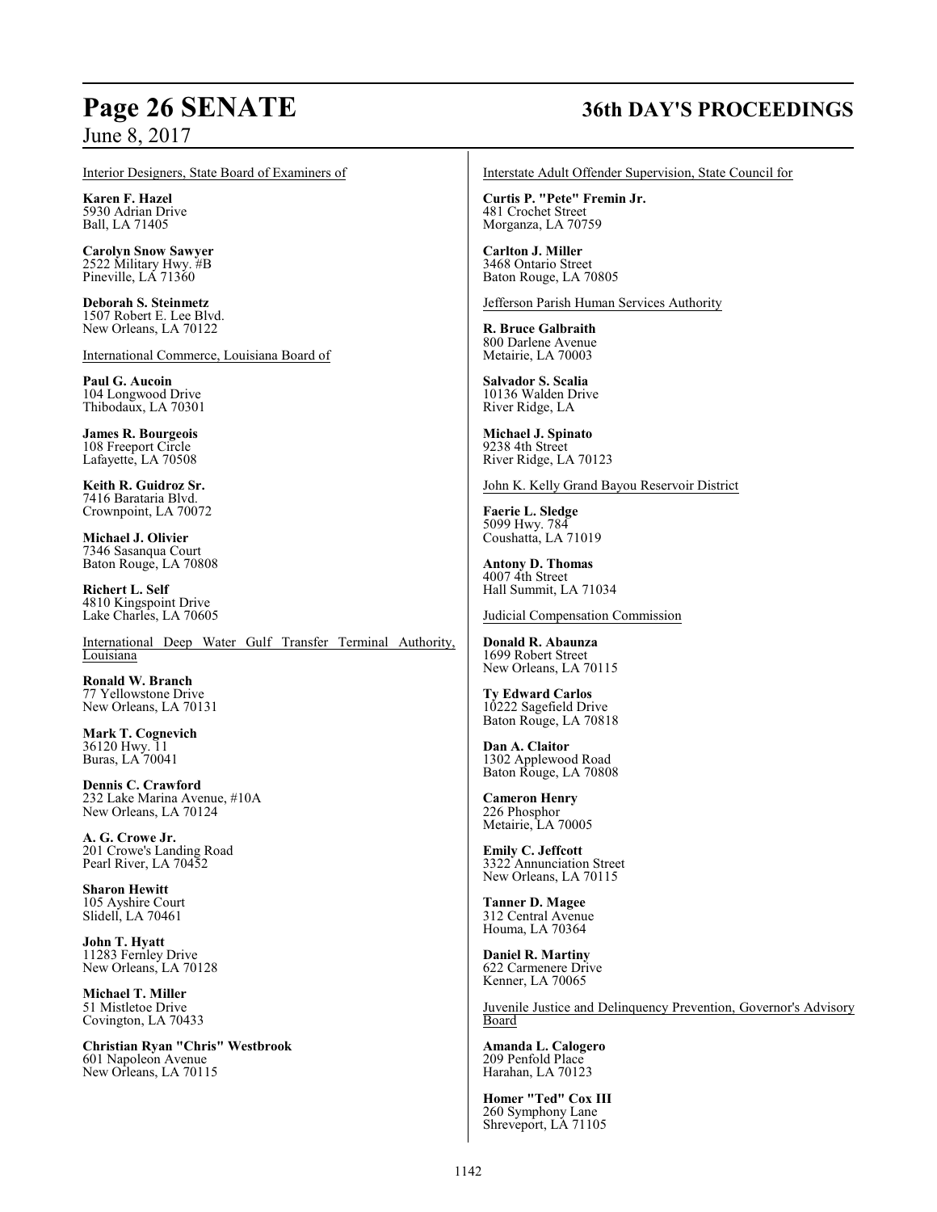Interior Designers, State Board of Examiners of

**Karen F. Hazel**
5930 Adrian Drive
Ball, LA 71405

**Carolyn Snow Sawyer**
2522 Military Hwy. #B
Pineville, LA 71360

**Deborah S. Steinmetz**
1507 Robert E. Lee Blvd.
New Orleans, LA 70122

International Commerce, Louisiana Board of

**Paul G. Aucoin**
104 Longwood Drive
Thibodaux, LA 70301

**James R. Bourgeois**
108 Freeport Circle
Lafayette, LA 70508

**Keith R. Guidroz Sr.**
7416 Barataria Blvd.
Crownpoint, LA 70072

**Michael J. Olivier**
7346 Sasanqua Court
Baton Rouge, LA 70808

**Richert L. Self**
4810 Kingspoint Drive
Lake Charles, LA 70605

International Deep Water Gulf Transfer Terminal Authority, Louisiana

**Ronald W. Branch**
77 Yellowstone Drive
New Orleans, LA 70131

**Mark T. Cognevich**
36120 Hwy. 11
Buras, LA 70041

**Dennis C. Crawford**
232 Lake Marina Avenue, #10A
New Orleans, LA 70124

**A. G. Crowe Jr.**
201 Crowe's Landing Road
Pearl River, LA 70452

**Sharon Hewitt**
105 Ayshire Court
Slidell, LA 70461

**John T. Hyatt**
11283 Fernley Drive
New Orleans, LA 70128

**Michael T. Miller**
51 Mistletoe Drive
Covington, LA 70433

**Christian Ryan "Chris" Westbrook**
601 Napoleon Avenue
New Orleans, LA 70115

Interstate Adult Offender Supervision, State Council for

**Curtis P. "Pete" Fremin Jr.**
481 Crochet Street
Morganza, LA 70759

**Carlton J. Miller**
3468 Ontario Street
Baton Rouge, LA 70805

Jefferson Parish Human Services Authority

**R. Bruce Galbraith**
800 Darlene Avenue
Metairie, LA 70003

**Salvador S. Scalia**
10136 Walden Drive
River Ridge, LA

**Michael J. Spinato**
9238 4th Street
River Ridge, LA 70123

John K. Kelly Grand Bayou Reservoir District

**Faerie L. Sledge**
5099 Hwy. 784
Coushatta, LA 71019

**Antony D. Thomas**
4007 4th Street
Hall Summit, LA 71034

Judicial Compensation Commission

**Donald R. Abaunza**
1699 Robert Street
New Orleans, LA 70115

**Ty Edward Carlos**
10222 Sagefield Drive
Baton Rouge, LA 70818

**Dan A. Claitor**
1302 Applewood Road
Baton Rouge, LA 70808

**Cameron Henry**
226 Phosphor
Metairie, LA 70005

**Emily C. Jeffcott**
3322 Annunciation Street
New Orleans, LA 70115

**Tanner D. Magee**
312 Central Avenue
Houma, LA 70364

**Daniel R. Martiny**
622 Carmenere Drive
Kenner, LA 70065

Juvenile Justice and Delinquency Prevention, Governor's Advisory Board

**Amanda L. Calogero**
209 Penfold Place
Harahan, LA 70123

**Homer "Ted" Cox III**
260 Symphony Lane
Shreveport, LA 71105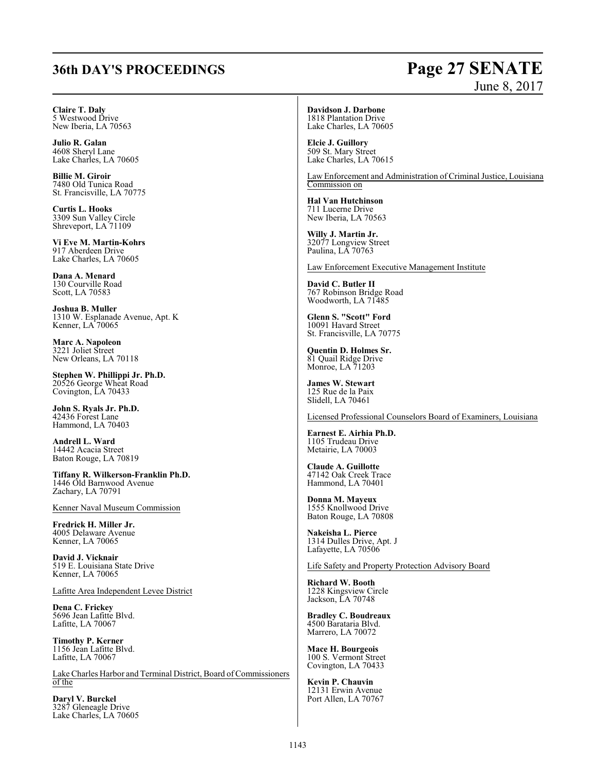**Claire T. Daly**
5 Westwood Drive
New Iberia, LA 70563

**Julio R. Galan**
4608 Sheryl Lane
Lake Charles, LA 70605

**Billie M. Giroir**
7480 Old Tunica Road
St. Francisville, LA 70775

**Curtis L. Hooks**
3309 Sun Valley Circle
Shreveport, LA 71109

**Vi Eve M. Martin-Kohrs**
917 Aberdeen Drive
Lake Charles, LA 70605

**Dana A. Menard**
130 Courville Road
Scott, LA 70583

**Joshua B. Muller**
1310 W. Esplanade Avenue, Apt. K
Kenner, LA 70065

**Marc A. Napoleon**
3221 Joliet Street
New Orleans, LA 70118

**Stephen W. Phillippi Jr. Ph.D.**
20526 George Wheat Road
Covington, LA 70433

**John S. Ryals Jr. Ph.D.**
42436 Forest Lane
Hammond, LA 70403

**Andrell L. Ward**
14442 Acacia Street
Baton Rouge, LA 70819

**Tiffany R. Wilkerson-Franklin Ph.D.**
1446 Old Barnwood Avenue
Zachary, LA 70791

Kenner Naval Museum Commission

**Fredrick H. Miller Jr.**
4005 Delaware Avenue
Kenner, LA 70065

**David J. Vicknair**
519 E. Louisiana State Drive
Kenner, LA 70065

Lafitte Area Independent Levee District

**Dena C. Frickey**
5696 Jean Lafitte Blvd.
Lafitte, LA 70067

**Timothy P. Kerner**
1156 Jean Lafitte Blvd.
Lafitte, LA 70067

Lake Charles Harbor and Terminal District, Board of Commissioners of the

**Daryl V. Burckel**
3287 Gleneagle Drive
Lake Charles, LA 70605

**Davidson J. Darbone**
1818 Plantation Drive
Lake Charles, LA 70605

**Elcie J. Guillory**
509 St. Mary Street
Lake Charles, LA 70615

Law Enforcement and Administration of Criminal Justice, Louisiana Commission on

**Hal Van Hutchinson**
711 Lucerne Drive
New Iberia, LA 70563

**Willy J. Martin Jr.**
32077 Longview Street
Paulina, LA 70763

Law Enforcement Executive Management Institute

**David C. Butler II**
767 Robinson Bridge Road
Woodworth, LA 71485

**Glenn S. "Scott" Ford**
10091 Havard Street
St. Francisville, LA 70775

**Quentin D. Holmes Sr.**
81 Quail Ridge Drive
Monroe, LA 71203

**James W. Stewart**
125 Rue de la Paix
Slidell, LA 70461

Licensed Professional Counselors Board of Examiners, Louisiana

**Earnest E. Airhia Ph.D.**
1105 Trudeau Drive
Metairie, LA 70003

**Claude A. Guillotte**
47142 Oak Creek Trace
Hammond, LA 70401

**Donna M. Mayeux**
1555 Knollwood Drive
Baton Rouge, LA 70808

**Nakeisha L. Pierce**
1314 Dulles Drive, Apt. J
Lafayette, LA 70506

Life Safety and Property Protection Advisory Board

**Richard W. Booth**
1228 Kingsview Circle
Jackson, LA 70748

**Bradley C. Boudreaux**
4500 Barataria Blvd.
Marrero, LA 70072

**Mace H. Bourgeois**
100 S. Vermont Street
Covington, LA 70433

**Kevin P. Chauvin**
12131 Erwin Avenue
Port Allen, LA 70767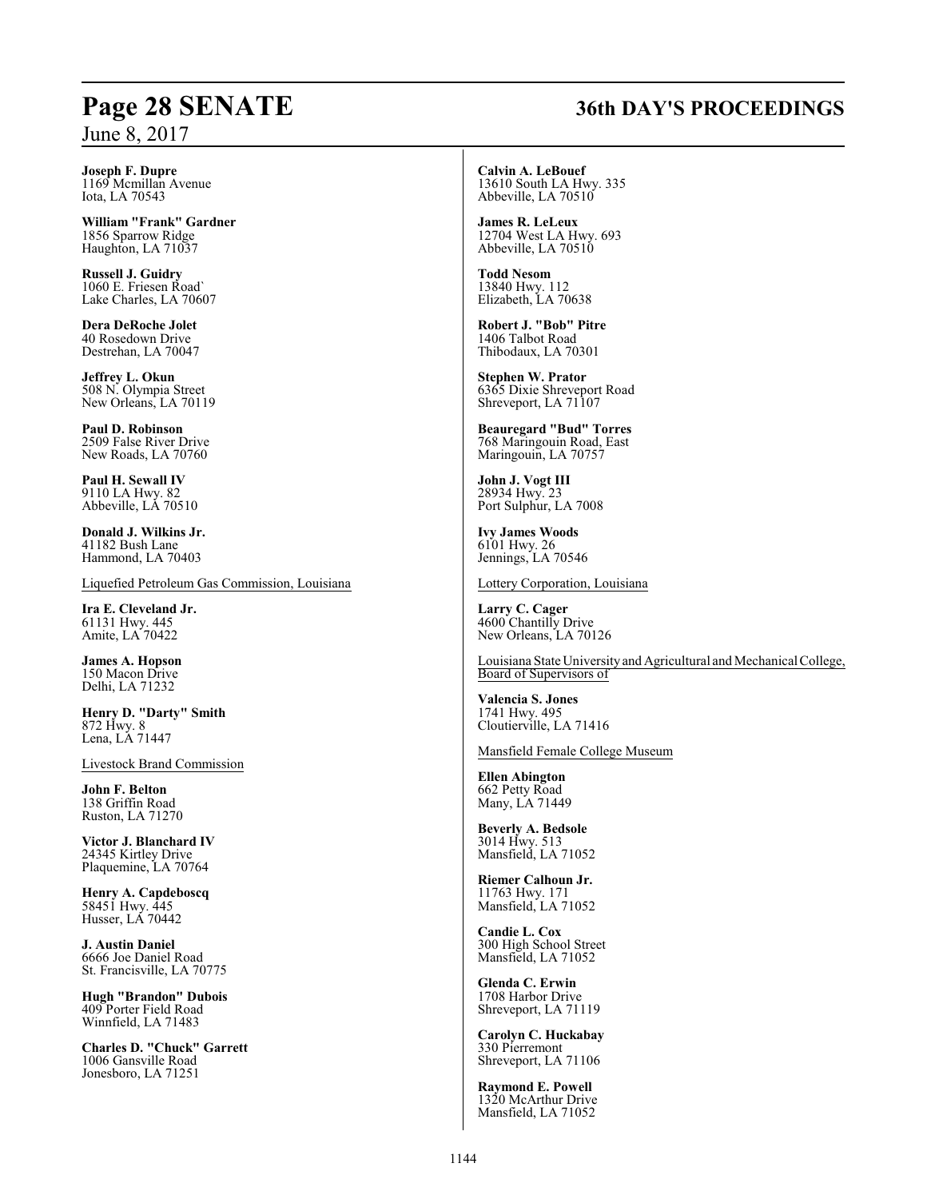**Joseph F. Dupre**
1169 Mcmillan Avenue
Iota, LA 70543

**William "Frank" Gardner**
1856 Sparrow Ridge
Haughton, LA 71037

**Russell J. Guidry**
1060 E. Friesen Road`
Lake Charles, LA 70607

**Dera DeRoche Jolet**
40 Rosedown Drive
Destrehan, LA 70047

**Jeffrey L. Okun**
508 N. Olympia Street
New Orleans, LA 70119

**Paul D. Robinson**
2509 False River Drive
New Roads, LA 70760

**Paul H. Sewall IV**
9110 LA Hwy. 82
Abbeville, LA 70510

**Donald J. Wilkins Jr.**
41182 Bush Lane
Hammond, LA 70403

Liquefied Petroleum Gas Commission, Louisiana

**Ira E. Cleveland Jr.**
61131 Hwy. 445
Amite, LA 70422

**James A. Hopson**
150 Macon Drive
Delhi, LA 71232

**Henry D. "Darty" Smith**
872 Hwy. 8
Lena, LA 71447

Livestock Brand Commission

**John F. Belton**
138 Griffin Road
Ruston, LA 71270

**Victor J. Blanchard IV**
24345 Kirtley Drive
Plaquemine, LA 70764

**Henry A. Capdeboscq**
58451 Hwy. 445
Husser, LA 70442

**J. Austin Daniel**
6666 Joe Daniel Road
St. Francisville, LA 70775

**Hugh "Brandon" Dubois**
409 Porter Field Road
Winnfield, LA 71483

**Charles D. "Chuck" Garrett**
1006 Gansville Road
Jonesboro, LA 71251

**Calvin A. LeBouef**
13610 South LA Hwy. 335
Abbeville, LA 70510

**James R. LeLeux**
12704 West LA Hwy. 693
Abbeville, LA 70510

**Todd Nesom**
13840 Hwy. 112
Elizabeth, LA 70638

**Robert J. "Bob" Pitre**
1406 Talbot Road
Thibodaux, LA 70301

**Stephen W. Prator**
6365 Dixie Shreveport Road
Shreveport, LA 71107

**Beauregard "Bud" Torres**
768 Maringouin Road, East
Maringouin, LA 70757

**John J. Vogt III**
28934 Hwy. 23
Port Sulphur, LA 7008

**Ivy James Woods**
6101 Hwy. 26
Jennings, LA 70546

Lottery Corporation, Louisiana

**Larry C. Cager**
4600 Chantilly Drive
New Orleans, LA 70126

Louisiana State University and Agricultural and Mechanical College, Board of Supervisors of

**Valencia S. Jones**
1741 Hwy. 495
Cloutierville, LA 71416

Mansfield Female College Museum

**Ellen Abington**
662 Petty Road
Many, LA 71449

**Beverly A. Bedsole**
3014 Hwy. 513
Mansfield, LA 71052

**Riemer Calhoun Jr.**
11763 Hwy. 171
Mansfield, LA 71052

**Candie L. Cox**
300 High School Street
Mansfield, LA 71052

**Glenda C. Erwin**
1708 Harbor Drive
Shreveport, LA 71119

**Carolyn C. Huckabay**
330 Pierremont
Shreveport, LA 71106

**Raymond E. Powell**
1320 McArthur Drive
Mansfield, LA 71052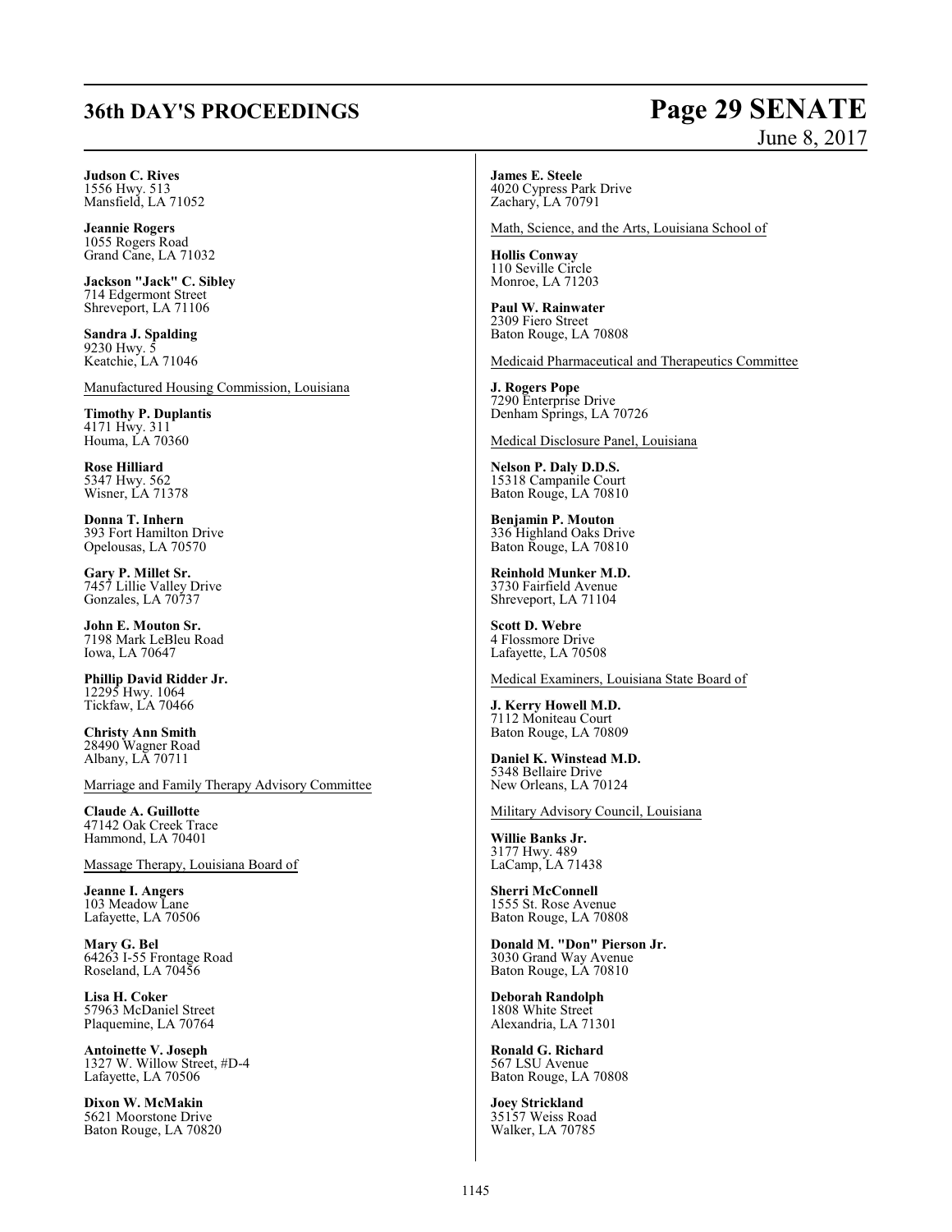**Judson C. Rives**
1556 Hwy. 513
Mansfield, LA 71052

**Jeannie Rogers**
1055 Rogers Road
Grand Cane, LA 71032

**Jackson "Jack" C. Sibley**
714 Edgermont Street
Shreveport, LA 71106

**Sandra J. Spalding**
9230 Hwy. 5
Keatchie, LA 71046

Manufactured Housing Commission, Louisiana

**Timothy P. Duplantis**
4171 Hwy. 311
Houma, LA 70360

**Rose Hilliard**
5347 Hwy. 562
Wisner, LA 71378

**Donna T. Inhern**
393 Fort Hamilton Drive
Opelousas, LA 70570

**Gary P. Millet Sr.**
7457 Lillie Valley Drive
Gonzales, LA 70737

**John E. Mouton Sr.**
7198 Mark LeBleu Road
Iowa, LA 70647

**Phillip David Ridder Jr.**
12295 Hwy. 1064
Tickfaw, LA 70466

**Christy Ann Smith**
28490 Wagner Road
Albany, LA 70711

Marriage and Family Therapy Advisory Committee

**Claude A. Guillotte**
47142 Oak Creek Trace
Hammond, LA 70401

Massage Therapy, Louisiana Board of

**Jeanne I. Angers**
103 Meadow Lane
Lafayette, LA 70506

**Mary G. Bel**
64263 I-55 Frontage Road
Roseland, LA 70456

**Lisa H. Coker**
57963 McDaniel Street
Plaquemine, LA 70764

**Antoinette V. Joseph**
1327 W. Willow Street, #D-4
Lafayette, LA 70506

**Dixon W. McMakin**
5621 Moorstone Drive
Baton Rouge, LA 70820

**James E. Steele**
4020 Cypress Park Drive
Zachary, LA 70791

Math, Science, and the Arts, Louisiana School of

**Hollis Conway**
110 Seville Circle
Monroe, LA 71203

**Paul W. Rainwater**
2309 Fiero Street
Baton Rouge, LA 70808

Medicaid Pharmaceutical and Therapeutics Committee

**J. Rogers Pope**
7290 Enterprise Drive
Denham Springs, LA 70726

Medical Disclosure Panel, Louisiana

**Nelson P. Daly D.D.S.**
15318 Campanile Court
Baton Rouge, LA 70810

**Benjamin P. Mouton**
336 Highland Oaks Drive
Baton Rouge, LA 70810

**Reinhold Munker M.D.**
3730 Fairfield Avenue
Shreveport, LA 71104

**Scott D. Webre**
4 Flossmore Drive
Lafayette, LA 70508

Medical Examiners, Louisiana State Board of

**J. Kerry Howell M.D.**
7112 Moniteau Court
Baton Rouge, LA 70809

**Daniel K. Winstead M.D.**
5348 Bellaire Drive
New Orleans, LA 70124

Military Advisory Council, Louisiana

**Willie Banks Jr.**
3177 Hwy. 489
LaCamp, LA 71438

**Sherri McConnell**
1555 St. Rose Avenue
Baton Rouge, LA 70808

**Donald M. "Don" Pierson Jr.**
3030 Grand Way Avenue
Baton Rouge, LA 70810

**Deborah Randolph**
1808 White Street
Alexandria, LA 71301

**Ronald G. Richard**
567 LSU Avenue
Baton Rouge, LA 70808

**Joey Strickland**
35157 Weiss Road
Walker, LA 70785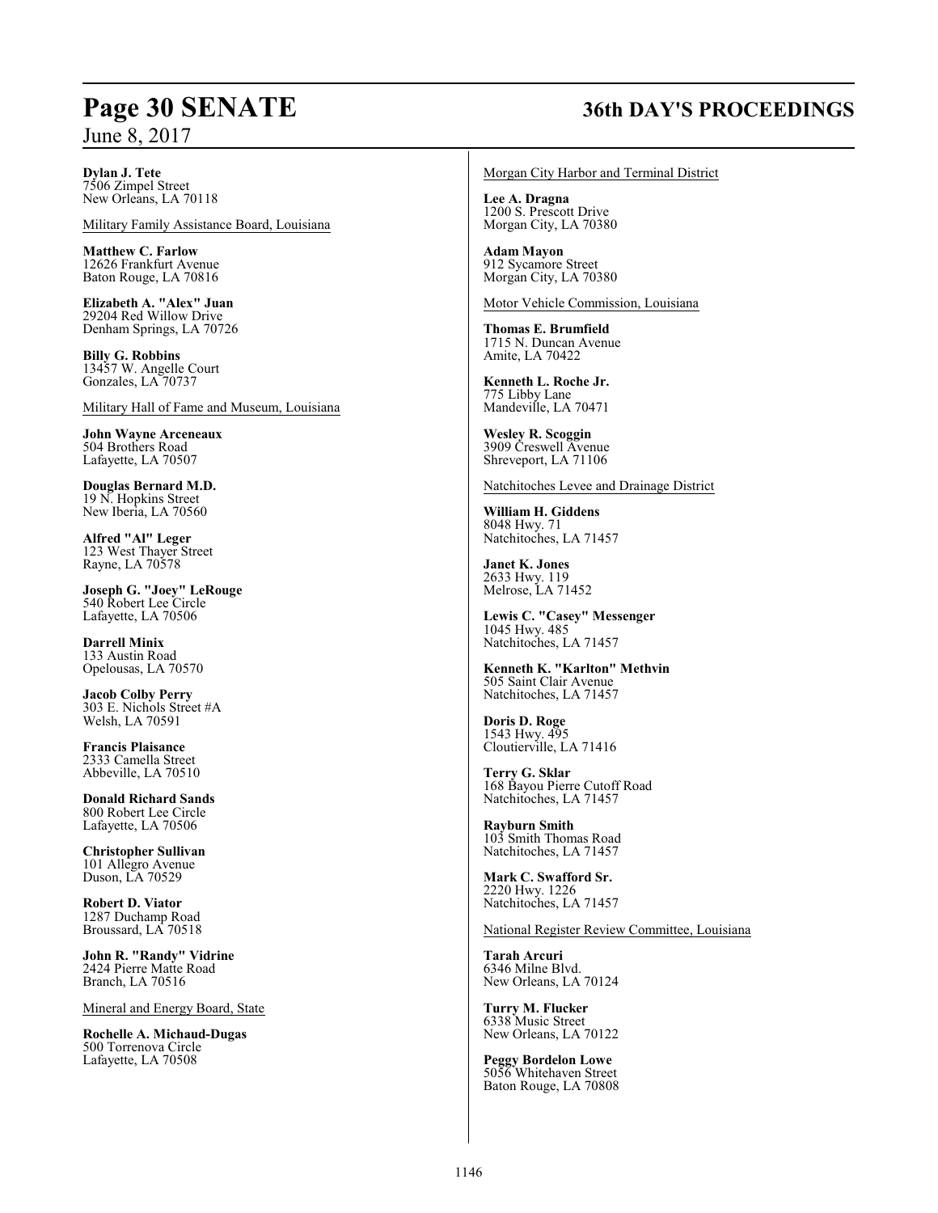**Dylan J. Tete**
7506 Zimpel Street
New Orleans, LA 70118

Military Family Assistance Board, Louisiana

**Matthew C. Farlow**
12626 Frankfurt Avenue
Baton Rouge, LA 70816

**Elizabeth A. "Alex" Juan**
29204 Red Willow Drive
Denham Springs, LA 70726

**Billy G. Robbins**
13457 W. Angelle Court
Gonzales, LA 70737

Military Hall of Fame and Museum, Louisiana

**John Wayne Arceneaux**
504 Brothers Road
Lafayette, LA 70507

**Douglas Bernard M.D.**
19 N. Hopkins Street
New Iberia, LA 70560

**Alfred "Al" Leger**
123 West Thayer Street
Rayne, LA 70578

**Joseph G. "Joey" LeRouge**
540 Robert Lee Circle
Lafayette, LA 70506

**Darrell Minix**
133 Austin Road
Opelousas, LA 70570

**Jacob Colby Perry**
303 E. Nichols Street #A
Welsh, LA 70591

**Francis Plaisance**
2333 Camella Street
Abbeville, LA 70510

**Donald Richard Sands**
800 Robert Lee Circle
Lafayette, LA 70506

**Christopher Sullivan**
101 Allegro Avenue
Duson, LA 70529

**Robert D. Viator**
1287 Duchamp Road
Broussard, LA 70518

**John R. "Randy" Vidrine**
2424 Pierre Matte Road
Branch, LA 70516

Mineral and Energy Board, State

**Rochelle A. Michaud-Dugas**
500 Torrenova Circle
Lafayette, LA 70508

Morgan City Harbor and Terminal District

**Lee A. Dragna**
1200 S. Prescott Drive
Morgan City, LA 70380

**Adam Mayon**
912 Sycamore Street
Morgan City, LA 70380

Motor Vehicle Commission, Louisiana

**Thomas E. Brumfield**
1715 N. Duncan Avenue
Amite, LA 70422

**Kenneth L. Roche Jr.**
775 Libby Lane
Mandeville, LA 70471

**Wesley R. Scoggin**
3909 Creswell Avenue
Shreveport, LA 71106

Natchitoches Levee and Drainage District

**William H. Giddens**
8048 Hwy. 71
Natchitoches, LA 71457

**Janet K. Jones**
2633 Hwy. 119
Melrose, LA 71452

**Lewis C. "Casey" Messenger**
1045 Hwy. 485
Natchitoches, LA 71457

**Kenneth K. "Karlton" Methvin**
505 Saint Clair Avenue
Natchitoches, LA 71457

**Doris D. Roge**
1543 Hwy. 495
Cloutierville, LA 71416

**Terry G. Sklar**
168 Bayou Pierre Cutoff Road
Natchitoches, LA 71457

**Rayburn Smith**
103 Smith Thomas Road
Natchitoches, LA 71457

**Mark C. Swafford Sr.**
2220 Hwy. 1226
Natchitoches, LA 71457

National Register Review Committee, Louisiana

**Tarah Arcuri**
6346 Milne Blvd.
New Orleans, LA 70124

**Turry M. Flucker**
6338 Music Street
New Orleans, LA 70122

**Peggy Bordelon Lowe**
5056 Whitehaven Street
Baton Rouge, LA 70808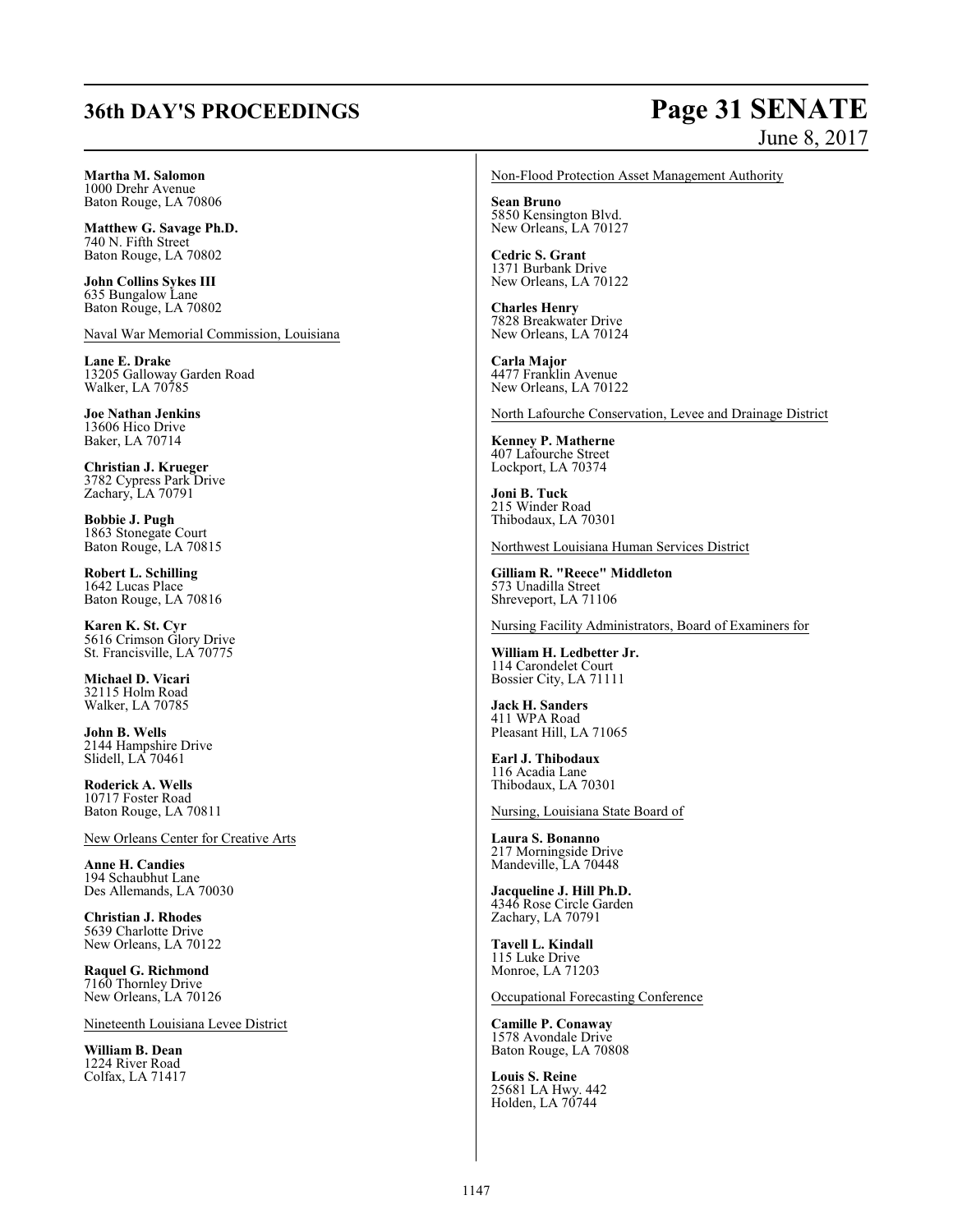**Martha M. Salomon**
1000 Drehr Avenue
Baton Rouge, LA 70806

**Matthew G. Savage Ph.D.**
740 N. Fifth Street
Baton Rouge, LA 70802

**John Collins Sykes III**
635 Bungalow Lane
Baton Rouge, LA 70802

<u>Naval War Memorial Commission, Louisiana</u>

**Lane E. Drake**
13205 Galloway Garden Road
Walker, LA 70785

**Joe Nathan Jenkins**
13606 Hico Drive
Baker, LA 70714

**Christian J. Krueger**
3782 Cypress Park Drive
Zachary, LA 70791

**Bobbie J. Pugh**
1863 Stonegate Court
Baton Rouge, LA 70815

**Robert L. Schilling**
1642 Lucas Place
Baton Rouge, LA 70816

**Karen K. St. Cyr**
5616 Crimson Glory Drive
St. Francisville, LA 70775

**Michael D. Vicari**
32115 Holm Road
Walker, LA 70785

**John B. Wells**
2144 Hampshire Drive
Slidell, LA 70461

**Roderick A. Wells**
10717 Foster Road
Baton Rouge, LA 70811

<u>New Orleans Center for Creative Arts</u>

**Anne H. Candies**
194 Schaubhut Lane
Des Allemands, LA 70030

**Christian J. Rhodes**
5639 Charlotte Drive
New Orleans, LA 70122

**Raquel G. Richmond**
7160 Thornley Drive
New Orleans, LA 70126

<u>Nineteenth Louisiana Levee District</u>

**William B. Dean**
1224 River Road
Colfax, LA 71417

<u>Non-Flood Protection Asset Management Authority</u>

**Sean Bruno**
5850 Kensington Blvd.
New Orleans, LA 70127

**Cedric S. Grant**
1371 Burbank Drive
New Orleans, LA 70122

**Charles Henry**
7828 Breakwater Drive
New Orleans, LA 70124

**Carla Major**
4477 Franklin Avenue
New Orleans, LA 70122

<u>North Lafourche Conservation, Levee and Drainage District</u>

**Kenney P. Matherne**
407 Lafourche Street
Lockport, LA 70374

**Joni B. Tuck**
215 Winder Road
Thibodaux, LA 70301

<u>Northwest Louisiana Human Services District</u>

**Gilliam R. "Reece" Middleton**
573 Unadilla Street
Shreveport, LA 71106

<u>Nursing Facility Administrators, Board of Examiners for</u>

**William H. Ledbetter Jr.**
114 Carondelet Court
Bossier City, LA 71111

**Jack H. Sanders**
411 WPA Road
Pleasant Hill, LA 71065

**Earl J. Thibodaux**
116 Acadia Lane
Thibodaux, LA 70301

<u>Nursing, Louisiana State Board of</u>

**Laura S. Bonanno**
217 Morningside Drive
Mandeville, LA 70448

**Jacqueline J. Hill Ph.D.**
4346 Rose Circle Garden
Zachary, LA 70791

**Tavell L. Kindall**
115 Luke Drive
Monroe, LA 71203

<u>Occupational Forecasting Conference</u>

**Camille P. Conaway**
1578 Avondale Drive
Baton Rouge, LA 70808

**Louis S. Reine**
25681 LA Hwy. 442
Holden, LA 70744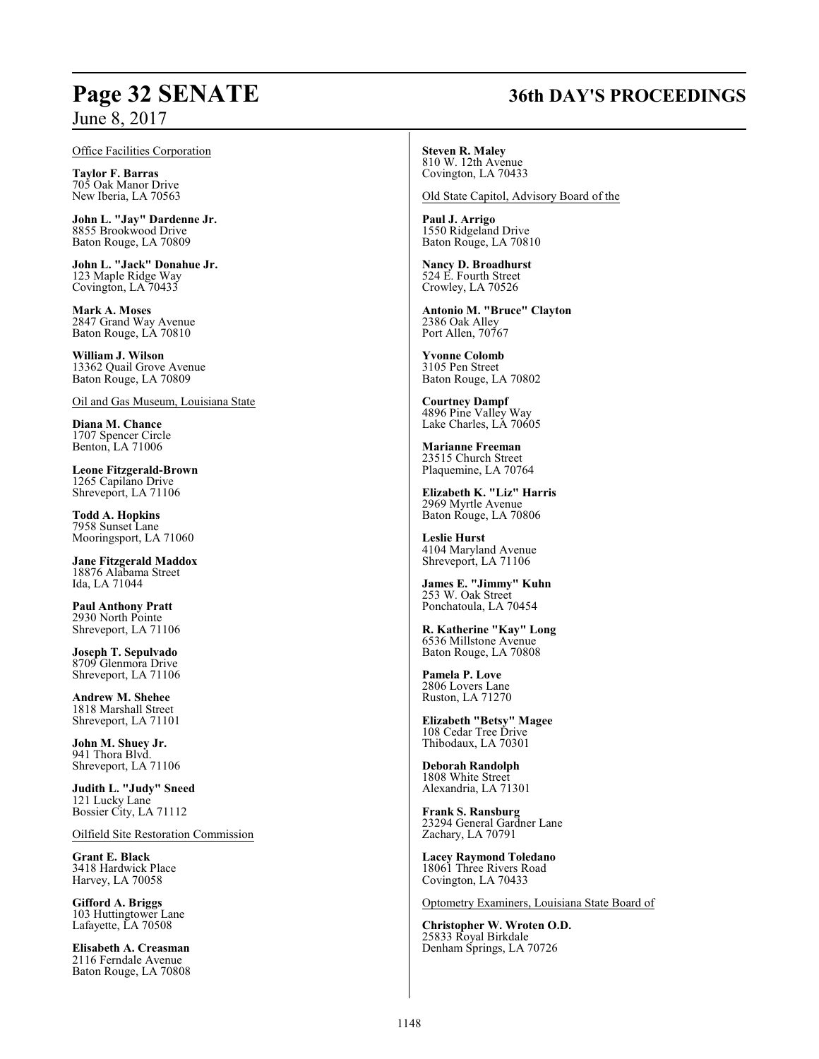Office Facilities Corporation

**Taylor F. Barras**
705 Oak Manor Drive
New Iberia, LA 70563

**John L. "Jay" Dardenne Jr.**
8855 Brookwood Drive
Baton Rouge, LA 70809

**John L. "Jack" Donahue Jr.**
123 Maple Ridge Way
Covington, LA 70433

**Mark A. Moses**
2847 Grand Way Avenue
Baton Rouge, LA 70810

**William J. Wilson**
13362 Quail Grove Avenue
Baton Rouge, LA 70809

Oil and Gas Museum, Louisiana State

**Diana M. Chance**
1707 Spencer Circle
Benton, LA 71006

**Leone Fitzgerald-Brown**
1265 Capilano Drive
Shreveport, LA 71106

**Todd A. Hopkins**
7958 Sunset Lane
Mooringsport, LA 71060

**Jane Fitzgerald Maddox**
18876 Alabama Street
Ida, LA 71044

**Paul Anthony Pratt**
2930 North Pointe
Shreveport, LA 71106

**Joseph T. Sepulvado**
8709 Glenmora Drive
Shreveport, LA 71106

**Andrew M. Shehee**
1818 Marshall Street
Shreveport, LA 71101

**John M. Shuey Jr.**
941 Thora Blvd.
Shreveport, LA 71106

**Judith L. "Judy" Sneed**
121 Lucky Lane
Bossier City, LA 71112

Oilfield Site Restoration Commission

**Grant E. Black**
3418 Hardwick Place
Harvey, LA 70058

**Gifford A. Briggs**
103 Huttingtower Lane
Lafayette, LA 70508

**Elisabeth A. Creasman**
2116 Ferndale Avenue
Baton Rouge, LA 70808

**Steven R. Maley**
810 W. 12th Avenue
Covington, LA 70433

Old State Capitol, Advisory Board of the

**Paul J. Arrigo**
1550 Ridgeland Drive
Baton Rouge, LA 70810

**Nancy D. Broadhurst**
524 E. Fourth Street
Crowley, LA 70526

**Antonio M. "Bruce" Clayton**
2386 Oak Alley
Port Allen, 70767

**Yvonne Colomb**
3105 Pen Street
Baton Rouge, LA 70802

**Courtney Dampf**
4896 Pine Valley Way
Lake Charles, LA 70605

**Marianne Freeman**
23515 Church Street
Plaquemine, LA 70764

**Elizabeth K. "Liz" Harris**
2969 Myrtle Avenue
Baton Rouge, LA 70806

**Leslie Hurst**
4104 Maryland Avenue
Shreveport, LA 71106

**James E. "Jimmy" Kuhn**
253 W. Oak Street
Ponchatoula, LA 70454

**R. Katherine "Kay" Long**
6536 Millstone Avenue
Baton Rouge, LA 70808

**Pamela P. Love**
2806 Lovers Lane
Ruston, LA 71270

**Elizabeth "Betsy" Magee**
108 Cedar Tree Drive
Thibodaux, LA 70301

**Deborah Randolph**
1808 White Street
Alexandria, LA 71301

**Frank S. Ransburg**
23294 General Gardner Lane
Zachary, LA 70791

**Lacey Raymond Toledano**
18061 Three Rivers Road
Covington, LA 70433

Optometry Examiners, Louisiana State Board of

**Christopher W. Wroten O.D.**
25833 Royal Birkdale
Denham Springs, LA 70726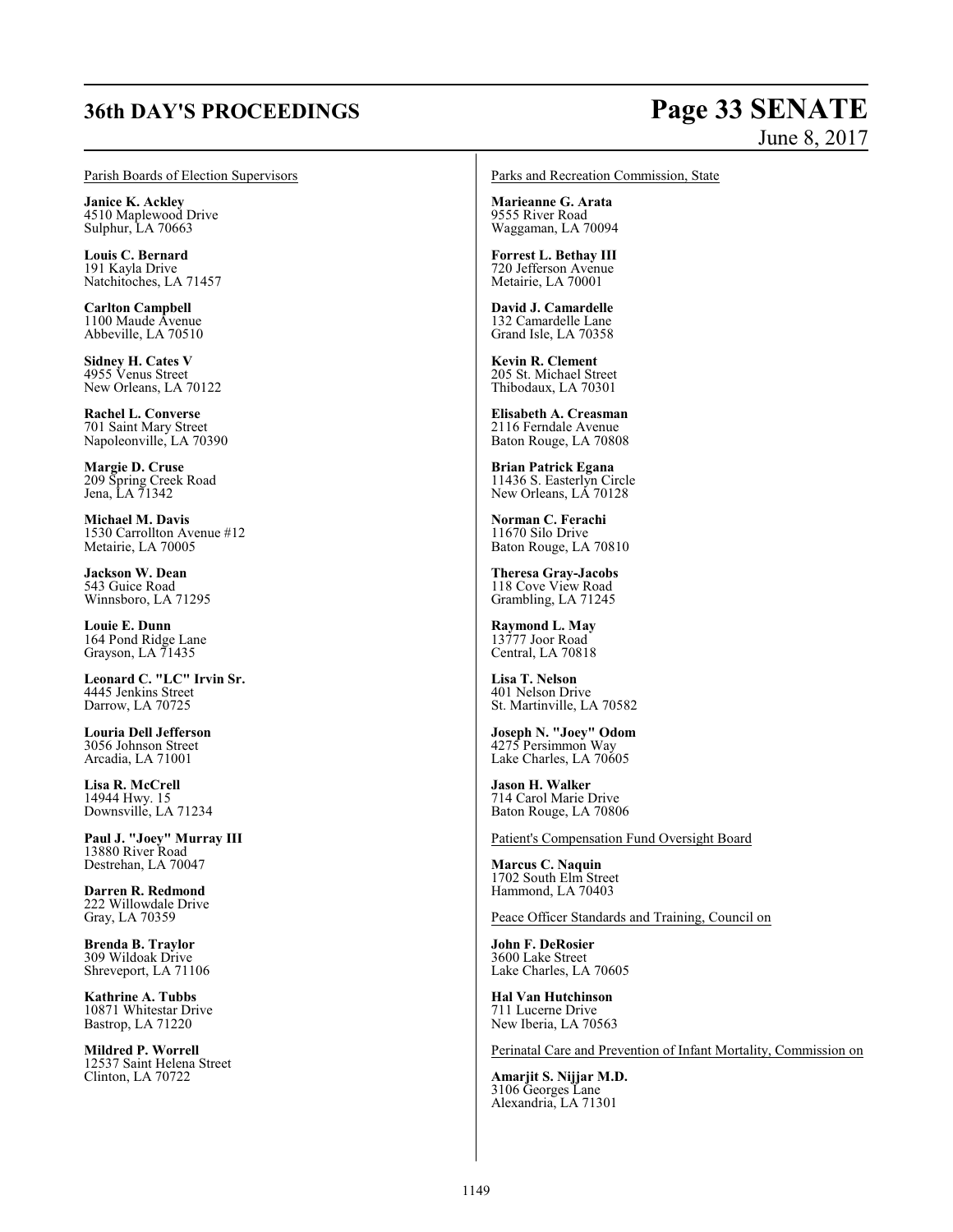Parish Boards of Election Supervisors

**Janice K. Ackley**
4510 Maplewood Drive
Sulphur, LA 70663

**Louis C. Bernard**
191 Kayla Drive
Natchitoches, LA 71457

**Carlton Campbell**
1100 Maude Avenue
Abbeville, LA 70510

**Sidney H. Cates V**
4955 Venus Street
New Orleans, LA 70122

**Rachel L. Converse**
701 Saint Mary Street
Napoleonville, LA 70390

**Margie D. Cruse**
209 Spring Creek Road
Jena, LA 71342

**Michael M. Davis**
1530 Carrollton Avenue #12
Metairie, LA 70005

**Jackson W. Dean**
543 Guice Road
Winnsboro, LA 71295

**Louie E. Dunn**
164 Pond Ridge Lane
Grayson, LA 71435

**Leonard C. "LC" Irvin Sr.**
4445 Jenkins Street
Darrow, LA 70725

**Louria Dell Jefferson**
3056 Johnson Street
Arcadia, LA 71001

**Lisa R. McCrell**
14944 Hwy. 15
Downsville, LA 71234

**Paul J. "Joey" Murray III**
13880 River Road
Destrehan, LA 70047

**Darren R. Redmond**
222 Willowdale Drive
Gray, LA 70359

**Brenda B. Traylor**
309 Wildoak Drive
Shreveport, LA 71106

**Kathrine A. Tubbs**
10871 Whitestar Drive
Bastrop, LA 71220

**Mildred P. Worrell**
12537 Saint Helena Street
Clinton, LA 70722

Parks and Recreation Commission, State

**Marieanne G. Arata**
9555 River Road
Waggaman, LA 70094

**Forrest L. Bethay III**
720 Jefferson Avenue
Metairie, LA 70001

**David J. Camardelle**
132 Camardelle Lane
Grand Isle, LA 70358

**Kevin R. Clement**
205 St. Michael Street
Thibodaux, LA 70301

**Elisabeth A. Creasman**
2116 Ferndale Avenue
Baton Rouge, LA 70808

**Brian Patrick Egana**
11436 S. Easterlyn Circle
New Orleans, LA 70128

**Norman C. Ferachi**
11670 Silo Drive
Baton Rouge, LA 70810

**Theresa Gray-Jacobs**
118 Cove View Road
Grambling, LA 71245

**Raymond L. May**
13777 Joor Road
Central, LA 70818

**Lisa T. Nelson**
401 Nelson Drive
St. Martinville, LA 70582

**Joseph N. "Joey" Odom**
4275 Persimmon Way
Lake Charles, LA 70605

**Jason H. Walker**
714 Carol Marie Drive
Baton Rouge, LA 70806

Patient's Compensation Fund Oversight Board

**Marcus C. Naquin**
1702 South Elm Street
Hammond, LA 70403

Peace Officer Standards and Training, Council on

**John F. DeRosier**
3600 Lake Street
Lake Charles, LA 70605

**Hal Van Hutchinson**
711 Lucerne Drive
New Iberia, LA 70563

Perinatal Care and Prevention of Infant Mortality, Commission on

**Amarjit S. Nijjar M.D.**
3106 Georges Lane
Alexandria, LA 71301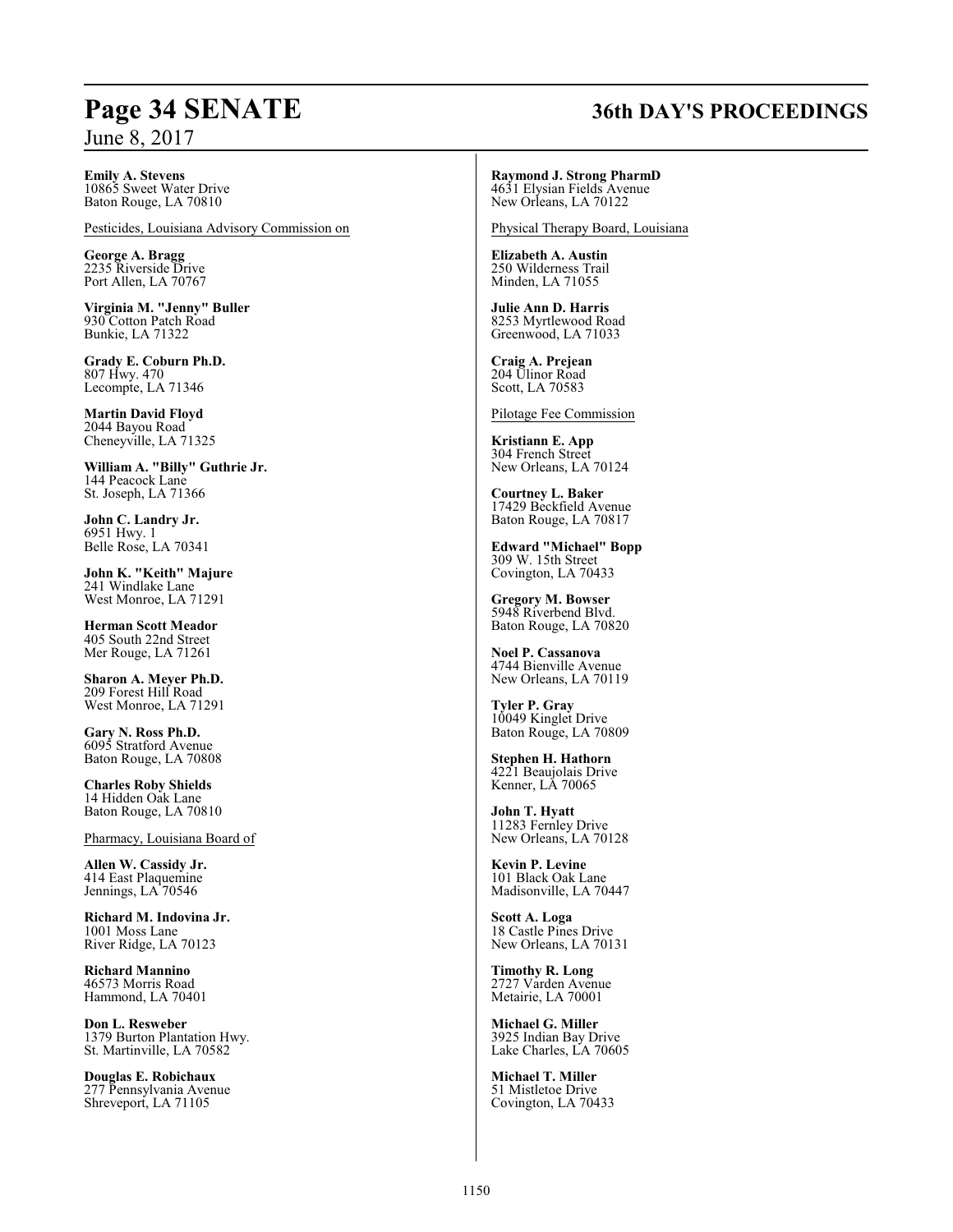**Emily A. Stevens**
10865 Sweet Water Drive
Baton Rouge, LA 70810

Pesticides, Louisiana Advisory Commission on

**George A. Bragg**
2235 Riverside Drive
Port Allen, LA 70767

**Virginia M. "Jenny" Buller**
930 Cotton Patch Road
Bunkie, LA 71322

**Grady E. Coburn Ph.D.**
807 Hwy. 470
Lecompte, LA 71346

**Martin David Floyd**
2044 Bayou Road
Cheneyville, LA 71325

**William A. "Billy" Guthrie Jr.**
144 Peacock Lane
St. Joseph, LA 71366

**John C. Landry Jr.**
6951 Hwy. 1
Belle Rose, LA 70341

**John K. "Keith" Majure**
241 Windlake Lane
West Monroe, LA 71291

**Herman Scott Meador**
405 South 22nd Street
Mer Rouge, LA 71261

**Sharon A. Meyer Ph.D.**
209 Forest Hill Road
West Monroe, LA 71291

**Gary N. Ross Ph.D.**
6095 Stratford Avenue
Baton Rouge, LA 70808

**Charles Roby Shields**
14 Hidden Oak Lane
Baton Rouge, LA 70810

Pharmacy, Louisiana Board of

**Allen W. Cassidy Jr.**
414 East Plaquemine
Jennings, LA 70546

**Richard M. Indovina Jr.**
1001 Moss Lane
River Ridge, LA 70123

**Richard Mannino**
46573 Morris Road
Hammond, LA 70401

**Don L. Resweber**
1379 Burton Plantation Hwy.
St. Martinville, LA 70582

**Douglas E. Robichaux**
277 Pennsylvania Avenue
Shreveport, LA 71105

**Raymond J. Strong PharmD**
4631 Elysian Fields Avenue
New Orleans, LA 70122

Physical Therapy Board, Louisiana

**Elizabeth A. Austin**
250 Wilderness Trail
Minden, LA 71055

**Julie Ann D. Harris**
8253 Myrtlewood Road
Greenwood, LA 71033

**Craig A. Prejean**
204 Ulinor Road
Scott, LA 70583

Pilotage Fee Commission

**Kristiann E. App**
304 French Street
New Orleans, LA 70124

**Courtney L. Baker**
17429 Beckfield Avenue
Baton Rouge, LA 70817

**Edward "Michael" Bopp**
309 W. 15th Street
Covington, LA 70433

**Gregory M. Bowser**
5948 Riverbend Blvd.
Baton Rouge, LA 70820

**Noel P. Cassanova**
4744 Bienville Avenue
New Orleans, LA 70119

**Tyler P. Gray**
10049 Kinglet Drive
Baton Rouge, LA 70809

**Stephen H. Hathorn**
4221 Beaujolais Drive
Kenner, LA 70065

**John T. Hyatt**
11283 Fernley Drive
New Orleans, LA 70128

**Kevin P. Levine**
101 Black Oak Lane
Madisonville, LA 70447

**Scott A. Loga**
18 Castle Pines Drive
New Orleans, LA 70131

**Timothy R. Long**
2727 Varden Avenue
Metairie, LA 70001

**Michael G. Miller**
3925 Indian Bay Drive
Lake Charles, LA 70605

**Michael T. Miller**
51 Mistletoe Drive
Covington, LA 70433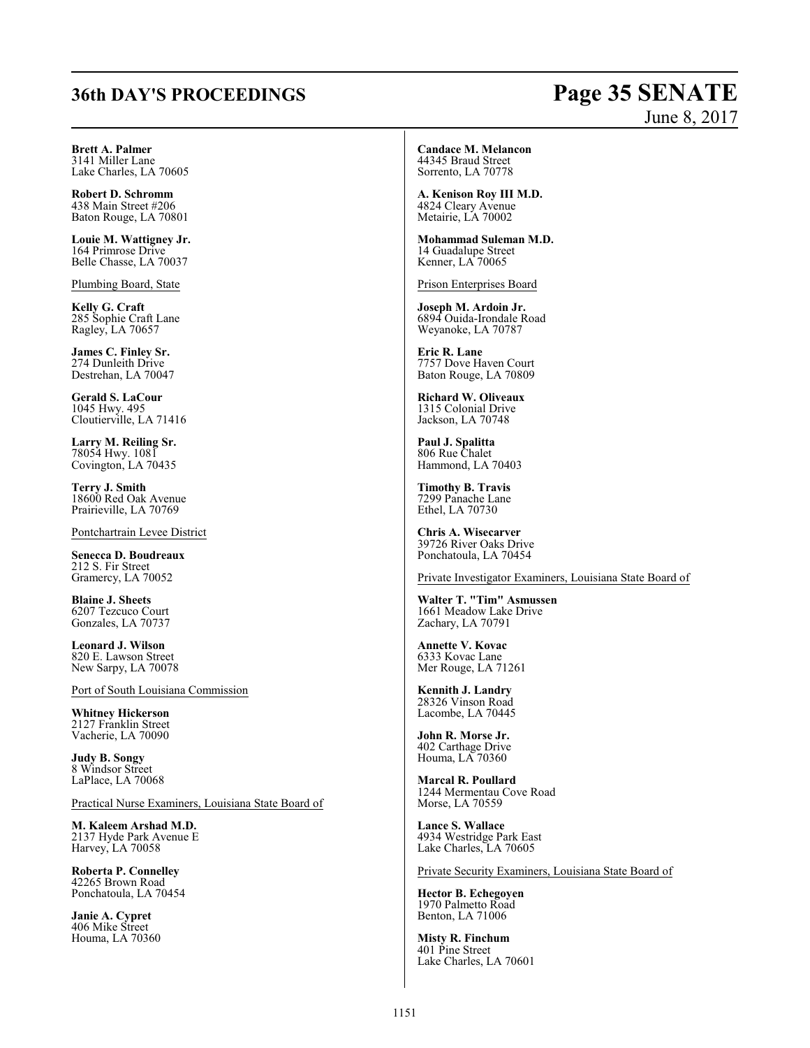**Brett A. Palmer**
3141 Miller Lane
Lake Charles, LA 70605

**Robert D. Schromm**
438 Main Street #206
Baton Rouge, LA 70801

**Louie M. Wattigney Jr.**
164 Primrose Drive
Belle Chasse, LA 70037

Plumbing Board, State

**Kelly G. Craft**
285 Sophie Craft Lane
Ragley, LA 70657

**James C. Finley Sr.**
274 Dunleith Drive
Destrehan, LA 70047

**Gerald S. LaCour**
1045 Hwy. 495
Cloutierville, LA 71416

**Larry M. Reiling Sr.**
78054 Hwy. 1081
Covington, LA 70435

**Terry J. Smith**
18600 Red Oak Avenue
Prairieville, LA 70769

Pontchartrain Levee District

**Senecca D. Boudreaux**
212 S. Fir Street
Gramercy, LA 70052

**Blaine J. Sheets**
6207 Tezcuco Court
Gonzales, LA 70737

**Leonard J. Wilson**
820 E. Lawson Street
New Sarpy, LA 70078

Port of South Louisiana Commission

**Whitney Hickerson**
2127 Franklin Street
Vacherie, LA 70090

**Judy B. Songy**
8 Windsor Street
LaPlace, LA 70068

Practical Nurse Examiners, Louisiana State Board of

**M. Kaleem Arshad M.D.**
2137 Hyde Park Avenue E
Harvey, LA 70058

**Roberta P. Connelley**
42265 Brown Road
Ponchatoula, LA 70454

**Janie A. Cypret**
406 Mike Street
Houma, LA 70360

**Candace M. Melancon**
44345 Braud Street
Sorrento, LA 70778

**A. Kenison Roy III M.D.**
4824 Cleary Avenue
Metairie, LA 70002

**Mohammad Suleman M.D.**
14 Guadalupe Street
Kenner, LA 70065

Prison Enterprises Board

**Joseph M. Ardoin Jr.**
6894 Ouida-Irondale Road
Weyanoke, LA 70787

**Eric R. Lane**
7757 Dove Haven Court
Baton Rouge, LA 70809

**Richard W. Oliveaux**
1315 Colonial Drive
Jackson, LA 70748

**Paul J. Spalitta**
806 Rue Chalet
Hammond, LA 70403

**Timothy B. Travis**
7299 Panache Lane
Ethel, LA 70730

**Chris A. Wisecarver**
39726 River Oaks Drive
Ponchatoula, LA 70454

Private Investigator Examiners, Louisiana State Board of

**Walter T. "Tim" Asmussen**
1661 Meadow Lake Drive
Zachary, LA 70791

**Annette V. Kovac**
6333 Kovac Lane
Mer Rouge, LA 71261

**Kennith J. Landry**
28326 Vinson Road
Lacombe, LA 70445

**John R. Morse Jr.**
402 Carthage Drive
Houma, LA 70360

**Marcal R. Poullard**
1244 Mermentau Cove Road
Morse, LA 70559

**Lance S. Wallace**
4934 Westridge Park East
Lake Charles, LA 70605

Private Security Examiners, Louisiana State Board of

**Hector B. Echegoyen**
1970 Palmetto Road
Benton, LA 71006

**Misty R. Finchum**
401 Pine Street
Lake Charles, LA 70601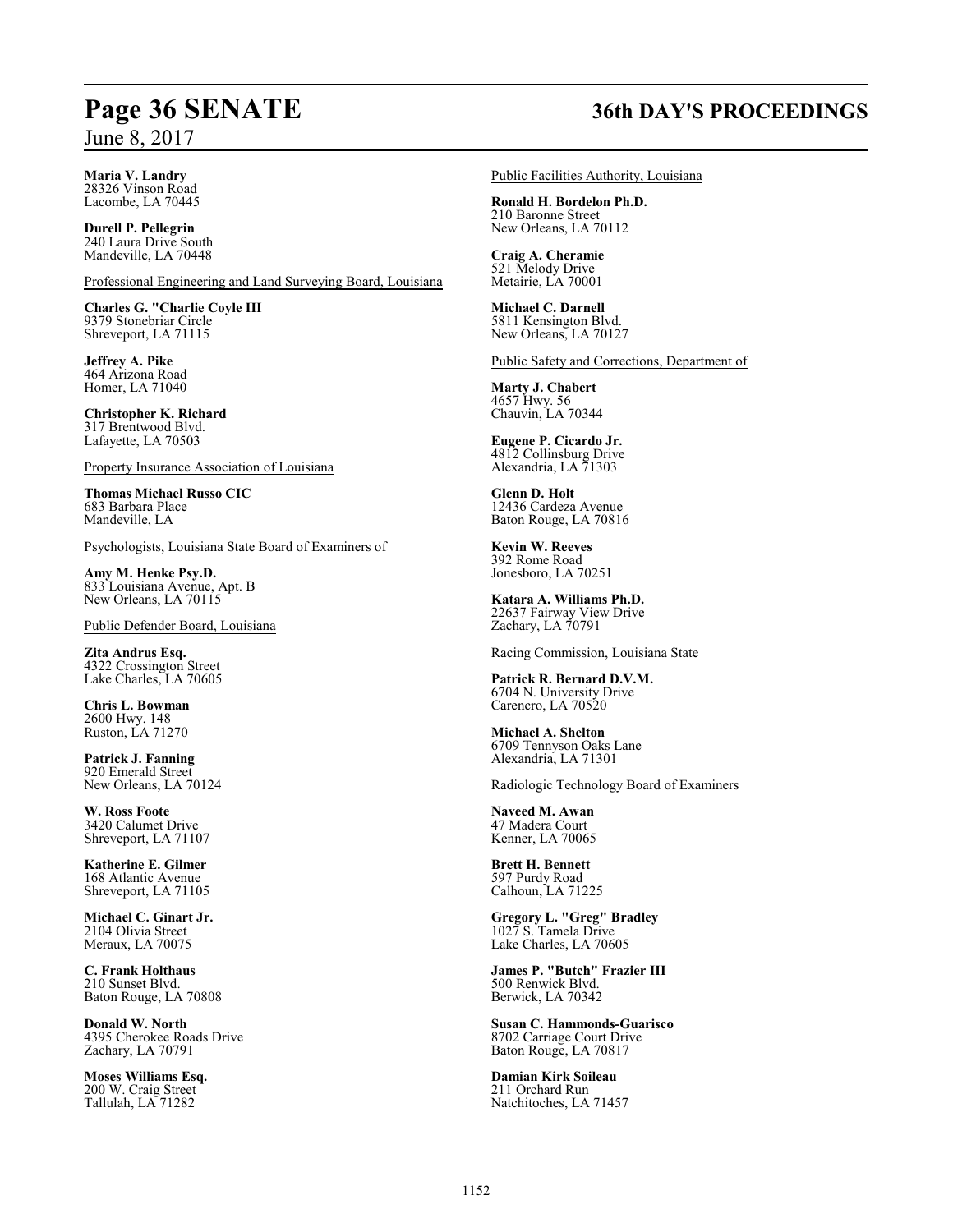**Maria V. Landry**
28326 Vinson Road
Lacombe, LA 70445

**Durell P. Pellegrin**
240 Laura Drive South
Mandeville, LA 70448

Professional Engineering and Land Surveying Board, Louisiana

**Charles G. "Charlie Coyle III**
9379 Stonebriar Circle
Shreveport, LA 71115

**Jeffrey A. Pike**
464 Arizona Road
Homer, LA 71040

**Christopher K. Richard**
317 Brentwood Blvd.
Lafayette, LA 70503

Property Insurance Association of Louisiana

**Thomas Michael Russo CIC**
683 Barbara Place
Mandeville, LA

Psychologists, Louisiana State Board of Examiners of

**Amy M. Henke Psy.D.**
833 Louisiana Avenue, Apt. B
New Orleans, LA 70115

Public Defender Board, Louisiana

**Zita Andrus Esq.**
4322 Crossington Street
Lake Charles, LA 70605

**Chris L. Bowman**
2600 Hwy. 148
Ruston, LA 71270

**Patrick J. Fanning**
920 Emerald Street
New Orleans, LA 70124

**W. Ross Foote**
3420 Calumet Drive
Shreveport, LA 71107

**Katherine E. Gilmer**
168 Atlantic Avenue
Shreveport, LA 71105

**Michael C. Ginart Jr.**
2104 Olivia Street
Meraux, LA 70075

**C. Frank Holthaus**
210 Sunset Blvd.
Baton Rouge, LA 70808

**Donald W. North**
4395 Cherokee Roads Drive
Zachary, LA 70791

**Moses Williams Esq.**
200 W. Craig Street
Tallulah, LA 71282

Public Facilities Authority, Louisiana

**Ronald H. Bordelon Ph.D.**
210 Baronne Street
New Orleans, LA 70112

**Craig A. Cheramie**
521 Melody Drive
Metairie, LA 70001

**Michael C. Darnell**
5811 Kensington Blvd.
New Orleans, LA 70127

Public Safety and Corrections, Department of

**Marty J. Chabert**
4657 Hwy. 56
Chauvin, LA 70344

**Eugene P. Cicardo Jr.**
4812 Collinsburg Drive
Alexandria, LA 71303

**Glenn D. Holt**
12436 Cardeza Avenue
Baton Rouge, LA 70816

**Kevin W. Reeves**
392 Rome Road
Jonesboro, LA 70251

**Katara A. Williams Ph.D.**
22637 Fairway View Drive
Zachary, LA 70791

Racing Commission, Louisiana State

**Patrick R. Bernard D.V.M.**
6704 N. University Drive
Carencro, LA 70520

**Michael A. Shelton**
6709 Tennyson Oaks Lane
Alexandria, LA 71301

Radiologic Technology Board of Examiners

**Naveed M. Awan**
47 Madera Court
Kenner, LA 70065

**Brett H. Bennett**
597 Purdy Road
Calhoun, LA 71225

**Gregory L. "Greg" Bradley**
1027 S. Tamela Drive
Lake Charles, LA 70605

**James P. "Butch" Frazier III**
500 Renwick Blvd.
Berwick, LA 70342

**Susan C. Hammonds-Guarisco**
8702 Carriage Court Drive
Baton Rouge, LA 70817

**Damian Kirk Soileau**
211 Orchard Run
Natchitoches, LA 71457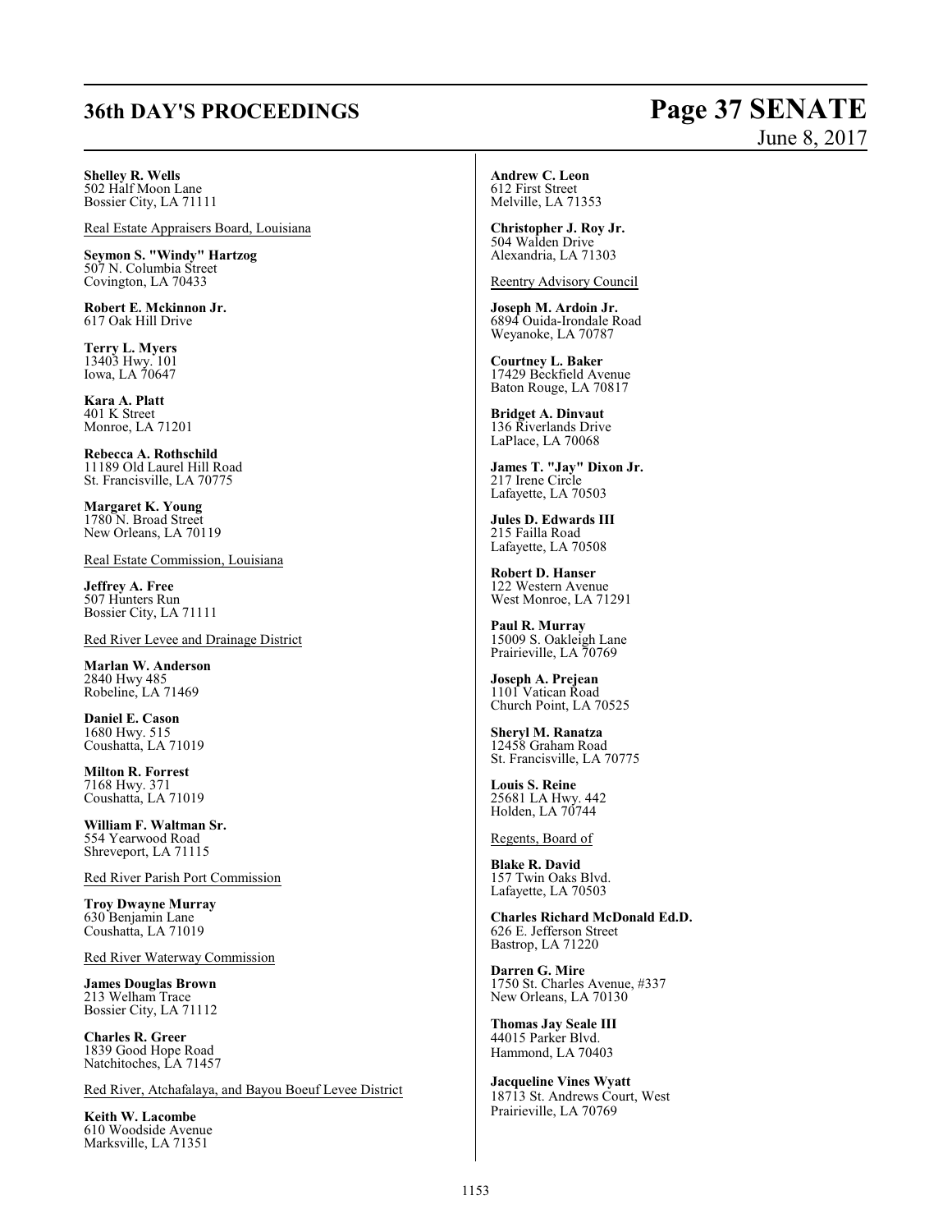**Shelley R. Wells**
502 Half Moon Lane
Bossier City, LA 71111

Real Estate Appraisers Board, Louisiana

**Seymon S. "Windy" Hartzog**
507 N. Columbia Street
Covington, LA 70433

**Robert E. Mckinnon Jr.**
617 Oak Hill Drive

**Terry L. Myers**
13403 Hwy. 101
Iowa, LA 70647

**Kara A. Platt**
401 K Street
Monroe, LA 71201

**Rebecca A. Rothschild**
11189 Old Laurel Hill Road
St. Francisville, LA 70775

**Margaret K. Young**
1780 N. Broad Street
New Orleans, LA 70119

Real Estate Commission, Louisiana

**Jeffrey A. Free**
507 Hunters Run
Bossier City, LA 71111

Red River Levee and Drainage District

**Marlan W. Anderson**
2840 Hwy 485
Robeline, LA 71469

**Daniel E. Cason**
1680 Hwy. 515
Coushatta, LA 71019

**Milton R. Forrest**
7168 Hwy. 371
Coushatta, LA 71019

**William F. Waltman Sr.**
554 Yearwood Road
Shreveport, LA 71115

Red River Parish Port Commission

**Troy Dwayne Murray**
630 Benjamin Lane
Coushatta, LA 71019

Red River Waterway Commission

**James Douglas Brown**
213 Welham Trace
Bossier City, LA 71112

**Charles R. Greer**
1839 Good Hope Road
Natchitoches, LA 71457

Red River, Atchafalaya, and Bayou Boeuf Levee District

**Keith W. Lacombe**
610 Woodside Avenue
Marksville, LA 71351

**Andrew C. Leon**
612 First Street
Melville, LA 71353

**Christopher J. Roy Jr.**
504 Walden Drive
Alexandria, LA 71303

Reentry Advisory Council

**Joseph M. Ardoin Jr.**
6894 Ouida-Irondale Road
Weyanoke, LA 70787

**Courtney L. Baker**
17429 Beckfield Avenue
Baton Rouge, LA 70817

**Bridget A. Dinvaut**
136 Riverlands Drive
LaPlace, LA 70068

**James T. "Jay" Dixon Jr.**
217 Irene Circle
Lafayette, LA 70503

**Jules D. Edwards III**
215 Failla Road
Lafayette, LA 70508

**Robert D. Hanser**
122 Western Avenue
West Monroe, LA 71291

**Paul R. Murray**
15009 S. Oakleigh Lane
Prairieville, LA 70769

**Joseph A. Prejean**
1101 Vatican Road
Church Point, LA 70525

**Sheryl M. Ranatza**
12458 Graham Road
St. Francisville, LA 70775

**Louis S. Reine**
25681 LA Hwy. 442
Holden, LA 70744

Regents, Board of

**Blake R. David**
157 Twin Oaks Blvd.
Lafayette, LA 70503

**Charles Richard McDonald Ed.D.**
626 E. Jefferson Street
Bastrop, LA 71220

**Darren G. Mire**
1750 St. Charles Avenue, #337
New Orleans, LA 70130

**Thomas Jay Seale III**
44015 Parker Blvd.
Hammond, LA 70403

**Jacqueline Vines Wyatt**
18713 St. Andrews Court, West
Prairieville, LA 70769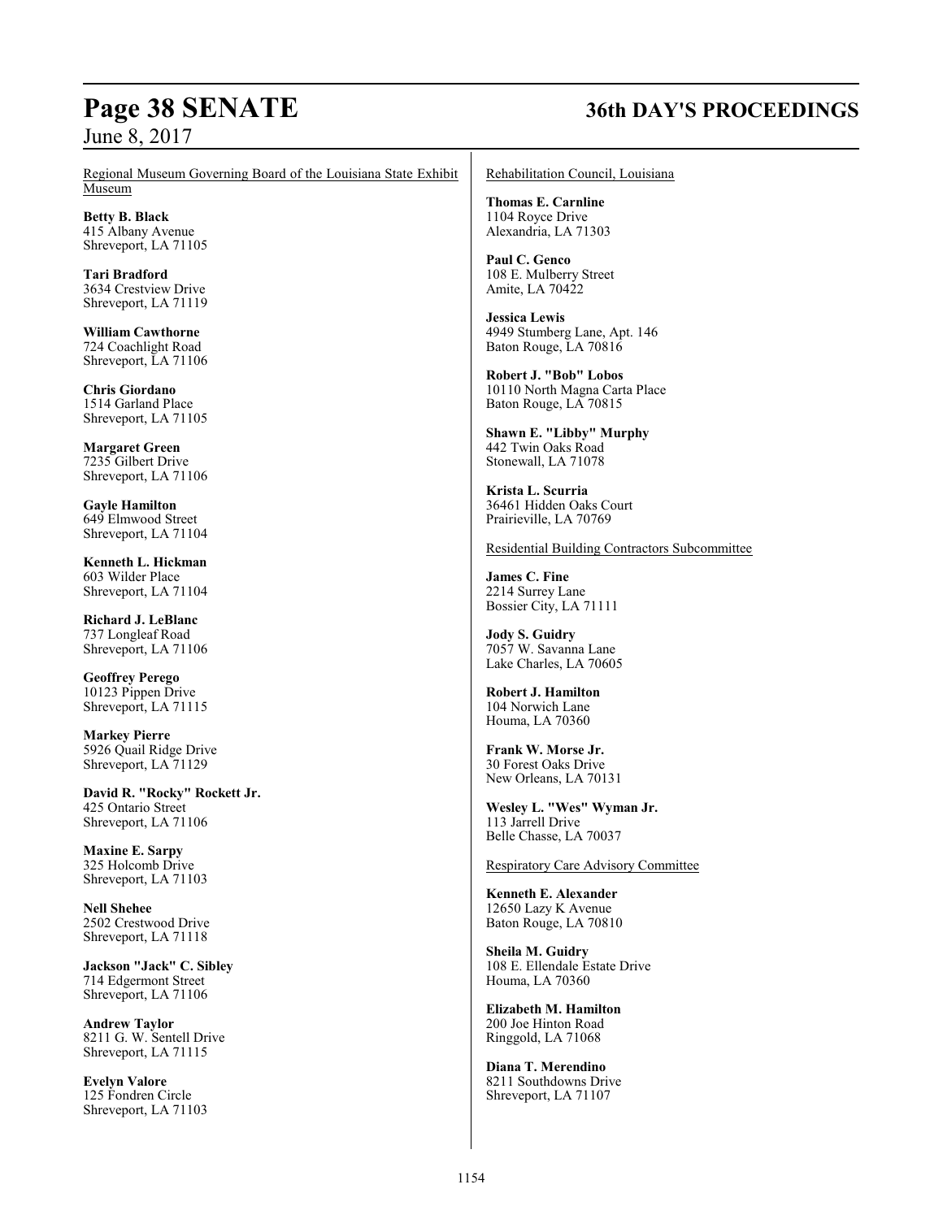Regional Museum Governing Board of the Louisiana State Exhibit Museum

**Betty B. Black**
415 Albany Avenue
Shreveport, LA 71105

**Tari Bradford**
3634 Crestview Drive
Shreveport, LA 71119

**William Cawthorne**
724 Coachlight Road
Shreveport, LA 71106

**Chris Giordano**
1514 Garland Place
Shreveport, LA 71105

**Margaret Green**
7235 Gilbert Drive
Shreveport, LA 71106

**Gayle Hamilton**
649 Elmwood Street
Shreveport, LA 71104

**Kenneth L. Hickman**
603 Wilder Place
Shreveport, LA 71104

**Richard J. LeBlanc**
737 Longleaf Road
Shreveport, LA 71106

**Geoffrey Perego**
10123 Pippen Drive
Shreveport, LA 71115

**Markey Pierre**
5926 Quail Ridge Drive
Shreveport, LA 71129

**David R. "Rocky" Rockett Jr.**
425 Ontario Street
Shreveport, LA 71106

**Maxine E. Sarpy**
325 Holcomb Drive
Shreveport, LA 71103

**Nell Shehee**
2502 Crestwood Drive
Shreveport, LA 71118

**Jackson "Jack" C. Sibley**
714 Edgermont Street
Shreveport, LA 71106

**Andrew Taylor**
8211 G. W. Sentell Drive
Shreveport, LA 71115

**Evelyn Valore**
125 Fondren Circle
Shreveport, LA 71103

Rehabilitation Council, Louisiana

**Thomas E. Carnline**
1104 Royce Drive
Alexandria, LA 71303

**Paul C. Genco**
108 E. Mulberry Street
Amite, LA 70422

**Jessica Lewis**
4949 Stumberg Lane, Apt. 146
Baton Rouge, LA 70816

**Robert J. "Bob" Lobos**
10110 North Magna Carta Place
Baton Rouge, LA 70815

**Shawn E. "Libby" Murphy**
442 Twin Oaks Road
Stonewall, LA 71078

**Krista L. Scurria**
36461 Hidden Oaks Court
Prairieville, LA 70769

Residential Building Contractors Subcommittee

**James C. Fine**
2214 Surrey Lane
Bossier City, LA 71111

**Jody S. Guidry**
7057 W. Savanna Lane
Lake Charles, LA 70605

**Robert J. Hamilton**
104 Norwich Lane
Houma, LA 70360

**Frank W. Morse Jr.**
30 Forest Oaks Drive
New Orleans, LA 70131

**Wesley L. "Wes" Wyman Jr.**
113 Jarrell Drive
Belle Chasse, LA 70037

Respiratory Care Advisory Committee

**Kenneth E. Alexander**
12650 Lazy K Avenue
Baton Rouge, LA 70810

**Sheila M. Guidry**
108 E. Ellendale Estate Drive
Houma, LA 70360

**Elizabeth M. Hamilton**
200 Joe Hinton Road
Ringgold, LA 71068

**Diana T. Merendino**
8211 Southdowns Drive
Shreveport, LA 71107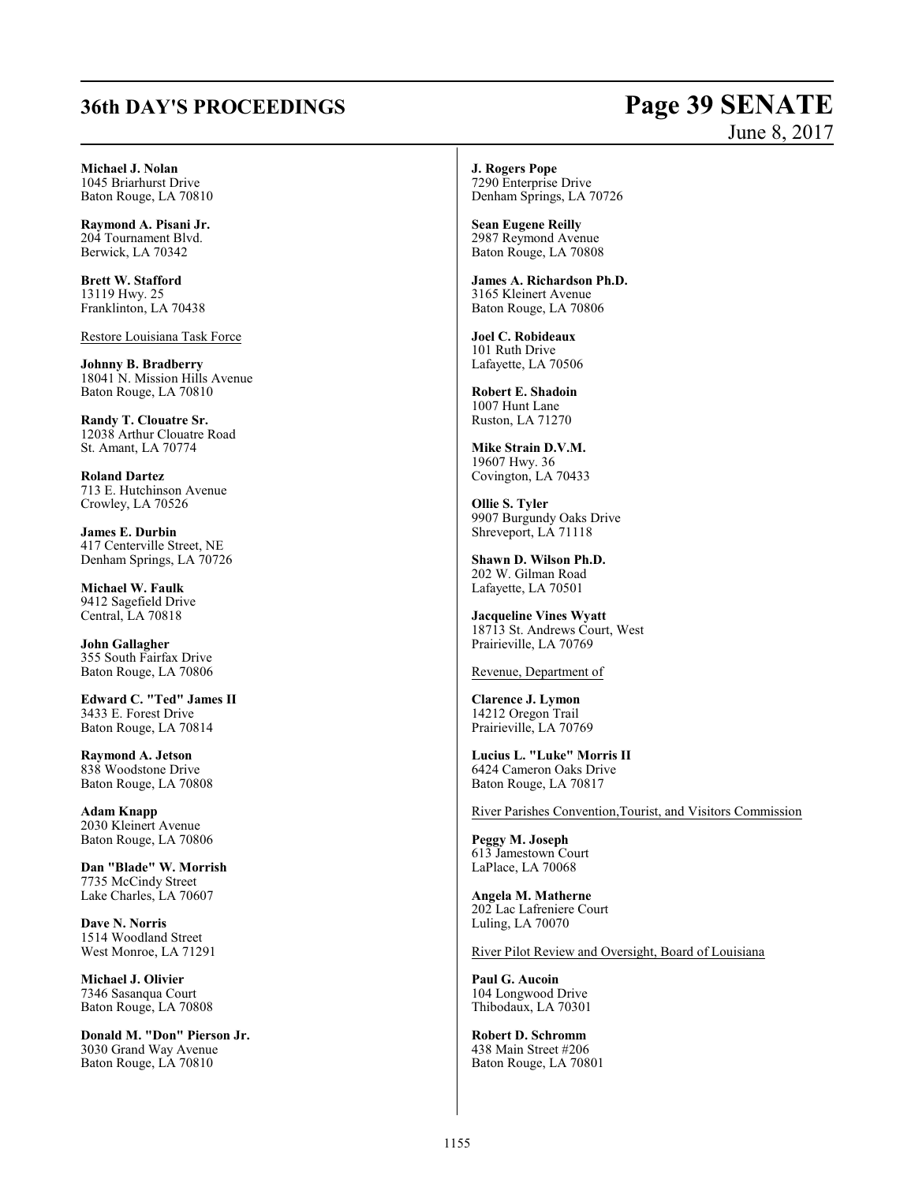**Michael J. Nolan**
1045 Briarhurst Drive
Baton Rouge, LA 70810

**Raymond A. Pisani Jr.**
204 Tournament Blvd.
Berwick, LA 70342

**Brett W. Stafford**
13119 Hwy. 25
Franklinton, LA 70438

Restore Louisiana Task Force

**Johnny B. Bradberry**
18041 N. Mission Hills Avenue
Baton Rouge, LA 70810

**Randy T. Clouatre Sr.**
12038 Arthur Clouatre Road
St. Amant, LA 70774

**Roland Dartez**
713 E. Hutchinson Avenue
Crowley, LA 70526

**James E. Durbin**
417 Centerville Street, NE
Denham Springs, LA 70726

**Michael W. Faulk**
9412 Sagefield Drive
Central, LA 70818

**John Gallagher**
355 South Fairfax Drive
Baton Rouge, LA 70806

**Edward C. "Ted" James II**
3433 E. Forest Drive
Baton Rouge, LA 70814

**Raymond A. Jetson**
838 Woodstone Drive
Baton Rouge, LA 70808

**Adam Knapp**
2030 Kleinert Avenue
Baton Rouge, LA 70806

**Dan "Blade" W. Morrish**
7735 McCindy Street
Lake Charles, LA 70607

**Dave N. Norris**
1514 Woodland Street
West Monroe, LA 71291

**Michael J. Olivier**
7346 Sasanqua Court
Baton Rouge, LA 70808

**Donald M. "Don" Pierson Jr.**
3030 Grand Way Avenue
Baton Rouge, LA 70810

**J. Rogers Pope**
7290 Enterprise Drive
Denham Springs, LA 70726

**Sean Eugene Reilly**
2987 Reymond Avenue
Baton Rouge, LA 70808

**James A. Richardson Ph.D.**
3165 Kleinert Avenue
Baton Rouge, LA 70806

**Joel C. Robideaux**
101 Ruth Drive
Lafayette, LA 70506

**Robert E. Shadoin**
1007 Hunt Lane
Ruston, LA 71270

**Mike Strain D.V.M.**
19607 Hwy. 36
Covington, LA 70433

**Ollie S. Tyler**
9907 Burgundy Oaks Drive
Shreveport, LA 71118

**Shawn D. Wilson Ph.D.**
202 W. Gilman Road
Lafayette, LA 70501

**Jacqueline Vines Wyatt**
18713 St. Andrews Court, West
Prairieville, LA 70769

Revenue, Department of

**Clarence J. Lymon**
14212 Oregon Trail
Prairieville, LA 70769

**Lucius L. "Luke" Morris II**
6424 Cameron Oaks Drive
Baton Rouge, LA 70817

River Parishes Convention,Tourist, and Visitors Commission

**Peggy M. Joseph**
613 Jamestown Court
LaPlace, LA 70068

**Angela M. Matherne**
202 Lac Lafreniere Court
Luling, LA 70070

River Pilot Review and Oversight, Board of Louisiana

**Paul G. Aucoin**
104 Longwood Drive
Thibodaux, LA 70301

**Robert D. Schromm**
438 Main Street #206
Baton Rouge, LA 70801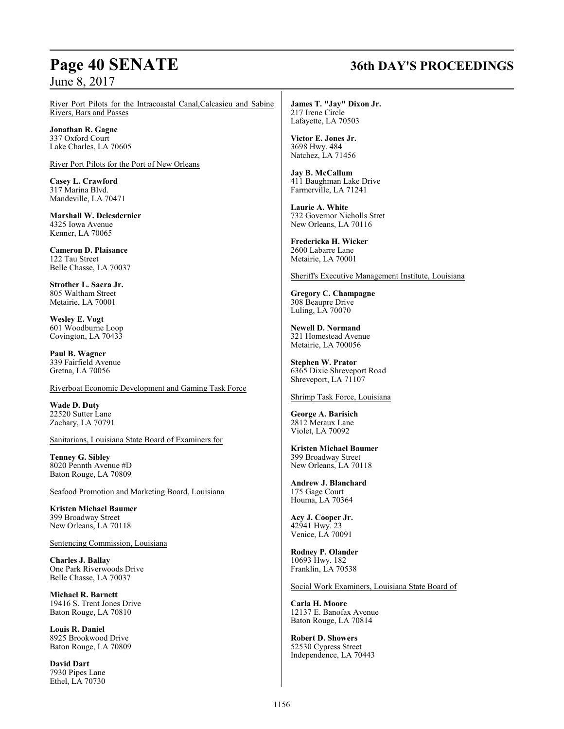River Port Pilots for the Intracoastal Canal,Calcasieu and Sabine Rivers, Bars and Passes

**Jonathan R. Gagne**
337 Oxford Court
Lake Charles, LA 70605

River Port Pilots for the Port of New Orleans

**Casey L. Crawford**
317 Marina Blvd.
Mandeville, LA 70471

**Marshall W. Delesdernier**
4325 Iowa Avenue
Kenner, LA 70065

**Cameron D. Plaisance**
122 Tau Street
Belle Chasse, LA 70037

**Strother L. Sacra Jr.**
805 Waltham Street
Metairie, LA 70001

**Wesley E. Vogt**
601 Woodburne Loop
Covington, LA 70433

**Paul B. Wagner**
339 Fairfield Avenue
Gretna, LA 70056

Riverboat Economic Development and Gaming Task Force

**Wade D. Duty**
22520 Sutter Lane
Zachary, LA 70791

Sanitarians, Louisiana State Board of Examiners for

**Tenney G. Sibley**
8020 Pennth Avenue #D
Baton Rouge, LA 70809

Seafood Promotion and Marketing Board, Louisiana

**Kristen Michael Baumer**
399 Broadway Street
New Orleans, LA 70118

Sentencing Commission, Louisiana

**Charles J. Ballay**
One Park Riverwoods Drive
Belle Chasse, LA 70037

**Michael R. Barnett**
19416 S. Trent Jones Drive
Baton Rouge, LA 70810

**Louis R. Daniel**
8925 Brookwood Drive
Baton Rouge, LA 70809

**David Dart**
7930 Pipes Lane
Ethel, LA 70730

**James T. "Jay" Dixon Jr.**
217 Irene Circle
Lafayette, LA 70503

**Victor E. Jones Jr.**
3698 Hwy. 484
Natchez, LA 71456

**Jay B. McCallum**
411 Baughman Lake Drive
Farmerville, LA 71241

**Laurie A. White**
732 Governor Nicholls Stret
New Orleans, LA 70116

**Fredericka H. Wicker**
2600 Labarre Lane
Metairie, LA 70001

Sheriff's Executive Management Institute, Louisiana

**Gregory C. Champagne**
308 Beaupre Drive
Luling, LA 70070

**Newell D. Normand**
321 Homestead Avenue
Metairie, LA 700056

**Stephen W. Prator**
6365 Dixie Shreveport Road
Shreveport, LA 71107

Shrimp Task Force, Louisiana

**George A. Barisich**
2812 Meraux Lane
Violet, LA 70092

**Kristen Michael Baumer**
399 Broadway Street
New Orleans, LA 70118

**Andrew J. Blanchard**
175 Gage Court
Houma, LA 70364

**Acy J. Cooper Jr.**
42941 Hwy. 23
Venice, LA 70091

**Rodney P. Olander**
10693 Hwy. 182
Franklin, LA 70538

Social Work Examiners, Louisiana State Board of

**Carla H. Moore**
12137 E. Banofax Avenue
Baton Rouge, LA 70814

**Robert D. Showers**
52530 Cypress Street
Independence, LA 70443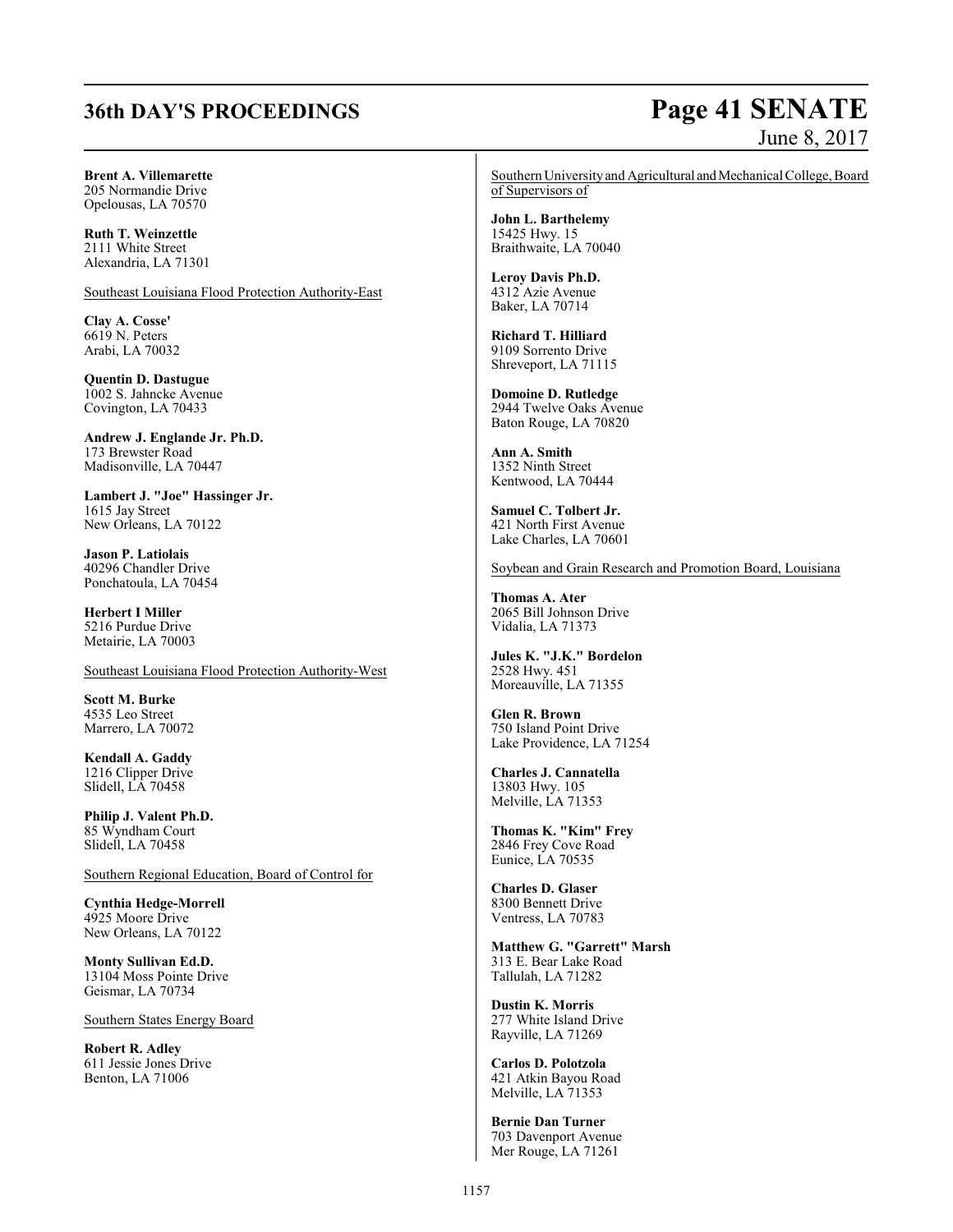**Brent A. Villemarette**
205 Normandie Drive
Opelousas, LA 70570

**Ruth T. Weinzettle**
2111 White Street
Alexandria, LA 71301

Southeast Louisiana Flood Protection Authority-East

**Clay A. Cosse'**
6619 N. Peters
Arabi, LA 70032

**Quentin D. Dastugue**
1002 S. Jahncke Avenue
Covington, LA 70433

**Andrew J. Englande Jr. Ph.D.**
173 Brewster Road
Madisonville, LA 70447

**Lambert J. "Joe" Hassinger Jr.**
1615 Jay Street
New Orleans, LA 70122

**Jason P. Latiolais**
40296 Chandler Drive
Ponchatoula, LA 70454

**Herbert I Miller**
5216 Purdue Drive
Metairie, LA 70003

Southeast Louisiana Flood Protection Authority-West

**Scott M. Burke**
4535 Leo Street
Marrero, LA 70072

**Kendall A. Gaddy**
1216 Clipper Drive
Slidell, LA 70458

**Philip J. Valent Ph.D.**
85 Wyndham Court
Slidell, LA 70458

Southern Regional Education, Board of Control for

**Cynthia Hedge-Morrell**
4925 Moore Drive
New Orleans, LA 70122

**Monty Sullivan Ed.D.**
13104 Moss Pointe Drive
Geismar, LA 70734

Southern States Energy Board

**Robert R. Adley**
611 Jessie Jones Drive
Benton, LA 71006

Southern University and Agricultural and Mechanical College, Board of Supervisors of

**John L. Barthelemy**
15425 Hwy. 15
Braithwaite, LA 70040

**Leroy Davis Ph.D.**
4312 Azie Avenue
Baker, LA 70714

**Richard T. Hilliard**
9109 Sorrento Drive
Shreveport, LA 71115

**Domoine D. Rutledge**
2944 Twelve Oaks Avenue
Baton Rouge, LA 70820

**Ann A. Smith**
1352 Ninth Street
Kentwood, LA 70444

**Samuel C. Tolbert Jr.**
421 North First Avenue
Lake Charles, LA 70601

Soybean and Grain Research and Promotion Board, Louisiana

**Thomas A. Ater**
2065 Bill Johnson Drive
Vidalia, LA 71373

**Jules K. "J.K." Bordelon**
2528 Hwy. 451
Moreauville, LA 71355

**Glen R. Brown**
750 Island Point Drive
Lake Providence, LA 71254

**Charles J. Cannatella**
13803 Hwy. 105
Melville, LA 71353

**Thomas K. "Kim" Frey**
2846 Frey Cove Road
Eunice, LA 70535

**Charles D. Glaser**
8300 Bennett Drive
Ventress, LA 70783

**Matthew G. "Garrett" Marsh**
313 E. Bear Lake Road
Tallulah, LA 71282

**Dustin K. Morris**
277 White Island Drive
Rayville, LA 71269

**Carlos D. Polotzola**
421 Atkin Bayou Road
Melville, LA 71353

**Bernie Dan Turner**
703 Davenport Avenue
Mer Rouge, LA 71261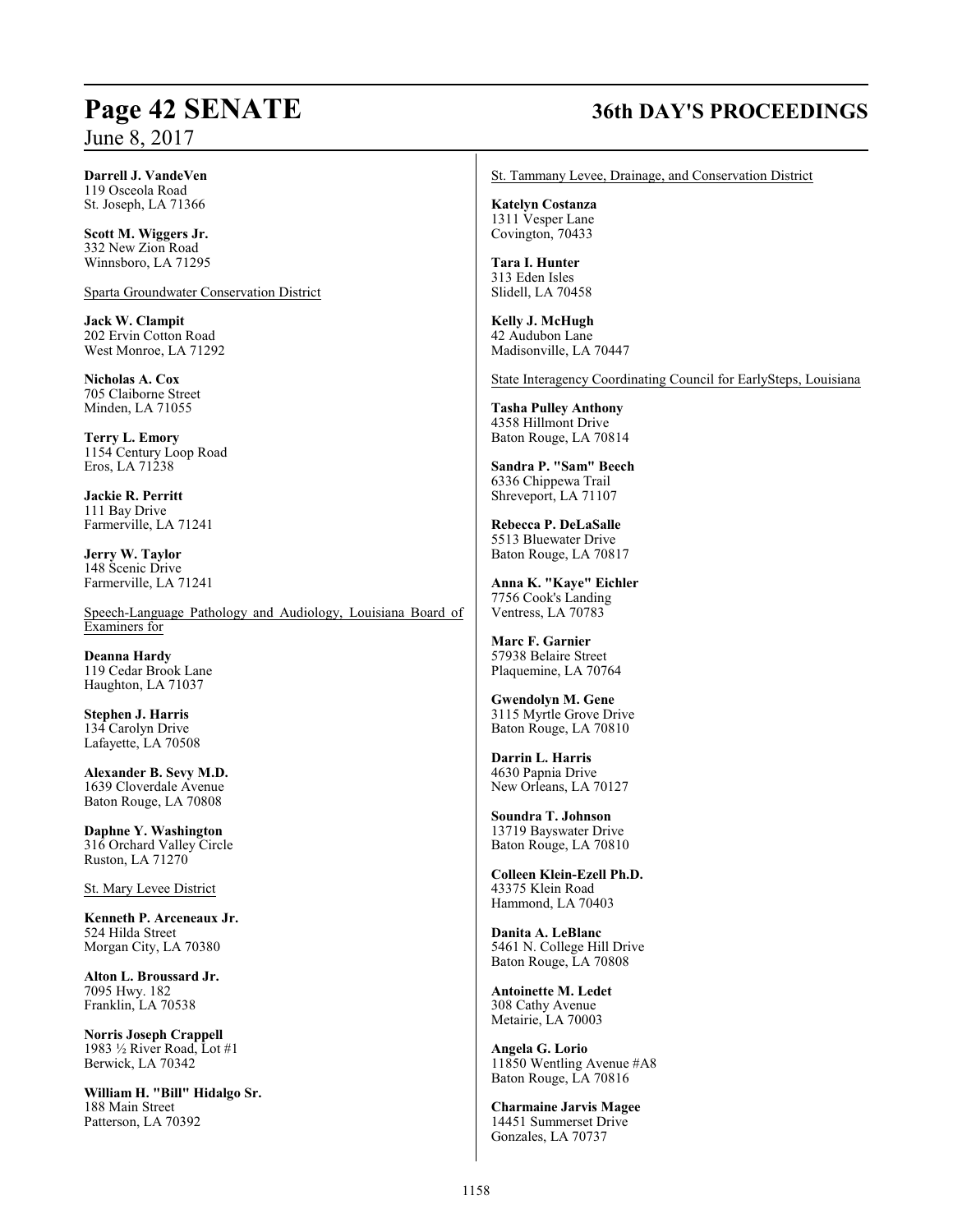**Darrell J. VandeVen**
119 Osceola Road
St. Joseph, LA 71366

**Scott M. Wiggers Jr.**
332 New Zion Road
Winnsboro, LA 71295

Sparta Groundwater Conservation District

**Jack W. Clampit**
202 Ervin Cotton Road
West Monroe, LA 71292

**Nicholas A. Cox**
705 Claiborne Street
Minden, LA 71055

**Terry L. Emory**
1154 Century Loop Road
Eros, LA 71238

**Jackie R. Perritt**
111 Bay Drive
Farmerville, LA 71241

**Jerry W. Taylor**
148 Scenic Drive
Farmerville, LA 71241

Speech-Language Pathology and Audiology, Louisiana Board of Examiners for

**Deanna Hardy**
119 Cedar Brook Lane
Haughton, LA 71037

**Stephen J. Harris**
134 Carolyn Drive
Lafayette, LA 70508

**Alexander B. Sevy M.D.**
1639 Cloverdale Avenue
Baton Rouge, LA 70808

**Daphne Y. Washington**
316 Orchard Valley Circle
Ruston, LA 71270

St. Mary Levee District

**Kenneth P. Arceneaux Jr.**
524 Hilda Street
Morgan City, LA 70380

**Alton L. Broussard Jr.**
7095 Hwy. 182
Franklin, LA 70538

**Norris Joseph Crappell**
1983 ½ River Road, Lot #1
Berwick, LA 70342

**William H. "Bill" Hidalgo Sr.**
188 Main Street
Patterson, LA 70392

St. Tammany Levee, Drainage, and Conservation District

**Katelyn Costanza**
1311 Vesper Lane
Covington, 70433

**Tara I. Hunter**
313 Eden Isles
Slidell, LA 70458

**Kelly J. McHugh**
42 Audubon Lane
Madisonville, LA 70447

State Interagency Coordinating Council for EarlySteps, Louisiana

**Tasha Pulley Anthony**
4358 Hillmont Drive
Baton Rouge, LA 70814

**Sandra P. "Sam" Beech**
6336 Chippewa Trail
Shreveport, LA 71107

**Rebecca P. DeLaSalle**
5513 Bluewater Drive
Baton Rouge, LA 70817

**Anna K. "Kaye" Eichler**
7756 Cook's Landing
Ventress, LA 70783

**Marc F. Garnier**
57938 Belaire Street
Plaquemine, LA 70764

**Gwendolyn M. Gene**
3115 Myrtle Grove Drive
Baton Rouge, LA 70810

**Darrin L. Harris**
4630 Papnia Drive
New Orleans, LA 70127

**Soundra T. Johnson**
13719 Bayswater Drive
Baton Rouge, LA 70810

**Colleen Klein-Ezell Ph.D.**
43375 Klein Road
Hammond, LA 70403

**Danita A. LeBlanc**
5461 N. College Hill Drive
Baton Rouge, LA 70808

**Antoinette M. Ledet**
308 Cathy Avenue
Metairie, LA 70003

**Angela G. Lorio**
11850 Wentling Avenue #A8
Baton Rouge, LA 70816

**Charmaine Jarvis Magee**
14451 Summerset Drive
Gonzales, LA 70737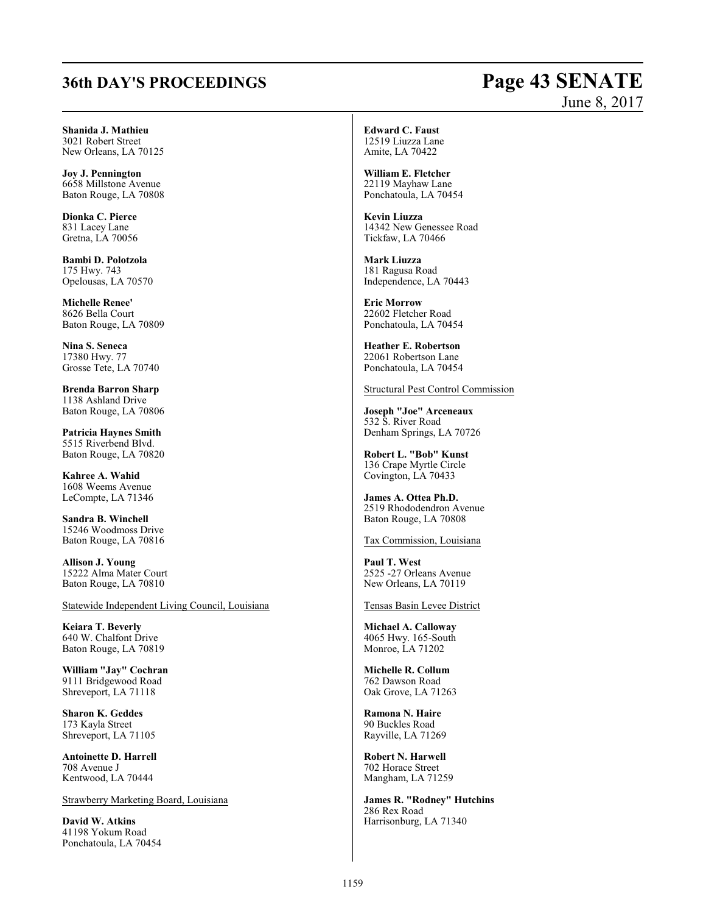**Shanida J. Mathieu**
3021 Robert Street
New Orleans, LA 70125

**Joy J. Pennington**
6658 Millstone Avenue
Baton Rouge, LA 70808

**Dionka C. Pierce**
831 Lacey Lane
Gretna, LA 70056

**Bambi D. Polotzola**
175 Hwy. 743
Opelousas, LA 70570

**Michelle Renee'**
8626 Bella Court
Baton Rouge, LA 70809

**Nina S. Seneca**
17380 Hwy. 77
Grosse Tete, LA 70740

**Brenda Barron Sharp**
1138 Ashland Drive
Baton Rouge, LA 70806

**Patricia Haynes Smith**
5515 Riverbend Blvd.
Baton Rouge, LA 70820

**Kahree A. Wahid**
1608 Weems Avenue
LeCompte, LA 71346

**Sandra B. Winchell**
15246 Woodmoss Drive
Baton Rouge, LA 70816

**Allison J. Young**
15222 Alma Mater Court
Baton Rouge, LA 70810

Statewide Independent Living Council, Louisiana

**Keiara T. Beverly**
640 W. Chalfont Drive
Baton Rouge, LA 70819

**William "Jay" Cochran**
9111 Bridgewood Road
Shreveport, LA 71118

**Sharon K. Geddes**
173 Kayla Street
Shreveport, LA 71105

**Antoinette D. Harrell**
708 Avenue J
Kentwood, LA 70444

Strawberry Marketing Board, Louisiana

**David W. Atkins**
41198 Yokum Road
Ponchatoula, LA 70454

**Edward C. Faust**
12519 Liuzza Lane
Amite, LA 70422

**William E. Fletcher**
22119 Mayhaw Lane
Ponchatoula, LA 70454

**Kevin Liuzza**
14342 New Genessee Road
Tickfaw, LA 70466

**Mark Liuzza**
181 Ragusa Road
Independence, LA 70443

**Eric Morrow**
22602 Fletcher Road
Ponchatoula, LA 70454

**Heather E. Robertson**
22061 Robertson Lane
Ponchatoula, LA 70454

Structural Pest Control Commission

**Joseph "Joe" Arceneaux**
532 S. River Road
Denham Springs, LA 70726

**Robert L. "Bob" Kunst**
136 Crape Myrtle Circle
Covington, LA 70433

**James A. Ottea Ph.D.**
2519 Rhododendron Avenue
Baton Rouge, LA 70808

Tax Commission, Louisiana

**Paul T. West**
2525 -27 Orleans Avenue
New Orleans, LA 70119

Tensas Basin Levee District

**Michael A. Calloway**
4065 Hwy. 165-South
Monroe, LA 71202

**Michelle R. Collum**
762 Dawson Road
Oak Grove, LA 71263

**Ramona N. Haire**
90 Buckles Road
Rayville, LA 71269

**Robert N. Harwell**
702 Horace Street
Mangham, LA 71259

**James R. "Rodney" Hutchins**
286 Rex Road
Harrisonburg, LA 71340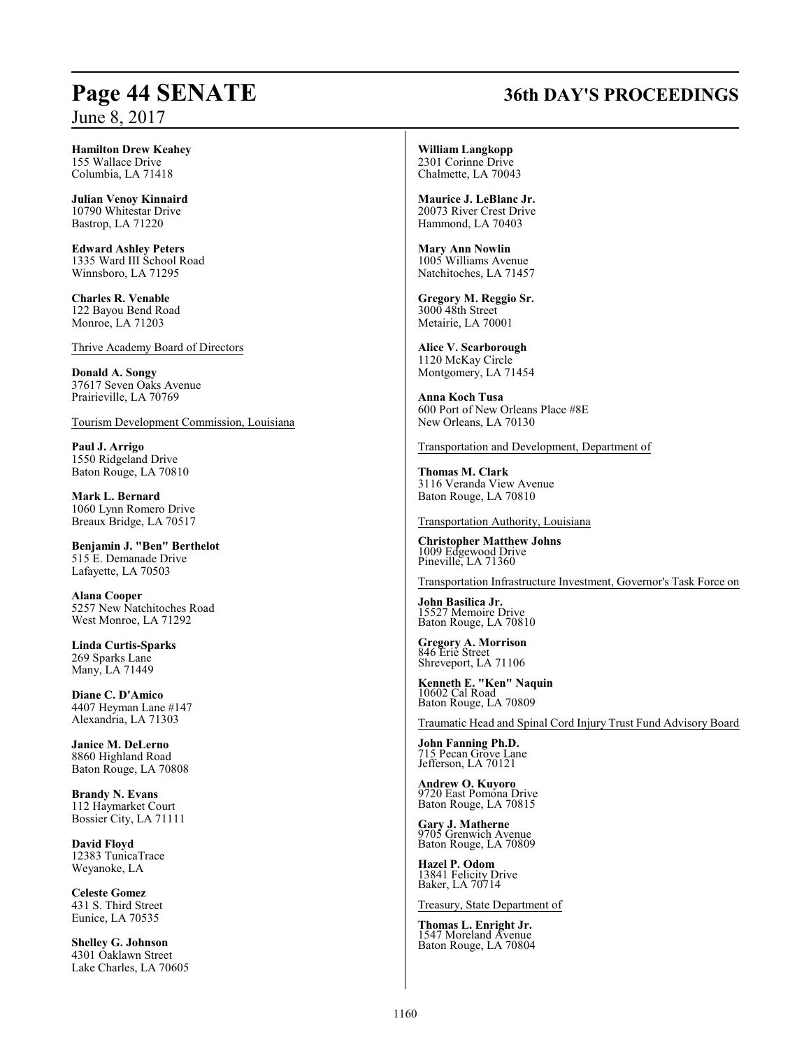**Hamilton Drew Keahey**
155 Wallace Drive
Columbia, LA 71418

**Julian Venoy Kinnaird**
10790 Whitestar Drive
Bastrop, LA 71220

**Edward Ashley Peters**
1335 Ward III School Road
Winnsboro, LA 71295

**Charles R. Venable**
122 Bayou Bend Road
Monroe, LA 71203

Thrive Academy Board of Directors

**Donald A. Songy**
37617 Seven Oaks Avenue
Prairieville, LA 70769

Tourism Development Commission, Louisiana

**Paul J. Arrigo**
1550 Ridgeland Drive
Baton Rouge, LA 70810

**Mark L. Bernard**
1060 Lynn Romero Drive
Breaux Bridge, LA 70517

**Benjamin J. "Ben" Berthelot**
515 E. Demanade Drive
Lafayette, LA 70503

**Alana Cooper**
5257 New Natchitoches Road
West Monroe, LA 71292

**Linda Curtis-Sparks**
269 Sparks Lane
Many, LA 71449

**Diane C. D'Amico**
4407 Heyman Lane #147
Alexandria, LA 71303

**Janice M. DeLerno**
8860 Highland Road
Baton Rouge, LA 70808

**Brandy N. Evans**
112 Haymarket Court
Bossier City, LA 71111

**David Floyd**
12383 TunicaTrace
Weyanoke, LA

**Celeste Gomez**
431 S. Third Street
Eunice, LA 70535

**Shelley G. Johnson**
4301 Oaklawn Street
Lake Charles, LA 70605

**William Langkopp**
2301 Corinne Drive
Chalmette, LA 70043

**Maurice J. LeBlanc Jr.**
20073 River Crest Drive
Hammond, LA 70403

**Mary Ann Nowlin**
1005 Williams Avenue
Natchitoches, LA 71457

**Gregory M. Reggio Sr.**
3000 48th Street
Metairie, LA 70001

**Alice V. Scarborough**
1120 McKay Circle
Montgomery, LA 71454

**Anna Koch Tusa**
600 Port of New Orleans Place #8E
New Orleans, LA 70130

Transportation and Development, Department of

**Thomas M. Clark**
3116 Veranda View Avenue
Baton Rouge, LA 70810

Transportation Authority, Louisiana

**Christopher Matthew Johns**
1009 Edgewood Drive
Pineville, LA 71360

Transportation Infrastructure Investment, Governor's Task Force on

**John Basilica Jr.**
15527 Memoire Drive
Baton Rouge, LA 70810

**Gregory A. Morrison**
846 Erie Street
Shreveport, LA 71106

**Kenneth E. "Ken" Naquin**
10602 Cal Road
Baton Rouge, LA 70809

Traumatic Head and Spinal Cord Injury Trust Fund Advisory Board

**John Fanning Ph.D.**
715 Pecan Grove Lane
Jefferson, LA 70121

**Andrew O. Kuyoro**
9720 East Pomona Drive
Baton Rouge, LA 70815

**Gary J. Matherne**
9705 Grenwich Avenue
Baton Rouge, LA 70809

**Hazel P. Odom**
13841 Felicity Drive
Baker, LA 70714

Treasury, State Department of

**Thomas L. Enright Jr.**
1547 Moreland Avenue
Baton Rouge, LA 70804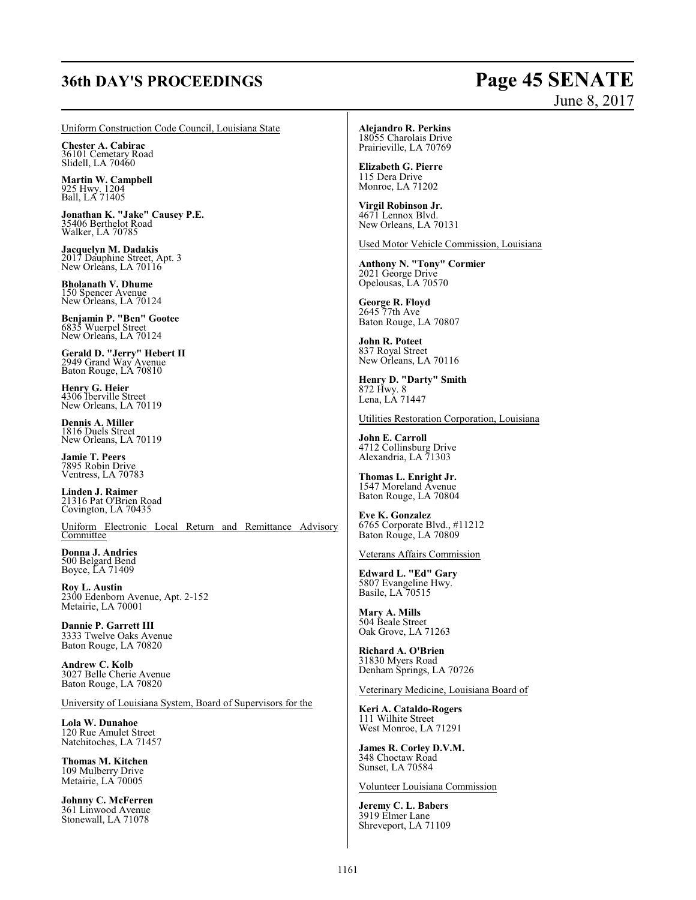Uniform Construction Code Council, Louisiana State

**Chester A. Cabirac**
36101 Cemetary Road
Slidell, LA 70460

**Martin W. Campbell**
925 Hwy. 1204
Ball, LA 71405

**Jonathan K. "Jake" Causey P.E.**
35406 Berthelot Road
Walker, LA 70785

**Jacquelyn M. Dadakis**
2017 Dauphine Street, Apt. 3
New Orleans, LA 70116

**Bholanath V. Dhume**
150 Spencer Avenue
New Orleans, LA 70124

**Benjamin P. "Ben" Gootee**
6835 Wuerpel Street
New Orleans, LA 70124

**Gerald D. "Jerry" Hebert II**
2949 Grand Way Avenue
Baton Rouge, LA 70810

**Henry G. Heier**
4306 Iberville Street
New Orleans, LA 70119

**Dennis A. Miller**
1816 Duels Street
New Orleans, LA 70119

**Jamie T. Peers**
7895 Robin Drive
Ventress, LA 70783

**Linden J. Raimer**
21316 Pat O'Brien Road
Covington, LA 70435

Uniform Electronic Local Return and Remittance Advisory Committee

**Donna J. Andries**
500 Belgard Bend
Boyce, LA 71409

**Roy L. Austin**
2300 Edenborn Avenue, Apt. 2-152
Metairie, LA 70001

**Dannie P. Garrett III**
3333 Twelve Oaks Avenue
Baton Rouge, LA 70820

**Andrew C. Kolb**
3027 Belle Cherie Avenue
Baton Rouge, LA 70820

University of Louisiana System, Board of Supervisors for the

**Lola W. Dunahoe**
120 Rue Amulet Street
Natchitoches, LA 71457

**Thomas M. Kitchen**
109 Mulberry Drive
Metairie, LA 70005

**Johnny C. McFerren**
361 Linwood Avenue
Stonewall, LA 71078

**Alejandro R. Perkins**
18055 Charolais Drive
Prairieville, LA 70769

**Elizabeth G. Pierre**
115 Dera Drive
Monroe, LA 71202

**Virgil Robinson Jr.**
4671 Lennox Blvd.
New Orleans, LA 70131

Used Motor Vehicle Commission, Louisiana

**Anthony N. "Tony" Cormier**
2021 George Drive
Opelousas, LA 70570

**George R. Floyd**
2645 77th Ave
Baton Rouge, LA 70807

**John R. Poteet**
837 Royal Street
New Orleans, LA 70116

**Henry D. "Darty" Smith**
872 Hwy. 8
Lena, LA 71447

Utilities Restoration Corporation, Louisiana

**John E. Carroll**
4712 Collinsburg Drive
Alexandria, LA 71303

**Thomas L. Enright Jr.**
1547 Moreland Avenue
Baton Rouge, LA 70804

**Eve K. Gonzalez**
6765 Corporate Blvd., #11212
Baton Rouge, LA 70809

Veterans Affairs Commission

**Edward L. "Ed" Gary**
5807 Evangeline Hwy.
Basile, LA 70515

**Mary A. Mills**
504 Beale Street
Oak Grove, LA 71263

**Richard A. O'Brien**
31830 Myers Road
Denham Springs, LA 70726

Veterinary Medicine, Louisiana Board of

**Keri A. Cataldo-Rogers**
111 Wilhite Street
West Monroe, LA 71291

**James R. Corley D.V.M.**
348 Choctaw Road
Sunset, LA 70584

Volunteer Louisiana Commission

**Jeremy C. L. Babers**
3919 Elmer Lane
Shreveport, LA 71109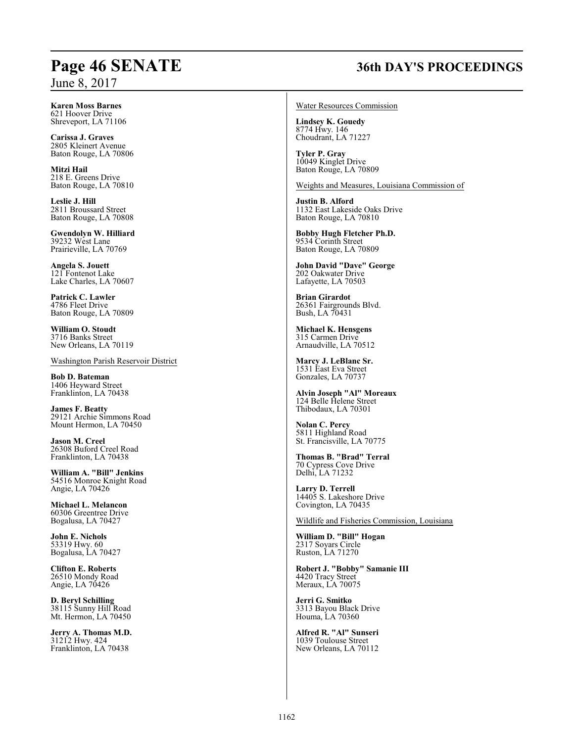**Karen Moss Barnes**
621 Hoover Drive
Shreveport, LA 71106

**Carissa J. Graves**
2805 Kleinert Avenue
Baton Rouge, LA 70806

**Mitzi Hail**
218 E. Greens Drive
Baton Rouge, LA 70810

**Leslie J. Hill**
2811 Broussard Street
Baton Rouge, LA 70808

**Gwendolyn W. Hilliard**
39232 West Lane
Prairieville, LA 70769

**Angela S. Jouett**
121 Fontenot Lake
Lake Charles, LA 70607

**Patrick C. Lawler**
4786 Fleet Drive
Baton Rouge, LA 70809

**William O. Stoudt**
3716 Banks Street
New Orleans, LA 70119

Washington Parish Reservoir District

**Bob D. Bateman**
1406 Heyward Street
Franklinton, LA 70438

**James F. Beatty**
29121 Archie Simmons Road
Mount Hermon, LA 70450

**Jason M. Creel**
26308 Buford Creel Road
Franklinton, LA 70438

**William A. "Bill" Jenkins**
54516 Monroe Knight Road
Angie, LA 70426

**Michael L. Melancon**
60306 Greentree Drive
Bogalusa, LA 70427

**John E. Nichols**
53319 Hwy. 60
Bogalusa, LA 70427

**Clifton E. Roberts**
26510 Mondy Road
Angie, LA 70426

**D. Beryl Schilling**
38115 Sunny Hill Road
Mt. Hermon, LA 70450

**Jerry A. Thomas M.D.**
31212 Hwy. 424
Franklinton, LA 70438

Water Resources Commission

**Lindsey K. Gouedy**
8774 Hwy. 146
Choudrant, LA 71227

**Tyler P. Gray**
10049 Kinglet Drive
Baton Rouge, LA 70809

Weights and Measures, Louisiana Commission of

**Justin B. Alford**
1132 East Lakeside Oaks Drive
Baton Rouge, LA 70810

**Bobby Hugh Fletcher Ph.D.**
9534 Corinth Street
Baton Rouge, LA 70809

**John David "Dave" George**
202 Oakwater Drive
Lafayette, LA 70503

**Brian Girardot**
26361 Fairgrounds Blvd.
Bush, LA 70431

**Michael K. Hensgens**
315 Carmen Drive
Arnaudville, LA 70512

**Marcy J. LeBlanc Sr.**
1531 East Eva Street
Gonzales, LA 70737

**Alvin Joseph "Al" Moreaux**
124 Belle Helene Street
Thibodaux, LA 70301

**Nolan C. Percy**
5811 Highland Road
St. Francisville, LA 70775

**Thomas B. "Brad" Terral**
70 Cypress Cove Drive
Delhi, LA 71232

**Larry D. Terrell**
14405 S. Lakeshore Drive
Covington, LA 70435

Wildlife and Fisheries Commission, Louisiana

**William D. "Bill" Hogan**
2317 Soyars Circle
Ruston, LA 71270

**Robert J. "Bobby" Samanie III**
4420 Tracy Street
Meraux, LA 70075

**Jerri G. Smitko**
3313 Bayou Black Drive
Houma, LA 70360

**Alfred R. "Al" Sunseri**
1039 Toulouse Street
New Orleans, LA 70112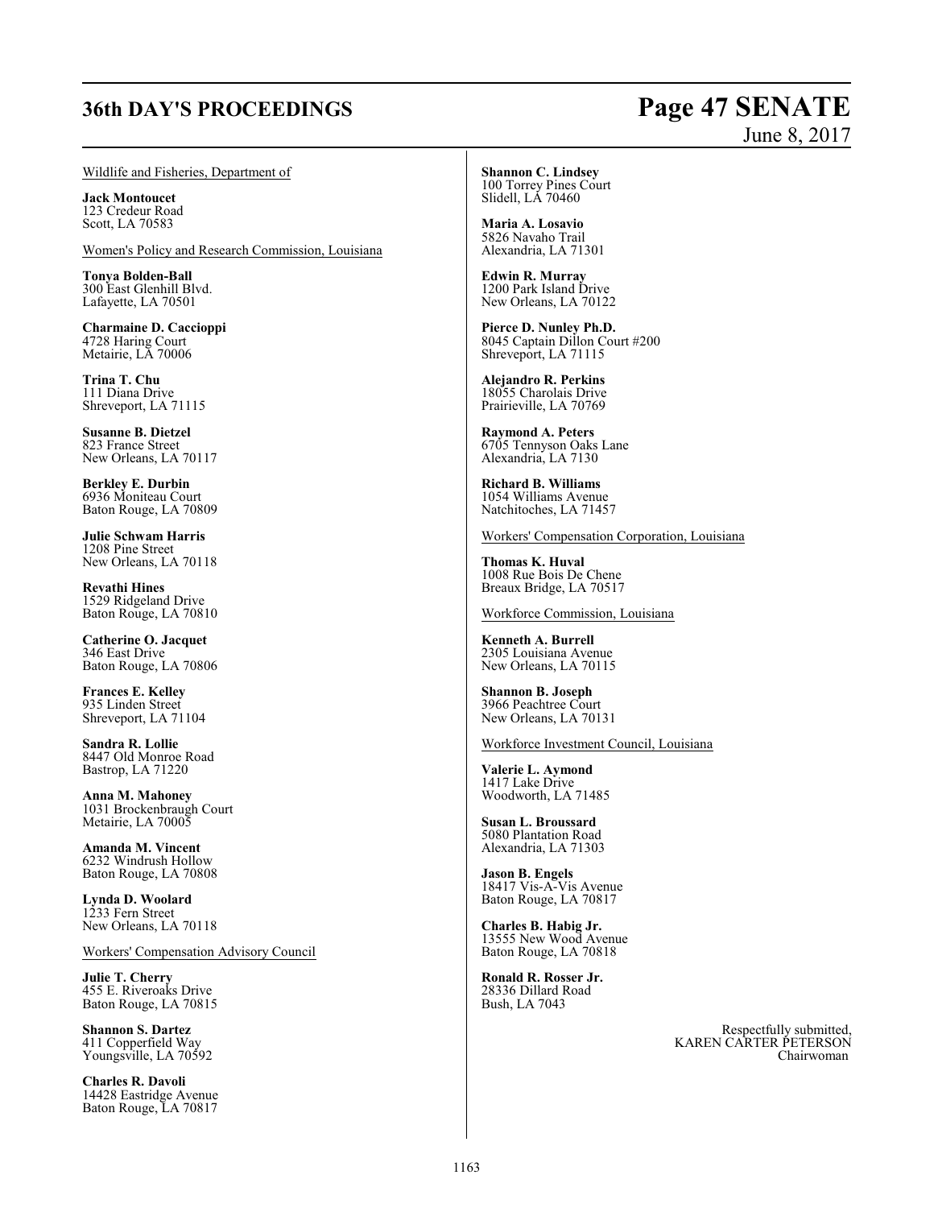Wildlife and Fisheries, Department of

**Jack Montoucet**
123 Credeur Road
Scott, LA 70583

Women's Policy and Research Commission, Louisiana

**Tonya Bolden-Ball**
300 East Glenhill Blvd.
Lafayette, LA 70501

**Charmaine D. Caccioppi**
4728 Haring Court
Metairie, LA 70006

**Trina T. Chu**
111 Diana Drive
Shreveport, LA 71115

**Susanne B. Dietzel**
823 France Street
New Orleans, LA 70117

**Berkley E. Durbin**
6936 Moniteau Court
Baton Rouge, LA 70809

**Julie Schwam Harris**
1208 Pine Street
New Orleans, LA 70118

**Revathi Hines**
1529 Ridgeland Drive
Baton Rouge, LA 70810

**Catherine O. Jacquet**
346 East Drive
Baton Rouge, LA 70806

**Frances E. Kelley**
935 Linden Street
Shreveport, LA 71104

**Sandra R. Lollie**
8447 Old Monroe Road
Bastrop, LA 71220

**Anna M. Mahoney**
1031 Brockenbraugh Court
Metairie, LA 70005

**Amanda M. Vincent**
6232 Windrush Hollow
Baton Rouge, LA 70808

**Lynda D. Woolard**
1233 Fern Street
New Orleans, LA 70118

Workers' Compensation Advisory Council

**Julie T. Cherry**
455 E. Riveroaks Drive
Baton Rouge, LA 70815

**Shannon S. Dartez**
411 Copperfield Way
Youngsville, LA 70592

**Charles R. Davoli**
14428 Eastridge Avenue
Baton Rouge, LA 70817

**Shannon C. Lindsey**
100 Torrey Pines Court
Slidell, LA 70460

**Maria A. Losavio**
5826 Navaho Trail
Alexandria, LA 71301

**Edwin R. Murray**
1200 Park Island Drive
New Orleans, LA 70122

**Pierce D. Nunley Ph.D.**
8045 Captain Dillon Court #200
Shreveport, LA 71115

**Alejandro R. Perkins**
18055 Charolais Drive
Prairieville, LA 70769

**Raymond A. Peters**
6705 Tennyson Oaks Lane
Alexandria, LA 7130

**Richard B. Williams**
1054 Williams Avenue
Natchitoches, LA 71457

Workers' Compensation Corporation, Louisiana

**Thomas K. Huval**
1008 Rue Bois De Chene
Breaux Bridge, LA 70517

Workforce Commission, Louisiana

**Kenneth A. Burrell**
2305 Louisiana Avenue
New Orleans, LA 70115

**Shannon B. Joseph**
3966 Peachtree Court
New Orleans, LA 70131

Workforce Investment Council, Louisiana

**Valerie L. Aymond**
1417 Lake Drive
Woodworth, LA 71485

**Susan L. Broussard**
5080 Plantation Road
Alexandria, LA 71303

**Jason B. Engels**
18417 Vis-A-Vis Avenue
Baton Rouge, LA 70817

**Charles B. Habig Jr.**
13555 New Wood Avenue
Baton Rouge, LA 70818

**Ronald R. Rosser Jr.**
28336 Dillard Road
Bush, LA 7043

Respectfully submitted,
KAREN CARTER PETERSON
Chairwoman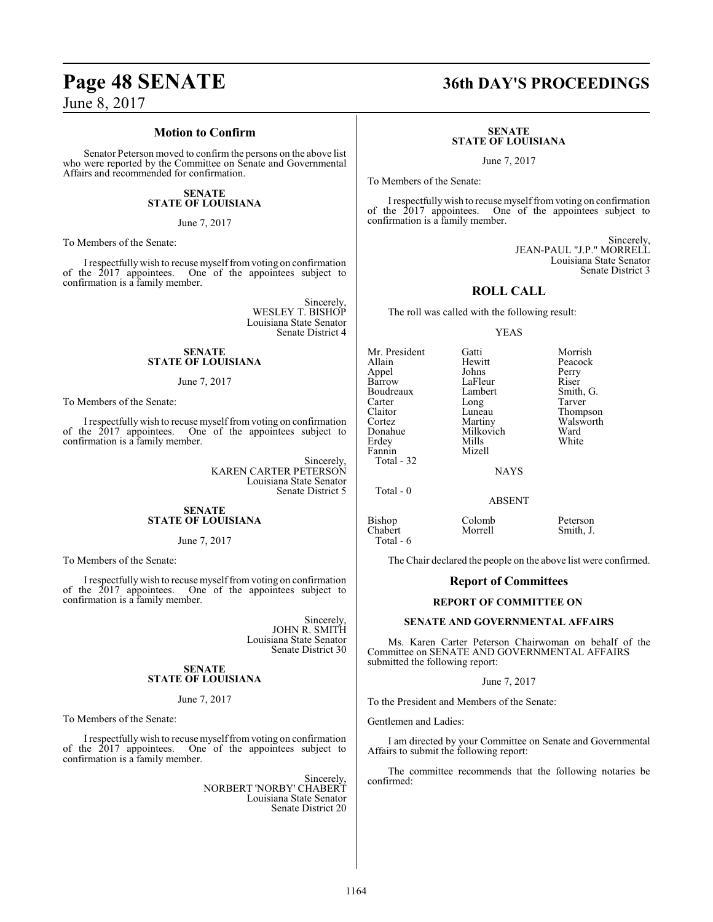## Motion to Confirm

Senator Peterson moved to confirm the persons on the above list who were reported by the Committee on Senate and Governmental Affairs and recommended for confirmation.

**SENATE**
**STATE OF LOUISIANA**

June 7, 2017

To Members of the Senate:

I respectfully wish to recuse myself from voting on confirmation of the 2017 appointees. One of the appointees subject to confirmation is a family member.

Sincerely,
WESLEY T. BISHOP
Louisiana State Senator
Senate District 4

**SENATE**
**STATE OF LOUISIANA**

June 7, 2017

To Members of the Senate:

I respectfully wish to recuse myself from voting on confirmation of the 2017 appointees. One of the appointees subject to confirmation is a family member.

Sincerely,
KAREN CARTER PETERSON
Louisiana State Senator
Senate District 5

**SENATE**
**STATE OF LOUISIANA**

June 7, 2017

To Members of the Senate:

I respectfully wish to recuse myself from voting on confirmation of the 2017 appointees. One of the appointees subject to confirmation is a family member.

Sincerely,
JOHN R. SMITH
Louisiana State Senator
Senate District 30

**SENATE**
**STATE OF LOUISIANA**

June 7, 2017

To Members of the Senate:

I respectfully wish to recuse myself from voting on confirmation of the 2017 appointees. One of the appointees subject to confirmation is a family member.

Sincerely,
NORBERT 'NORBY' CHABERT
Louisiana State Senator
Senate District 20

**SENATE**
**STATE OF LOUISIANA**

June 7, 2017

To Members of the Senate:

I respectfully wish to recuse myself from voting on confirmation of the 2017 appointees. One of the appointees subject to confirmation is a family member.

Sincerely,
JEAN-PAUL "J.P." MORRELL
Louisiana State Senator
Senate District 3

## ROLL CALL

The roll was called with the following result:

YEAS

| | | |
|---|---|---|
| Mr. President | Gatti | Morrish |
| Allain | Hewitt | Peacock |
| Appel | Johns | Perry |
| Barrow | LaFleur | Riser |
| Boudreaux | Lambert | Smith, G. |
| Carter | Long | Tarver |
| Claitor | Luneau | Thompson |
| Cortez | Martiny | Walsworth |
| Donahue | Milkovich | Ward |
| Erdey | Mills | White |
| Fannin | Mizell | |

Total - 32

NAYS

Total - 0

ABSENT

| | | |
|---|---|---|
| Bishop | Colomb | Peterson |
| Chabert | Morrell | Smith, J. |

Total - 6

The Chair declared the people on the above list were confirmed.

## Report of Committees

**REPORT OF COMMITTEE ON**

**SENATE AND GOVERNMENTAL AFFAIRS**

Ms. Karen Carter Peterson Chairwoman on behalf of the Committee on SENATE AND GOVERNMENTAL AFFAIRS submitted the following report:

June 7, 2017

To the President and Members of the Senate:

Gentlemen and Ladies:

I am directed by your Committee on Senate and Governmental Affairs to submit the following report:

The committee recommends that the following notaries be confirmed: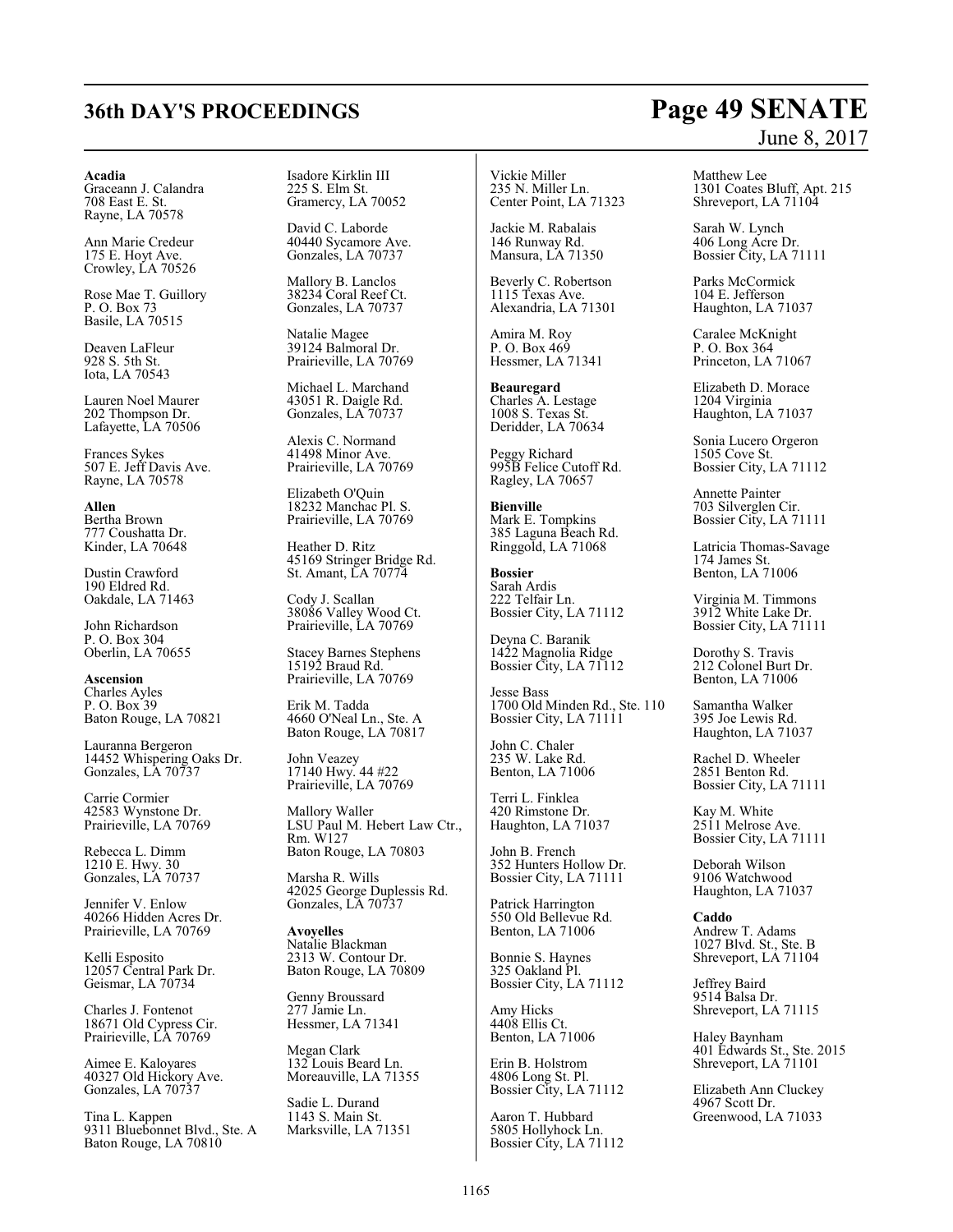**Acadia**
Graceann J. Calandra
708 East E. St.
Rayne, LA 70578

Ann Marie Credeur
175 E. Hoyt Ave.
Crowley, LA 70526

Rose Mae T. Guillory
P. O. Box 73
Basile, LA 70515

Deaven LaFleur
928 S. 5th St.
Iota, LA 70543

Lauren Noel Maurer
202 Thompson Dr.
Lafayette, LA 70506

Frances Sykes
507 E. Jeff Davis Ave.
Rayne, LA 70578

**Allen**
Bertha Brown
777 Coushatta Dr.
Kinder, LA 70648

Dustin Crawford
190 Eldred Rd.
Oakdale, LA 71463

John Richardson
P. O. Box 304
Oberlin, LA 70655

**Ascension**
Charles Ayles
P. O. Box 39
Baton Rouge, LA 70821

Lauranna Bergeron
14452 Whispering Oaks Dr.
Gonzales, LA 70737

Carrie Cormier
42583 Wynstone Dr.
Prairieville, LA 70769

Rebecca L. Dimm
1210 E. Hwy. 30
Gonzales, LA 70737

Jennifer V. Enlow
40266 Hidden Acres Dr.
Prairieville, LA 70769

Kelli Esposito
12057 Central Park Dr.
Geismar, LA 70734

Charles J. Fontenot
18671 Old Cypress Cir.
Prairieville, LA 70769

Aimee E. Kaloyares
40327 Old Hickory Ave.
Gonzales, LA 70737

Tina L. Kappen
9311 Bluebonnet Blvd., Ste. A
Baton Rouge, LA 70810

Isadore Kirklin III
225 S. Elm St.
Gramercy, LA 70052

David C. Laborde
40440 Sycamore Ave.
Gonzales, LA 70737

Mallory B. Lanclos
38234 Coral Reef Ct.
Gonzales, LA 70737

Natalie Magee
39124 Balmoral Dr.
Prairieville, LA 70769

Michael L. Marchand
43051 R. Daigle Rd.
Gonzales, LA 70737

Alexis C. Normand
41498 Minor Ave.
Prairieville, LA 70769

Elizabeth O'Quin
18232 Manchac Pl. S.
Prairieville, LA 70769

Heather D. Ritz
45169 Stringer Bridge Rd.
St. Amant, LA 70774

Cody J. Scallan
38086 Valley Wood Ct.
Prairieville, LA 70769

Stacey Barnes Stephens
15192 Braud Rd.
Prairieville, LA 70769

Erik M. Tadda
4660 O'Neal Ln., Ste. A
Baton Rouge, LA 70817

John Veazey
17140 Hwy. 44 #22
Prairieville, LA 70769

Mallory Waller
LSU Paul M. Hebert Law Ctr., Rm. W127
Baton Rouge, LA 70803

Marsha R. Wills
42025 George Duplessis Rd.
Gonzales, LA 70737

**Avoyelles**
Natalie Blackman
2313 W. Contour Dr.
Baton Rouge, LA 70809

Genny Broussard
277 Jamie Ln.
Hessmer, LA 71341

Megan Clark
132 Louis Beard Ln.
Moreauville, LA 71355

Sadie L. Durand
1143 S. Main St.
Marksville, LA 71351

Vickie Miller
235 N. Miller Ln.
Center Point, LA 71323

Jackie M. Rabalais
146 Runway Rd.
Mansura, LA 71350

Beverly C. Robertson
1115 Texas Ave.
Alexandria, LA 71301

Amira M. Roy
P. O. Box 469
Hessmer, LA 71341

**Beauregard**
Charles A. Lestage
1008 S. Texas St.
Deridder, LA 70634

Peggy Richard
995B Felice Cutoff Rd.
Ragley, LA 70657

**Bienville**
Mark E. Tompkins
385 Laguna Beach Rd.
Ringgold, LA 71068

**Bossier**
Sarah Ardis
222 Telfair Ln.
Bossier City, LA 71112

Deyna C. Baranik
1422 Magnolia Ridge
Bossier City, LA 71112

Jesse Bass
1700 Old Minden Rd., Ste. 110
Bossier City, LA 71111

John C. Chaler
235 W. Lake Rd.
Benton, LA 71006

Terri L. Finklea
420 Rimstone Dr.
Haughton, LA 71037

John B. French
352 Hunters Hollow Dr.
Bossier City, LA 71111

Patrick Harrington
550 Old Bellevue Rd.
Benton, LA 71006

Bonnie S. Haynes
325 Oakland Pl.
Bossier City, LA 71112

Amy Hicks
4408 Ellis Ct.
Benton, LA 71006

Erin B. Holstrom
4806 Long St. Pl.
Bossier City, LA 71112

Aaron T. Hubbard
5805 Hollyhock Ln.
Bossier City, LA 71112

Matthew Lee
1301 Coates Bluff, Apt. 215
Shreveport, LA 71104

Sarah W. Lynch
406 Long Acre Dr.
Bossier City, LA 71111

Parks McCormick
104 E. Jefferson
Haughton, LA 71037

Caralee McKnight
P. O. Box 364
Princeton, LA 71067

Elizabeth D. Morace
1204 Virginia
Haughton, LA 71037

Sonia Lucero Orgeron
1505 Cove St.
Bossier City, LA 71112

Annette Painter
703 Silverglen Cir.
Bossier City, LA 71111

Latricia Thomas-Savage
174 James St.
Benton, LA 71006

Virginia M. Timmons
3912 White Lake Dr.
Bossier City, LA 71111

Dorothy S. Travis
212 Colonel Burt Dr.
Benton, LA 71006

Samantha Walker
395 Joe Lewis Rd.
Haughton, LA 71037

Rachel D. Wheeler
2851 Benton Rd.
Bossier City, LA 71111

Kay M. White
2511 Melrose Ave.
Bossier City, LA 71111

Deborah Wilson
9106 Watchwood
Haughton, LA 71037

**Caddo**
Andrew T. Adams
1027 Blvd. St., Ste. B
Shreveport, LA 71104

Jeffrey Baird
9514 Balsa Dr.
Shreveport, LA 71115

Haley Baynham
401 Edwards St., Ste. 2015
Shreveport, LA 71101

Elizabeth Ann Cluckey
4967 Scott Dr.
Greenwood, LA 71033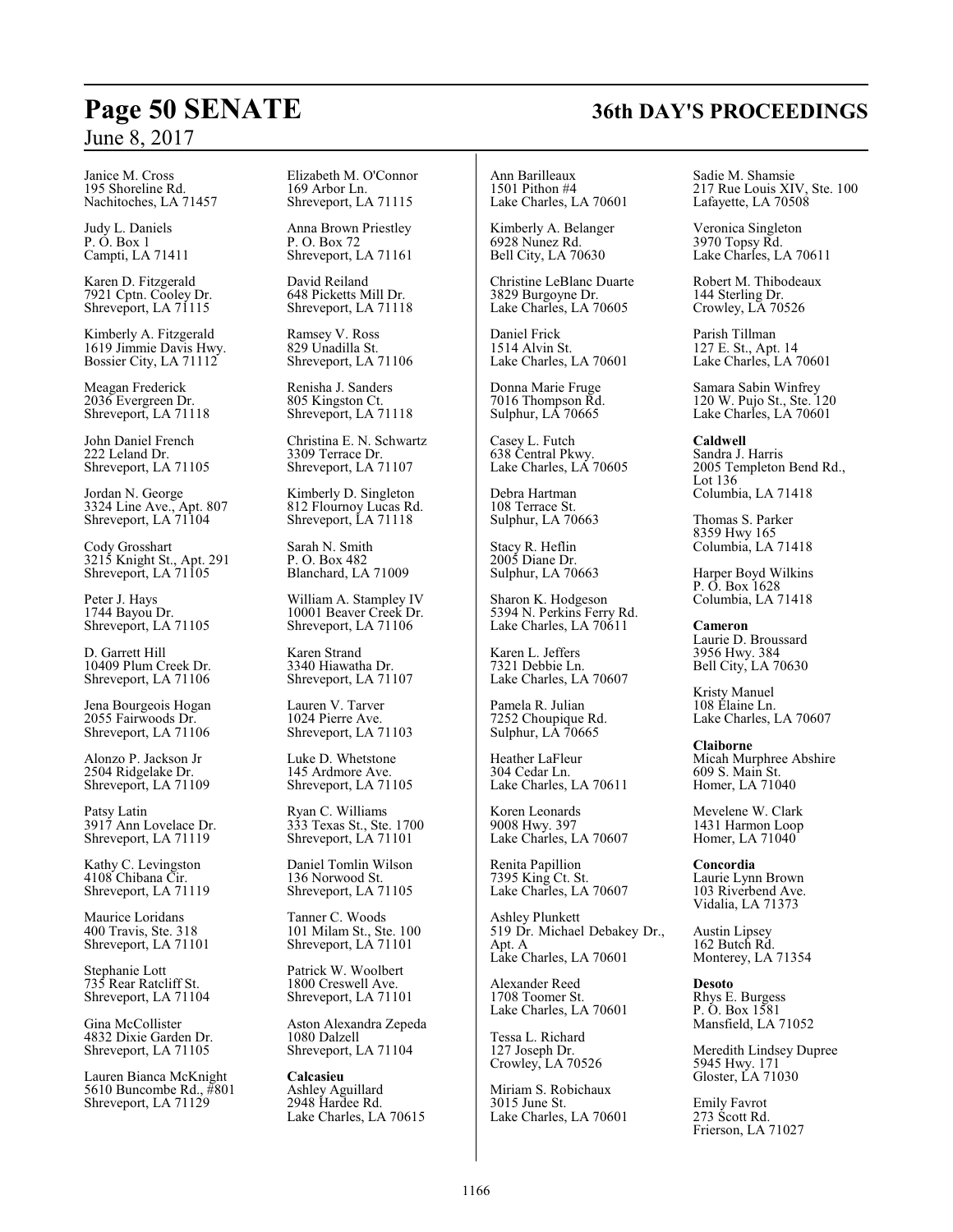Janice M. Cross
195 Shoreline Rd.
Nachitoches, LA 71457

Judy L. Daniels
P. O. Box 1
Campti, LA 71411

Karen D. Fitzgerald
7921 Cptn. Cooley Dr.
Shreveport, LA 71115

Kimberly A. Fitzgerald
1619 Jimmie Davis Hwy.
Bossier City, LA 71112

Meagan Frederick
2036 Evergreen Dr.
Shreveport, LA 71118

John Daniel French
222 Leland Dr.
Shreveport, LA 71105

Jordan N. George
3324 Line Ave., Apt. 807
Shreveport, LA 71104

Cody Grosshart
3215 Knight St., Apt. 291
Shreveport, LA 71105

Peter J. Hays
1744 Bayou Dr.
Shreveport, LA 71105

D. Garrett Hill
10409 Plum Creek Dr.
Shreveport, LA 71106

Jena Bourgeois Hogan
2055 Fairwoods Dr.
Shreveport, LA 71106

Alonzo P. Jackson Jr
2504 Ridgelake Dr.
Shreveport, LA 71109

Patsy Latin
3917 Ann Lovelace Dr.
Shreveport, LA 71119

Kathy C. Levingston
4108 Chibana Cir.
Shreveport, LA 71119

Maurice Loridans
400 Travis, Ste. 318
Shreveport, LA 71101

Stephanie Lott
735 Rear Ratcliff St.
Shreveport, LA 71104

Gina McCollister
4832 Dixie Garden Dr.
Shreveport, LA 71105

Lauren Bianca McKnight
5610 Buncombe Rd., #801
Shreveport, LA 71129

Elizabeth M. O'Connor
169 Arbor Ln.
Shreveport, LA 71115

Anna Brown Priestley
P. O. Box 72
Shreveport, LA 71161

David Reiland
648 Picketts Mill Dr.
Shreveport, LA 71118

Ramsey V. Ross
829 Unadilla St.
Shreveport, LA 71106

Renisha J. Sanders
805 Kingston Ct.
Shreveport, LA 71118

Christina E. N. Schwartz
3309 Terrace Dr.
Shreveport, LA 71107

Kimberly D. Singleton
812 Flournoy Lucas Rd.
Shreveport, LA 71118

Sarah N. Smith
P. O. Box 482
Blanchard, LA 71009

William A. Stampley IV
10001 Beaver Creek Dr.
Shreveport, LA 71106

Karen Strand
3340 Hiawatha Dr.
Shreveport, LA 71107

Lauren V. Tarver
1024 Pierre Ave.
Shreveport, LA 71103

Luke D. Whetstone
145 Ardmore Ave.
Shreveport, LA 71105

Ryan C. Williams
333 Texas St., Ste. 1700
Shreveport, LA 71101

Daniel Tomlin Wilson
136 Norwood St.
Shreveport, LA 71105

Tanner C. Woods
101 Milam St., Ste. 100
Shreveport, LA 71101

Patrick W. Woolbert
1800 Creswell Ave.
Shreveport, LA 71101

Aston Alexandra Zepeda
1080 Dalzell
Shreveport, LA 71104

**Calcasieu**
Ashley Aguillard
2948 Hardee Rd.
Lake Charles, LA 70615

Ann Barilleaux
1501 Pithon #4
Lake Charles, LA 70601

Kimberly A. Belanger
6928 Nunez Rd.
Bell City, LA 70630

Christine LeBlanc Duarte
3829 Burgoyne Dr.
Lake Charles, LA 70605

Daniel Frick
1514 Alvin St.
Lake Charles, LA 70601

Donna Marie Fruge
7016 Thompson Rd.
Sulphur, LA 70665

Casey L. Futch
638 Central Pkwy.
Lake Charles, LA 70605

Debra Hartman
108 Terrace St.
Sulphur, LA 70663

Stacy R. Heflin
2005 Diane Dr.
Sulphur, LA 70663

Sharon K. Hodgeson
5394 N. Perkins Ferry Rd.
Lake Charles, LA 70611

Karen L. Jeffers
7321 Debbie Ln.
Lake Charles, LA 70607

Pamela R. Julian
7252 Choupique Rd.
Sulphur, LA 70665

Heather LaFleur
304 Cedar Ln.
Lake Charles, LA 70611

Koren Leonards
9008 Hwy. 397
Lake Charles, LA 70607

Renita Papillion
7395 King Ct. St.
Lake Charles, LA 70607

Ashley Plunkett
519 Dr. Michael Debakey Dr., Apt. A
Lake Charles, LA 70601

Alexander Reed
1708 Toomer St.
Lake Charles, LA 70601

Tessa L. Richard
127 Joseph Dr.
Crowley, LA 70526

Miriam S. Robichaux
3015 June St.
Lake Charles, LA 70601

Sadie M. Shamsie
217 Rue Louis XIV, Ste. 100
Lafayette, LA 70508

Veronica Singleton
3970 Topsy Rd.
Lake Charles, LA 70611

Robert M. Thibodeaux
144 Sterling Dr.
Crowley, LA 70526

Parish Tillman
127 E. St., Apt. 14
Lake Charles, LA 70601

Samara Sabin Winfrey
120 W. Pujo St., Ste. 120
Lake Charles, LA 70601

**Caldwell**
Sandra J. Harris
2005 Templeton Bend Rd., Lot 136
Columbia, LA 71418

Thomas S. Parker
8359 Hwy 165
Columbia, LA 71418

Harper Boyd Wilkins
P. O. Box 1628
Columbia, LA 71418

**Cameron**
Laurie D. Broussard
3956 Hwy. 384
Bell City, LA 70630

Kristy Manuel
108 Elaine Ln.
Lake Charles, LA 70607

**Claiborne**
Micah Murphree Abshire
609 S. Main St.
Homer, LA 71040

Mevelene W. Clark
1431 Harmon Loop
Homer, LA 71040

**Concordia**
Laurie Lynn Brown
103 Riverbend Ave.
Vidalia, LA 71373

Austin Lipsey
162 Butch Rd.
Monterey, LA 71354

**Desoto**
Rhys E. Burgess
P. O. Box 1581
Mansfield, LA 71052

Meredith Lindsey Dupree
5945 Hwy. 171
Gloster, LA 71030

Emily Favrot
273 Scott Rd.
Frierson, LA 71027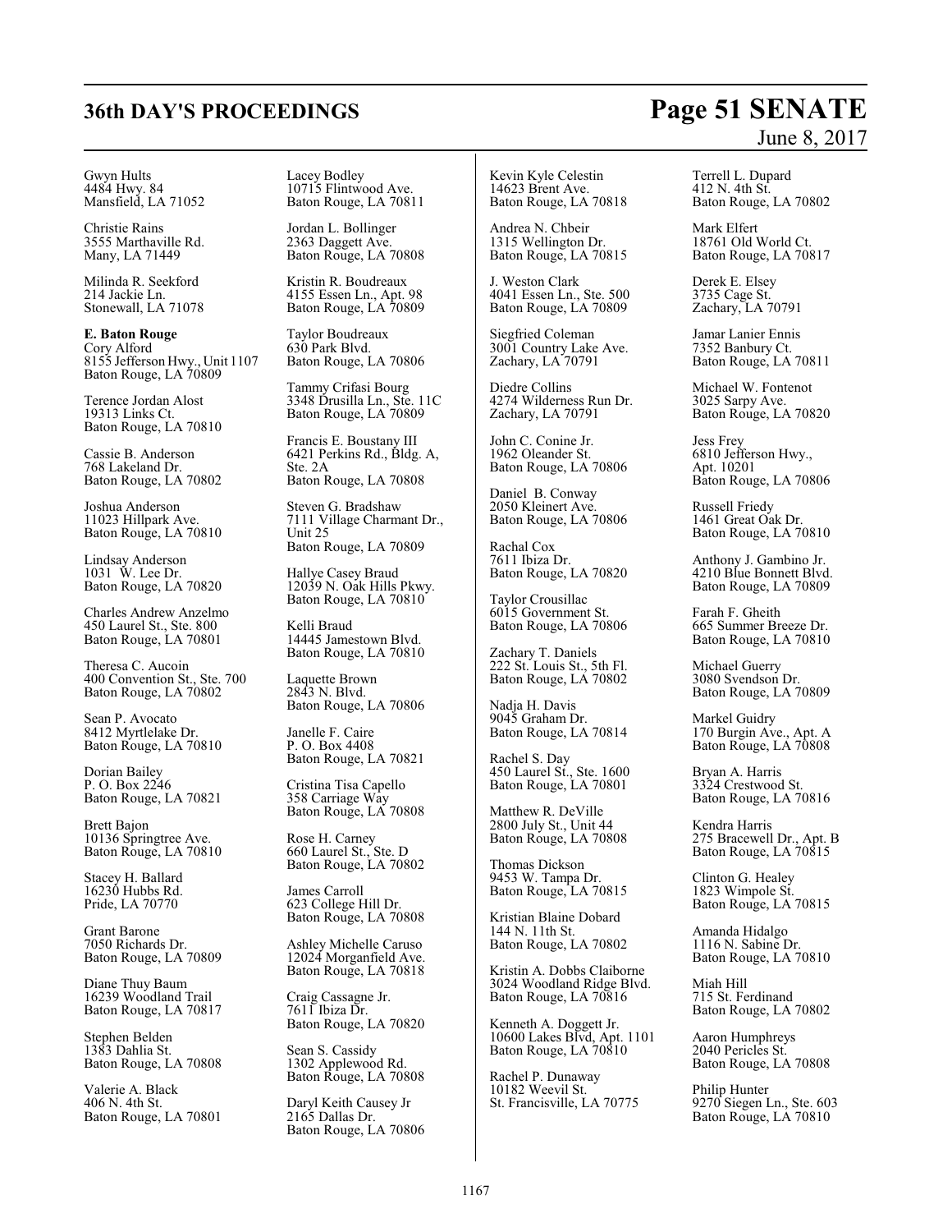Gwyn Hults
4484 Hwy. 84
Mansfield, LA 71052

Christie Rains
3555 Marthaville Rd.
Many, LA 71449

Milinda R. Seekford
214 Jackie Ln.
Stonewall, LA 71078

**E. Baton Rouge**
Cory Alford
8155 Jefferson Hwy., Unit 1107
Baton Rouge, LA 70809

Terence Jordan Alost
19313 Links Ct.
Baton Rouge, LA 70810

Cassie B. Anderson
768 Lakeland Dr.
Baton Rouge, LA 70802

Joshua Anderson
11023 Hillpark Ave.
Baton Rouge, LA 70810

Lindsay Anderson
1031 W. Lee Dr.
Baton Rouge, LA 70820

Charles Andrew Anzelmo
450 Laurel St., Ste. 800
Baton Rouge, LA 70801

Theresa C. Aucoin
400 Convention St., Ste. 700
Baton Rouge, LA 70802

Sean P. Avocato
8412 Myrtlelake Dr.
Baton Rouge, LA 70810

Dorian Bailey
P. O. Box 2246
Baton Rouge, LA 70821

Brett Bajon
10136 Springtree Ave.
Baton Rouge, LA 70810

Stacey H. Ballard
16230 Hubbs Rd.
Pride, LA 70770

Grant Barone
7050 Richards Dr.
Baton Rouge, LA 70809

Diane Thuy Baum
16239 Woodland Trail
Baton Rouge, LA 70817

Stephen Belden
1383 Dahlia St.
Baton Rouge, LA 70808

Valerie A. Black
406 N. 4th St.
Baton Rouge, LA 70801

Lacey Bodley
10715 Flintwood Ave.
Baton Rouge, LA 70811

Jordan L. Bollinger
2363 Daggett Ave.
Baton Rouge, LA 70808

Kristin R. Boudreaux
4155 Essen Ln., Apt. 98
Baton Rouge, LA 70809

Taylor Boudreaux
630 Park Blvd.
Baton Rouge, LA 70806

Tammy Crifasi Bourg
3348 Drusilla Ln., Ste. 11C
Baton Rouge, LA 70809

Francis E. Boustany III
6421 Perkins Rd., Bldg. A, Ste. 2A
Baton Rouge, LA 70808

Steven G. Bradshaw
7111 Village Charmant Dr., Unit 25
Baton Rouge, LA 70809

Hallye Casey Braud
12039 N. Oak Hills Pkwy.
Baton Rouge, LA 70810

Kelli Braud
14445 Jamestown Blvd.
Baton Rouge, LA 70810

Laquette Brown
2843 N. Blvd.
Baton Rouge, LA 70806

Janelle F. Caire
P. O. Box 4408
Baton Rouge, LA 70821

Cristina Tisa Capello
358 Carriage Way
Baton Rouge, LA 70808

Rose H. Carney
660 Laurel St., Ste. D
Baton Rouge, LA 70802

James Carroll
623 College Hill Dr.
Baton Rouge, LA 70808

Ashley Michelle Caruso
12024 Morganfield Ave.
Baton Rouge, LA 70818

Craig Cassagne Jr.
7611 Ibiza Dr.
Baton Rouge, LA 70820

Sean S. Cassidy
1302 Applewood Rd.
Baton Rouge, LA 70808

Daryl Keith Causey Jr
2165 Dallas Dr.
Baton Rouge, LA 70806

Kevin Kyle Celestin
14623 Brent Ave.
Baton Rouge, LA 70818

Andrea N. Chbeir
1315 Wellington Dr.
Baton Rouge, LA 70815

J. Weston Clark
4041 Essen Ln., Ste. 500
Baton Rouge, LA 70809

Siegfried Coleman
3001 Country Lake Ave.
Zachary, LA 70791

Diedre Collins
4274 Wilderness Run Dr.
Zachary, LA 70791

John C. Conine Jr.
1962 Oleander St.
Baton Rouge, LA 70806

Daniel B. Conway
2050 Kleinert Ave.
Baton Rouge, LA 70806

Rachal Cox
7611 Ibiza Dr.
Baton Rouge, LA 70820

Taylor Crousillac
6015 Government St.
Baton Rouge, LA 70806

Zachary T. Daniels
222 St. Louis St., 5th Fl.
Baton Rouge, LA 70802

Nadja H. Davis
9045 Graham Dr.
Baton Rouge, LA 70814

Rachel S. Day
450 Laurel St., Ste. 1600
Baton Rouge, LA 70801

Matthew R. DeVille
2800 July St., Unit 44
Baton Rouge, LA 70808

Thomas Dickson
9453 W. Tampa Dr.
Baton Rouge, LA 70815

Kristian Blaine Dobard
144 N. 11th St.
Baton Rouge, LA 70802

Kristin A. Dobbs Claiborne
3024 Woodland Ridge Blvd.
Baton Rouge, LA 70816

Kenneth A. Doggett Jr.
10600 Lakes Blvd, Apt. 1101
Baton Rouge, LA 70810

Rachel P. Dunaway
10182 Weevil St.
St. Francisville, LA 70775

Terrell L. Dupard
412 N. 4th St.
Baton Rouge, LA 70802

Mark Elfert
18761 Old World Ct.
Baton Rouge, LA 70817

Derek E. Elsey
3735 Cage St.
Zachary, LA 70791

Jamar Lanier Ennis
7352 Banbury Ct.
Baton Rouge, LA 70811

Michael W. Fontenot
3025 Sarpy Ave.
Baton Rouge, LA 70820

Jess Frey
6810 Jefferson Hwy., Apt. 10201
Baton Rouge, LA 70806

Russell Friedy
1461 Great Oak Dr.
Baton Rouge, LA 70810

Anthony J. Gambino Jr.
4210 Blue Bonnett Blvd.
Baton Rouge, LA 70809

Farah F. Gheith
665 Summer Breeze Dr.
Baton Rouge, LA 70810

Michael Guerry
3080 Svendson Dr.
Baton Rouge, LA 70809

Markel Guidry
170 Burgin Ave., Apt. A
Baton Rouge, LA 70808

Bryan A. Harris
3324 Crestwood St.
Baton Rouge, LA 70816

Kendra Harris
275 Bracewell Dr., Apt. B
Baton Rouge, LA 70815

Clinton G. Healey
1823 Wimpole St.
Baton Rouge, LA 70815

Amanda Hidalgo
1116 N. Sabine Dr.
Baton Rouge, LA 70810

Miah Hill
715 St. Ferdinand
Baton Rouge, LA 70802

Aaron Humphreys
2040 Pericles St.
Baton Rouge, LA 70808

Philip Hunter
9270 Siegen Ln., Ste. 603
Baton Rouge, LA 70810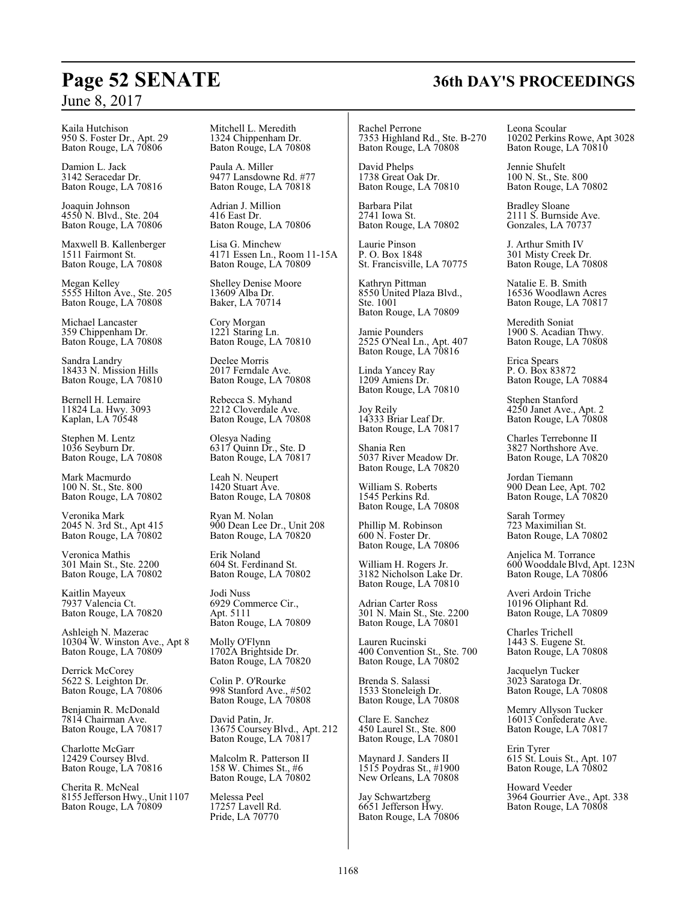Kaila Hutchison
950 S. Foster Dr., Apt. 29
Baton Rouge, LA 70806

Damion L. Jack
3142 Seracedar Dr.
Baton Rouge, LA 70816

Joaquin Johnson
4550 N. Blvd., Ste. 204
Baton Rouge, LA 70806

Maxwell B. Kallenberger
1511 Fairmont St.
Baton Rouge, LA 70808

Megan Kelley
5555 Hilton Ave., Ste. 205
Baton Rouge, LA 70808

Michael Lancaster
359 Chippenham Dr.
Baton Rouge, LA 70808

Sandra Landry
18433 N. Mission Hills
Baton Rouge, LA 70810

Bernell H. Lemaire
11824 La. Hwy. 3093
Kaplan, LA 70548

Stephen M. Lentz
1036 Seyburn Dr.
Baton Rouge, LA 70808

Mark Macmurdo
100 N. St., Ste. 800
Baton Rouge, LA 70802

Veronika Mark
2045 N. 3rd St., Apt 415
Baton Rouge, LA 70802

Veronica Mathis
301 Main St., Ste. 2200
Baton Rouge, LA 70802

Kaitlin Mayeux
7937 Valencia Ct.
Baton Rouge, LA 70820

Ashleigh N. Mazerac
10304 W. Winston Ave., Apt 8
Baton Rouge, LA 70809

Derrick McCorey
5622 S. Leighton Dr.
Baton Rouge, LA 70806

Benjamin R. McDonald
7814 Chairman Ave.
Baton Rouge, LA 70817

Charlotte McGarr
12429 Coursey Blvd.
Baton Rouge, LA 70816

Cherita R. McNeal
8155 Jefferson Hwy., Unit 1107
Baton Rouge, LA 70809

Mitchell L. Meredith
1324 Chippenham Dr.
Baton Rouge, LA 70808

Paula A. Miller
9477 Lansdowne Rd. #77
Baton Rouge, LA 70818

Adrian J. Million
416 East Dr.
Baton Rouge, LA 70806

Lisa G. Minchew
4171 Essen Ln., Room 11-15A
Baton Rouge, LA 70809

Shelley Denise Moore
13609 Alba Dr.
Baker, LA 70714

Cory Morgan
1221 Staring Ln.
Baton Rouge, LA 70810

Deelee Morris
2017 Ferndale Ave.
Baton Rouge, LA 70808

Rebecca S. Myhand
2212 Cloverdale Ave.
Baton Rouge, LA 70808

Olesya Nading
6317 Quinn Dr., Ste. D
Baton Rouge, LA 70817

Leah N. Neupert
1420 Stuart Ave.
Baton Rouge, LA 70808

Ryan M. Nolan
900 Dean Lee Dr., Unit 208
Baton Rouge, LA 70820

Erik Noland
604 St. Ferdinand St.
Baton Rouge, LA 70802

Jodi Nuss
6929 Commerce Cir.,
Apt. 5111
Baton Rouge, LA 70809

Molly O'Flynn
1702A Brightside Dr.
Baton Rouge, LA 70820

Colin P. O'Rourke
998 Stanford Ave., #502
Baton Rouge, LA 70808

David Patin, Jr.
13675 Coursey Blvd., Apt. 212
Baton Rouge, LA 70817

Malcolm R. Patterson II
158 W. Chimes St., #6
Baton Rouge, LA 70802

Melessa Peel
17257 Lavell Rd.
Pride, LA 70770

Rachel Perrone
7353 Highland Rd., Ste. B-270
Baton Rouge, LA 70808

David Phelps
1738 Great Oak Dr.
Baton Rouge, LA 70810

Barbara Pilat
2741 Iowa St.
Baton Rouge, LA 70802

Laurie Pinson
P. O. Box 1848
St. Francisville, LA 70775

Kathryn Pittman
8550 United Plaza Blvd.,
Ste. 1001
Baton Rouge, LA 70809

Jamie Pounders
2525 O'Neal Ln., Apt. 407
Baton Rouge, LA 70816

Linda Yancey Ray
1209 Amiens Dr.
Baton Rouge, LA 70810

Joy Reily
14333 Briar Leaf Dr.
Baton Rouge, LA 70817

Shania Ren
5037 River Meadow Dr.
Baton Rouge, LA 70820

William S. Roberts
1545 Perkins Rd.
Baton Rouge, LA 70808

Phillip M. Robinson
600 N. Foster Dr.
Baton Rouge, LA 70806

William H. Rogers Jr.
3182 Nicholson Lake Dr.
Baton Rouge, LA 70810

Adrian Carter Ross
301 N. Main St., Ste. 2200
Baton Rouge, LA 70801

Lauren Rucinski
400 Convention St., Ste. 700
Baton Rouge, LA 70802

Brenda S. Salassi
1533 Stoneleigh Dr.
Baton Rouge, LA 70808

Clare E. Sanchez
450 Laurel St., Ste. 800
Baton Rouge, LA 70801

Maynard J. Sanders II
1515 Poydras St., #1900
New Orleans, LA 70808

Jay Schwartzberg
6651 Jefferson Hwy.
Baton Rouge, LA 70806

Leona Scoular
10202 Perkins Rowe, Apt 3028
Baton Rouge, LA 70810

Jennie Shufelt
100 N. St., Ste. 800
Baton Rouge, LA 70802

Bradley Sloane
2111 S. Burnside Ave.
Gonzales, LA 70737

J. Arthur Smith IV
301 Misty Creek Dr.
Baton Rouge, LA 70808

Natalie E. B. Smith
16536 Woodlawn Acres
Baton Rouge, LA 70817

Meredith Soniat
1900 S. Acadian Thwy.
Baton Rouge, LA 70808

Erica Spears
P. O. Box 83872
Baton Rouge, LA 70884

Stephen Stanford
4250 Janet Ave., Apt. 2
Baton Rouge, LA 70808

Charles Terrebonne II
3827 Northshore Ave.
Baton Rouge, LA 70820

Jordan Tiemann
900 Dean Lee, Apt. 702
Baton Rouge, LA 70820

Sarah Tormey
723 Maximilian St.
Baton Rouge, LA 70802

Anjelica M. Torrance
600 Wooddale Blvd, Apt. 123N
Baton Rouge, LA 70806

Averi Ardoin Triche
10196 Oliphant Rd.
Baton Rouge, LA 70809

Charles Trichell
1443 S. Eugene St.
Baton Rouge, LA 70808

Jacquelyn Tucker
3023 Saratoga Dr.
Baton Rouge, LA 70808

Memry Allyson Tucker
16013 Confederate Ave.
Baton Rouge, LA 70817

Erin Tyrer
615 St. Louis St., Apt. 107
Baton Rouge, LA 70802

Howard Veeder
3964 Gourrier Ave., Apt. 338
Baton Rouge, LA 70808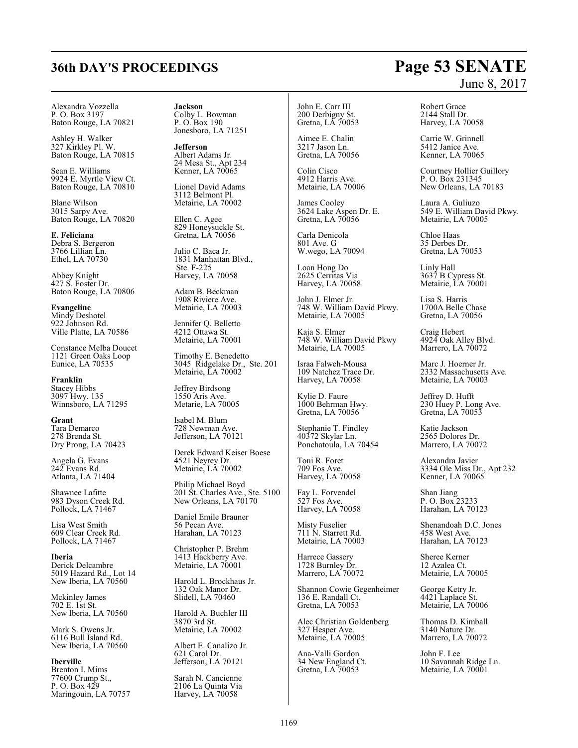Alexandra Vozzella
P. O. Box 3197
Baton Rouge, LA 70821

Ashley H. Walker
327 Kirkley Pl. W.
Baton Rouge, LA 70815

Sean E. Williams
9924 E. Myrtle View Ct.
Baton Rouge, LA 70810

Blane Wilson
3015 Sarpy Ave.
Baton Rouge, LA 70820

**E. Feliciana**
Debra S. Bergeron
3766 Lillian Ln.
Ethel, LA 70730

Abbey Knight
427 S. Foster Dr.
Baton Rouge, LA 70806

**Evangeline**
Mindy Deshotel
922 Johnson Rd.
Ville Platte, LA 70586

Constance Melba Doucet
1121 Green Oaks Loop
Eunice, LA 70535

**Franklin**
Stacey Hibbs
3097 Hwy. 135
Winnsboro, LA 71295

**Grant**
Tara Demarco
278 Brenda St.
Dry Prong, LA 70423

Angela G. Evans
242 Evans Rd.
Atlanta, LA 71404

Shawnee Lafitte
983 Dyson Creek Rd.
Pollock, LA 71467

Lisa West Smith
609 Clear Creek Rd.
Pollock, LA 71467

**Iberia**
Derick Delcambre
5019 Hazard Rd., Lot 14
New Iberia, LA 70560

Mckinley James
702 E. 1st St.
New Iberia, LA 70560

Mark S. Owens Jr.
6116 Bull Island Rd.
New Iberia, LA 70560

**Iberville**
Brenton I. Mims
77600 Crump St.,
P. O. Box 429
Maringouin, LA 70757

**Jackson**
Colby L. Bowman
P. O. Box 190
Jonesboro, LA 71251

**Jefferson**
Albert Adams Jr.
24 Mesa St., Apt 234
Kenner, LA 70065

Lionel David Adams
3112 Belmont Pl.
Metairie, LA 70002

Ellen C. Agee
829 Honeysuckle St.
Gretna, LA 70056

Julio C. Baca Jr.
1831 Manhattan Blvd.,
Ste. F-225
Harvey, LA 70058

Adam B. Beckman
1908 Riviere Ave.
Metairie, LA 70003

Jennifer Q. Belletto
4212 Ottawa St.
Metairie, LA 70001

Timothy E. Benedetto
3045 Ridgelake Dr., Ste. 201
Metairie, LA 70002

Jeffrey Birdsong
1550 Aris Ave.
Metarie, LA 70005

Isabel M. Blum
728 Newman Ave.
Jefferson, LA 70121

Derek Edward Keiser Boese
4521 Neyrey Dr.
Metairie, LA 70002

Philip Michael Boyd
201 St. Charles Ave., Ste. 5100
New Orleans, LA 70170

Daniel Emile Brauner
56 Pecan Ave.
Harahan, LA 70123

Christopher P. Brehm
1413 Hackberry Ave.
Metairie, LA 70001

Harold L. Brockhaus Jr.
132 Oak Manor Dr.
Slidell, LA 70460

Harold A. Buchler III
3870 3rd St.
Metairie, LA 70002

Albert E. Canalizo Jr.
621 Carol Dr.
Jefferson, LA 70121

Sarah N. Cancienne
2106 La Quinta Via
Harvey, LA 70058

John E. Carr III
200 Derbigny St.
Gretna, LA 70053

Aimee E. Chalin
3217 Jason Ln.
Gretna, LA 70056

Colin Cisco
4912 Harris Ave.
Metairie, LA 70006

James Cooley
3624 Lake Aspen Dr. E.
Gretna, LA 70056

Carla Denicola
801 Ave. G
W.wego, LA 70094

Loan Hong Do
2625 Cerritas Via
Harvey, LA 70058

John J. Elmer Jr.
748 W. William David Pkwy.
Metairie, LA 70005

Kaja S. Elmer
748 W. William David Pkwy
Metairie, LA 70005

Israa Falweh-Mousa
109 Natchez Trace Dr.
Harvey, LA 70058

Kylie D. Faure
1000 Behrman Hwy.
Gretna, LA 70056

Stephanie T. Findley
40372 Skylar Ln.
Ponchatoula, LA 70454

Toni R. Foret
709 Fos Ave.
Harvey, LA 70058

Fay L. Forvendel
527 Fos Ave.
Harvey, LA 70058

Misty Fuselier
711 N. Starrett Rd.
Metairie, LA 70003

Harrece Gassery
1728 Burnley Dr.
Marrero, LA 70072

Shannon Cowie Gegenheimer
136 E. Randall Ct.
Gretna, LA 70053

Alec Christian Goldenberg
327 Hesper Ave.
Metairie, LA 70005

Ana-Valli Gordon
34 New England Ct.
Gretna, LA 70053

Robert Grace
2144 Stall Dr.
Harvey, LA 70058

Carrie W. Grinnell
5412 Janice Ave.
Kenner, LA 70065

Courtney Hollier Guillory
P. O. Box 231345
New Orleans, LA 70183

Laura A. Guliuzo
549 E. William David Pkwy.
Metairie, LA 70005

Chloe Haas
35 Derbes Dr.
Gretna, LA 70053

Linly Hall
3637 B Cypress St.
Metairie, LA 70001

Lisa S. Harris
1700A Belle Chase
Gretna, LA 70056

Craig Hebert
4924 Oak Alley Blvd.
Marrero, LA 70072

Marc J. Hoerner Jr.
2332 Massachusetts Ave.
Metairie, LA 70003

Jeffrey D. Hufft
230 Huey P. Long Ave.
Gretna, LA 70053

Katie Jackson
2565 Dolores Dr.
Marrero, LA 70072

Alexandra Javier
3334 Ole Miss Dr., Apt 232
Kenner, LA 70065

Shan Jiang
P. O. Box 23233
Harahan, LA 70123

Shenandoah D.C. Jones
458 West Ave.
Harahan, LA 70123

Sheree Kerner
12 Azalea Ct.
Metairie, LA 70005

George Ketry Jr.
4421 Laplace St.
Metairie, LA 70006

Thomas D. Kimball
3140 Nature Dr.
Marrero, LA 70072

John F. Lee
10 Savannah Ridge Ln.
Metairie, LA 70001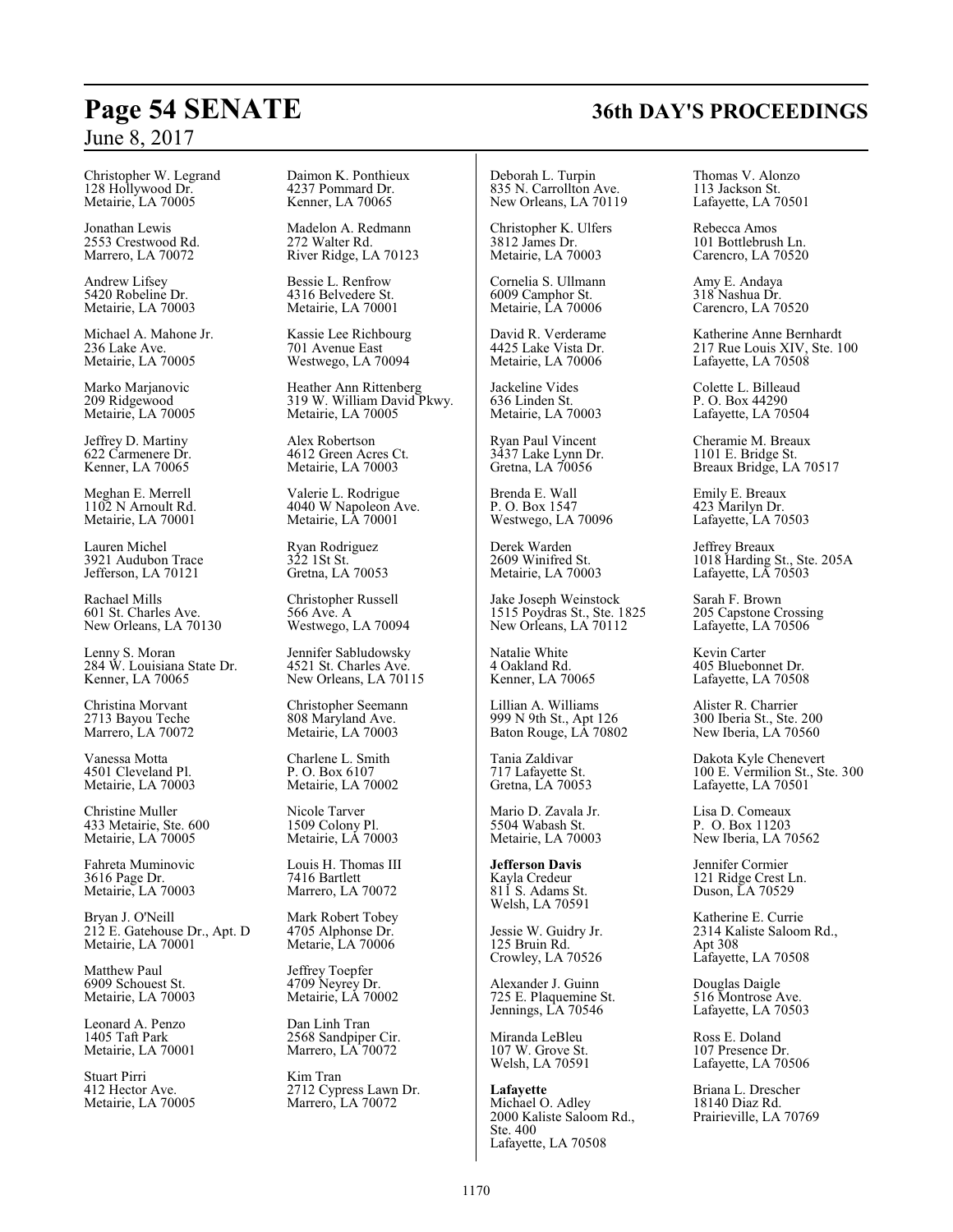Christopher W. Legrand
128 Hollywood Dr.
Metairie, LA 70005

Jonathan Lewis
2553 Crestwood Rd.
Marrero, LA 70072

Andrew Lifsey
5420 Robeline Dr.
Metairie, LA 70003

Michael A. Mahone Jr.
236 Lake Ave.
Metairie, LA 70005

Marko Marjanovic
209 Ridgewood
Metairie, LA 70005

Jeffrey D. Martiny
622 Carmenere Dr.
Kenner, LA 70065

Meghan E. Merrell
1102 N Arnoult Rd.
Metairie, LA 70001

Lauren Michel
3921 Audubon Trace
Jefferson, LA 70121

Rachael Mills
601 St. Charles Ave.
New Orleans, LA 70130

Lenny S. Moran
284 W. Louisiana State Dr.
Kenner, LA 70065

Christina Morvant
2713 Bayou Teche
Marrero, LA 70072

Vanessa Motta
4501 Cleveland Pl.
Metairie, LA 70003

Christine Muller
433 Metairie, Ste. 600
Metairie, LA 70005

Fahreta Muminovic
3616 Page Dr.
Metairie, LA 70003

Bryan J. O'Neill
212 E. Gatehouse Dr., Apt. D
Metairie, LA 70001

Matthew Paul
6909 Schouest St.
Metairie, LA 70003

Leonard A. Penzo
1405 Taft Park
Metairie, LA 70001

Stuart Pirri
412 Hector Ave.
Metairie, LA 70005

Daimon K. Ponthieux
4237 Pommard Dr.
Kenner, LA 70065

Madelon A. Redmann
272 Walter Rd.
River Ridge, LA 70123

Bessie L. Renfrow
4316 Belvedere St.
Metairie, LA 70001

Kassie Lee Richbourg
701 Avenue East
Westwego, LA 70094

Heather Ann Rittenberg
319 W. William David Pkwy.
Metairie, LA 70005

Alex Robertson
4612 Green Acres Ct.
Metairie, LA 70003

Valerie L. Rodrigue
4040 W Napoleon Ave.
Metairie, LA 70001

Ryan Rodriguez
322 1St St.
Gretna, LA 70053

Christopher Russell
566 Ave. A
Westwego, LA 70094

Jennifer Sabludowsky
4521 St. Charles Ave.
New Orleans, LA 70115

Christopher Seemann
808 Maryland Ave.
Metairie, LA 70003

Charlene L. Smith
P. O. Box 6107
Metairie, LA 70002

Nicole Tarver
1509 Colony Pl.
Metairie, LA 70003

Louis H. Thomas III
7416 Bartlett
Marrero, LA 70072

Mark Robert Tobey
4705 Alphonse Dr.
Metarie, LA 70006

Jeffrey Toepfer
4709 Neyrey Dr.
Metairie, LA 70002

Dan Linh Tran
2568 Sandpiper Cir.
Marrero, LA 70072

Kim Tran
2712 Cypress Lawn Dr.
Marrero, LA 70072

Deborah L. Turpin
835 N. Carrollton Ave.
New Orleans, LA 70119

Christopher K. Ulfers
3812 James Dr.
Metairie, LA 70003

Cornelia S. Ullmann
6009 Camphor St.
Metairie, LA 70006

David R. Verderame
4425 Lake Vista Dr.
Metairie, LA 70006

Jackeline Vides
636 Linden St.
Metairie, LA 70003

Ryan Paul Vincent
3437 Lake Lynn Dr.
Gretna, LA 70056

Brenda E. Wall
P. O. Box 1547
Westwego, LA 70096

Derek Warden
2609 Winifred St.
Metairie, LA 70003

Jake Joseph Weinstock
1515 Poydras St., Ste. 1825
New Orleans, LA 70112

Natalie White
4 Oakland Rd.
Kenner, LA 70065

Lillian A. Williams
999 N 9th St., Apt 126
Baton Rouge, LA 70802

Tania Zaldivar
717 Lafayette St.
Gretna, LA 70053

Mario D. Zavala Jr.
5504 Wabash St.
Metairie, LA 70003

**Jefferson Davis**

Kayla Credeur
811 S. Adams St.
Welsh, LA 70591

Jessie W. Guidry Jr.
125 Bruin Rd.
Crowley, LA 70526

Alexander J. Guinn
725 E. Plaquemine St.
Jennings, LA 70546

Miranda LeBleu
107 W. Grove St.
Welsh, LA 70591

**Lafayette**

Michael O. Adley
2000 Kaliste Saloom Rd., Ste. 400
Lafayette, LA 70508

Thomas V. Alonzo
113 Jackson St.
Lafayette, LA 70501

Rebecca Amos
101 Bottlebrush Ln.
Carencro, LA 70520

Amy E. Andaya
318 Nashua Dr.
Carencro, LA 70520

Katherine Anne Bernhardt
217 Rue Louis XIV, Ste. 100
Lafayette, LA 70508

Colette L. Billeaud
P. O. Box 44290
Lafayette, LA 70504

Cheramie M. Breaux
1101 E. Bridge St.
Breaux Bridge, LA 70517

Emily E. Breaux
423 Marilyn Dr.
Lafayette, LA 70503

Jeffrey Breaux
1018 Harding St., Ste. 205A
Lafayette, LA 70503

Sarah F. Brown
205 Capstone Crossing
Lafayette, LA 70506

Kevin Carter
405 Bluebonnet Dr.
Lafayette, LA 70508

Alister R. Charrier
300 Iberia St., Ste. 200
New Iberia, LA 70560

Dakota Kyle Chenevert
100 E. Vermilion St., Ste. 300
Lafayette, LA 70501

Lisa D. Comeaux
P. O. Box 11203
New Iberia, LA 70562

Jennifer Cormier
121 Ridge Crest Ln.
Duson, LA 70529

Katherine E. Currie
2314 Kaliste Saloom Rd., Apt 308
Lafayette, LA 70508

Douglas Daigle
516 Montrose Ave.
Lafayette, LA 70503

Ross E. Doland
107 Presence Dr.
Lafayette, LA 70506

Briana L. Drescher
18140 Diaz Rd.
Prairieville, LA 70769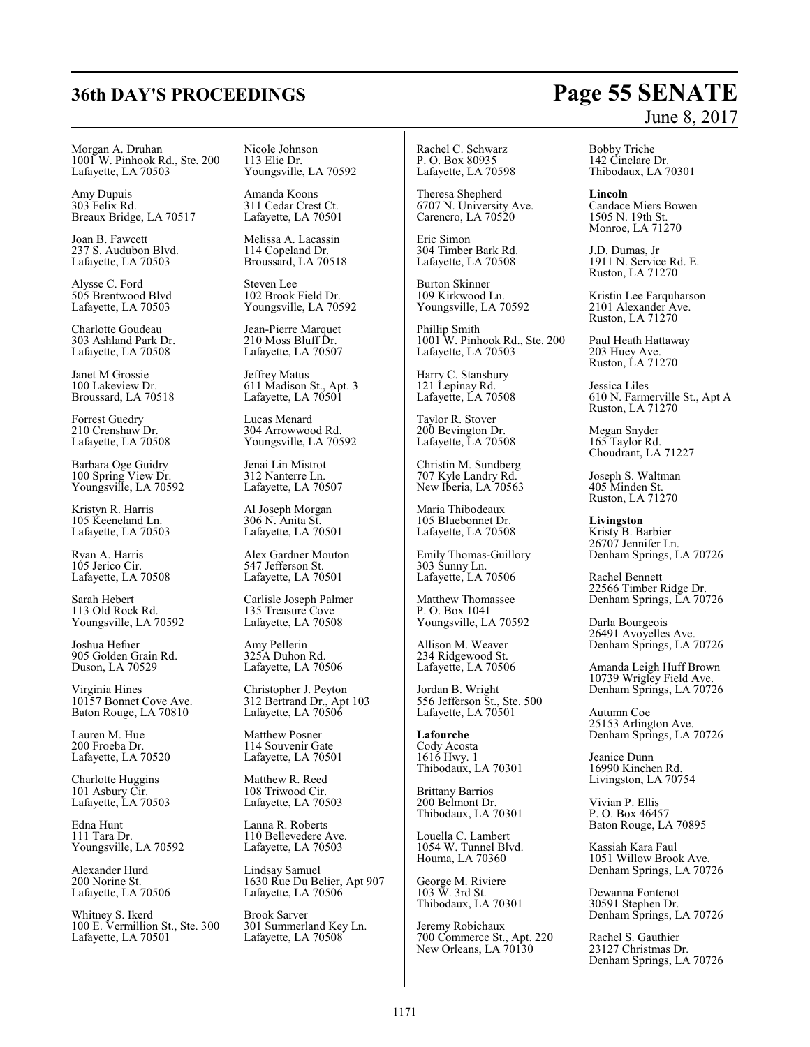Morgan A. Druhan
1001 W. Pinhook Rd., Ste. 200
Lafayette, LA 70503

Amy Dupuis
303 Felix Rd.
Breaux Bridge, LA 70517

Joan B. Fawcett
237 S. Audubon Blvd.
Lafayette, LA 70503

Alysse C. Ford
505 Brentwood Blvd
Lafayette, LA 70503

Charlotte Goudeau
303 Ashland Park Dr.
Lafayette, LA 70508

Janet M Grossie
100 Lakeview Dr.
Broussard, LA 70518

Forrest Guedry
210 Crenshaw Dr.
Lafayette, LA 70508

Barbara Oge Guidry
100 Spring View Dr.
Youngsville, LA 70592

Kristyn R. Harris
105 Keeneland Ln.
Lafayette, LA 70503

Ryan A. Harris
105 Jerico Cir.
Lafayette, LA 70508

Sarah Hebert
113 Old Rock Rd.
Youngsville, LA 70592

Joshua Hefner
905 Golden Grain Rd.
Duson, LA 70529

Virginia Hines
10157 Bonnet Cove Ave.
Baton Rouge, LA 70810

Lauren M. Hue
200 Froeba Dr.
Lafayette, LA 70520

Charlotte Huggins
101 Asbury Cir.
Lafayette, LA 70503

Edna Hunt
111 Tara Dr.
Youngsville, LA 70592

Alexander Hurd
200 Norine St.
Lafayette, LA 70506

Whitney S. Ikerd
100 E. Vermillion St., Ste. 300
Lafayette, LA 70501

Nicole Johnson
113 Elie Dr.
Youngsville, LA 70592

Amanda Koons
311 Cedar Crest Ct.
Lafayette, LA 70501

Melissa A. Lacassin
114 Copeland Dr.
Broussard, LA 70518

Steven Lee
102 Brook Field Dr.
Youngsville, LA 70592

Jean-Pierre Marquet
210 Moss Bluff Dr.
Lafayette, LA 70507

Jeffrey Matus
611 Madison St., Apt. 3
Lafayette, LA 70501

Lucas Menard
304 Arrowwood Rd.
Youngsville, LA 70592

Jenai Lin Mistrot
312 Nanterre Ln.
Lafayette, LA 70507

Al Joseph Morgan
306 N. Anita St.
Lafayette, LA 70501

Alex Gardner Mouton
547 Jefferson St.
Lafayette, LA 70501

Carlisle Joseph Palmer
135 Treasure Cove
Lafayette, LA 70508

Amy Pellerin
325A Duhon Rd.
Lafayette, LA 70506

Christopher J. Peyton
312 Bertrand Dr., Apt 103
Lafayette, LA 70506

Matthew Posner
114 Souvenir Gate
Lafayette, LA 70501

Matthew R. Reed
108 Triwood Cir.
Lafayette, LA 70503

Lanna R. Roberts
110 Bellevedere Ave.
Lafayette, LA 70503

Lindsay Samuel
1630 Rue Du Belier, Apt 907
Lafayette, LA 70506

Brook Sarver
301 Summerland Key Ln.
Lafayette, LA 70508

Rachel C. Schwarz
P. O. Box 80935
Lafayette, LA 70598

Theresa Shepherd
6707 N. University Ave.
Carencro, LA 70520

Eric Simon
304 Timber Bark Rd.
Lafayette, LA 70508

Burton Skinner
109 Kirkwood Ln.
Youngsville, LA 70592

Phillip Smith
1001 W. Pinhook Rd., Ste. 200
Lafayette, LA 70503

Harry C. Stansbury
121 Lepinay Rd.
Lafayette, LA 70508

Taylor R. Stover
200 Bevington Dr.
Lafayette, LA 70508

Christin M. Sundberg
707 Kyle Landry Rd.
New Iberia, LA 70563

Maria Thibodeaux
105 Bluebonnet Dr.
Lafayette, LA 70508

Emily Thomas-Guillory
303 Sunny Ln.
Lafayette, LA 70506

Matthew Thomassee
P. O. Box 1041
Youngsville, LA 70592

Allison M. Weaver
234 Ridgewood St.
Lafayette, LA 70506

Jordan B. Wright
556 Jefferson St., Ste. 500
Lafayette, LA 70501

**Lafourche**

Cody Acosta
1616 Hwy. 1
Thibodaux, LA 70301

Brittany Barrios
200 Belmont Dr.
Thibodaux, LA 70301

Louella C. Lambert
1054 W. Tunnel Blvd.
Houma, LA 70360

George M. Riviere
103 W. 3rd St.
Thibodaux, LA 70301

Jeremy Robichaux
700 Commerce St., Apt. 220
New Orleans, LA 70130

Bobby Triche
142 Cinclare Dr.
Thibodaux, LA 70301

**Lincoln**

Candace Miers Bowen
1505 N. 19th St.
Monroe, LA 71270

J.D. Dumas, Jr
1911 N. Service Rd. E.
Ruston, LA 71270

Kristin Lee Farquharson
2101 Alexander Ave.
Ruston, LA 71270

Paul Heath Hattaway
203 Huey Ave.
Ruston, LA 71270

Jessica Liles
610 N. Farmerville St., Apt A
Ruston, LA 71270

Megan Snyder
165 Taylor Rd.
Choudrant, LA 71227

Joseph S. Waltman
405 Minden St.
Ruston, LA 71270

**Livingston**

Kristy B. Barbier
26707 Jennifer Ln.
Denham Springs, LA 70726

Rachel Bennett
22566 Timber Ridge Dr.
Denham Springs, LA 70726

Darla Bourgeois
26491 Avoyelles Ave.
Denham Springs, LA 70726

Amanda Leigh Huff Brown
10739 Wrigley Field Ave.
Denham Springs, LA 70726

Autumn Coe
25153 Arlington Ave.
Denham Springs, LA 70726

Jeanice Dunn
16990 Kinchen Rd.
Livingston, LA 70754

Vivian P. Ellis
P. O. Box 46457
Baton Rouge, LA 70895

Kassiah Kara Faul
1051 Willow Brook Ave.
Denham Springs, LA 70726

Dewanna Fontenot
30591 Stephen Dr.
Denham Springs, LA 70726

Rachel S. Gauthier
23127 Christmas Dr.
Denham Springs, LA 70726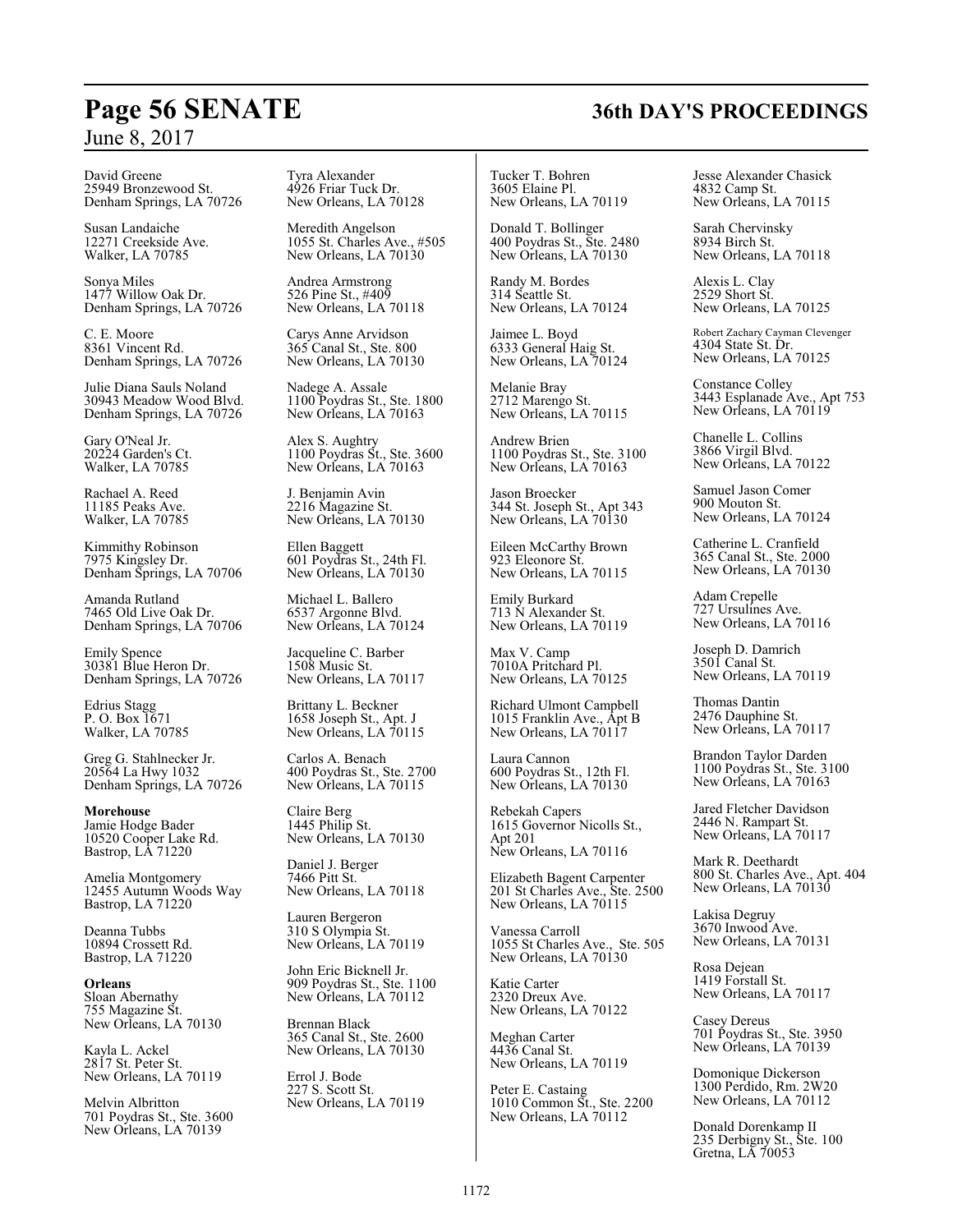David Greene
25949 Bronzewood St.
Denham Springs, LA 70726

Susan Landaiche
12271 Creekside Ave.
Walker, LA 70785

Sonya Miles
1477 Willow Oak Dr.
Denham Springs, LA 70726

C. E. Moore
8361 Vincent Rd.
Denham Springs, LA 70726

Julie Diana Sauls Noland
30943 Meadow Wood Blvd.
Denham Springs, LA 70726

Gary O'Neal Jr.
20224 Garden's Ct.
Walker, LA 70785

Rachael A. Reed
11185 Peaks Ave.
Walker, LA 70785

Kimmithy Robinson
7975 Kingsley Dr.
Denham Springs, LA 70706

Amanda Rutland
7465 Old Live Oak Dr.
Denham Springs, LA 70706

Emily Spence
30381 Blue Heron Dr.
Denham Springs, LA 70726

Edrius Stagg
P. O. Box 1671
Walker, LA 70785

Greg G. Stahlnecker Jr.
20564 La Hwy 1032
Denham Springs, LA 70726

**Morehouse**
Jamie Hodge Bader
10520 Cooper Lake Rd.
Bastrop, LA 71220

Amelia Montgomery
12455 Autumn Woods Way
Bastrop, LA 71220

Deanna Tubbs
10894 Crossett Rd.
Bastrop, LA 71220

**Orleans**
Sloan Abernathy
755 Magazine St.
New Orleans, LA 70130

Kayla L. Ackel
2817 St. Peter St.
New Orleans, LA 70119

Melvin Albritton
701 Poydras St., Ste. 3600
New Orleans, LA 70139

Tyra Alexander
4926 Friar Tuck Dr.
New Orleans, LA 70128

Meredith Angelson
1055 St. Charles Ave., #505
New Orleans, LA 70130

Andrea Armstrong
526 Pine St., #409
New Orleans, LA 70118

Carys Anne Arvidson
365 Canal St., Ste. 800
New Orleans, LA 70130

Nadege A. Assale
1100 Poydras St., Ste. 1800
New Orleans, LA 70163

Alex S. Aughtry
1100 Poydras St., Ste. 3600
New Orleans, LA 70163

J. Benjamin Avin
2216 Magazine St.
New Orleans, LA 70130

Ellen Baggett
601 Poydras St., 24th Fl.
New Orleans, LA 70130

Michael L. Ballero
6537 Argonne Blvd.
New Orleans, LA 70124

Jacqueline C. Barber
1508 Music St.
New Orleans, LA 70117

Brittany L. Beckner
1658 Joseph St., Apt. J
New Orleans, LA 70115

Carlos A. Benach
400 Poydras St., Ste. 2700
New Orleans, LA 70115

Claire Berg
1445 Philip St.
New Orleans, LA 70130

Daniel J. Berger
7466 Pitt St.
New Orleans, LA 70118

Lauren Bergeron
310 S Olympia St.
New Orleans, LA 70119

John Eric Bicknell Jr.
909 Poydras St., Ste. 1100
New Orleans, LA 70112

Brennan Black
365 Canal St., Ste. 2600
New Orleans, LA 70130

Errol J. Bode
227 S. Scott St.
New Orleans, LA 70119

Tucker T. Bohren
3605 Elaine Pl.
New Orleans, LA 70119

Donald T. Bollinger
400 Poydras St., Ste. 2480
New Orleans, LA 70130

Randy M. Bordes
314 Seattle St.
New Orleans, LA 70124

Jaimee L. Boyd
6333 General Haig St.
New Orleans, LA 70124

Melanie Bray
2712 Marengo St.
New Orleans, LA 70115

Andrew Brien
1100 Poydras St., Ste. 3100
New Orleans, LA 70163

Jason Broecker
344 St. Joseph St., Apt 343
New Orleans, LA 70130

Eileen McCarthy Brown
923 Eleonore St.
New Orleans, LA 70115

Emily Burkard
713 N Alexander St.
New Orleans, LA 70119

Max V. Camp
7010A Pritchard Pl.
New Orleans, LA 70125

Richard Ulmont Campbell
1015 Franklin Ave., Apt B
New Orleans, LA 70117

Laura Cannon
600 Poydras St., 12th Fl.
New Orleans, LA 70130

Rebekah Capers
1615 Governor Nicolls St., Apt 201
New Orleans, LA 70116

Elizabeth Bagent Carpenter
201 St Charles Ave., Ste. 2500
New Orleans, LA 70115

Vanessa Carroll
1055 St Charles Ave., Ste. 505
New Orleans, LA 70130

Katie Carter
2320 Dreux Ave.
New Orleans, LA 70122

Meghan Carter
4436 Canal St.
New Orleans, LA 70119

Peter E. Castaing
1010 Common St., Ste. 2200
New Orleans, LA 70112

Jesse Alexander Chasick
4832 Camp St.
New Orleans, LA 70115

Sarah Chervinsky
8934 Birch St.
New Orleans, LA 70118

Alexis L. Clay
2529 Short St.
New Orleans, LA 70125

Robert Zachary Cayman Clevenger
4304 State St. Dr.
New Orleans, LA 70125

Constance Colley
3443 Esplanade Ave., Apt 753
New Orleans, LA 70119

Chanelle L. Collins
3866 Virgil Blvd.
New Orleans, LA 70122

Samuel Jason Comer
900 Mouton St.
New Orleans, LA 70124

Catherine L. Cranfield
365 Canal St., Ste. 2000
New Orleans, LA 70130

Adam Crepelle
727 Ursulines Ave.
New Orleans, LA 70116

Joseph D. Damrich
3501 Canal St.
New Orleans, LA 70119

Thomas Dantin
2476 Dauphine St.
New Orleans, LA 70117

Brandon Taylor Darden
1100 Poydras St., Ste. 3100
New Orleans, LA 70163

Jared Fletcher Davidson
2446 N. Rampart St.
New Orleans, LA 70117

Mark R. Deethardt
800 St. Charles Ave., Apt. 404
New Orleans, LA 70130

Lakisa Degruy
3670 Inwood Ave.
New Orleans, LA 70131

Rosa Dejean
1419 Forstall St.
New Orleans, LA 70117

Casey Dereus
701 Poydras St., Ste. 3950
New Orleans, LA 70139

Domonique Dickerson
1300 Perdido, Rm. 2W20
New Orleans, LA 70112

Donald Dorenkamp II
235 Derbigny St., Ste. 100
Gretna, LA 70053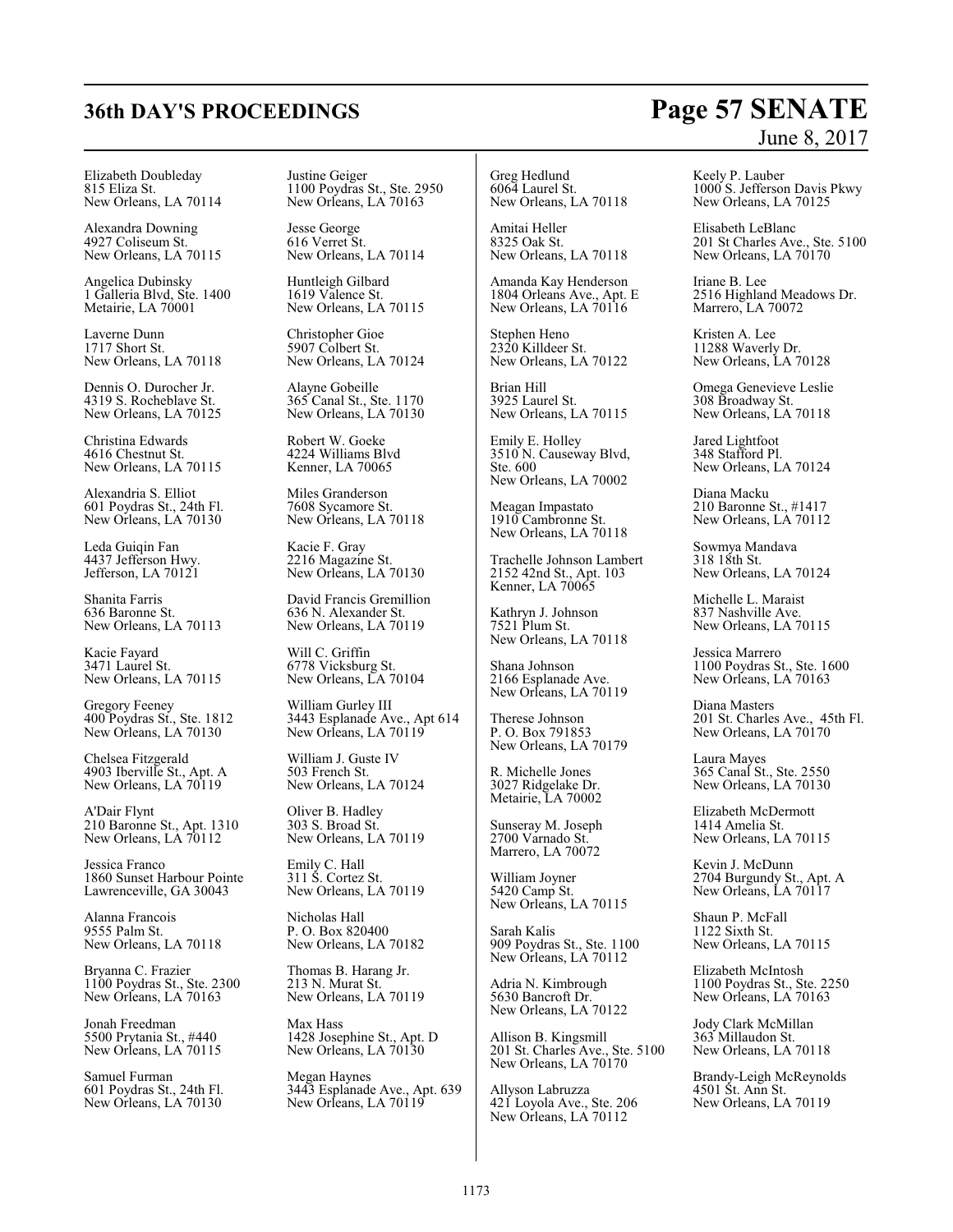Elizabeth Doubleday
815 Eliza St.
New Orleans, LA 70114

Alexandra Downing
4927 Coliseum St.
New Orleans, LA 70115

Angelica Dubinsky
1 Galleria Blvd, Ste. 1400
Metairie, LA 70001

Laverne Dunn
1717 Short St.
New Orleans, LA 70118

Dennis O. Durocher Jr.
4319 S. Rocheblave St.
New Orleans, LA 70125

Christina Edwards
4616 Chestnut St.
New Orleans, LA 70115

Alexandria S. Elliot
601 Poydras St., 24th Fl.
New Orleans, LA 70130

Leda Guiqin Fan
4437 Jefferson Hwy.
Jefferson, LA 70121

Shanita Farris
636 Baronne St.
New Orleans, LA 70113

Kacie Fayard
3471 Laurel St.
New Orleans, LA 70115

Gregory Feeney
400 Poydras St., Ste. 1812
New Orleans, LA 70130

Chelsea Fitzgerald
4903 Iberville St., Apt. A
New Orleans, LA 70119

A'Dair Flynt
210 Baronne St., Apt. 1310
New Orleans, LA 70112

Jessica Franco
1860 Sunset Harbour Pointe
Lawrenceville, GA 30043

Alanna Francois
9555 Palm St.
New Orleans, LA 70118

Bryanna C. Frazier
1100 Poydras St., Ste. 2300
New Orleans, LA 70163

Jonah Freedman
5500 Prytania St., #440
New Orleans, LA 70115

Samuel Furman
601 Poydras St., 24th Fl.
New Orleans, LA 70130

Justine Geiger
1100 Poydras St., Ste. 2950
New Orleans, LA 70163

Jesse George
616 Verret St.
New Orleans, LA 70114

Huntleigh Gilbard
1619 Valence St.
New Orleans, LA 70115

Christopher Gioe
5907 Colbert St.
New Orleans, LA 70124

Alayne Gobeille
365 Canal St., Ste. 1170
New Orleans, LA 70130

Robert W. Goeke
4224 Williams Blvd
Kenner, LA 70065

Miles Granderson
7608 Sycamore St.
New Orleans, LA 70118

Kacie F. Gray
2216 Magazine St.
New Orleans, LA 70130

David Francis Gremillion
636 N. Alexander St.
New Orleans, LA 70119

Will C. Griffin
6778 Vicksburg St.
New Orleans, LA 70104

William Gurley III
3443 Esplanade Ave., Apt 614
New Orleans, LA 70119

William J. Guste IV
503 French St.
New Orleans, LA 70124

Oliver B. Hadley
303 S. Broad St.
New Orleans, LA 70119

Emily C. Hall
311 S. Cortez St.
New Orleans, LA 70119

Nicholas Hall
P. O. Box 820400
New Orleans, LA 70182

Thomas B. Harang Jr.
213 N. Murat St.
New Orleans, LA 70119

Max Hass
1428 Josephine St., Apt. D
New Orleans, LA 70130

Megan Haynes
3443 Esplanade Ave., Apt. 639
New Orleans, LA 70119

Greg Hedlund
6064 Laurel St.
New Orleans, LA 70118

Amitai Heller
8325 Oak St.
New Orleans, LA 70118

Amanda Kay Henderson
1804 Orleans Ave., Apt. E
New Orleans, LA 70116

Stephen Heno
2320 Killdeer St.
New Orleans, LA 70122

Brian Hill
3925 Laurel St.
New Orleans, LA 70115

Emily E. Holley
3510 N. Causeway Blvd, Ste. 600
New Orleans, LA 70002

Meagan Impastato
1910 Cambronne St.
New Orleans, LA 70118

Trachelle Johnson Lambert
2152 42nd St., Apt. 103
Kenner, LA 70065

Kathryn J. Johnson
7521 Plum St.
New Orleans, LA 70118

Shana Johnson
2166 Esplanade Ave.
New Orleans, LA 70119

Therese Johnson
P. O. Box 791853
New Orleans, LA 70179

R. Michelle Jones
3027 Ridgelake Dr.
Metairie, LA 70002

Sunseray M. Joseph
2700 Varnado St.
Marrero, LA 70072

William Joyner
5420 Camp St.
New Orleans, LA 70115

Sarah Kalis
909 Poydras St., Ste. 1100
New Orleans, LA 70112

Adria N. Kimbrough
5630 Bancroft Dr.
New Orleans, LA 70122

Allison B. Kingsmill
201 St. Charles Ave., Ste. 5100
New Orleans, LA 70170

Allyson Labruzza
421 Loyola Ave., Ste. 206
New Orleans, LA 70112

Keely P. Lauber
1000 S. Jefferson Davis Pkwy
New Orleans, LA 70125

Elisabeth LeBlanc
201 St Charles Ave., Ste. 5100
New Orleans, LA 70170

Iriane B. Lee
2516 Highland Meadows Dr.
Marrero, LA 70072

Kristen A. Lee
11288 Waverly Dr.
New Orleans, LA 70128

Omega Genevieve Leslie
308 Broadway St.
New Orleans, LA 70118

Jared Lightfoot
348 Stafford Pl.
New Orleans, LA 70124

Diana Macku
210 Baronne St., #1417
New Orleans, LA 70112

Sowmya Mandava
318 18th St.
New Orleans, LA 70124

Michelle L. Maraist
837 Nashville Ave.
New Orleans, LA 70115

Jessica Marrero
1100 Poydras St., Ste. 1600
New Orleans, LA 70163

Diana Masters
201 St. Charles Ave., 45th Fl.
New Orleans, LA 70170

Laura Mayes
365 Canal St., Ste. 2550
New Orleans, LA 70130

Elizabeth McDermott
1414 Amelia St.
New Orleans, LA 70115

Kevin J. McDunn
2704 Burgundy St., Apt. A
New Orleans, LA 70117

Shaun P. McFall
1122 Sixth St.
New Orleans, LA 70115

Elizabeth McIntosh
1100 Poydras St., Ste. 2250
New Orleans, LA 70163

Jody Clark McMillan
363 Millaudon St.
New Orleans, LA 70118

Brandy-Leigh McReynolds
4501 St. Ann St.
New Orleans, LA 70119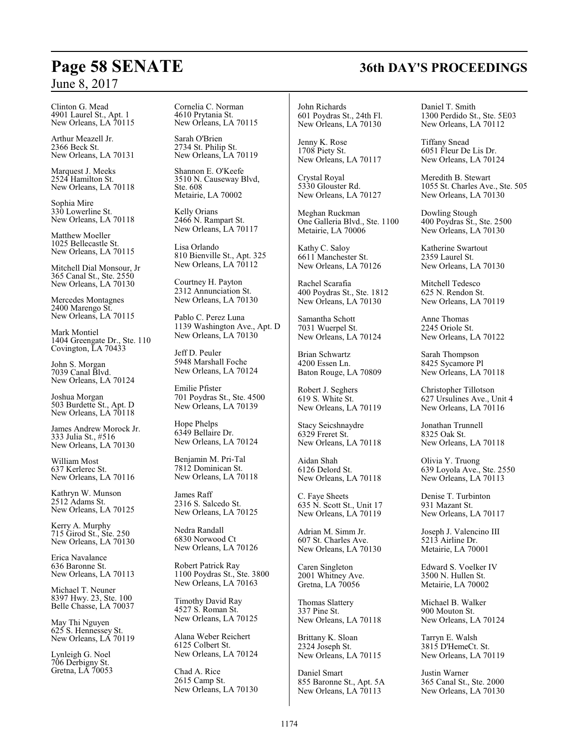Clinton G. Mead
4901 Laurel St., Apt. 1
New Orleans, LA 70115

Arthur Meazell Jr.
2366 Beck St.
New Orleans, LA 70131

Marquest J. Meeks
2524 Hamilton St.
New Orleans, LA 70118

Sophia Mire
330 Lowerline St.
New Orleans, LA 70118

Matthew Moeller
1025 Bellecastle St.
New Orleans, LA 70115

Mitchell Dial Monsour, Jr
365 Canal St., Ste. 2550
New Orleans, LA 70130

Mercedes Montagnes
2400 Marengo St.
New Orleans, LA 70115

Mark Montiel
1404 Greengate Dr., Ste. 110
Covington, LA 70433

John S. Morgan
7039 Canal Blvd.
New Orleans, LA 70124

Joshua Morgan
503 Burdette St., Apt. D
New Orleans, LA 70118

James Andrew Morock Jr.
333 Julia St., #516
New Orleans, LA 70130

William Most
637 Kerlerec St.
New Orleans, LA 70116

Kathryn W. Munson
2512 Adams St.
New Orleans, LA 70125

Kerry A. Murphy
715 Girod St., Ste. 250
New Orleans, LA 70130

Erica Navalance
636 Baronne St.
New Orleans, LA 70113

Michael T. Neuner
8397 Hwy. 23, Ste. 100
Belle Chasse, LA 70037

May Thi Nguyen
625 S. Hennessey St.
New Orleans, LA 70119

Lynleigh G. Noel
706 Derbigny St.
Gretna, LA 70053

Cornelia C. Norman
4610 Prytania St.
New Orleans, LA 70115

Sarah O'Brien
2734 St. Philip St.
New Orleans, LA 70119

Shannon E. O'Keefe
3510 N. Causeway Blvd, Ste. 608
Metairie, LA 70002

Kelly Orians
2466 N. Rampart St.
New Orleans, LA 70117

Lisa Orlando
810 Bienville St., Apt. 325
New Orleans, LA 70112

Courtney H. Payton
2312 Annunciation St.
New Orleans, LA 70130

Pablo C. Perez Luna
1139 Washington Ave., Apt. D
New Orleans, LA 70130

Jeff D. Peuler
5948 Marshall Foche
New Orleans, LA 70124

Emilie Pfister
701 Poydras St., Ste. 4500
New Orleans, LA 70139

Hope Phelps
6349 Bellaire Dr.
New Orleans, LA 70124

Benjamin M. Pri-Tal
7812 Dominican St.
New Orleans, LA 70118

James Raff
2316 S. Salcedo St.
New Orleans, LA 70125

Nedra Randall
6830 Norwood Ct
New Orleans, LA 70126

Robert Patrick Ray
1100 Poydras St., Ste. 3800
New Orleans, LA 70163

Timothy David Ray
4527 S. Roman St.
New Orleans, LA 70125

Alana Weber Reichert
6125 Colbert St.
New Orleans, LA 70124

Chad A. Rice
2615 Camp St.
New Orleans, LA 70130

John Richards
601 Poydras St., 24th Fl.
New Orleans, LA 70130

Jenny K. Rose
1708 Piety St.
New Orleans, LA 70117

Crystal Royal
5330 Glouster Rd.
New Orleans, LA 70127

Meghan Ruckman
One Galleria Blvd., Ste. 1100
Metairie, LA 70006

Kathy C. Saloy
6611 Manchester St.
New Orleans, LA 70126

Rachel Scarafia
400 Poydras St., Ste. 1812
New Orleans, LA 70130

Samantha Schott
7031 Wuerpel St.
New Orleans, LA 70124

Brian Schwartz
4200 Essen Ln.
Baton Rouge, LA 70809

Robert J. Seghers
619 S. White St.
New Orleans, LA 70119

Stacy Seicshnaydre
6329 Freret St.
New Orleans, LA 70118

Aidan Shah
6126 Delord St.
New Orleans, LA 70118

C. Faye Sheets
635 N. Scott St., Unit 17
New Orleans, LA 70119

Adrian M. Simm Jr.
607 St. Charles Ave.
New Orleans, LA 70130

Caren Singleton
2001 Whitney Ave.
Gretna, LA 70056

Thomas Slattery
337 Pine St.
New Orleans, LA 70118

Brittany K. Sloan
2324 Joseph St.
New Orleans, LA 70115

Daniel Smart
855 Baronne St., Apt. 5A
New Orleans, LA 70113

Daniel T. Smith
1300 Perdido St., Ste. 5E03
New Orleans, LA 70112

Tiffany Snead
6051 Fleur De Lis Dr.
New Orleans, LA 70124

Meredith B. Stewart
1055 St. Charles Ave., Ste. 505
New Orleans, LA 70130

Dowling Stough
400 Poydras St., Ste. 2500
New Orleans, LA 70130

Katherine Swartout
2359 Laurel St.
New Orleans, LA 70130

Mitchell Tedesco
625 N. Rendon St.
New Orleans, LA 70119

Anne Thomas
2245 Oriole St.
New Orleans, LA 70122

Sarah Thompson
8425 Sycamore Pl
New Orleans, LA 70118

Christopher Tillotson
627 Ursulines Ave., Unit 4
New Orleans, LA 70116

Jonathan Trunnell
8325 Oak St.
New Orleans, LA 70118

Olivia Y. Truong
639 Loyola Ave., Ste. 2550
New Orleans, LA 70113

Denise T. Turbinton
931 Mazant St.
New Orleans, LA 70117

Joseph J. Valencino III
5213 Airline Dr.
Metairie, LA 70001

Edward S. Voelker IV
3500 N. Hullen St.
Metairie, LA 70002

Michael B. Walker
900 Mouton St.
New Orleans, LA 70124

Tarryn E. Walsh
3815 D'HemeCt. St.
New Orleans, LA 70119

Justin Warner
365 Canal St., Ste. 2000
New Orleans, LA 70130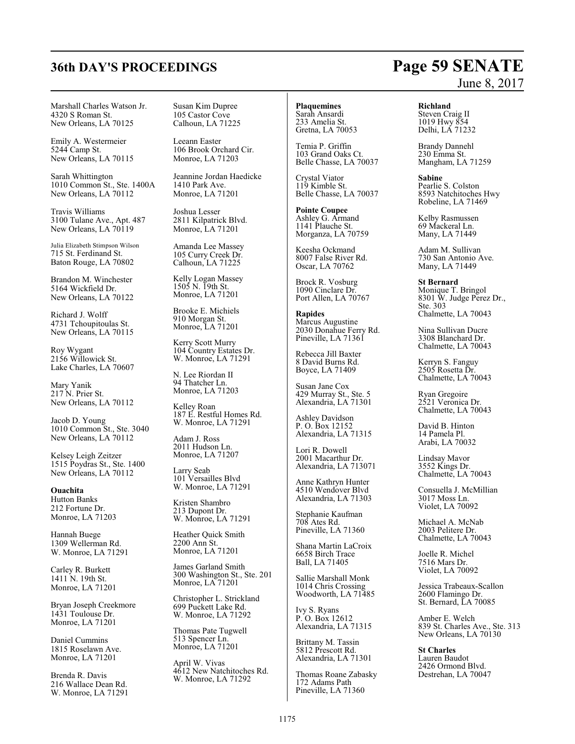Marshall Charles Watson Jr.
4320 S Roman St.
New Orleans, LA 70125

Emily A. Westermeier
5244 Camp St.
New Orleans, LA 70115

Sarah Whittington
1010 Common St., Ste. 1400A
New Orleans, LA 70112

Travis Williams
3100 Tulane Ave., Apt. 487
New Orleans, LA 70119

Julia Elizabeth Stimpson Wilson
715 St. Ferdinand St.
Baton Rouge, LA 70802

Brandon M. Winchester
5164 Wickfield Dr.
New Orleans, LA 70122

Richard J. Wolff
4731 Tchoupitoulas St.
New Orleans, LA 70115

Roy Wygant
2156 Willowick St.
Lake Charles, LA 70607

Mary Yanik
217 N. Prier St.
New Orleans, LA 70112

Jacob D. Young
1010 Common St., Ste. 3040
New Orleans, LA 70112

Kelsey Leigh Zeitzer
1515 Poydras St., Ste. 1400
New Orleans, LA 70112

**Ouachita**
Hutton Banks
212 Fortune Dr.
Monroe, LA 71203

Hannah Buege
1309 Wellerman Rd.
W. Monroe, LA 71291

Carley R. Burkett
1411 N. 19th St.
Monroe, LA 71201

Bryan Joseph Creekmore
1431 Toulouse Dr.
Monroe, LA 71201

Daniel Cummins
1815 Roselawn Ave.
Monroe, LA 71201

Brenda R. Davis
216 Wallace Dean Rd.
W. Monroe, LA 71291

Susan Kim Dupree
105 Castor Cove
Calhoun, LA 71225

Leeann Easter
106 Brook Orchard Cir.
Monroe, LA 71203

Jeannine Jordan Haedicke
1410 Park Ave.
Monroe, LA 71201

Joshua Lesser
2811 Kilpatrick Blvd.
Monroe, LA 71201

Amanda Lee Massey
105 Curry Creek Dr.
Calhoun, LA 71225

Kelly Logan Massey
1505 N. 19th St.
Monroe, LA 71201

Brooke E. Michiels
910 Morgan St.
Monroe, LA 71201

Kerry Scott Murry
104 Country Estates Dr.
W. Monroe, LA 71291

N. Lee Riordan II
94 Thatcher Ln.
Monroe, LA 71203

Kelley Roan
187 E. Restful Homes Rd.
W. Monroe, LA 71291

Adam J. Ross
2011 Hudson Ln.
Monroe, LA 71207

Larry Seab
101 Versailles Blvd
W. Monroe, LA 71291

Kristen Shambro
213 Dupont Dr.
W. Monroe, LA 71291

Heather Quick Smith
2200 Ann St.
Monroe, LA 71201

James Garland Smith
300 Washington St., Ste. 201
Monroe, LA 71201

Christopher L. Strickland
699 Puckett Lake Rd.
W. Monroe, LA 71292

Thomas Pate Tugwell
513 Spencer Ln.
Monroe, LA 71201

April W. Vivas
4612 New Natchitoches Rd.
W. Monroe, LA 71292

**Plaquemines**
Sarah Ansardi
233 Amelia St.
Gretna, LA 70053

Temia P. Griffin
103 Grand Oaks Ct.
Belle Chasse, LA 70037

Crystal Viator
119 Kimble St.
Belle Chasse, LA 70037

**Pointe Coupee**
Ashley G. Armand
1141 Plauche St.
Morganza, LA 70759

Keesha Ockmand
8007 False River Rd.
Oscar, LA 70762

Brock R. Vosburg
1090 Cinclare Dr.
Port Allen, LA 70767

**Rapides**
Marcus Augustine
2030 Donahue Ferry Rd.
Pineville, LA 71361

Rebecca Jill Baxter
8 David Burns Rd.
Boyce, LA 71409

Susan Jane Cox
429 Murray St., Ste. 5
Alexandria, LA 71301

Ashley Davidson
P. O. Box 12152
Alexandria, LA 71315

Lori R. Dowell
2001 Macarthur Dr.
Alexandria, LA 713071

Anne Kathryn Hunter
4510 Wendover Blvd
Alexandria, LA 71303

Stephanie Kaufman
708 Ates Rd.
Pineville, LA 71360

Shana Martin LaCroix
6658 Birch Trace
Ball, LA 71405

Sallie Marshall Monk
1014 Chris Crossing
Woodworth, LA 71485

Ivy S. Ryans
P. O. Box 12612
Alexandria, LA 71315

Brittany M. Tassin
5812 Prescott Rd.
Alexandria, LA 71301

Thomas Roane Zabasky
172 Adams Path
Pineville, LA 71360

**Richland**
Steven Craig II
1019 Hwy 854
Delhi, LA 71232

Brandy Dannehl
230 Emma St.
Mangham, LA 71259

**Sabine**
Pearlie S. Colston
8593 Natchitoches Hwy
Robeline, LA 71469

Kelby Rasmussen
69 Mackeral Ln.
Many, LA 71449

Adam M. Sullivan
730 San Antonio Ave.
Many, LA 71449

**St Bernard**
Monique T. Bringol
8301 W. Judge Perez Dr., Ste. 303
Chalmette, LA 70043

Nina Sullivan Ducre
3308 Blanchard Dr.
Chalmette, LA 70043

Kerryn S. Fanguy
2505 Rosetta Dr.
Chalmette, LA 70043

Ryan Gregoire
2521 Veronica Dr.
Chalmette, LA 70043

David B. Hinton
14 Pamela Pl.
Arabi, LA 70032

Lindsay Mavor
3552 Kings Dr.
Chalmette, LA 70043

Consuella J. McMillian
3017 Moss Ln.
Violet, LA 70092

Michael A. McNab
2003 Pelitere Dr.
Chalmette, LA 70043

Joelle R. Michel
7516 Mars Dr.
Violet, LA 70092

Jessica Trabeaux-Scallon
2600 Flamingo Dr.
St. Bernard, LA 70085

Amber E. Welch
839 St. Charles Ave., Ste. 313
New Orleans, LA 70130

**St Charles**
Lauren Baudot
2426 Ormond Blvd.
Destrehan, LA 70047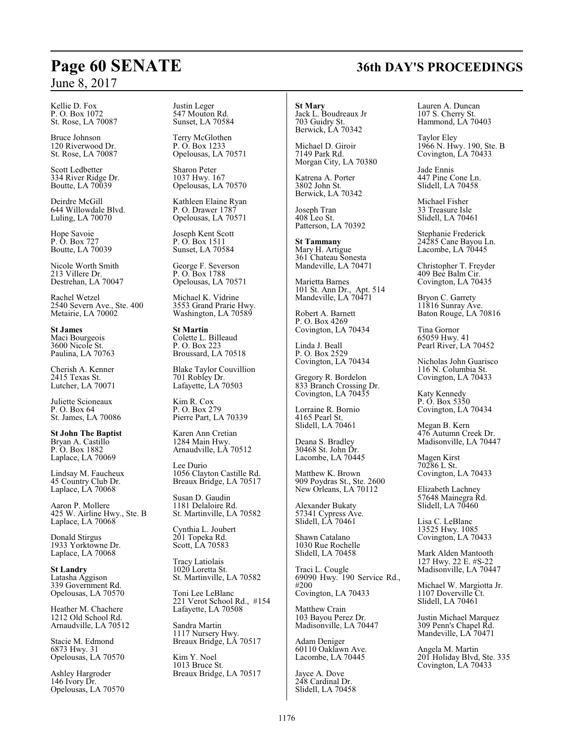Kellie D. Fox
P. O. Box 1072
St. Rose, LA 70087

Bruce Johnson
120 Riverwood Dr.
St. Rose, LA 70087

Scott Ledbetter
334 River Ridge Dr.
Boutte, LA 70039

Deirdre McGill
644 Willowdale Blvd.
Luling, LA 70070

Hope Savoie
P. O. Box 727
Boutte, LA 70039

Nicole Worth Smith
213 Villere Dr.
Destrehan, LA 70047

Rachel Wetzel
2540 Severn Ave., Ste. 400
Metairie, LA 70002

**St James**
Maci Bourgeois
3600 Nicole St.
Paulina, LA 70763

Cherish A. Kenner
2415 Texas St.
Lutcher, LA 70071

Juliette Scioneaux
P. O. Box 64
St. James, LA 70086

**St John The Baptist**
Bryan A. Castillo
P. O. Box 1882
Laplace, LA 70069

Lindsay M. Faucheux
45 Country Club Dr.
Laplace, LA 70068

Aaron P. Mollere
425 W. Airline Hwy., Ste. B
Laplace, LA 70068

Donald Stirgus
1933 Yorktowne Dr.
Laplace, LA 70068

**St Landry**
Latasha Aggison
339 Government Rd.
Opelousas, LA 70570

Heather M. Chachere
1212 Old School Rd.
Arnaudville, LA 70512

Stacie M. Edmond
6873 Hwy. 31
Opelousas, LA 70570

Ashley Hargroder
146 Ivory Dr.
Opelousas, LA 70570

Justin Leger
547 Mouton Rd.
Sunset, LA 70584

Terry McGlothen
P. O. Box 1233
Opelousas, LA 70571

Sharon Peter
1037 Hwy. 167
Opelousas, LA 70570

Kathleen Elaine Ryan
P. O. Drawer 1787
Opelousas, LA 70571

Joseph Kent Scott
P. O. Box 1511
Sunset, LA 70584

George F. Severson
P. O. Box 1788
Opelousas, LA 70571

Michael K. Vidrine
3553 Grand Prarie Hwy.
Washington, LA 70589

**St Martin**
Colette L. Billeaud
P. O. Box 223
Broussard, LA 70518

Blake Taylor Couvillion
701 Robley Dr.
Lafayette, LA 70503

Kim R. Cox
P. O. Box 279
Pierre Part, LA 70339

Karen Ann Cretian
1284 Main Hwy.
Arnaudville, LA 70512

Lee Durio
1056 Clayton Castille Rd.
Breaux Bridge, LA 70517

Susan D. Gaudin
1181 Delaloire Rd.
St. Martinville, LA 70582

Cynthia L. Joubert
201 Topeka Rd.
Scott, LA 70583

Tracy Latiolais
1020 Loretta St.
St. Martinville, LA 70582

Toni Lee LeBlanc
221 Verot School Rd., #154
Lafayette, LA 70508

Sandra Martin
1117 Nursery Hwy.
Breaux Bridge, LA 70517

Kim Y. Noel
1013 Bruce St.
Breaux Bridge, LA 70517

**St Mary**
Jack L. Boudreaux Jr
703 Guidry St.
Berwick, LA 70342

Michael D. Giroir
7149 Park Rd.
Morgan City, LA 70380

Katrena A. Porter
3802 John St.
Berwick, LA 70342

Joseph Tran
408 Leo St.
Patterson, LA 70392

**St Tammany**
Mary H. Artigue
361 Chateau Sonesta
Mandeville, LA 70471

Marietta Barnes
101 St. Ann Dr., Apt. 514
Mandeville, LA 70471

Robert A. Barnett
P. O. Box 4269
Covington, LA 70434

Linda J. Beall
P. O. Box 2529
Covington, LA 70434

Gregory R. Bordelon
833 Branch Crossing Dr.
Covington, LA 70435

Lorraine R. Bornio
4165 Pearl St.
Slidell, LA 70461

Deana S. Bradley
30468 St. John Dr.
Lacombe, LA 70445

Matthew K. Brown
909 Poydras St., Ste. 2600
New Orleans, LA 70112

Alexander Bukaty
57341 Cypress Ave.
Slidell, LA 70461

Shawn Catalano
1030 Rue Rochelle
Slidell, LA 70458

Traci L. Cougle
69090 Hwy. 190 Service Rd., #200
Covington, LA 70433

Matthew Crain
103 Bayou Perez Dr.
Madisonville, LA 70447

Adam Deniger
60110 Oaklawn Ave.
Lacombe, LA 70445

Jayce A. Dove
248 Cardinal Dr.
Slidell, LA 70458

Lauren A. Duncan
107 S. Cherry St.
Hammond, LA 70403

Taylor Eley
1966 N. Hwy. 190, Ste. B
Covington, LA 70433

Jade Ennis
447 Pine Cone Ln.
Slidell, LA 70458

Michael Fisher
33 Treasure Isle
Slidell, LA 70461

Stephanie Frederick
24285 Cane Bayou Ln.
Lacombe, LA 70445

Christopher T. Freyder
409 Bee Balm Cir.
Covington, LA 70435

Bryon C. Garrety
11816 Sunray Ave.
Baton Rouge, LA 70816

Tina Gornor
65059 Hwy. 41
Pearl River, LA 70452

Nicholas John Guarisco
116 N. Columbia St.
Covington, LA 70433

Katy Kennedy
P. O. Box 5350
Covington, LA 70434

Megan B. Kern
476 Autumn Creek Dr.
Madisonville, LA 70447

Magen Kirst
70286 L St.
Covington, LA 70433

Elizabeth Lachney
57648 Mainegra Rd.
Slidell, LA 70460

Lisa C. LeBlanc
13525 Hwy. 1085
Covington, LA 70433

Mark Alden Mantooth
127 Hwy. 22 E. #S-22
Madisonville, LA 70447

Michael W. Margiotta Jr.
1107 Doverville Ct.
Slidell, LA 70461

Justin Michael Marquez
309 Penn's Chapel Rd.
Mandeville, LA 70471

Angela M. Martin
201 Holiday Blvd, Ste. 335
Covington, LA 70433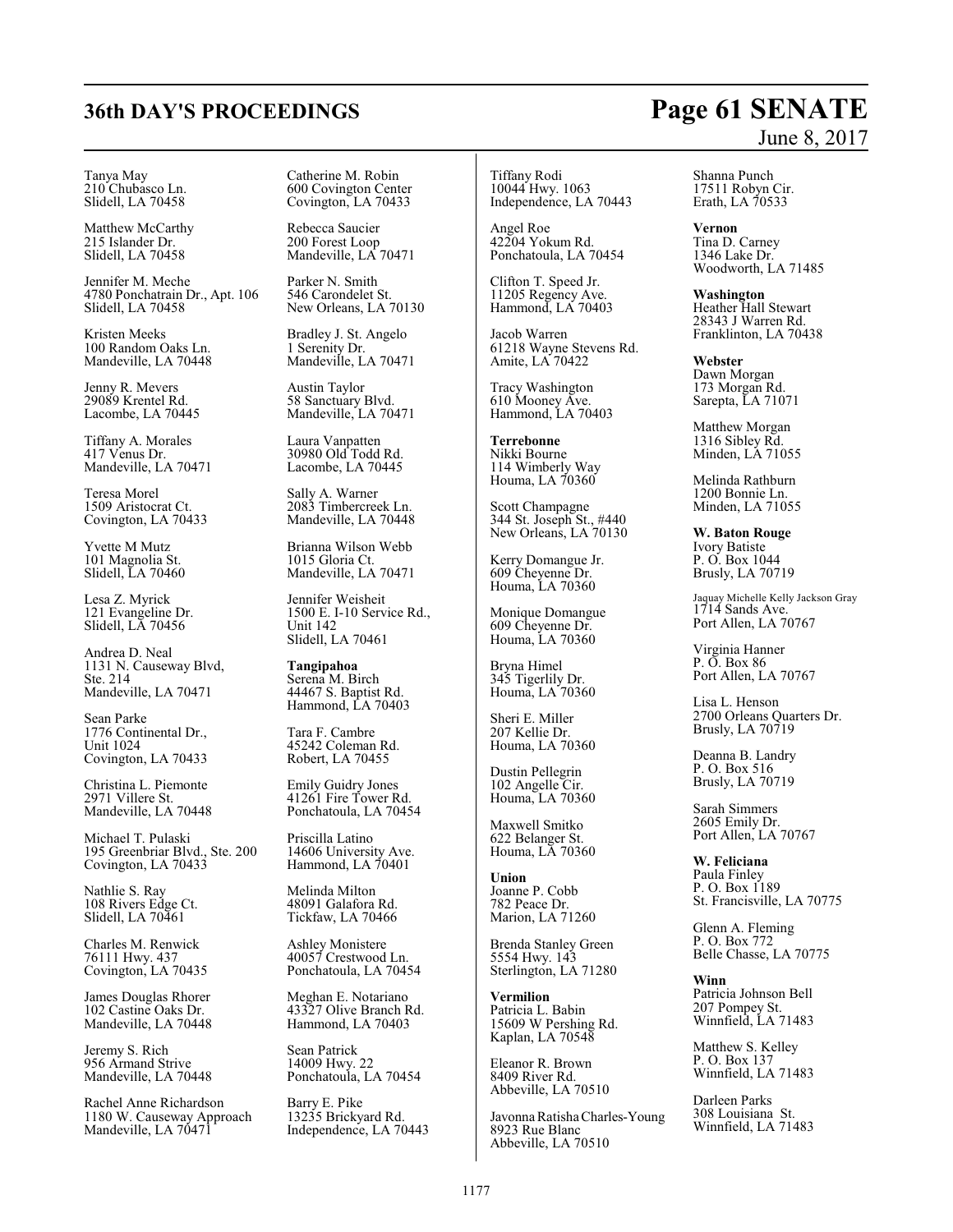Tanya May
210 Chubasco Ln.
Slidell, LA 70458

Matthew McCarthy
215 Islander Dr.
Slidell, LA 70458

Jennifer M. Meche
4780 Ponchatrain Dr., Apt. 106
Slidell, LA 70458

Kristen Meeks
100 Random Oaks Ln.
Mandeville, LA 70448

Jenny R. Mevers
29089 Krentel Rd.
Lacombe, LA 70445

Tiffany A. Morales
417 Venus Dr.
Mandeville, LA 70471

Teresa Morel
1509 Aristocrat Ct.
Covington, LA 70433

Yvette M Mutz
101 Magnolia St.
Slidell, LA 70460

Lesa Z. Myrick
121 Evangeline Dr.
Slidell, LA 70456

Andrea D. Neal
1131 N. Causeway Blvd,
Ste. 214
Mandeville, LA 70471

Sean Parke
1776 Continental Dr.,
Unit 1024
Covington, LA 70433

Christina L. Piemonte
2971 Villere St.
Mandeville, LA 70448

Michael T. Pulaski
195 Greenbriar Blvd., Ste. 200
Covington, LA 70433

Nathlie S. Ray
108 Rivers Edge Ct.
Slidell, LA 70461

Charles M. Renwick
76111 Hwy. 437
Covington, LA 70435

James Douglas Rhorer
102 Castine Oaks Dr.
Mandeville, LA 70448

Jeremy S. Rich
956 Armand Strive
Mandeville, LA 70448

Rachel Anne Richardson
1180 W. Causeway Approach
Mandeville, LA 70471

Catherine M. Robin
600 Covington Center
Covington, LA 70433

Rebecca Saucier
200 Forest Loop
Mandeville, LA 70471

Parker N. Smith
546 Carondelet St.
New Orleans, LA 70130

Bradley J. St. Angelo
1 Serenity Dr.
Mandeville, LA 70471

Austin Taylor
58 Sanctuary Blvd.
Mandeville, LA 70471

Laura Vanpatten
30980 Old Todd Rd.
Lacombe, LA 70445

Sally A. Warner
2083 Timbercreek Ln.
Mandeville, LA 70448

Brianna Wilson Webb
1015 Gloria Ct.
Mandeville, LA 70471

Jennifer Weisheit
1500 E. I-10 Service Rd.,
Unit 142
Slidell, LA 70461

**Tangipahoa**
Serena M. Birch
44467 S. Baptist Rd.
Hammond, LA 70403

Tara F. Cambre
45242 Coleman Rd.
Robert, LA 70455

Emily Guidry Jones
41261 Fire Tower Rd.
Ponchatoula, LA 70454

Priscilla Latino
14606 University Ave.
Hammond, LA 70401

Melinda Milton
48091 Galafora Rd.
Tickfaw, LA 70466

Ashley Monistere
40057 Crestwood Ln.
Ponchatoula, LA 70454

Meghan E. Notariano
43327 Olive Branch Rd.
Hammond, LA 70403

Sean Patrick
14009 Hwy. 22
Ponchatoula, LA 70454

Barry E. Pike
13235 Brickyard Rd.
Independence, LA 70443

Tiffany Rodi
10044 Hwy. 1063
Independence, LA 70443

Angel Roe
42204 Yokum Rd.
Ponchatoula, LA 70454

Clifton T. Speed Jr.
11205 Regency Ave.
Hammond, LA 70403

Jacob Warren
61218 Wayne Stevens Rd.
Amite, LA 70422

Tracy Washington
610 Mooney Ave.
Hammond, LA 70403

**Terrebonne**
Nikki Bourne
114 Wimberly Way
Houma, LA 70360

Scott Champagne
344 St. Joseph St., #440
New Orleans, LA 70130

Kerry Domangue Jr.
609 Cheyenne Dr.
Houma, LA 70360

Monique Domangue
609 Cheyenne Dr.
Houma, LA 70360

Bryna Himel
345 Tigerlily Dr.
Houma, LA 70360

Sheri E. Miller
207 Kellie Dr.
Houma, LA 70360

Dustin Pellegrin
102 Angelle Cir.
Houma, LA 70360

Maxwell Smitko
622 Belanger St.
Houma, LA 70360

**Union**
Joanne P. Cobb
782 Peace Dr.
Marion, LA 71260

Brenda Stanley Green
5554 Hwy. 143
Sterlington, LA 71280

**Vermilion**
Patricia L. Babin
15609 W Pershing Rd.
Kaplan, LA 70548

Eleanor R. Brown
8409 River Rd.
Abbeville, LA 70510

Javonna Ratisha Charles-Young
8923 Rue Blanc
Abbeville, LA 70510

Shanna Punch
17511 Robyn Cir.
Erath, LA 70533

**Vernon**
Tina D. Carney
1346 Lake Dr.
Woodworth, LA 71485

**Washington**
Heather Hall Stewart
28343 J Warren Rd.
Franklinton, LA 70438

**Webster**
Dawn Morgan
173 Morgan Rd.
Sarepta, LA 71071

Matthew Morgan
1316 Sibley Rd.
Minden, LA 71055

Melinda Rathburn
1200 Bonnie Ln.
Minden, LA 71055

**W. Baton Rouge**
Ivory Batiste
P. O. Box 1044
Brusly, LA 70719

Jaquay Michelle Kelly Jackson Gray
1714 Sands Ave.
Port Allen, LA 70767

Virginia Hanner
P. O. Box 86
Port Allen, LA 70767

Lisa L. Henson
2700 Orleans Quarters Dr.
Brusly, LA 70719

Deanna B. Landry
P. O. Box 516
Brusly, LA 70719

Sarah Simmers
2605 Emily Dr.
Port Allen, LA 70767

**W. Feliciana**
Paula Finley
P. O. Box 1189
St. Francisville, LA 70775

Glenn A. Fleming
P. O. Box 772
Belle Chasse, LA 70775

**Winn**
Patricia Johnson Bell
207 Pompey St.
Winnfield, LA 71483

Matthew S. Kelley
P. O. Box 137
Winnfield, LA 71483

Darleen Parks
308 Louisiana St.
Winnfield, LA 71483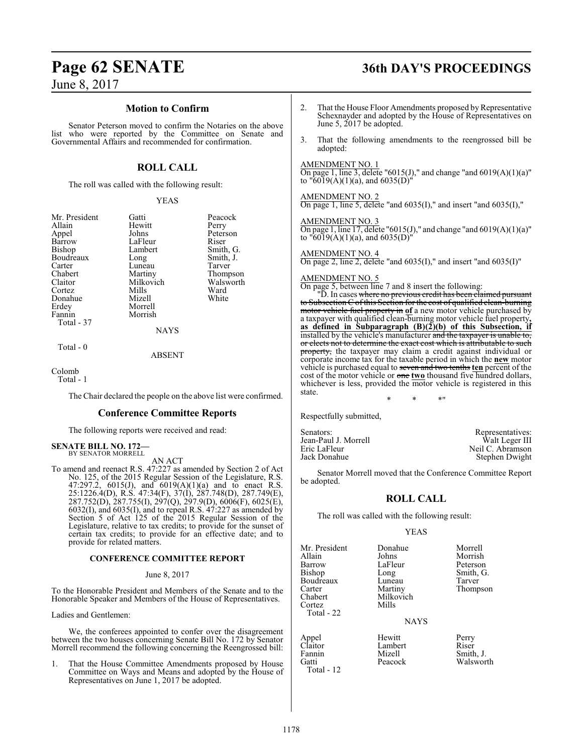## Motion to Confirm

Senator Peterson moved to confirm the Notaries on the above list who were reported by the Committee on Senate and Governmental Affairs and recommended for confirmation.

## ROLL CALL

The roll was called with the following result:

YEAS

| | | |
|---|---|---|
| Mr. President | Gatti | Peacock |
| Allain | Hewitt | Perry |
| Appel | Johns | Peterson |
| Barrow | LaFleur | Riser |
| Bishop | Lambert | Smith, G. |
| Boudreaux | Long | Smith, J. |
| Carter | Luneau | Tarver |
| Chabert | Martiny | Thompson |
| Claitor | Milkovich | Walsworth |
| Cortez | Mills | Ward |
| Donahue | Mizell | White |
| Erdey | Morrell | |
| Fannin | Morrish | |

Total - 37

NAYS

Total - 0

ABSENT

Colomb

Total - 1

The Chair declared the people on the above list were confirmed.

## Conference Committee Reports

The following reports were received and read:

**SENATE BILL NO. 172—**
BY SENATOR MORRELL

AN ACT

To amend and reenact R.S. 47:227 as amended by Section 2 of Act No. 125, of the 2015 Regular Session of the Legislature, R.S. 47:297.2, 6015(J), and 6019(A)(1)(a) and to enact R.S. 25:1226.4(D), R.S. 47:34(F), 37(I), 287.748(D), 287.749(E), 287.752(D), 287.755(I), 297(Q), 297.9(D), 6006(F), 6025(E), 6032(I), and 6035(I), and to repeal R.S. 47:227 as amended by Section 5 of Act 125 of the 2015 Regular Session of the Legislature, relative to tax credits; to provide for the sunset of certain tax credits; to provide for an effective date; and to provide for related matters.

**CONFERENCE COMMITTEE REPORT**

June 8, 2017

To the Honorable President and Members of the Senate and to the Honorable Speaker and Members of the House of Representatives.

Ladies and Gentlemen:

We, the conferees appointed to confer over the disagreement between the two houses concerning Senate Bill No. 172 by Senator Morrell recommend the following concerning the Reengrossed bill:

1. That the House Committee Amendments proposed by House Committee on Ways and Means and adopted by the House of Representatives on June 1, 2017 be adopted.

2. That the House Floor Amendments proposed by Representative Schexnayder and adopted by the House of Representatives on June 5, 2017 be adopted.

3. That the following amendments to the reengrossed bill be adopted:

AMENDMENT NO. 1
On page 1, line 3, delete "6015(J)," and change "and 6019(A)(1)(a)" to "6019(A)(1)(a), and 6035(D)"

AMENDMENT NO. 2
On page 1, line 5, delete "and 6035(I)," and insert "and 6035(I),"

AMENDMENT NO. 3
On page 1, line 17, delete "6015(J)," and change "and 6019(A)(1)(a)" to "6019(A)(1)(a), and 6035(D)"

AMENDMENT NO. 4
On page 2, line 2, delete "and 6035(I)," and insert "and 6035(I)"

AMENDMENT NO. 5
On page 5, between line 7 and 8 insert the following:

"D. In cases ~~where no previous credit has been claimed pursuant to Subsection C of this Section for the cost of qualified clean-burning motor vehicle fuel property in~~ **of** a new motor vehicle purchased by a taxpayer with qualified clean-burning motor vehicle fuel property**, as defined in Subparagraph (B)(2)(b) of this Subsection, if** installed by the vehicle's manufacturer ~~and the taxpayer is unable to, or elects not to determine the exact cost which is attributable to such property,~~ the taxpayer may claim a credit against individual or corporate income tax for the taxable period in which the **new** motor vehicle is purchased equal to ~~seven and two tenths~~ **ten** percent of the cost of the motor vehicle or ~~one~~ **two** thousand five hundred dollars, whichever is less, provided the motor vehicle is registered in this state.

\* \* \*"

Respectfully submitted,

| Senators: | Representatives: |
|---|---|
| Jean-Paul J. Morrell | Walt Leger III |
| Eric LaFleur | Neil C. Abramson |
| Jack Donahue | Stephen Dwight |

Senator Morrell moved that the Conference Committee Report be adopted.

## ROLL CALL

The roll was called with the following result:

YEAS

| | | |
|---|---|---|
| Mr. President | Donahue | Morrell |
| Allain | Johns | Morrish |
| Barrow | LaFleur | Peterson |
| Bishop | Long | Smith, G. |
| Boudreaux | Luneau | Tarver |
| Carter | Martiny | Thompson |
| Chabert | Milkovich | |
| Cortez | Mills | |

Total - 22

NAYS

| | | |
|---|---|---|
| Appel | Hewitt | Perry |
| Claitor | Lambert | Riser |
| Fannin | Mizell | Smith, J. |
| Gatti | Peacock | Walsworth |

Total - 12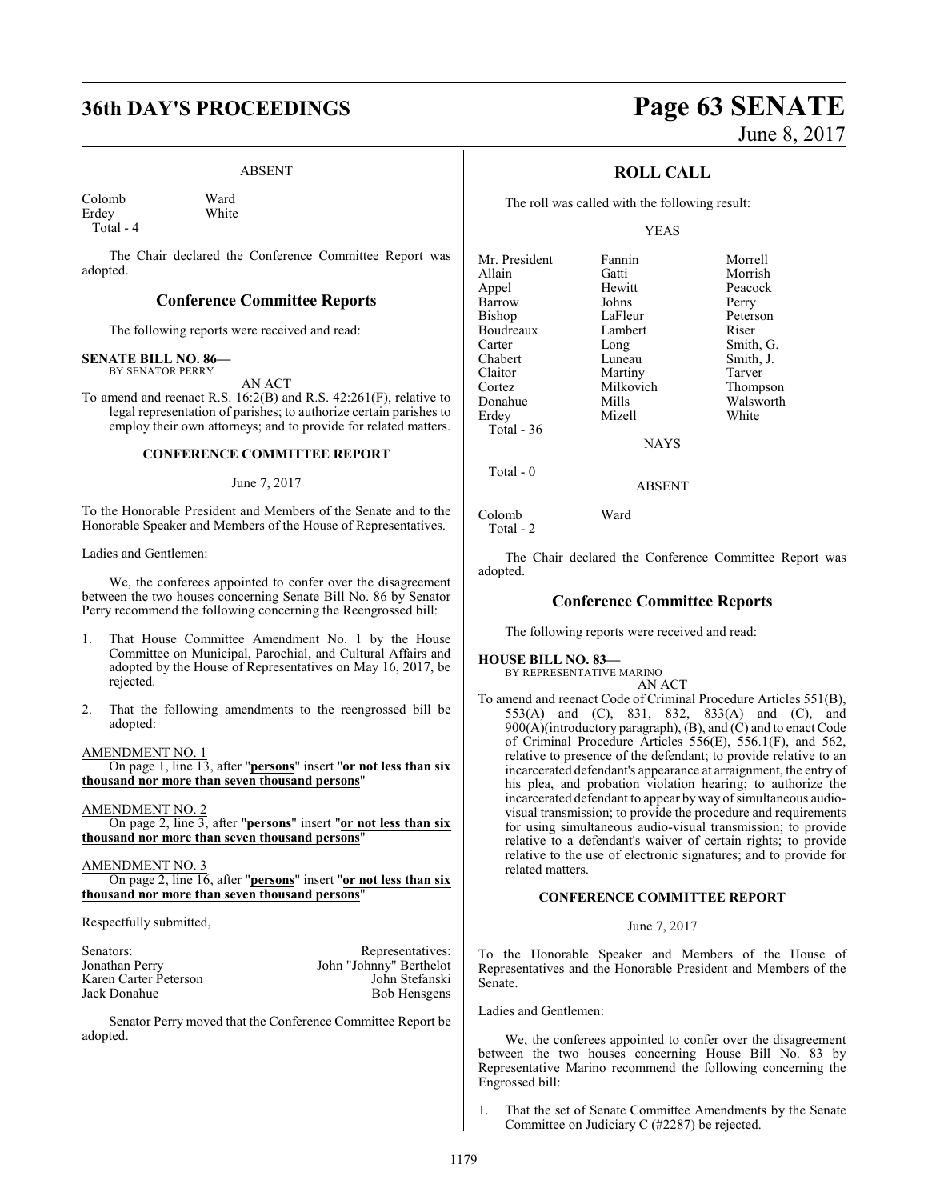ABSENT

| | |
|---|---|
| Colomb | Ward |
| Erdey | White |
| Total - 4 | |

The Chair declared the Conference Committee Report was adopted.

## Conference Committee Reports

The following reports were received and read:

**SENATE BILL NO. 86—**
BY SENATOR PERRY

AN ACT

To amend and reenact R.S. 16:2(B) and R.S. 42:261(F), relative to legal representation of parishes; to authorize certain parishes to employ their own attorneys; and to provide for related matters.

### CONFERENCE COMMITTEE REPORT

June 7, 2017

To the Honorable President and Members of the Senate and to the Honorable Speaker and Members of the House of Representatives.

Ladies and Gentlemen:

We, the conferees appointed to confer over the disagreement between the two houses concerning Senate Bill No. 86 by Senator Perry recommend the following concerning the Reengrossed bill:

1. That House Committee Amendment No. 1 by the House Committee on Municipal, Parochial, and Cultural Affairs and adopted by the House of Representatives on May 16, 2017, be rejected.

2. That the following amendments to the reengrossed bill be adopted:

AMENDMENT NO. 1

On page 1, line 13, after "**persons**" insert "**or not less than six thousand nor more than seven thousand persons**"

AMENDMENT NO. 2

On page 2, line 3, after "**persons**" insert "**or not less than six thousand nor more than seven thousand persons**"

AMENDMENT NO. 3

On page 2, line 16, after "**persons**" insert "**or not less than six thousand nor more than seven thousand persons**"

Respectfully submitted,

| Senators: | Representatives: |
|---|---|
| Jonathan Perry | John "Johnny" Berthelot |
| Karen Carter Peterson | John Stefanski |
| Jack Donahue | Bob Hensgens |

Senator Perry moved that the Conference Committee Report be adopted.

## ROLL CALL

The roll was called with the following result:

YEAS

| | | |
|---|---|---|
| Mr. President | Fannin | Morrell |
| Allain | Gatti | Morrish |
| Appel | Hewitt | Peacock |
| Barrow | Johns | Perry |
| Bishop | LaFleur | Peterson |
| Boudreaux | Lambert | Riser |
| Carter | Long | Smith, G. |
| Chabert | Luneau | Smith, J. |
| Claitor | Martiny | Tarver |
| Cortez | Milkovich | Thompson |
| Donahue | Mills | Walsworth |
| Erdey | Mizell | White |
| Total - 36 | | |

NAYS

Total - 0

ABSENT

| | |
|---|---|
| Colomb | Ward |
| Total - 2 | |

The Chair declared the Conference Committee Report was adopted.

## Conference Committee Reports

The following reports were received and read:

**HOUSE BILL NO. 83—**
BY REPRESENTATIVE MARINO

AN ACT

To amend and reenact Code of Criminal Procedure Articles 551(B), 553(A) and (C), 831, 832, 833(A) and (C), and 900(A)(introductory paragraph), (B), and (C) and to enact Code of Criminal Procedure Articles 556(E), 556.1(F), and 562, relative to presence of the defendant; to provide relative to an incarcerated defendant's appearance at arraignment, the entry of his plea, and probation violation hearing; to authorize the incarcerated defendant to appear by way of simultaneous audio-visual transmission; to provide the procedure and requirements for using simultaneous audio-visual transmission; to provide relative to a defendant's waiver of certain rights; to provide relative to the use of electronic signatures; and to provide for related matters.

### CONFERENCE COMMITTEE REPORT

June 7, 2017

To the Honorable Speaker and Members of the House of Representatives and the Honorable President and Members of the Senate.

Ladies and Gentlemen:

We, the conferees appointed to confer over the disagreement between the two houses concerning House Bill No. 83 by Representative Marino recommend the following concerning the Engrossed bill:

1. That the set of Senate Committee Amendments by the Senate Committee on Judiciary C (#2287) be rejected.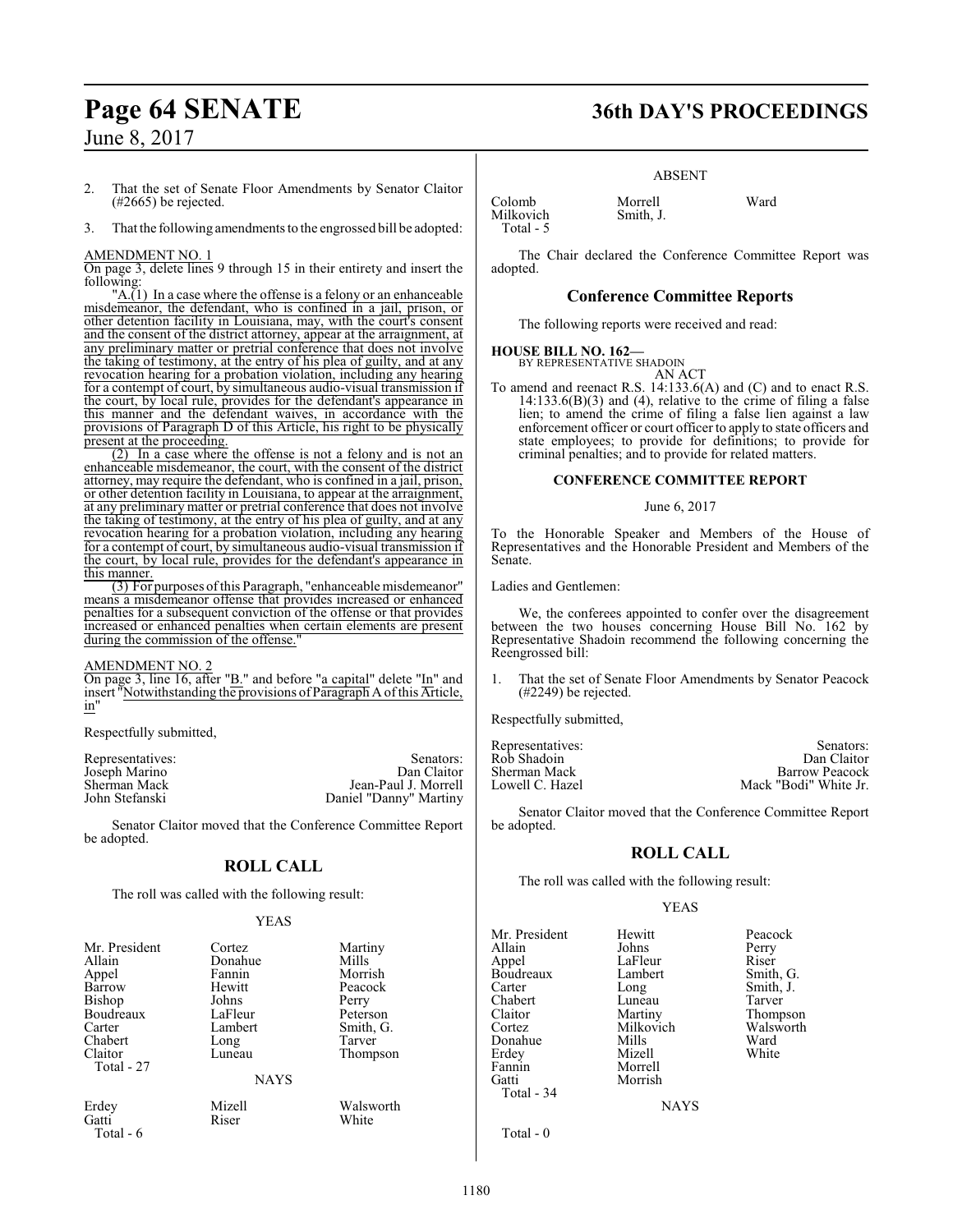2. That the set of Senate Floor Amendments by Senator Claitor (#2665) be rejected.

3. That the following amendments to the engrossed bill be adopted:

AMENDMENT NO. 1

On page 3, delete lines 9 through 15 in their entirety and insert the following:

"A.(1) In a case where the offense is a felony or an enhanceable misdemeanor, the defendant, who is confined in a jail, prison, or other detention facility in Louisiana, may, with the court's consent and the consent of the district attorney, appear at the arraignment, at any preliminary matter or pretrial conference that does not involve the taking of testimony, at the entry of his plea of guilty, and at any revocation hearing for a probation violation, including any hearing for a contempt of court, by simultaneous audio-visual transmission if the court, by local rule, provides for the defendant's appearance in this manner and the defendant waives, in accordance with the provisions of Paragraph D of this Article, his right to be physically present at the proceeding.

(2) In a case where the offense is not a felony and is not an enhanceable misdemeanor, the court, with the consent of the district attorney, may require the defendant, who is confined in a jail, prison, or other detention facility in Louisiana, to appear at the arraignment, at any preliminary matter or pretrial conference that does not involve the taking of testimony, at the entry of his plea of guilty, and at any revocation hearing for a probation violation, including any hearing for a contempt of court, by simultaneous audio-visual transmission if the court, by local rule, provides for the defendant's appearance in this manner.

(3) For purposes of this Paragraph, "enhanceable misdemeanor" means a misdemeanor offense that provides increased or enhanced penalties for a subsequent conviction of the offense or that provides increased or enhanced penalties when certain elements are present during the commission of the offense."

AMENDMENT NO. 2

On page 3, line 16, after "B." and before "a capital" delete "In" and insert "Notwithstanding the provisions of Paragraph A of this Article, in"

Respectfully submitted,

| Representatives: | Senators: |
|---|---|
| Joseph Marino | Dan Claitor |
| Sherman Mack | Jean-Paul J. Morrell |
| John Stefanski | Daniel "Danny" Martiny |

Senator Claitor moved that the Conference Committee Report be adopted.

## ROLL CALL

The roll was called with the following result:

YEAS

| | | |
|---|---|---|
| Mr. President | Cortez | Martiny |
| Allain | Donahue | Mills |
| Appel | Fannin | Morrish |
| Barrow | Hewitt | Peacock |
| Bishop | Johns | Perry |
| Boudreaux | LaFleur | Peterson |
| Carter | Lambert | Smith, G. |
| Chabert | Long | Tarver |
| Claitor | Luneau | Thompson |

Total - 27

NAYS

| | | |
|---|---|---|
| Erdey | Mizell | Walsworth |
| Gatti | Riser | White |

Total - 6

ABSENT

| | | |
|---|---|---|
| Colomb | Morrell | Ward |
| Milkovich | Smith, J. | |

Total - 5

The Chair declared the Conference Committee Report was adopted.

## Conference Committee Reports

The following reports were received and read:

**HOUSE BILL NO. 162—**
BY REPRESENTATIVE SHADOIN
AN ACT

To amend and reenact R.S. 14:133.6(A) and (C) and to enact R.S. 14:133.6(B)(3) and (4), relative to the crime of filing a false lien; to amend the crime of filing a false lien against a law enforcement officer or court officer to apply to state officers and state employees; to provide for definitions; to provide for criminal penalties; and to provide for related matters.

### CONFERENCE COMMITTEE REPORT

June 6, 2017

To the Honorable Speaker and Members of the House of Representatives and the Honorable President and Members of the Senate.

Ladies and Gentlemen:

We, the conferees appointed to confer over the disagreement between the two houses concerning House Bill No. 162 by Representative Shadoin recommend the following concerning the Reengrossed bill:

1. That the set of Senate Floor Amendments by Senator Peacock (#2249) be rejected.

Respectfully submitted,

| Representatives: | Senators: |
|---|---|
| Rob Shadoin | Dan Claitor |
| Sherman Mack | Barrow Peacock |
| Lowell C. Hazel | Mack "Bodi" White Jr. |

Senator Claitor moved that the Conference Committee Report be adopted.

## ROLL CALL

The roll was called with the following result:

YEAS

| | | |
|---|---|---|
| Mr. President | Hewitt | Peacock |
| Allain | Johns | Perry |
| Appel | LaFleur | Riser |
| Boudreaux | Lambert | Smith, G. |
| Carter | Long | Smith, J. |
| Chabert | Luneau | Tarver |
| Claitor | Martiny | Thompson |
| Cortez | Milkovich | Walsworth |
| Donahue | Mills | Ward |
| Erdey | Mizell | White |
| Fannin | Morrell | |
| Gatti | Morrish | |

Total - 34

NAYS

Total - 0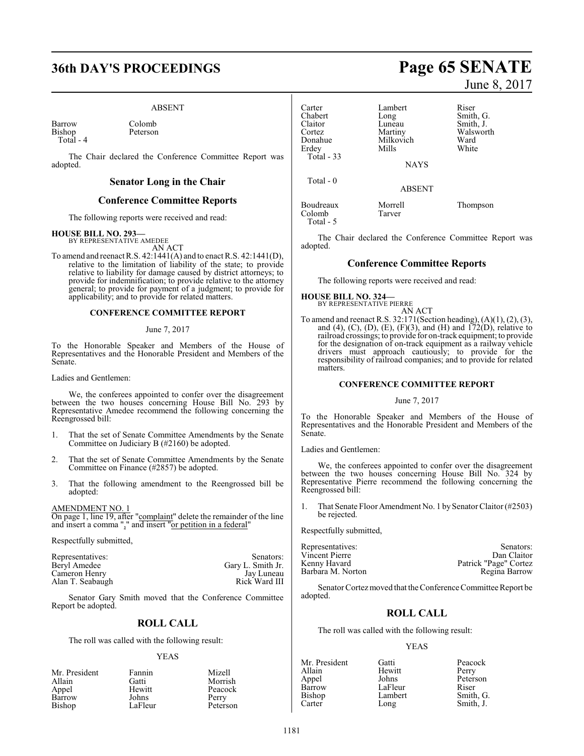ABSENT

| | |
|---|---|
| Barrow | Colomb |
| Bishop | Peterson |
| Total - 4 | |

The Chair declared the Conference Committee Report was adopted.

## Senator Long in the Chair

## Conference Committee Reports

The following reports were received and read:

**HOUSE BILL NO. 293—**
BY REPRESENTATIVE AMEDEE
AN ACT

To amend and reenact R.S. 42:1441(A) and to enact R.S. 42:1441(D), relative to the limitation of liability of the state; to provide relative to liability for damage caused by district attorneys; to provide for indemnification; to provide relative to the attorney general; to provide for payment of a judgment; to provide for applicability; and to provide for related matters.

**CONFERENCE COMMITTEE REPORT**

June 7, 2017

To the Honorable Speaker and Members of the House of Representatives and the Honorable President and Members of the Senate.

Ladies and Gentlemen:

We, the conferees appointed to confer over the disagreement between the two houses concerning House Bill No. 293 by Representative Amedee recommend the following concerning the Reengrossed bill:

1. That the set of Senate Committee Amendments by the Senate Committee on Judiciary B (#2160) be adopted.

2. That the set of Senate Committee Amendments by the Senate Committee on Finance (#2857) be adopted.

3. That the following amendment to the Reengrossed bill be adopted:

AMENDMENT NO. 1
On page 1, line 19, after "complaint" delete the remainder of the line and insert a comma "," and insert "or petition in a federal"

Respectfully submitted,

| Representatives: | Senators: |
|---|---|
| Beryl Amedee | Gary L. Smith Jr. |
| Cameron Henry | Jay Luneau |
| Alan T. Seabaugh | Rick Ward III |

Senator Gary Smith moved that the Conference Committee Report be adopted.

## ROLL CALL

The roll was called with the following result:

YEAS

| | | |
|---|---|---|
| Mr. President | Fannin | Mizell |
| Allain | Gatti | Morrish |
| Appel | Hewitt | Peacock |
| Barrow | Johns | Perry |
| Bishop | LaFleur | Peterson |
| Carter | Lambert | Riser |
| Chabert | Long | Smith, G. |
| Claitor | Luneau | Smith, J. |
| Cortez | Martiny | Walsworth |
| Donahue | Milkovich | Ward |
| Erdey | Mills | White |
| Total - 33 | | |

NAYS

Total - 0

ABSENT

| | | |
|---|---|---|
| Boudreaux | Morrell | Thompson |
| Colomb | Tarver | |
| Total - 5 | | |

The Chair declared the Conference Committee Report was adopted.

## Conference Committee Reports

The following reports were received and read:

**HOUSE BILL NO. 324—**
BY REPRESENTATIVE PIERRE
AN ACT

To amend and reenact R.S. 32:171(Section heading), (A)(1), (2), (3), and (4), (C), (D), (E), (F)(3), and (H) and 172(D), relative to railroad crossings; to provide for on-track equipment; to provide for the designation of on-track equipment as a railway vehicle drivers must approach cautiously; to provide for the responsibility of railroad companies; and to provide for related matters.

**CONFERENCE COMMITTEE REPORT**

June 7, 2017

To the Honorable Speaker and Members of the House of Representatives and the Honorable President and Members of the Senate.

Ladies and Gentlemen:

We, the conferees appointed to confer over the disagreement between the two houses concerning House Bill No. 324 by Representative Pierre recommend the following concerning the Reengrossed bill:

1. That Senate Floor Amendment No. 1 by Senator Claitor (#2503) be rejected.

Respectfully submitted,

| Representatives: | Senators: |
|---|---|
| Vincent Pierre | Dan Claitor |
| Kenny Havard | Patrick "Page" Cortez |
| Barbara M. Norton | Regina Barrow |

Senator Cortez moved that the Conference Committee Report be adopted.

## ROLL CALL

The roll was called with the following result:

YEAS

| | | |
|---|---|---|
| Mr. President | Gatti | Peacock |
| Allain | Hewitt | Perry |
| Appel | Johns | Peterson |
| Barrow | LaFleur | Riser |
| Bishop | Lambert | Smith, G. |
| Carter | Long | Smith, J. |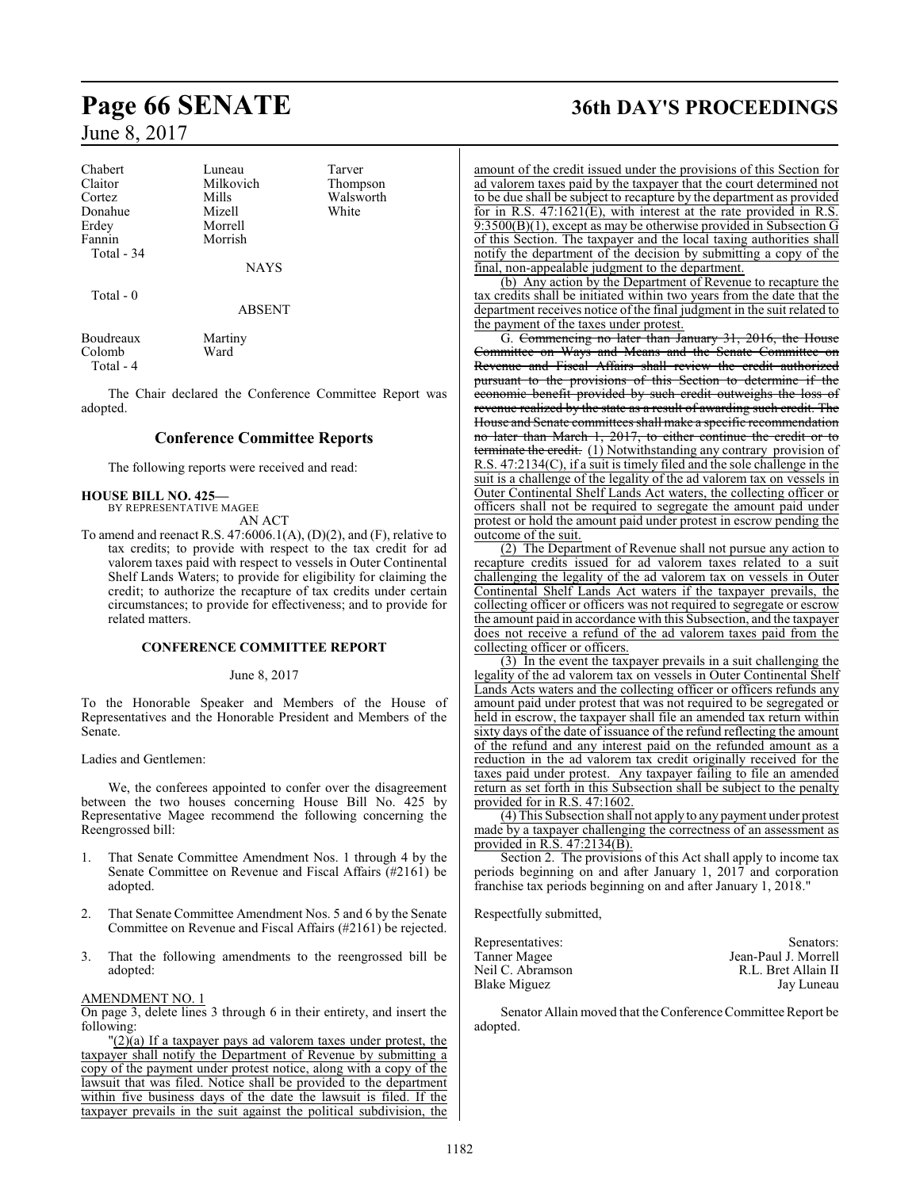| Chabert | Luneau | Tarver |
| --- | --- | --- |
| Claitor | Milkovich | Thompson |
| Cortez | Mills | Walsworth |
| Donahue | Mizell | White |
| Erdey | Morrell | |
| Fannin | Morrish | |

Total - 34

NAYS

Total - 0

ABSENT

| Boudreaux | Martiny |
| --- | --- |
| Colomb | Ward |

Total - 4

The Chair declared the Conference Committee Report was adopted.

## Conference Committee Reports

The following reports were received and read:

**HOUSE BILL NO. 425—**
BY REPRESENTATIVE MAGEE
AN ACT

To amend and reenact R.S. 47:6006.1(A), (D)(2), and (F), relative to tax credits; to provide with respect to the tax credit for ad valorem taxes paid with respect to vessels in Outer Continental Shelf Lands Waters; to provide for eligibility for claiming the credit; to authorize the recapture of tax credits under certain circumstances; to provide for effectiveness; and to provide for related matters.

**CONFERENCE COMMITTEE REPORT**

June 8, 2017

To the Honorable Speaker and Members of the House of Representatives and the Honorable President and Members of the Senate.

Ladies and Gentlemen:

We, the conferees appointed to confer over the disagreement between the two houses concerning House Bill No. 425 by Representative Magee recommend the following concerning the Reengrossed bill:

1. That Senate Committee Amendment Nos. 1 through 4 by the Senate Committee on Revenue and Fiscal Affairs (#2161) be adopted.

2. That Senate Committee Amendment Nos. 5 and 6 by the Senate Committee on Revenue and Fiscal Affairs (#2161) be rejected.

3. That the following amendments to the reengrossed bill be adopted:

AMENDMENT NO. 1

On page 3, delete lines 3 through 6 in their entirety, and insert the following:

"(2)(a) If a taxpayer pays ad valorem taxes under protest, the taxpayer shall notify the Department of Revenue by submitting a copy of the payment under protest notice, along with a copy of the lawsuit that was filed. Notice shall be provided to the department within five business days of the date the lawsuit is filed. If the taxpayer prevails in the suit against the political subdivision, the amount of the credit issued under the provisions of this Section for ad valorem taxes paid by the taxpayer that the court determined not to be due shall be subject to recapture by the department as provided for in R.S. 47:1621(E), with interest at the rate provided in R.S. 9:3500(B)(1), except as may be otherwise provided in Subsection G of this Section. The taxpayer and the local taxing authorities shall notify the department of the decision by submitting a copy of the final, non-appealable judgment to the department.

(b) Any action by the Department of Revenue to recapture the tax credits shall be initiated within two years from the date that the department receives notice of the final judgment in the suit related to the payment of the taxes under protest.

G. ~~Commencing no later than January 31, 2016, the House Committee on Ways and Means and the Senate Committee on Revenue and Fiscal Affairs shall review the credit authorized pursuant to the provisions of this Section to determine if the economic benefit provided by such credit outweighs the loss of revenue realized by the state as a result of awarding such credit. The House and Senate committees shall make a specific recommendation no later than March 1, 2017, to either continue the credit or to terminate the credit.~~ (1) Notwithstanding any contrary provision of R.S. 47:2134(C), if a suit is timely filed and the sole challenge in the suit is a challenge of the legality of the ad valorem tax on vessels in Outer Continental Shelf Lands Act waters, the collecting officer or officers shall not be required to segregate the amount paid under protest or hold the amount paid under protest in escrow pending the outcome of the suit.

(2) The Department of Revenue shall not pursue any action to recapture credits issued for ad valorem taxes related to a suit challenging the legality of the ad valorem tax on vessels in Outer Continental Shelf Lands Act waters if the taxpayer prevails, the collecting officer or officers was not required to segregate or escrow the amount paid in accordance with this Subsection, and the taxpayer does not receive a refund of the ad valorem taxes paid from the collecting officer or officers.

(3) In the event the taxpayer prevails in a suit challenging the legality of the ad valorem tax on vessels in Outer Continental Shelf Lands Acts waters and the collecting officer or officers refunds any amount paid under protest that was not required to be segregated or held in escrow, the taxpayer shall file an amended tax return within sixty days of the date of issuance of the refund reflecting the amount of the refund and any interest paid on the refunded amount as a reduction in the ad valorem tax credit originally received for the taxes paid under protest. Any taxpayer failing to file an amended return as set forth in this Subsection shall be subject to the penalty provided for in R.S. 47:1602.

(4) This Subsection shall not apply to any payment under protest made by a taxpayer challenging the correctness of an assessment as provided in R.S. 47:2134(B).

Section 2. The provisions of this Act shall apply to income tax periods beginning on and after January 1, 2017 and corporation franchise tax periods beginning on and after January 1, 2018."

Respectfully submitted,

| Representatives: | Senators: |
| --- | --- |
| Tanner Magee | Jean-Paul J. Morrell |
| Neil C. Abramson | R.L. Bret Allain II |
| Blake Miguez | Jay Luneau |

Senator Allain moved that the Conference Committee Report be adopted.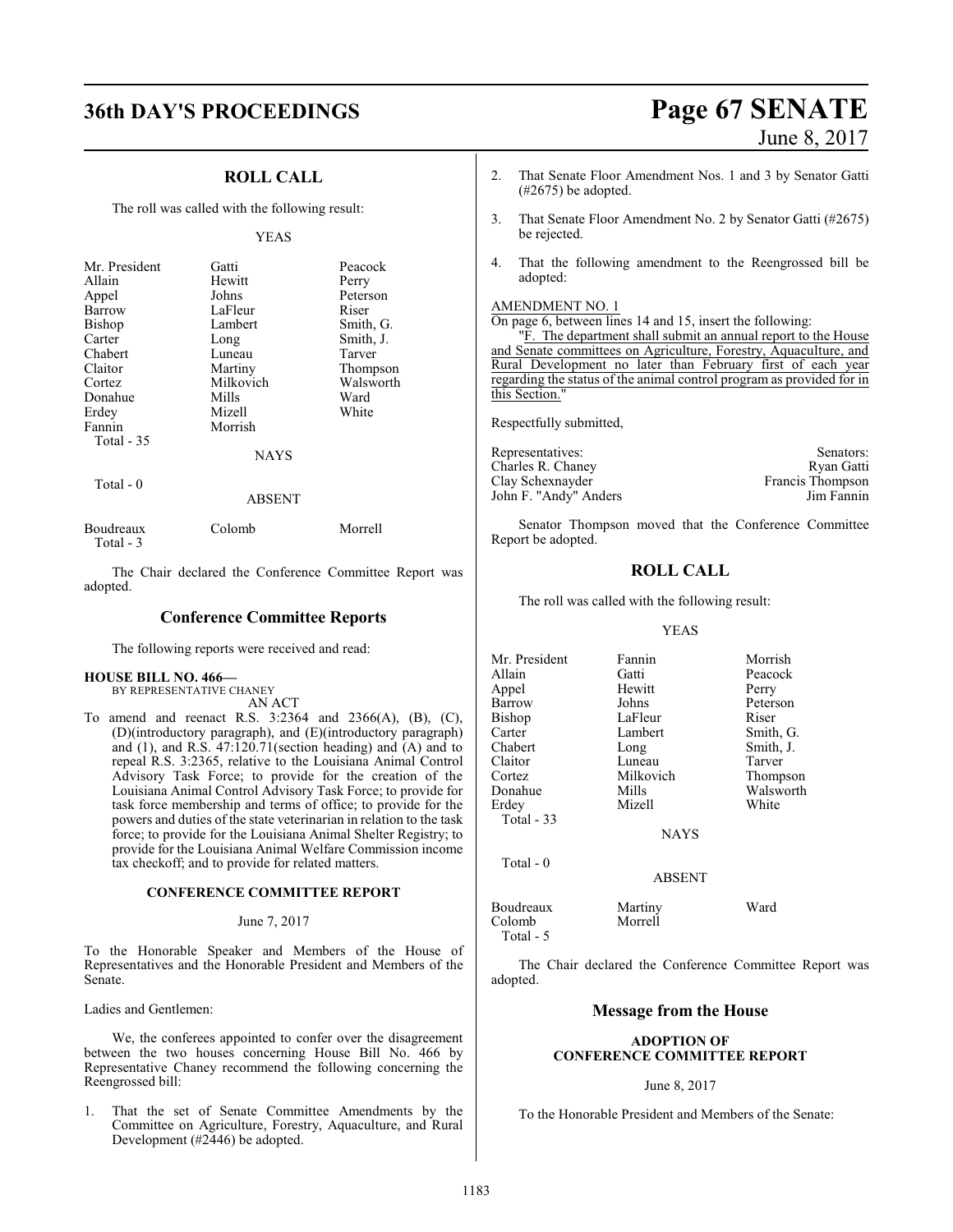## ROLL CALL

The roll was called with the following result:

YEAS

| | | |
|---|---|---|
| Mr. President | Gatti | Peacock |
| Allain | Hewitt | Perry |
| Appel | Johns | Peterson |
| Barrow | LaFleur | Riser |
| Bishop | Lambert | Smith, G. |
| Carter | Long | Smith, J. |
| Chabert | Luneau | Tarver |
| Claitor | Martiny | Thompson |
| Cortez | Milkovich | Walsworth |
| Donahue | Mills | Ward |
| Erdey | Mizell | White |
| Fannin | Morrish | |
| Total - 35 | | |

NAYS

Total - 0

ABSENT

| | | |
|---|---|---|
| Boudreaux | Colomb | Morrell |
| Total - 3 | | |

The Chair declared the Conference Committee Report was adopted.

## Conference Committee Reports

The following reports were received and read:

**HOUSE BILL NO. 466—**
BY REPRESENTATIVE CHANEY
AN ACT

To amend and reenact R.S. 3:2364 and 2366(A), (B), (C), (D)(introductory paragraph), and (E)(introductory paragraph) and (1), and R.S. 47:120.71(section heading) and (A) and to repeal R.S. 3:2365, relative to the Louisiana Animal Control Advisory Task Force; to provide for the creation of the Louisiana Animal Control Advisory Task Force; to provide for task force membership and terms of office; to provide for the powers and duties of the state veterinarian in relation to the task force; to provide for the Louisiana Animal Shelter Registry; to provide for the Louisiana Animal Welfare Commission income tax checkoff; and to provide for related matters.

### CONFERENCE COMMITTEE REPORT

June 7, 2017

To the Honorable Speaker and Members of the House of Representatives and the Honorable President and Members of the Senate.

Ladies and Gentlemen:

We, the conferees appointed to confer over the disagreement between the two houses concerning House Bill No. 466 by Representative Chaney recommend the following concerning the Reengrossed bill:

1. That the set of Senate Committee Amendments by the Committee on Agriculture, Forestry, Aquaculture, and Rural Development (#2446) be adopted.
2. That Senate Floor Amendment Nos. 1 and 3 by Senator Gatti (#2675) be adopted.
3. That Senate Floor Amendment No. 2 by Senator Gatti (#2675) be rejected.
4. That the following amendment to the Reengrossed bill be adopted:

AMENDMENT NO. 1

On page 6, between lines 14 and 15, insert the following:

"F. The department shall submit an annual report to the House and Senate committees on Agriculture, Forestry, Aquaculture, and Rural Development no later than February first of each year regarding the status of the animal control program as provided for in this Section."

Respectfully submitted,

| Representatives: | Senators: |
|---|---|
| Charles R. Chaney | Ryan Gatti |
| Clay Schexnayder | Francis Thompson |
| John F. "Andy" Anders | Jim Fannin |

Senator Thompson moved that the Conference Committee Report be adopted.

## ROLL CALL

The roll was called with the following result:

YEAS

| | | |
|---|---|---|
| Mr. President | Fannin | Morrish |
| Allain | Gatti | Peacock |
| Appel | Hewitt | Perry |
| Barrow | Johns | Peterson |
| Bishop | LaFleur | Riser |
| Carter | Lambert | Smith, G. |
| Chabert | Long | Smith, J. |
| Claitor | Luneau | Tarver |
| Cortez | Milkovich | Thompson |
| Donahue | Mills | Walsworth |
| Erdey | Mizell | White |
| Total - 33 | | |

NAYS

Total - 0

ABSENT

| | | |
|---|---|---|
| Boudreaux | Martiny | Ward |
| Colomb | Morrell | |
| Total - 5 | | |

The Chair declared the Conference Committee Report was adopted.

## Message from the House

### ADOPTION OF CONFERENCE COMMITTEE REPORT

June 8, 2017

To the Honorable President and Members of the Senate: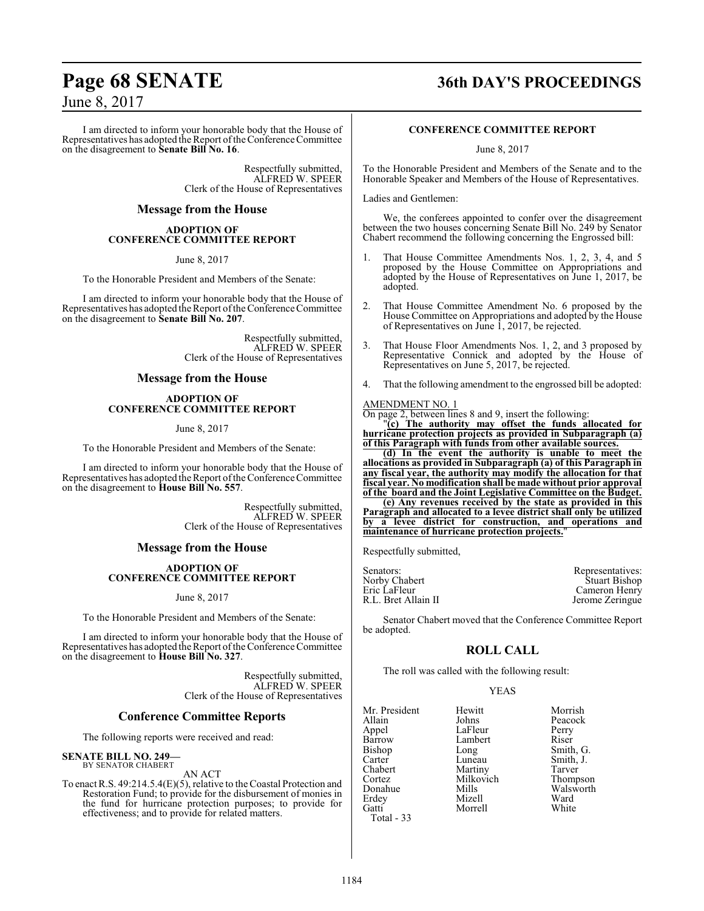I am directed to inform your honorable body that the House of Representatives has adopted the Report of the Conference Committee on the disagreement to **Senate Bill No. 16**.

Respectfully submitted,
ALFRED W. SPEER
Clerk of the House of Representatives

## Message from the House

### ADOPTION OF CONFERENCE COMMITTEE REPORT

June 8, 2017

To the Honorable President and Members of the Senate:

I am directed to inform your honorable body that the House of Representatives has adopted the Report of the Conference Committee on the disagreement to **Senate Bill No. 207**.

Respectfully submitted,
ALFRED W. SPEER
Clerk of the House of Representatives

## Message from the House

### ADOPTION OF CONFERENCE COMMITTEE REPORT

June 8, 2017

To the Honorable President and Members of the Senate:

I am directed to inform your honorable body that the House of Representatives has adopted the Report of the Conference Committee on the disagreement to **House Bill No. 557**.

Respectfully submitted,
ALFRED W. SPEER
Clerk of the House of Representatives

## Message from the House

### ADOPTION OF CONFERENCE COMMITTEE REPORT

June 8, 2017

To the Honorable President and Members of the Senate:

I am directed to inform your honorable body that the House of Representatives has adopted the Report of the Conference Committee on the disagreement to **House Bill No. 327**.

Respectfully submitted,
ALFRED W. SPEER
Clerk of the House of Representatives

## Conference Committee Reports

The following reports were received and read:

**SENATE BILL NO. 249—**
BY SENATOR CHABERT

AN ACT

To enact R.S. 49:214.5.4(E)(5), relative to the Coastal Protection and Restoration Fund; to provide for the disbursement of monies in the fund for hurricane protection purposes; to provide for effectiveness; and to provide for related matters.

### CONFERENCE COMMITTEE REPORT

June 8, 2017

To the Honorable President and Members of the Senate and to the Honorable Speaker and Members of the House of Representatives.

Ladies and Gentlemen:

We, the conferees appointed to confer over the disagreement between the two houses concerning Senate Bill No. 249 by Senator Chabert recommend the following concerning the Engrossed bill:

1. That House Committee Amendments Nos. 1, 2, 3, 4, and 5 proposed by the House Committee on Appropriations and adopted by the House of Representatives on June 1, 2017, be adopted.
2. That House Committee Amendment No. 6 proposed by the House Committee on Appropriations and adopted by the House of Representatives on June 1, 2017, be rejected.
3. That House Floor Amendments Nos. 1, 2, and 3 proposed by Representative Connick and adopted by the House of Representatives on June 5, 2017, be rejected.
4. That the following amendment to the engrossed bill be adopted:

AMENDMENT NO. 1

On page 2, between lines 8 and 9, insert the following:

"**(c) The authority may offset the funds allocated for hurricane protection projects as provided in Subparagraph (a) of this Paragraph with funds from other available sources.**

**(d) In the event the authority is unable to meet the allocations as provided in Subparagraph (a) of this Paragraph in any fiscal year, the authority may modify the allocation for that fiscal year. No modification shall be made without prior approval of the board and the Joint Legislative Committee on the Budget.**

**(e) Any revenues received by the state as provided in this Paragraph and allocated to a levee district shall only be utilized by a levee district for construction, and operations and maintenance of hurricane protection projects.**"

Respectfully submitted,

| Senators: | Representatives: |
|---|---|
| Norby Chabert | Stuart Bishop |
| Eric LaFleur | Cameron Henry |
| R.L. Bret Allain II | Jerome Zeringue |

Senator Chabert moved that the Conference Committee Report be adopted.

## ROLL CALL

The roll was called with the following result:

YEAS

| | | |
|---|---|---|
| Mr. President | Hewitt | Morrish |
| Allain | Johns | Peacock |
| Appel | LaFleur | Perry |
| Barrow | Lambert | Riser |
| Bishop | Long | Smith, G. |
| Carter | Luneau | Smith, J. |
| Chabert | Martiny | Tarver |
| Cortez | Milkovich | Thompson |
| Donahue | Mills | Walsworth |
| Erdey | Mizell | Ward |
| Gatti | Morrell | White |

Total - 33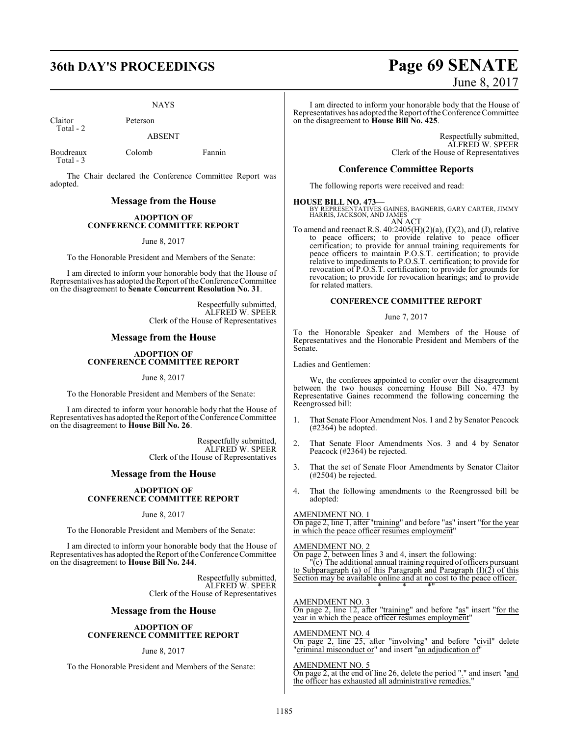NAYS

Claitor Peterson
Total - 2

ABSENT

Boudreaux Colomb Fannin
Total - 3

The Chair declared the Conference Committee Report was adopted.

## Message from the House

### ADOPTION OF CONFERENCE COMMITTEE REPORT

June 8, 2017

To the Honorable President and Members of the Senate:

I am directed to inform your honorable body that the House of Representatives has adopted the Report of the Conference Committee on the disagreement to **Senate Concurrent Resolution No. 31**.

Respectfully submitted,
ALFRED W. SPEER
Clerk of the House of Representatives

## Message from the House

### ADOPTION OF CONFERENCE COMMITTEE REPORT

June 8, 2017

To the Honorable President and Members of the Senate:

I am directed to inform your honorable body that the House of Representatives has adopted the Report of the Conference Committee on the disagreement to **House Bill No. 26**.

Respectfully submitted,
ALFRED W. SPEER
Clerk of the House of Representatives

## Message from the House

### ADOPTION OF CONFERENCE COMMITTEE REPORT

June 8, 2017

To the Honorable President and Members of the Senate:

I am directed to inform your honorable body that the House of Representatives has adopted the Report of the Conference Committee on the disagreement to **House Bill No. 244**.

Respectfully submitted,
ALFRED W. SPEER
Clerk of the House of Representatives

## Message from the House

### ADOPTION OF CONFERENCE COMMITTEE REPORT

June 8, 2017

To the Honorable President and Members of the Senate:

I am directed to inform your honorable body that the House of Representatives has adopted the Report of the Conference Committee on the disagreement to **House Bill No. 425**.

Respectfully submitted,
ALFRED W. SPEER
Clerk of the House of Representatives

## Conference Committee Reports

The following reports were received and read:

**HOUSE BILL NO. 473—**
BY REPRESENTATIVES GAINES, BAGNERIS, GARY CARTER, JIMMY HARRIS, JACKSON, AND JAMES
AN ACT

To amend and reenact R.S. 40:2405(H)(2)(a), (I)(2), and (J), relative to peace officers; to provide relative to peace officer certification; to provide for annual training requirements for peace officers to maintain P.O.S.T. certification; to provide relative to impediments to P.O.S.T. certification; to provide for revocation of P.O.S.T. certification; to provide for grounds for revocation; to provide for revocation hearings; and to provide for related matters.

### CONFERENCE COMMITTEE REPORT

June 7, 2017

To the Honorable Speaker and Members of the House of Representatives and the Honorable President and Members of the Senate.

Ladies and Gentlemen:

We, the conferees appointed to confer over the disagreement between the two houses concerning House Bill No. 473 by Representative Gaines recommend the following concerning the Reengrossed bill:

1. That Senate Floor Amendment Nos. 1 and 2 by Senator Peacock (#2364) be adopted.

2. That Senate Floor Amendments Nos. 3 and 4 by Senator Peacock (#2364) be rejected.

3. That the set of Senate Floor Amendments by Senator Claitor (#2504) be rejected.

4. That the following amendments to the Reengrossed bill be adopted:

AMENDMENT NO. 1
On page 2, line 1, after "training" and before "as" insert "for the year in which the peace officer resumes employment"

AMENDMENT NO. 2
On page 2, between lines 3 and 4, insert the following:
"(c) The additional annual training required of officers pursuant to Subparagraph (a) of this Paragraph and Paragraph (I)(2) of this Section may be available online and at no cost to the peace officer.
\* \* \*"

AMENDMENT NO. 3
On page 2, line 12, after "training" and before "as" insert "for the year in which the peace officer resumes employment"

AMENDMENT NO. 4
On page 2, line 25, after "involving" and before "civil" delete "criminal misconduct or" and insert "an adjudication of"

AMENDMENT NO. 5
On page 2, at the end of line 26, delete the period "." and insert "and the officer has exhausted all administrative remedies."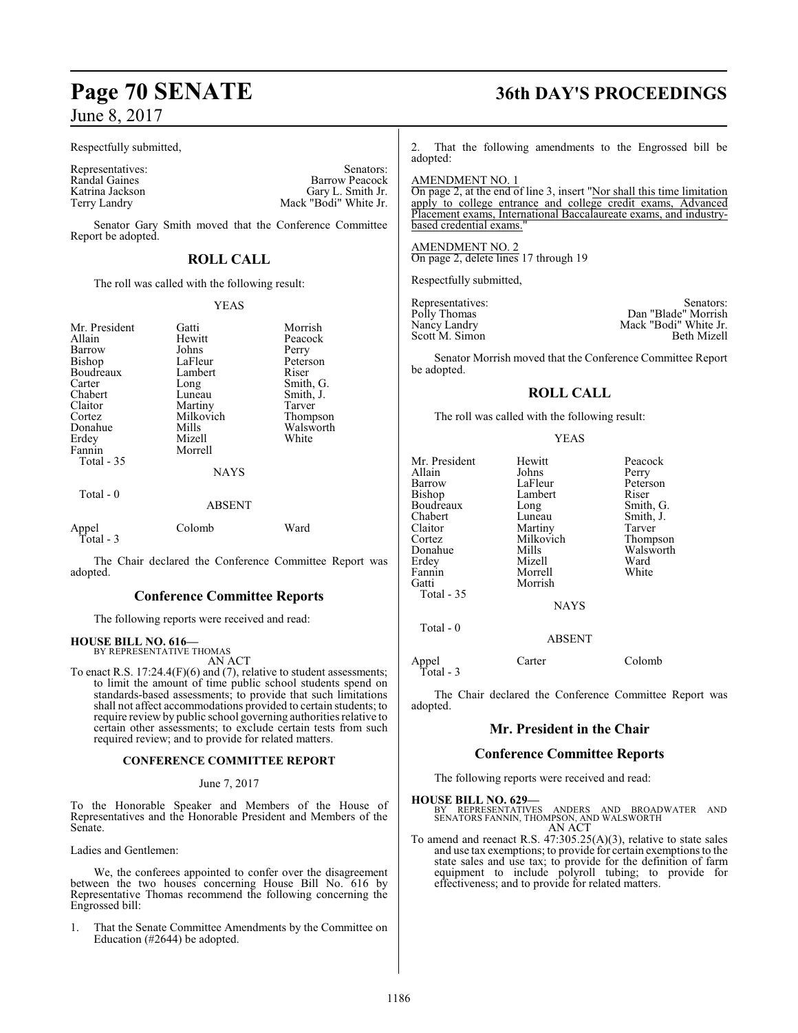Respectfully submitted,

| Representatives: | Senators: |
|---|---|
| Randal Gaines | Barrow Peacock |
| Katrina Jackson | Gary L. Smith Jr. |
| Terry Landry | Mack "Bodi" White Jr. |

Senator Gary Smith moved that the Conference Committee Report be adopted.

## ROLL CALL

The roll was called with the following result:

YEAS

| | | |
|---|---|---|
| Mr. President | Gatti | Morrish |
| Allain | Hewitt | Peacock |
| Barrow | Johns | Perry |
| Bishop | LaFleur | Peterson |
| Boudreaux | Lambert | Riser |
| Carter | Long | Smith, G. |
| Chabert | Luneau | Smith, J. |
| Claitor | Martiny | Tarver |
| Cortez | Milkovich | Thompson |
| Donahue | Mills | Walsworth |
| Erdey | Mizell | White |
| Fannin | Morrell | |

Total - 35

NAYS

Total - 0

ABSENT

| | | |
|---|---|---|
| Appel | Colomb | Ward |

Total - 3

The Chair declared the Conference Committee Report was adopted.

## Conference Committee Reports

The following reports were received and read:

**HOUSE BILL NO. 616—**
BY REPRESENTATIVE THOMAS
AN ACT

To enact R.S. 17:24.4(F)(6) and (7), relative to student assessments; to limit the amount of time public school students spend on standards-based assessments; to provide that such limitations shall not affect accommodations provided to certain students; to require review by public school governing authorities relative to certain other assessments; to exclude certain tests from such required review; and to provide for related matters.

**CONFERENCE COMMITTEE REPORT**

June 7, 2017

To the Honorable Speaker and Members of the House of Representatives and the Honorable President and Members of the Senate.

Ladies and Gentlemen:

We, the conferees appointed to confer over the disagreement between the two houses concerning House Bill No. 616 by Representative Thomas recommend the following concerning the Engrossed bill:

1. That the Senate Committee Amendments by the Committee on Education (#2644) be adopted.

2. That the following amendments to the Engrossed bill be adopted:

AMENDMENT NO. 1

On page 2, at the end of line 3, insert "Nor shall this time limitation apply to college entrance and college credit exams, Advanced Placement exams, International Baccalaureate exams, and industry-based credential exams."

AMENDMENT NO. 2

On page 2, delete lines 17 through 19

Respectfully submitted,

| Representatives: | Senators: |
|---|---|
| Polly Thomas | Dan "Blade" Morrish |
| Nancy Landry | Mack "Bodi" White Jr. |
| Scott M. Simon | Beth Mizell |

Senator Morrish moved that the Conference Committee Report be adopted.

## ROLL CALL

The roll was called with the following result:

YEAS

| | | |
|---|---|---|
| Mr. President | Hewitt | Peacock |
| Allain | Johns | Perry |
| Barrow | LaFleur | Peterson |
| Bishop | Lambert | Riser |
| Boudreaux | Long | Smith, G. |
| Chabert | Luneau | Smith, J. |
| Claitor | Martiny | Tarver |
| Cortez | Milkovich | Thompson |
| Donahue | Mills | Walsworth |
| Erdey | Mizell | Ward |
| Fannin | Morrell | White |
| Gatti | Morrish | |

Total - 35

NAYS

Total - 0

ABSENT

| | | |
|---|---|---|
| Appel | Carter | Colomb |

Total - 3

The Chair declared the Conference Committee Report was adopted.

## Mr. President in the Chair

## Conference Committee Reports

The following reports were received and read:

**HOUSE BILL NO. 629—**
BY REPRESENTATIVES ANDERS AND BROADWATER AND SENATORS FANNIN, THOMPSON, AND WALSWORTH
AN ACT

To amend and reenact R.S. 47:305.25(A)(3), relative to state sales and use tax exemptions; to provide for certain exemptions to the state sales and use tax; to provide for the definition of farm equipment to include polyroll tubing; to provide for effectiveness; and to provide for related matters.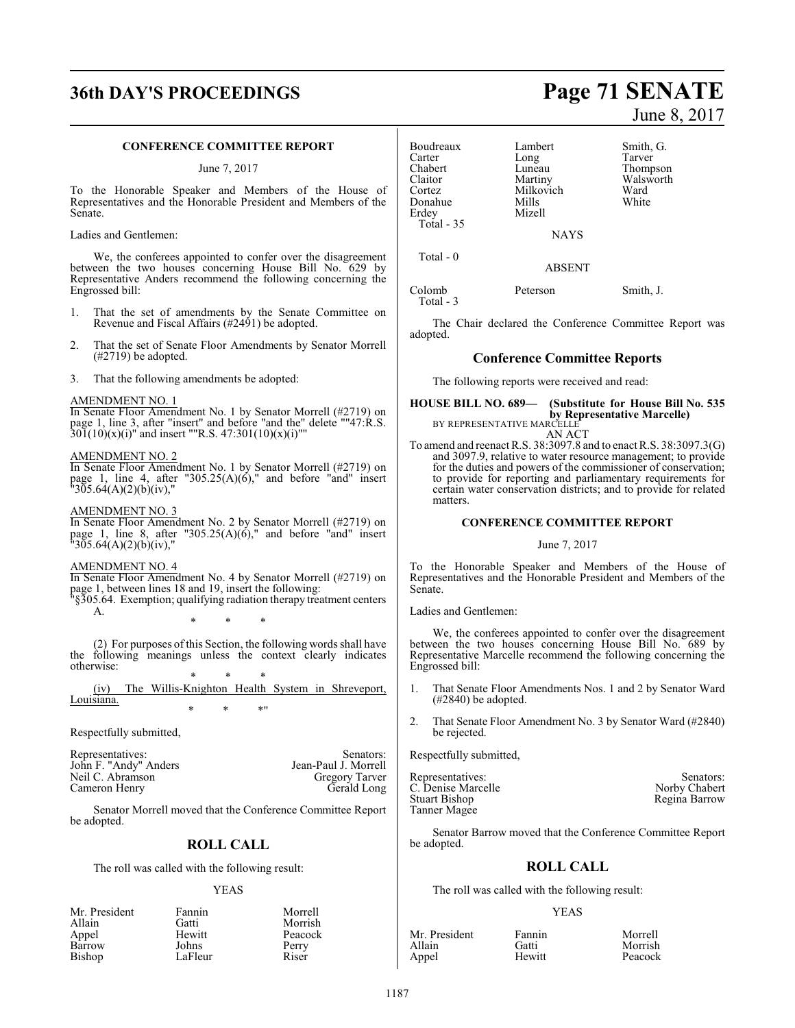#### CONFERENCE COMMITTEE REPORT

June 7, 2017

To the Honorable Speaker and Members of the House of Representatives and the Honorable President and Members of the Senate.

Ladies and Gentlemen:

We, the conferees appointed to confer over the disagreement between the two houses concerning House Bill No. 629 by Representative Anders recommend the following concerning the Engrossed bill:

1. That the set of amendments by the Senate Committee on Revenue and Fiscal Affairs (#2491) be adopted.

2. That the set of Senate Floor Amendments by Senator Morrell (#2719) be adopted.

3. That the following amendments be adopted:

AMENDMENT NO. 1
In Senate Floor Amendment No. 1 by Senator Morrell (#2719) on page 1, line 3, after "insert" and before "and the" delete ""47:R.S. 301(10)(x)(i)" and insert ""R.S. 47:301(10)(x)(i)""

AMENDMENT NO. 2
In Senate Floor Amendment No. 1 by Senator Morrell (#2719) on page 1, line 4, after "305.25(A)(6)," and before "and" insert "305.64(A)(2)(b)(iv),"

AMENDMENT NO. 3
In Senate Floor Amendment No. 2 by Senator Morrell (#2719) on page 1, line 8, after "305.25(A)(6)," and before "and" insert "305.64(A)(2)(b)(iv),"

AMENDMENT NO. 4
In Senate Floor Amendment No. 4 by Senator Morrell (#2719) on page 1, between lines 18 and 19, insert the following:
"§305.64. Exemption; qualifying radiation therapy treatment centers
A.

\* \* \*

(2) For purposes of this Section, the following words shall have the following meanings unless the context clearly indicates otherwise:

\* \* \*

(iv) The Willis-Knighton Health System in Shreveport, Louisiana.

\* \* \*"

Respectfully submitted,

| Representatives: | Senators: |
|---|---|
| John F. "Andy" Anders | Jean-Paul J. Morrell |
| Neil C. Abramson | Gregory Tarver |
| Cameron Henry | Gerald Long |

Senator Morrell moved that the Conference Committee Report be adopted.

## ROLL CALL

The roll was called with the following result:

YEAS

| | | |
|---|---|---|
| Mr. President | Fannin | Morrell |
| Allain | Gatti | Morrish |
| Appel | Hewitt | Peacock |
| Barrow | Johns | Perry |
| Bishop | LaFleur | Riser |
| Boudreaux | Lambert | Smith, G. |
| Carter | Long | Tarver |
| Chabert | Luneau | Thompson |
| Claitor | Martiny | Walsworth |
| Cortez | Milkovich | Ward |
| Donahue | Mills | White |
| Erdey | Mizell | |

Total - 35

NAYS

Total - 0

ABSENT

| | | |
|---|---|---|
| Colomb | Peterson | Smith, J. |

Total - 3

The Chair declared the Conference Committee Report was adopted.

## Conference Committee Reports

The following reports were received and read:

**HOUSE BILL NO. 689— (Substitute for House Bill No. 535 by Representative Marcelle)**
BY REPRESENTATIVE MARCELLE

AN ACT

To amend and reenact R.S. 38:3097.8 and to enact R.S. 38:3097.3(G) and 3097.9, relative to water resource management; to provide for the duties and powers of the commissioner of conservation; to provide for reporting and parliamentary requirements for certain water conservation districts; and to provide for related matters.

#### CONFERENCE COMMITTEE REPORT

June 7, 2017

To the Honorable Speaker and Members of the House of Representatives and the Honorable President and Members of the Senate.

Ladies and Gentlemen:

We, the conferees appointed to confer over the disagreement between the two houses concerning House Bill No. 689 by Representative Marcelle recommend the following concerning the Engrossed bill:

1. That Senate Floor Amendments Nos. 1 and 2 by Senator Ward (#2840) be adopted.

2. That Senate Floor Amendment No. 3 by Senator Ward (#2840) be rejected.

Respectfully submitted,

| Representatives: | Senators: |
|---|---|
| C. Denise Marcelle | Norby Chabert |
| Stuart Bishop | Regina Barrow |
| Tanner Magee | |

Senator Barrow moved that the Conference Committee Report be adopted.

## ROLL CALL

The roll was called with the following result:

YEAS

| | | |
|---|---|---|
| Mr. President | Fannin | Morrell |
| Allain | Gatti | Morrish |
| Appel | Hewitt | Peacock |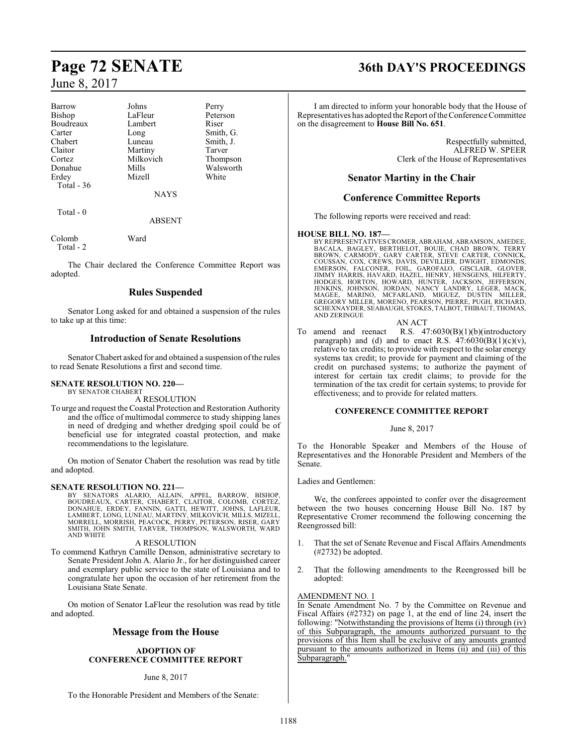| Barrow | Johns | Perry |
|---|---|---|
| Bishop | LaFleur | Peterson |
| Boudreaux | Lambert | Riser |
| Carter | Long | Smith, G. |
| Chabert | Luneau | Smith, J. |
| Claitor | Martiny | Tarver |
| Cortez | Milkovich | Thompson |
| Donahue | Mills | Walsworth |
| Erdey | Mizell | White |

Total - 36

NAYS

Total - 0

ABSENT

Colomb Ward

Total - 2

The Chair declared the Conference Committee Report was adopted.

## Rules Suspended

Senator Long asked for and obtained a suspension of the rules to take up at this time:

## Introduction of Senate Resolutions

Senator Chabert asked for and obtained a suspension of the rules to read Senate Resolutions a first and second time.

**SENATE RESOLUTION NO. 220—**
BY SENATOR CHABERT

A RESOLUTION

To urge and request the Coastal Protection and Restoration Authority and the office of multimodal commerce to study shipping lanes in need of dredging and whether dredging spoil could be of beneficial use for integrated coastal protection, and make recommendations to the legislature.

On motion of Senator Chabert the resolution was read by title and adopted.

**SENATE RESOLUTION NO. 221—**
BY SENATORS ALARIO, ALLAIN, APPEL, BARROW, BISHOP, BOUDREAUX, CARTER, CHABERT, CLAITOR, COLOMB, CORTEZ, DONAHUE, ERDEY, FANNIN, GATTI, HEWITT, JOHNS, LAFLEUR, LAMBERT, LONG, LUNEAU, MARTINY, MILKOVICH, MILLS, MIZELL, MORRELL, MORRISH, PEACOCK, PERRY, PETERSON, RISER, GARY SMITH, JOHN SMITH, TARVER, THOMPSON, WALSWORTH, WARD AND WHITE

A RESOLUTION

To commend Kathryn Camille Denson, administrative secretary to Senate President John A. Alario Jr., for her distinguished career and exemplary public service to the state of Louisiana and to congratulate her upon the occasion of her retirement from the Louisiana State Senate.

On motion of Senator LaFleur the resolution was read by title and adopted.

## Message from the House

**ADOPTION OF CONFERENCE COMMITTEE REPORT**

June 8, 2017

To the Honorable President and Members of the Senate:

I am directed to inform your honorable body that the House of Representatives has adopted the Report of the Conference Committee on the disagreement to **House Bill No. 651**.

Respectfully submitted,
ALFRED W. SPEER
Clerk of the House of Representatives

## Senator Martiny in the Chair

## Conference Committee Reports

The following reports were received and read:

**HOUSE BILL NO. 187—**
BY REPRESENTATIVES CROMER, ABRAHAM, ABRAMSON, AMEDEE, BACALA, BAGLEY, BERTHELOT, BOUIE, CHAD BROWN, TERRY BROWN, CARMODY, GARY CARTER, STEVE CARTER, CONNICK, COUSSAN, COX, CREWS, DAVIS, DEVILLIER, DWIGHT, EDMONDS, EMERSON, FALCONER, FOIL, GAROFALO, GISCLAIR, GLOVER, JIMMY HARRIS, HAVARD, HAZEL, HENRY, HENSGENS, HILFERTY, HODGES, HORTON, HOWARD, HUNTER, JACKSON, JEFFERSON, JENKINS, JOHNSON, JORDAN, NANCY LANDRY, LEGER, MACK, MAGEE, MARINO, MCFARLAND, MIGUEZ, DUSTIN MILLER, GREGORY MILLER, MORENO, PEARSON, PIERRE, PUGH, RICHARD, SCHEXNAYDER, SEABAUGH, STOKES, TALBOT, THIBAUT, THOMAS, AND ZERINGUE

AN ACT

To amend and reenact R.S. 47:6030(B)(1)(b)(introductory paragraph) and (d) and to enact R.S. 47:6030(B)(1)(c)(v), relative to tax credits; to provide with respect to the solar energy systems tax credit; to provide for payment and claiming of the credit on purchased systems; to authorize the payment of interest for certain tax credit claims; to provide for the termination of the tax credit for certain systems; to provide for effectiveness; and to provide for related matters.

**CONFERENCE COMMITTEE REPORT**

June 8, 2017

To the Honorable Speaker and Members of the House of Representatives and the Honorable President and Members of the Senate.

Ladies and Gentlemen:

We, the conferees appointed to confer over the disagreement between the two houses concerning House Bill No. 187 by Representative Cromer recommend the following concerning the Reengrossed bill:

1. That the set of Senate Revenue and Fiscal Affairs Amendments (#2732) be adopted.

2. That the following amendments to the Reengrossed bill be adopted:

AMENDMENT NO. 1

In Senate Amendment No. 7 by the Committee on Revenue and Fiscal Affairs (#2732) on page 1, at the end of line 24, insert the following: "Notwithstanding the provisions of Items (i) through (iv) of this Subparagraph, the amounts authorized pursuant to the provisions of this Item shall be exclusive of any amounts granted pursuant to the amounts authorized in Items (ii) and (iii) of this Subparagraph."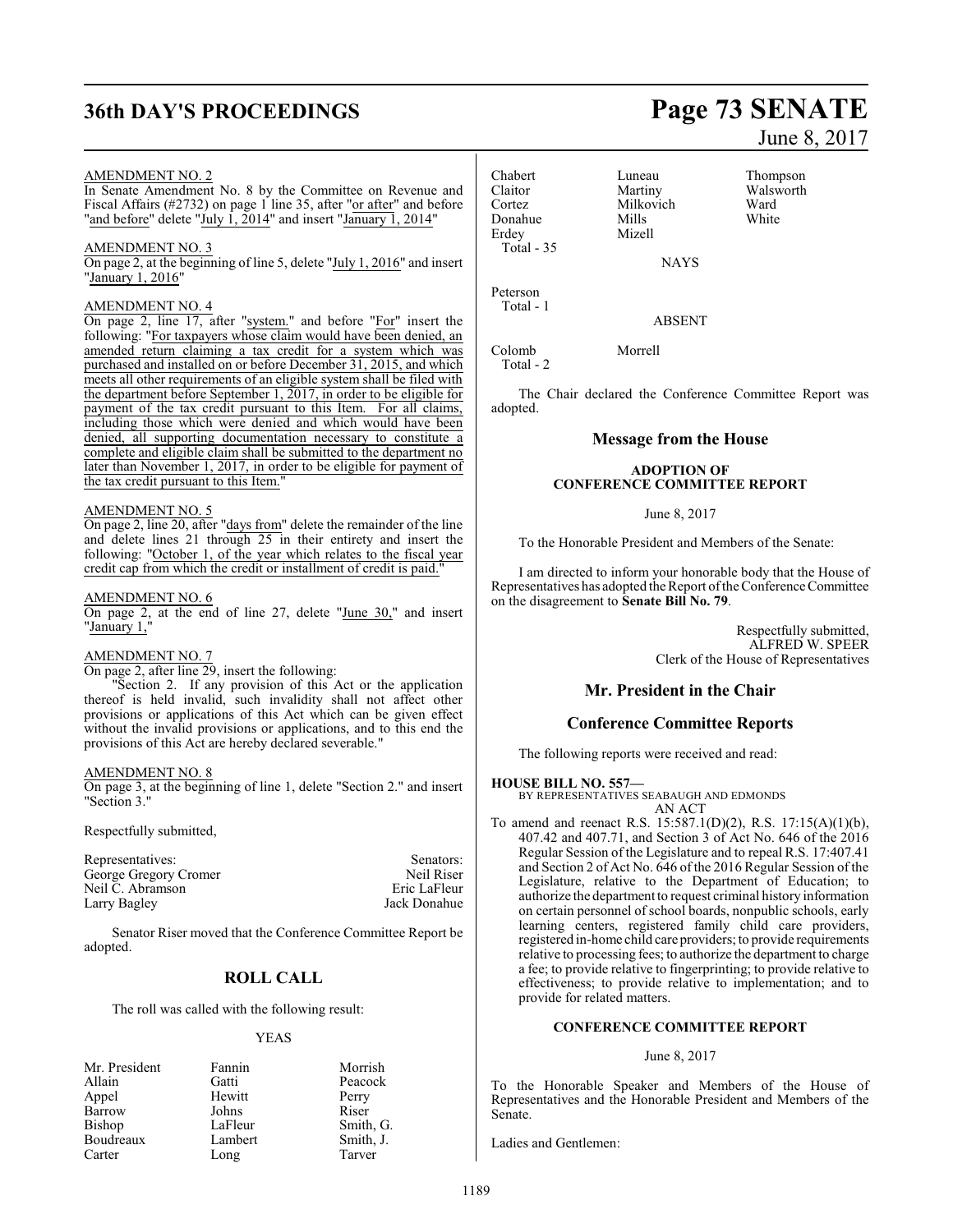AMENDMENT NO. 2

In Senate Amendment No. 8 by the Committee on Revenue and Fiscal Affairs (#2732) on page 1 line 35, after "or after" and before "and before" delete "July 1, 2014" and insert "January 1, 2014"

AMENDMENT NO. 3

On page 2, at the beginning of line 5, delete "July 1, 2016" and insert "January 1, 2016"

AMENDMENT NO. 4

On page 2, line 17, after "system." and before "For" insert the following: "For taxpayers whose claim would have been denied, an amended return claiming a tax credit for a system which was purchased and installed on or before December 31, 2015, and which meets all other requirements of an eligible system shall be filed with the department before September 1, 2017, in order to be eligible for payment of the tax credit pursuant to this Item. For all claims, including those which were denied and which would have been denied, all supporting documentation necessary to constitute a complete and eligible claim shall be submitted to the department no later than November 1, 2017, in order to be eligible for payment of the tax credit pursuant to this Item."

AMENDMENT NO. 5

On page 2, line 20, after "days from" delete the remainder of the line and delete lines 21 through 25 in their entirety and insert the following: "October 1, of the year which relates to the fiscal year credit cap from which the credit or installment of credit is paid."

AMENDMENT NO. 6

On page 2, at the end of line 27, delete "June 30," and insert "January 1,"

AMENDMENT NO. 7

On page 2, after line 29, insert the following:

"Section 2. If any provision of this Act or the application thereof is held invalid, such invalidity shall not affect other provisions or applications of this Act which can be given effect without the invalid provisions or applications, and to this end the provisions of this Act are hereby declared severable."

AMENDMENT NO. 8

On page 3, at the beginning of line 1, delete "Section 2." and insert "Section 3."

Respectfully submitted,

| Representatives: | Senators: |
|---|---|
| George Gregory Cromer | Neil Riser |
| Neil C. Abramson | Eric LaFleur |
| Larry Bagley | Jack Donahue |

Senator Riser moved that the Conference Committee Report be adopted.

## ROLL CALL

The roll was called with the following result:

YEAS

| | | |
|---|---|---|
| Mr. President | Fannin | Morrish |
| Allain | Gatti | Peacock |
| Appel | Hewitt | Perry |
| Barrow | Johns | Riser |
| Bishop | LaFleur | Smith, G. |
| Boudreaux | Lambert | Smith, J. |
| Carter | Long | Tarver |
| Chabert | Luneau | Thompson |
| Claitor | Martiny | Walsworth |
| Cortez | Milkovich | Ward |
| Donahue | Mills | White |
| Erdey | Mizell | |

Total - 35

NAYS

Peterson

Total - 1

ABSENT

Colomb Morrell

Total - 2

The Chair declared the Conference Committee Report was adopted.

## Message from the House

### ADOPTION OF CONFERENCE COMMITTEE REPORT

June 8, 2017

To the Honorable President and Members of the Senate:

I am directed to inform your honorable body that the House of Representatives has adopted the Report of the Conference Committee on the disagreement to **Senate Bill No. 79**.

Respectfully submitted,
ALFRED W. SPEER
Clerk of the House of Representatives

## Mr. President in the Chair

## Conference Committee Reports

The following reports were received and read:

**HOUSE BILL NO. 557—**
BY REPRESENTATIVES SEABAUGH AND EDMONDS
AN ACT

To amend and reenact R.S. 15:587.1(D)(2), R.S. 17:15(A)(1)(b), 407.42 and 407.71, and Section 3 of Act No. 646 of the 2016 Regular Session of the Legislature and to repeal R.S. 17:407.41 and Section 2 of Act No. 646 of the 2016 Regular Session of the Legislature, relative to the Department of Education; to authorize the department to request criminal history information on certain personnel of school boards, nonpublic schools, early learning centers, registered family child care providers, registered in-home child care providers; to provide requirements relative to processing fees; to authorize the department to charge a fee; to provide relative to fingerprinting; to provide relative to effectiveness; to provide relative to implementation; and to provide for related matters.

### CONFERENCE COMMITTEE REPORT

June 8, 2017

To the Honorable Speaker and Members of the House of Representatives and the Honorable President and Members of the Senate.

Ladies and Gentlemen: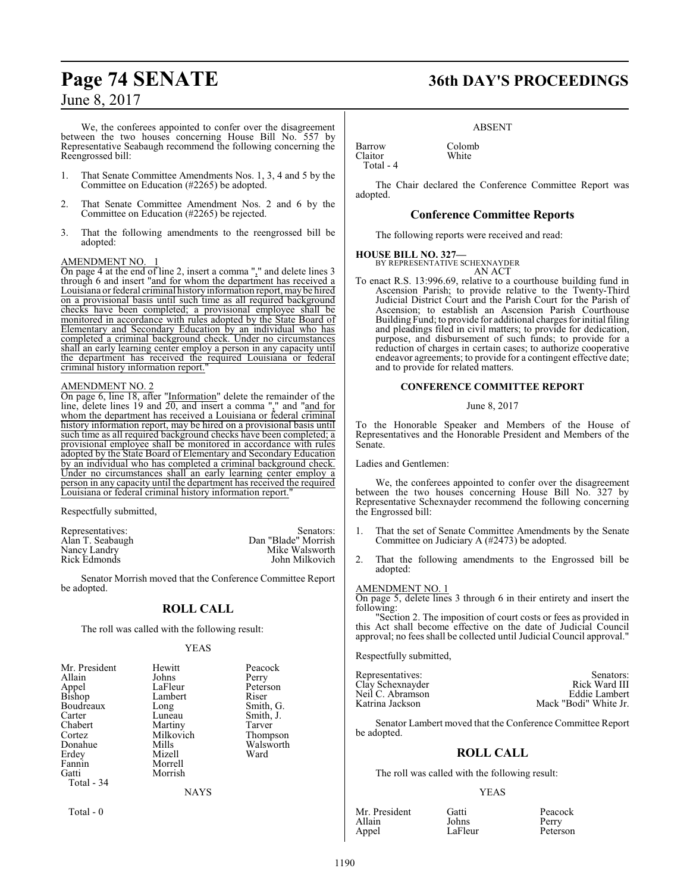We, the conferees appointed to confer over the disagreement between the two houses concerning House Bill No. 557 by Representative Seabaugh recommend the following concerning the Reengrossed bill:

1. That Senate Committee Amendments Nos. 1, 3, 4 and 5 by the Committee on Education (#2265) be adopted.

2. That Senate Committee Amendment Nos. 2 and 6 by the Committee on Education (#2265) be rejected.

3. That the following amendments to the reengrossed bill be adopted:

AMENDMENT NO. 1

On page 4 at the end of line 2, insert a comma "," and delete lines 3 through 6 and insert "and for whom the department has received a Louisiana or federal criminal history information report, may be hired on a provisional basis until such time as all required background checks have been completed; a provisional employee shall be monitored in accordance with rules adopted by the State Board of Elementary and Secondary Education by an individual who has completed a criminal background check. Under no circumstances shall an early learning center employ a person in any capacity until the department has received the required Louisiana or federal criminal history information report."

AMENDMENT NO. 2

On page 6, line 18, after "Information" delete the remainder of the line, delete lines 19 and 20, and insert a comma "," and "and for whom the department has received a Louisiana or federal criminal history information report, may be hired on a provisional basis until such time as all required background checks have been completed; a provisional employee shall be monitored in accordance with rules adopted by the State Board of Elementary and Secondary Education by an individual who has completed a criminal background check. Under no circumstances shall an early learning center employ a person in any capacity until the department has received the required Louisiana or federal criminal history information report."

Respectfully submitted,

| Representatives: | Senators: |
|---|---|
| Alan T. Seabaugh | Dan "Blade" Morrish |
| Nancy Landry | Mike Walsworth |
| Rick Edmonds | John Milkovich |

Senator Morrish moved that the Conference Committee Report be adopted.

## ROLL CALL

The roll was called with the following result:

YEAS

| | | |
|---|---|---|
| Mr. President | Hewitt | Peacock |
| Allain | Johns | Perry |
| Appel | LaFleur | Peterson |
| Bishop | Lambert | Riser |
| Boudreaux | Long | Smith, G. |
| Carter | Luneau | Smith, J. |
| Chabert | Martiny | Tarver |
| Cortez | Milkovich | Thompson |
| Donahue | Mills | Walsworth |
| Erdey | Mizell | Ward |
| Fannin | Morrell | |
| Gatti | Morrish | |

Total - 34

NAYS

Total - 0

ABSENT

| | |
|---|---|
| Barrow | Colomb |
| Claitor | White |

Total - 4

The Chair declared the Conference Committee Report was adopted.

## Conference Committee Reports

The following reports were received and read:

**HOUSE BILL NO. 327—**
BY REPRESENTATIVE SCHEXNAYDER
AN ACT

To enact R.S. 13:996.69, relative to a courthouse building fund in Ascension Parish; to provide relative to the Twenty-Third Judicial District Court and the Parish Court for the Parish of Ascension; to establish an Ascension Parish Courthouse Building Fund; to provide for additional charges for initial filing and pleadings filed in civil matters; to provide for dedication, purpose, and disbursement of such funds; to provide for a reduction of charges in certain cases; to authorize cooperative endeavor agreements; to provide for a contingent effective date; and to provide for related matters.

### CONFERENCE COMMITTEE REPORT

June 8, 2017

To the Honorable Speaker and Members of the House of Representatives and the Honorable President and Members of the Senate.

Ladies and Gentlemen:

We, the conferees appointed to confer over the disagreement between the two houses concerning House Bill No. 327 by Representative Schexnayder recommend the following concerning the Engrossed bill:

1. That the set of Senate Committee Amendments by the Senate Committee on Judiciary A (#2473) be adopted.

2. That the following amendments to the Engrossed bill be adopted:

AMENDMENT NO. 1

On page 5, delete lines 3 through 6 in their entirety and insert the following:

"Section 2. The imposition of court costs or fees as provided in this Act shall become effective on the date of Judicial Council approval; no fees shall be collected until Judicial Council approval."

Respectfully submitted,

| Representatives: | Senators: |
|---|---|
| Clay Schexnayder | Rick Ward III |
| Neil C. Abramson | Eddie Lambert |
| Katrina Jackson | Mack "Bodi" White Jr. |

Senator Lambert moved that the Conference Committee Report be adopted.

## ROLL CALL

The roll was called with the following result:

YEAS

| | | |
|---|---|---|
| Mr. President | Gatti | Peacock |
| Allain | Johns | Perry |
| Appel | LaFleur | Peterson |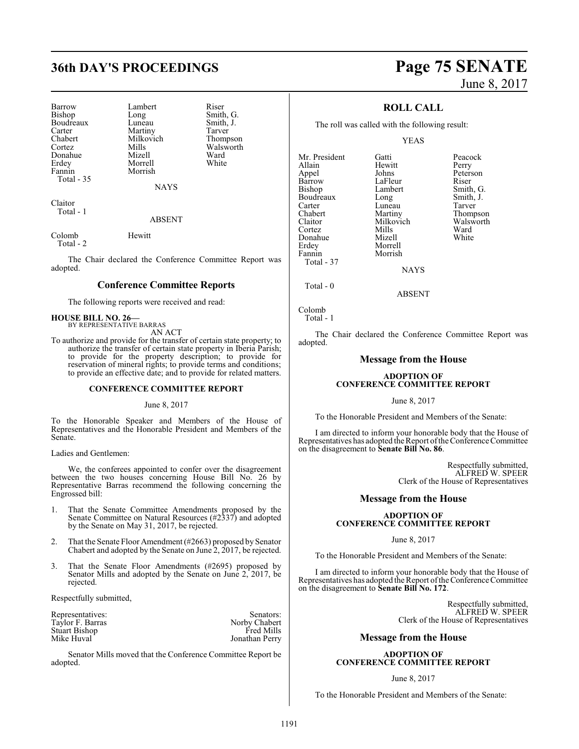| | | |
|---|---|---|
| Barrow | Lambert | Riser |
| Bishop | Long | Smith, G. |
| Boudreaux | Luneau | Smith, J. |
| Carter | Martiny | Tarver |
| Chabert | Milkovich | Thompson |
| Cortez | Mills | Walsworth |
| Donahue | Mizell | Ward |
| Erdey | Morrell | White |
| Fannin | Morrish | |
| Total - 35 | | |

NAYS

Claitor
Total - 1

ABSENT

Colomb Hewitt
Total - 2

The Chair declared the Conference Committee Report was adopted.

## Conference Committee Reports

The following reports were received and read:

**HOUSE BILL NO. 26—**
BY REPRESENTATIVE BARRAS
AN ACT

To authorize and provide for the transfer of certain state property; to authorize the transfer of certain state property in Iberia Parish; to provide for the property description; to provide for reservation of mineral rights; to provide terms and conditions; to provide an effective date; and to provide for related matters.

### CONFERENCE COMMITTEE REPORT

June 8, 2017

To the Honorable Speaker and Members of the House of Representatives and the Honorable President and Members of the Senate.

Ladies and Gentlemen:

We, the conferees appointed to confer over the disagreement between the two houses concerning House Bill No. 26 by Representative Barras recommend the following concerning the Engrossed bill:

1. That the Senate Committee Amendments proposed by the Senate Committee on Natural Resources (#2337) and adopted by the Senate on May 31, 2017, be rejected.
2. That the Senate Floor Amendment (#2663) proposed by Senator Chabert and adopted by the Senate on June 2, 2017, be rejected.
3. That the Senate Floor Amendments (#2695) proposed by Senator Mills and adopted by the Senate on June 2, 2017, be rejected.

Respectfully submitted,

| Representatives: | Senators: |
|---|---|
| Taylor F. Barras | Norby Chabert |
| Stuart Bishop | Fred Mills |
| Mike Huval | Jonathan Perry |

Senator Mills moved that the Conference Committee Report be adopted.

## ROLL CALL

The roll was called with the following result:

YEAS

| | | |
|---|---|---|
| Mr. President | Gatti | Peacock |
| Allain | Hewitt | Perry |
| Appel | Johns | Peterson |
| Barrow | LaFleur | Riser |
| Bishop | Lambert | Smith, G. |
| Boudreaux | Long | Smith, J. |
| Carter | Luneau | Tarver |
| Chabert | Martiny | Thompson |
| Claitor | Milkovich | Walsworth |
| Cortez | Mills | Ward |
| Donahue | Mizell | White |
| Erdey | Morrell | |
| Fannin | Morrish | |
| Total - 37 | | |

NAYS

Total - 0

ABSENT

Colomb
Total - 1

The Chair declared the Conference Committee Report was adopted.

## Message from the House

### ADOPTION OF CONFERENCE COMMITTEE REPORT

June 8, 2017

To the Honorable President and Members of the Senate:

I am directed to inform your honorable body that the House of Representatives has adopted the Report of the Conference Committee on the disagreement to **Senate Bill No. 86**.

Respectfully submitted,
ALFRED W. SPEER
Clerk of the House of Representatives

## Message from the House

### ADOPTION OF CONFERENCE COMMITTEE REPORT

June 8, 2017

To the Honorable President and Members of the Senate:

I am directed to inform your honorable body that the House of Representatives has adopted the Report of the Conference Committee on the disagreement to **Senate Bill No. 172**.

Respectfully submitted,
ALFRED W. SPEER
Clerk of the House of Representatives

## Message from the House

### ADOPTION OF CONFERENCE COMMITTEE REPORT

June 8, 2017

To the Honorable President and Members of the Senate: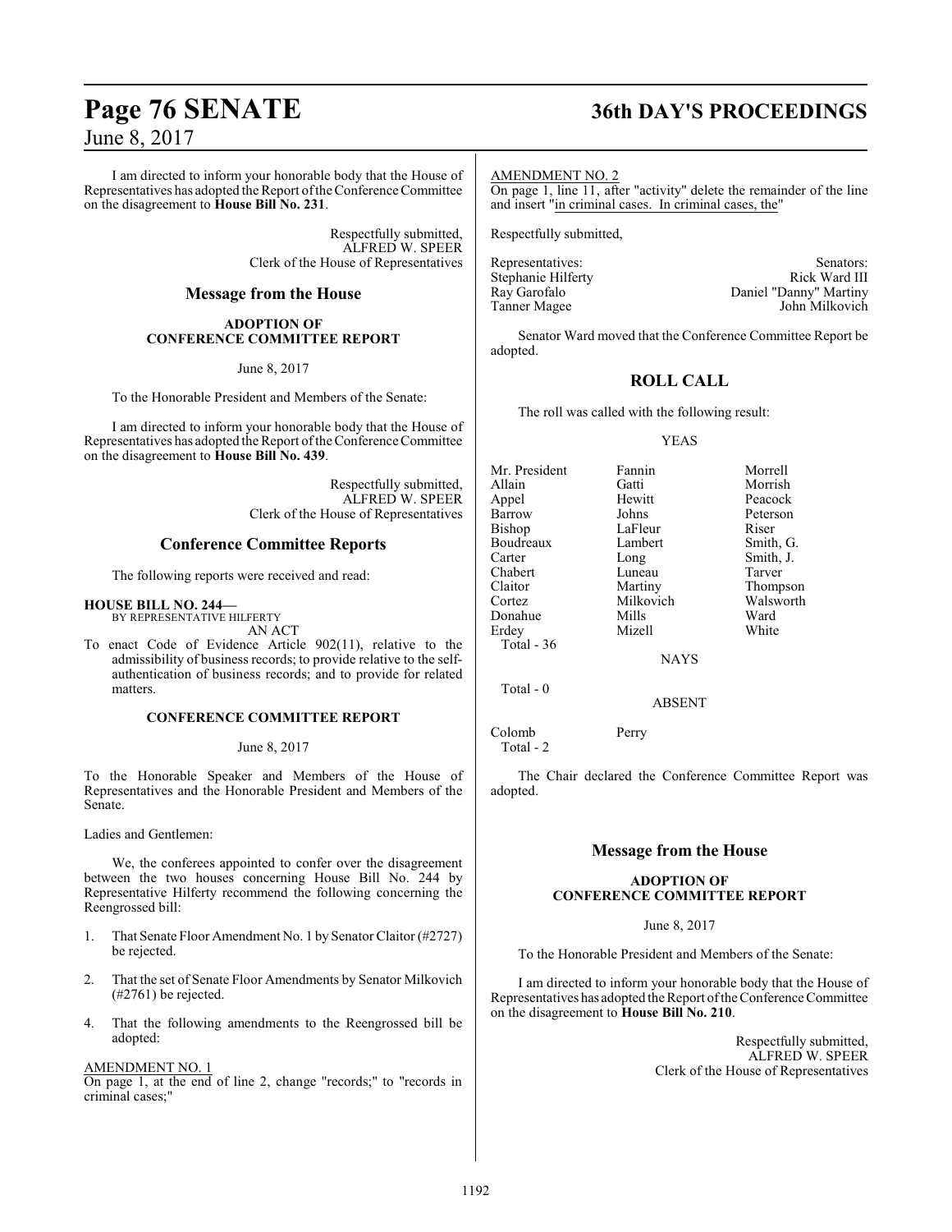I am directed to inform your honorable body that the House of Representatives has adopted the Report of the Conference Committee on the disagreement to **House Bill No. 231**.

Respectfully submitted,
ALFRED W. SPEER
Clerk of the House of Representatives

## Message from the House

### ADOPTION OF CONFERENCE COMMITTEE REPORT

June 8, 2017

To the Honorable President and Members of the Senate:

I am directed to inform your honorable body that the House of Representatives has adopted the Report of the Conference Committee on the disagreement to **House Bill No. 439**.

Respectfully submitted,
ALFRED W. SPEER
Clerk of the House of Representatives

## Conference Committee Reports

The following reports were received and read:

**HOUSE BILL NO. 244—**
BY REPRESENTATIVE HILFERTY
AN ACT

To enact Code of Evidence Article 902(11), relative to the admissibility of business records; to provide relative to the self-authentication of business records; and to provide for related matters.

### CONFERENCE COMMITTEE REPORT

June 8, 2017

To the Honorable Speaker and Members of the House of Representatives and the Honorable President and Members of the Senate.

Ladies and Gentlemen:

We, the conferees appointed to confer over the disagreement between the two houses concerning House Bill No. 244 by Representative Hilferty recommend the following concerning the Reengrossed bill:

1. That Senate Floor Amendment No. 1 by Senator Claitor (#2727) be rejected.

2. That the set of Senate Floor Amendments by Senator Milkovich (#2761) be rejected.

4. That the following amendments to the Reengrossed bill be adopted:

AMENDMENT NO. 1
On page 1, at the end of line 2, change "records;" to "records in criminal cases;"

AMENDMENT NO. 2
On page 1, line 11, after "activity" delete the remainder of the line and insert "in criminal cases. In criminal cases, the"

Respectfully submitted,

| Representatives: | Senators: |
|---|---|
| Stephanie Hilferty | Rick Ward III |
| Ray Garofalo | Daniel "Danny" Martiny |
| Tanner Magee | John Milkovich |

Senator Ward moved that the Conference Committee Report be adopted.

## ROLL CALL

The roll was called with the following result:

YEAS

| | | |
|---|---|---|
| Mr. President | Fannin | Morrell |
| Allain | Gatti | Morrish |
| Appel | Hewitt | Peacock |
| Barrow | Johns | Peterson |
| Bishop | LaFleur | Riser |
| Boudreaux | Lambert | Smith, G. |
| Carter | Long | Smith, J. |
| Chabert | Luneau | Tarver |
| Claitor | Martiny | Thompson |
| Cortez | Milkovich | Walsworth |
| Donahue | Mills | Ward |
| Erdey | Mizell | White |

Total - 36

NAYS

Total - 0

ABSENT

Colomb Perry

Total - 2

The Chair declared the Conference Committee Report was adopted.

## Message from the House

### ADOPTION OF CONFERENCE COMMITTEE REPORT

June 8, 2017

To the Honorable President and Members of the Senate:

I am directed to inform your honorable body that the House of Representatives has adopted the Report of the Conference Committee on the disagreement to **House Bill No. 210**.

Respectfully submitted,
ALFRED W. SPEER
Clerk of the House of Representatives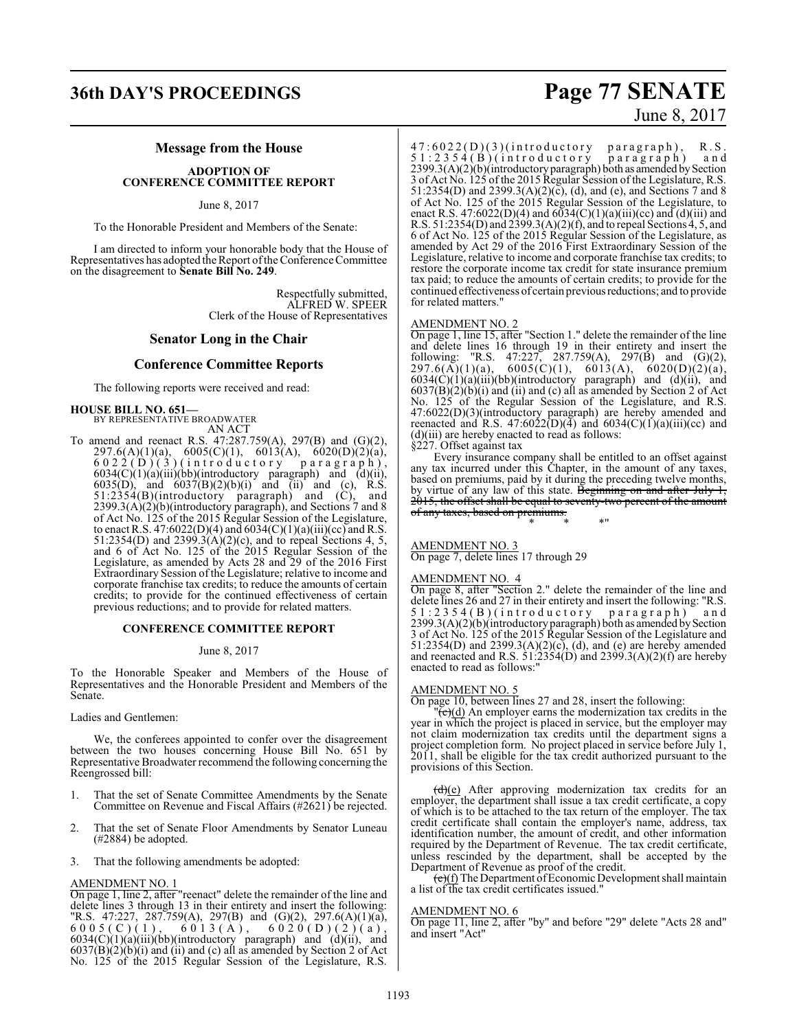## Message from the House

**ADOPTION OF CONFERENCE COMMITTEE REPORT**

June 8, 2017

To the Honorable President and Members of the Senate:

I am directed to inform your honorable body that the House of Representatives has adopted the Report of the Conference Committee on the disagreement to **Senate Bill No. 249**.

Respectfully submitted,
ALFRED W. SPEER
Clerk of the House of Representatives

## Senator Long in the Chair

## Conference Committee Reports

The following reports were received and read:

**HOUSE BILL NO. 651—**
BY REPRESENTATIVE BROADWATER
AN ACT

To amend and reenact R.S. 47:287.759(A), 297(B) and (G)(2), 297.6(A)(1)(a), 6005(C)(1), 6013(A), 6020(D)(2)(a), 6022(D)(3)(introductory paragraph), 6034(C)(1)(a)(iii)(bb)(introductory paragraph) and (d)(ii), 6035(D), and 6037(B)(2)(b)(i) and (ii) and (c), R.S. 51:2354(B)(introductory paragraph) and (C), and 2399.3(A)(2)(b)(introductory paragraph), and Sections 7 and 8 of Act No. 125 of the 2015 Regular Session of the Legislature, to enact R.S. 47:6022(D)(4) and 6034(C)(1)(a)(iii)(cc) and R.S. 51:2354(D) and 2399.3(A)(2)(c), and to repeal Sections 4, 5, and 6 of Act No. 125 of the 2015 Regular Session of the Legislature, as amended by Acts 28 and 29 of the 2016 First Extraordinary Session of the Legislature; relative to income and corporate franchise tax credits; to reduce the amounts of certain credits; to provide for the continued effectiveness of certain previous reductions; and to provide for related matters.

**CONFERENCE COMMITTEE REPORT**

June 8, 2017

To the Honorable Speaker and Members of the House of Representatives and the Honorable President and Members of the Senate.

Ladies and Gentlemen:

We, the conferees appointed to confer over the disagreement between the two houses concerning House Bill No. 651 by Representative Broadwater recommend the following concerning the Reengrossed bill:

1. That the set of Senate Committee Amendments by the Senate Committee on Revenue and Fiscal Affairs (#2621) be rejected.

2. That the set of Senate Floor Amendments by Senator Luneau (#2884) be adopted.

3. That the following amendments be adopted:

AMENDMENT NO. 1
On page 1, line 2, after "reenact" delete the remainder of the line and delete lines 3 through 13 in their entirety and insert the following: "R.S. 47:227, 287.759(A), 297(B) and (G)(2), 297.6(A)(1)(a), 6005(C)(1), 6013(A), 6020(D)(2)(a), 6034(C)(1)(a)(iii)(bb)(introductory paragraph) and (d)(ii), and 6037(B)(2)(b)(i) and (ii) and (c) all as amended by Section 2 of Act No. 125 of the 2015 Regular Session of the Legislature, R.S. 47:6022(D)(3)(introductory paragraph), R.S. 51:2354(B)(introductory paragraph) and 2399.3(A)(2)(b)(introductory paragraph) both as amended by Section 3 of Act No. 125 of the 2015 Regular Session of the Legislature, R.S. 51:2354(D) and 2399.3(A)(2)(c), (d), and (e), and Sections 7 and 8 of Act No. 125 of the 2015 Regular Session of the Legislature, to enact R.S. 47:6022(D)(4) and 6034(C)(1)(a)(iii)(cc) and (d)(iii) and R.S. 51:2354(D) and 2399.3(A)(2)(f), and to repeal Sections 4, 5, and 6 of Act No. 125 of the 2015 Regular Session of the Legislature, as amended by Act 29 of the 2016 First Extraordinary Session of the Legislature, relative to income and corporate franchise tax credits; to restore the corporate income tax credit for state insurance premium tax paid; to reduce the amounts of certain credits; to provide for the continued effectiveness of certain previous reductions; and to provide for related matters."

AMENDMENT NO. 2
On page 1, line 15, after "Section 1." delete the remainder of the line and delete lines 16 through 19 in their entirety and insert the following: "R.S. 47:227, 287.759(A), 297(B) and (G)(2), 297.6(A)(1)(a), 6005(C)(1), 6013(A), 6020(D)(2)(a), 6034(C)(1)(a)(iii)(bb)(introductory paragraph) and (d)(ii), and 6037(B)(2)(b)(i) and (ii) and (c) all as amended by Section 2 of Act No. 125 of the Regular Session of the Legislature, and R.S. 47:6022(D)(3)(introductory paragraph) are hereby amended and reenacted and R.S. 47:6022(D)(4) and 6034(C)(1)(a)(iii)(cc) and (d)(iii) are hereby enacted to read as follows:

§227. Offset against tax

Every insurance company shall be entitled to an offset against any tax incurred under this Chapter, in the amount of any taxes, based on premiums, paid by it during the preceding twelve months, by virtue of any law of this state. ~~Beginning on and after July 1, 2015, the offset shall be equal to seventy-two percent of the amount of any taxes, based on premiums.~~

\* \* \*"

AMENDMENT NO. 3
On page 7, delete lines 17 through 29

AMENDMENT NO. 4
On page 8, after "Section 2." delete the remainder of the line and delete lines 26 and 27 in their entirety and insert the following: "R.S. 51:2354(B)(introductory paragraph) and 2399.3(A)(2)(b)(introductory paragraph) both as amended by Section 3 of Act No. 125 of the 2015 Regular Session of the Legislature and 51:2354(D) and 2399.3(A)(2)(c), (d), and (e) are hereby amended and reenacted and R.S. 51:2354(D) and 2399.3(A)(2)(f) are hereby enacted to read as follows:"

AMENDMENT NO. 5
On page 10, between lines 27 and 28, insert the following:

"~~(c)~~(d) An employer earns the modernization tax credits in the year in which the project is placed in service, but the employer may not claim modernization tax credits until the department signs a project completion form. No project placed in service before July 1, 2011, shall be eligible for the tax credit authorized pursuant to the provisions of this Section.

~~(d)~~(e) After approving modernization tax credits for an employer, the department shall issue a tax credit certificate, a copy of which is to be attached to the tax return of the employer. The tax credit certificate shall contain the employer's name, address, tax identification number, the amount of credit, and other information required by the Department of Revenue. The tax credit certificate, unless rescinded by the department, shall be accepted by the Department of Revenue as proof of the credit.

~~(e)~~(f) The Department of Economic Development shall maintain a list of the tax credit certificates issued."

AMENDMENT NO. 6
On page 11, line 2, after "by" and before "29" delete "Acts 28 and" and insert "Act"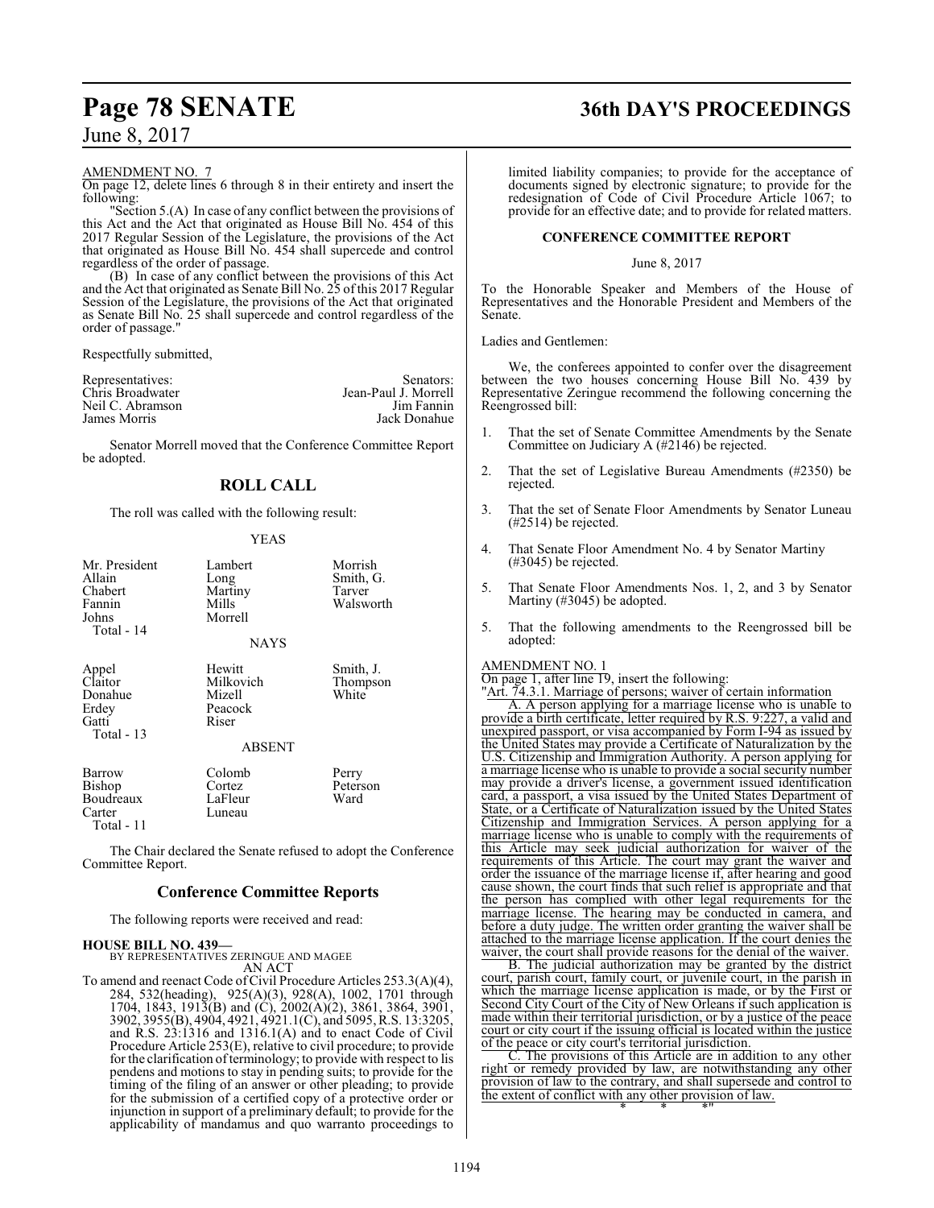AMENDMENT NO. 7

On page 12, delete lines 6 through 8 in their entirety and insert the following:

"Section 5.(A) In case of any conflict between the provisions of this Act and the Act that originated as House Bill No. 454 of this 2017 Regular Session of the Legislature, the provisions of the Act that originated as House Bill No. 454 shall supercede and control regardless of the order of passage.

(B) In case of any conflict between the provisions of this Act and the Act that originated as Senate Bill No. 25 of this 2017 Regular Session of the Legislature, the provisions of the Act that originated as Senate Bill No. 25 shall supercede and control regardless of the order of passage."

Respectfully submitted,

| Representatives: | Senators: |
|---|---|
| Chris Broadwater | Jean-Paul J. Morrell |
| Neil C. Abramson | Jim Fannin |
| James Morris | Jack Donahue |

Senator Morrell moved that the Conference Committee Report be adopted.

## ROLL CALL

The roll was called with the following result:

YEAS

| | | |
|---|---|---|
| Mr. President | Lambert | Morrish |
| Allain | Long | Smith, G. |
| Chabert | Martiny | Tarver |
| Fannin | Mills | Walsworth |
| Johns | Morrell | |
| Total - 14 | | |

NAYS

| | | |
|---|---|---|
| Appel | Hewitt | Smith, J. |
| Claitor | Milkovich | Thompson |
| Donahue | Mizell | White |
| Erdey | Peacock | |
| Gatti | Riser | |
| Total - 13 | | |

ABSENT

| | | |
|---|---|---|
| Barrow | Colomb | Perry |
| Bishop | Cortez | Peterson |
| Boudreaux | LaFleur | Ward |
| Carter | Luneau | |
| Total - 11 | | |

The Chair declared the Senate refused to adopt the Conference Committee Report.

## Conference Committee Reports

The following reports were received and read:

**HOUSE BILL NO. 439—**
BY REPRESENTATIVES ZERINGUE AND MAGEE
AN ACT

To amend and reenact Code of Civil Procedure Articles 253.3(A)(4), 284, 532(heading), 925(A)(3), 928(A), 1002, 1701 through 1704, 1843, 1913(B) and (C), 2002(A)(2), 3861, 3864, 3901, 3902, 3955(B), 4904, 4921, 4921.1(C), and 5095, R.S. 13:3205, and R.S. 23:1316 and 1316.1(A) and to enact Code of Civil Procedure Article 253(E), relative to civil procedure; to provide for the clarification of terminology; to provide with respect to lis pendens and motions to stay in pending suits; to provide for the timing of the filing of an answer or other pleading; to provide for the submission of a certified copy of a protective order or injunction in support of a preliminary default; to provide for the applicability of mandamus and quo warranto proceedings to limited liability companies; to provide for the acceptance of documents signed by electronic signature; to provide for the redesignation of Code of Civil Procedure Article 1067; to provide for an effective date; and to provide for related matters.

### CONFERENCE COMMITTEE REPORT

June 8, 2017

To the Honorable Speaker and Members of the House of Representatives and the Honorable President and Members of the Senate.

Ladies and Gentlemen:

We, the conferees appointed to confer over the disagreement between the two houses concerning House Bill No. 439 by Representative Zeringue recommend the following concerning the Reengrossed bill:

1. That the set of Senate Committee Amendments by the Senate Committee on Judiciary A (#2146) be rejected.

2. That the set of Legislative Bureau Amendments (#2350) be rejected.

3. That the set of Senate Floor Amendments by Senator Luneau (#2514) be rejected.

4. That Senate Floor Amendment No. 4 by Senator Martiny (#3045) be rejected.

5. That Senate Floor Amendments Nos. 1, 2, and 3 by Senator Martiny (#3045) be adopted.

5. That the following amendments to the Reengrossed bill be adopted:

AMENDMENT NO. 1

On page 1, after line 19, insert the following:

"Art. 74.3.1. Marriage of persons; waiver of certain information

A. A person applying for a marriage license who is unable to provide a birth certificate, letter required by R.S. 9:227, a valid and unexpired passport, or visa accompanied by Form I-94 as issued by the United States may provide a Certificate of Naturalization by the U.S. Citizenship and Immigration Authority. A person applying for a marriage license who is unable to provide a social security number may provide a driver's license, a government issued identification card, a passport, a visa issued by the United States Department of State, or a Certificate of Naturalization issued by the United States Citizenship and Immigration Services. A person applying for a marriage license who is unable to comply with the requirements of this Article may seek judicial authorization for waiver of the requirements of this Article. The court may grant the waiver and order the issuance of the marriage license if, after hearing and good cause shown, the court finds that such relief is appropriate and that the person has complied with other legal requirements for the marriage license. The hearing may be conducted in camera, and before a duty judge. The written order granting the waiver shall be attached to the marriage license application. If the court denies the waiver, the court shall provide reasons for the denial of the waiver.

B. The judicial authorization may be granted by the district court, parish court, family court, or juvenile court, in the parish in which the marriage license application is made, or by the First or Second City Court of the City of New Orleans if such application is made within their territorial jurisdiction, or by a justice of the peace court or city court if the issuing official is located within the justice of the peace or city court's territorial jurisdiction.

C. The provisions of this Article are in addition to any other right or remedy provided by law, are notwithstanding any other provision of law to the contrary, and shall supersede and control to the extent of conflict with any other provision of law.

\* \* \*"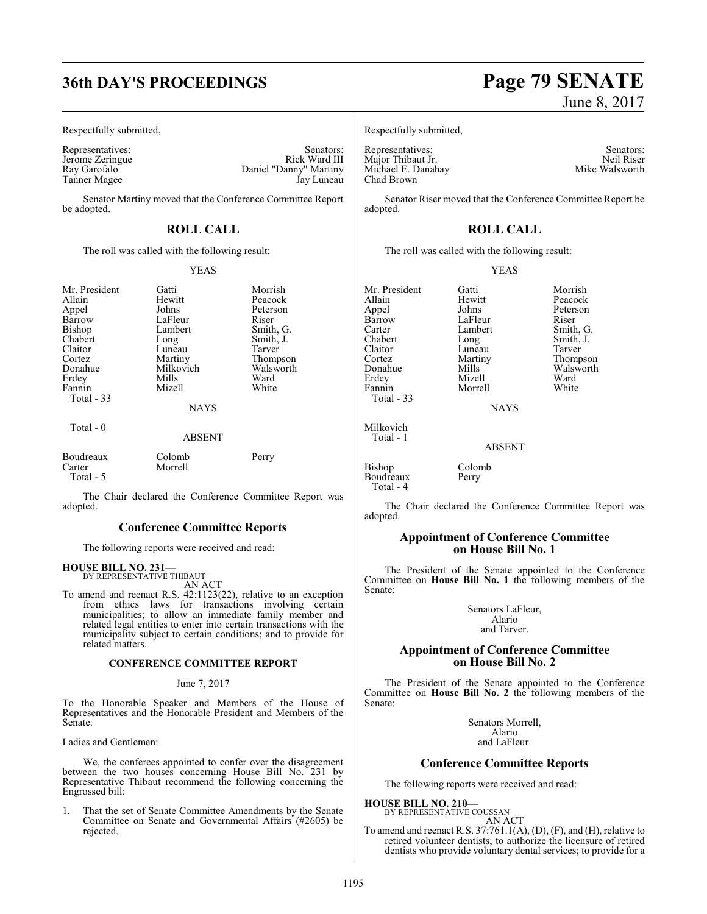Respectfully submitted,

| Representatives: | Senators: |
|---|---|
| Jerome Zeringue | Rick Ward III |
| Ray Garofalo | Daniel "Danny" Martiny |
| Tanner Magee | Jay Luneau |

Senator Martiny moved that the Conference Committee Report be adopted.

## ROLL CALL

The roll was called with the following result:

YEAS

| | | |
|---|---|---|
| Mr. President | Gatti | Morrish |
| Allain | Hewitt | Peacock |
| Appel | Johns | Peterson |
| Barrow | LaFleur | Riser |
| Bishop | Lambert | Smith, G. |
| Chabert | Long | Smith, J. |
| Claitor | Luneau | Tarver |
| Cortez | Martiny | Thompson |
| Donahue | Milkovich | Walsworth |
| Erdey | Mills | Ward |
| Fannin | Mizell | White |
| Total - 33 | | |

NAYS

Total - 0

ABSENT

| | | |
|---|---|---|
| Boudreaux | Colomb | Perry |
| Carter | Morrell | |
| Total - 5 | | |

The Chair declared the Conference Committee Report was adopted.

## Conference Committee Reports

The following reports were received and read:

**HOUSE BILL NO. 231—**
BY REPRESENTATIVE THIBAUT
AN ACT

To amend and reenact R.S. 42:1123(22), relative to an exception from ethics laws for transactions involving certain municipalities; to allow an immediate family member and related legal entities to enter into certain transactions with the municipality subject to certain conditions; and to provide for related matters.

### CONFERENCE COMMITTEE REPORT

June 7, 2017

To the Honorable Speaker and Members of the House of Representatives and the Honorable President and Members of the Senate.

Ladies and Gentlemen:

We, the conferees appointed to confer over the disagreement between the two houses concerning House Bill No. 231 by Representative Thibaut recommend the following concerning the Engrossed bill:

1. That the set of Senate Committee Amendments by the Senate Committee on Senate and Governmental Affairs (#2605) be rejected.

Respectfully submitted,

| Representatives: | Senators: |
|---|---|
| Major Thibaut Jr. | Neil Riser |
| Michael E. Danahay | Mike Walsworth |
| Chad Brown | |

Senator Riser moved that the Conference Committee Report be adopted.

## ROLL CALL

The roll was called with the following result:

YEAS

| | | |
|---|---|---|
| Mr. President | Gatti | Morrish |
| Allain | Hewitt | Peacock |
| Appel | Johns | Peterson |
| Barrow | LaFleur | Riser |
| Carter | Lambert | Smith, G. |
| Chabert | Long | Smith, J. |
| Claitor | Luneau | Tarver |
| Cortez | Martiny | Thompson |
| Donahue | Mills | Walsworth |
| Erdey | Mizell | Ward |
| Fannin | Morrell | White |
| Total - 33 | | |

NAYS

Milkovich
Total - 1

ABSENT

| | |
|---|---|
| Bishop | Colomb |
| Boudreaux | Perry |
| Total - 4 | |

The Chair declared the Conference Committee Report was adopted.

## Appointment of Conference Committee on House Bill No. 1

The President of the Senate appointed to the Conference Committee on **House Bill No. 1** the following members of the Senate:

Senators LaFleur,
Alario
and Tarver.

## Appointment of Conference Committee on House Bill No. 2

The President of the Senate appointed to the Conference Committee on **House Bill No. 2** the following members of the Senate:

Senators Morrell,
Alario
and LaFleur.

## Conference Committee Reports

The following reports were received and read:

**HOUSE BILL NO. 210—**
BY REPRESENTATIVE COUSSAN
AN ACT

To amend and reenact R.S. 37:761.1(A), (D), (F), and (H), relative to retired volunteer dentists; to authorize the licensure of retired dentists who provide voluntary dental services; to provide for a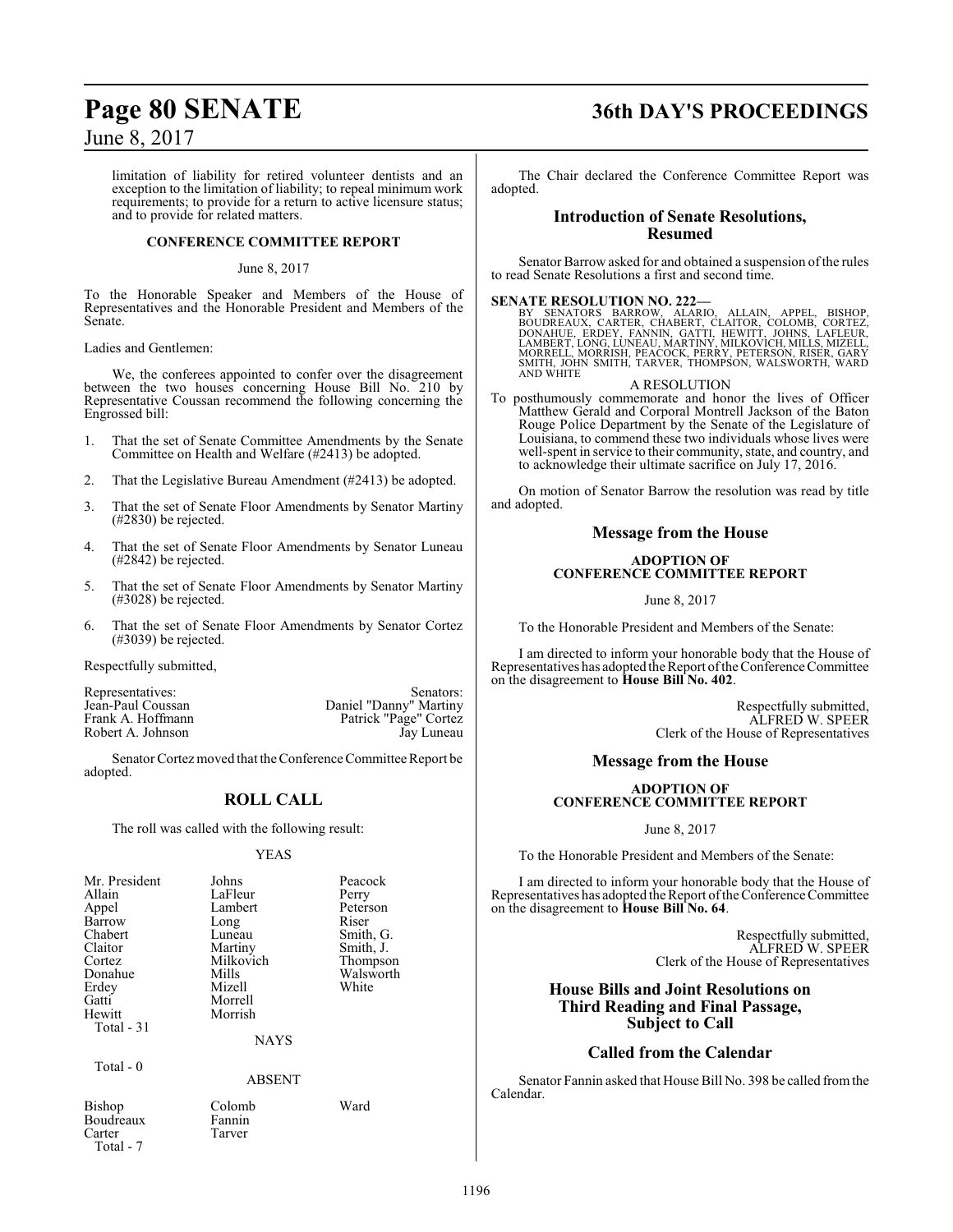limitation of liability for retired volunteer dentists and an exception to the limitation of liability; to repeal minimum work requirements; to provide for a return to active licensure status; and to provide for related matters.

**CONFERENCE COMMITTEE REPORT**

June 8, 2017

To the Honorable Speaker and Members of the House of Representatives and the Honorable President and Members of the Senate.

Ladies and Gentlemen:

We, the conferees appointed to confer over the disagreement between the two houses concerning House Bill No. 210 by Representative Coussan recommend the following concerning the Engrossed bill:

1. That the set of Senate Committee Amendments by the Senate Committee on Health and Welfare (#2413) be adopted.
2. That the Legislative Bureau Amendment (#2413) be adopted.
3. That the set of Senate Floor Amendments by Senator Martiny (#2830) be rejected.
4. That the set of Senate Floor Amendments by Senator Luneau (#2842) be rejected.
5. That the set of Senate Floor Amendments by Senator Martiny (#3028) be rejected.
6. That the set of Senate Floor Amendments by Senator Cortez (#3039) be rejected.

Respectfully submitted,

| Representatives: | Senators: |
|---|---|
| Jean-Paul Coussan | Daniel "Danny" Martiny |
| Frank A. Hoffmann | Patrick "Page" Cortez |
| Robert A. Johnson | Jay Luneau |

Senator Cortez moved that the Conference Committee Report be adopted.

## ROLL CALL

The roll was called with the following result:

YEAS

| | | |
|---|---|---|
| Mr. President | Johns | Peacock |
| Allain | LaFleur | Perry |
| Appel | Lambert | Peterson |
| Barrow | Long | Riser |
| Chabert | Luneau | Smith, G. |
| Claitor | Martiny | Smith, J. |
| Cortez | Milkovich | Thompson |
| Donahue | Mills | Walsworth |
| Erdey | Mizell | White |
| Gatti | Morrell | |
| Hewitt | Morrish | |

Total - 31

NAYS

Total - 0

ABSENT

| | | |
|---|---|---|
| Bishop | Colomb | Ward |
| Boudreaux | Fannin | |
| Carter | Tarver | |

Total - 7

The Chair declared the Conference Committee Report was adopted.

## Introduction of Senate Resolutions, Resumed

Senator Barrow asked for and obtained a suspension of the rules to read Senate Resolutions a first and second time.

**SENATE RESOLUTION NO. 222—**
BY SENATORS BARROW, ALARIO, ALLAIN, APPEL, BISHOP, BOUDREAUX, CARTER, CHABERT, CLAITOR, COLOMB, CORTEZ, DONAHUE, ERDEY, FANNIN, GATTI, HEWITT, JOHNS, LAFLEUR, LAMBERT, LONG, LUNEAU, MARTINY, MILKOVICH, MILLS, MIZELL, MORRELL, MORRISH, PEACOCK, PERRY, PETERSON, RISER, GARY SMITH, JOHN SMITH, TARVER, THOMPSON, WALSWORTH, WARD AND WHITE

A RESOLUTION

To posthumously commemorate and honor the lives of Officer Matthew Gerald and Corporal Montrell Jackson of the Baton Rouge Police Department by the Senate of the Legislature of Louisiana, to commend these two individuals whose lives were well-spent in service to their community, state, and country, and to acknowledge their ultimate sacrifice on July 17, 2016.

On motion of Senator Barrow the resolution was read by title and adopted.

## Message from the House

**ADOPTION OF CONFERENCE COMMITTEE REPORT**

June 8, 2017

To the Honorable President and Members of the Senate:

I am directed to inform your honorable body that the House of Representatives has adopted the Report of the Conference Committee on the disagreement to **House Bill No. 402**.

Respectfully submitted,
ALFRED W. SPEER
Clerk of the House of Representatives

## Message from the House

**ADOPTION OF CONFERENCE COMMITTEE REPORT**

June 8, 2017

To the Honorable President and Members of the Senate:

I am directed to inform your honorable body that the House of Representatives has adopted the Report of the Conference Committee on the disagreement to **House Bill No. 64**.

Respectfully submitted,
ALFRED W. SPEER
Clerk of the House of Representatives

## House Bills and Joint Resolutions on Third Reading and Final Passage, Subject to Call

## Called from the Calendar

Senator Fannin asked that House Bill No. 398 be called from the Calendar.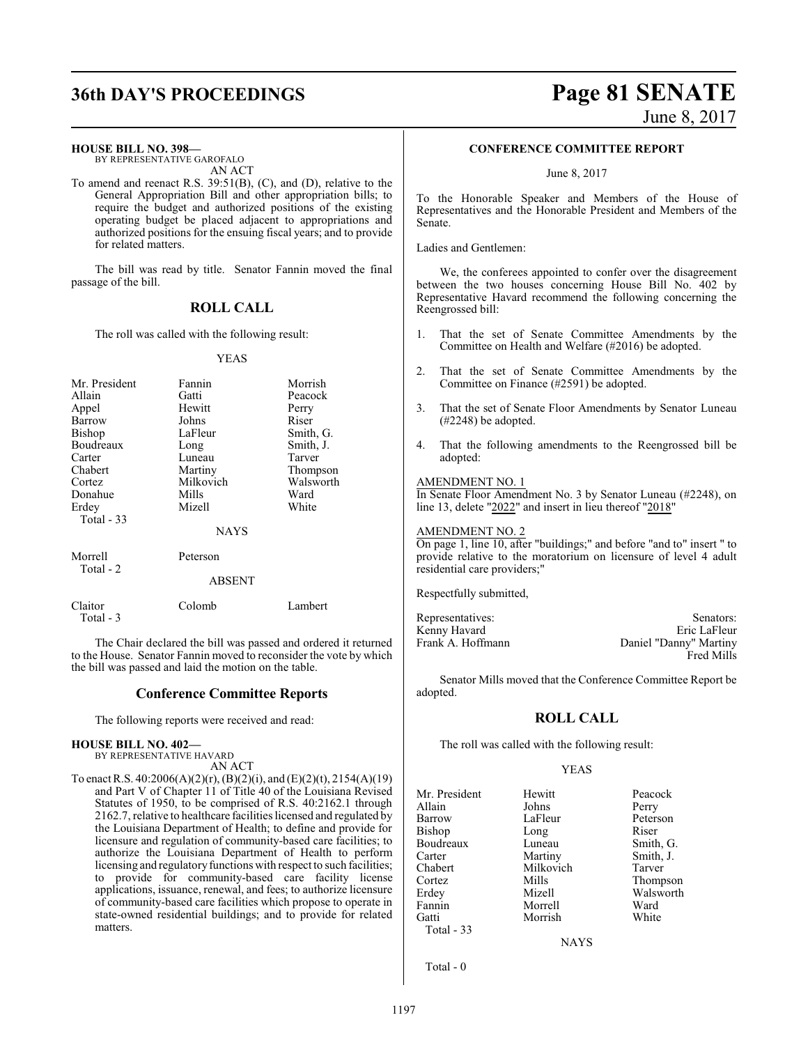**HOUSE BILL NO. 398—**
BY REPRESENTATIVE GAROFALO
AN ACT

To amend and reenact R.S. 39:51(B), (C), and (D), relative to the General Appropriation Bill and other appropriation bills; to require the budget and authorized positions of the existing operating budget be placed adjacent to appropriations and authorized positions for the ensuing fiscal years; and to provide for related matters.

The bill was read by title. Senator Fannin moved the final passage of the bill.

## ROLL CALL

The roll was called with the following result:

YEAS

| | | |
|---|---|---|
| Mr. President | Fannin | Morrish |
| Allain | Gatti | Peacock |
| Appel | Hewitt | Perry |
| Barrow | Johns | Riser |
| Bishop | LaFleur | Smith, G. |
| Boudreaux | Long | Smith, J. |
| Carter | Luneau | Tarver |
| Chabert | Martiny | Thompson |
| Cortez | Milkovich | Walsworth |
| Donahue | Mills | Ward |
| Erdey | Mizell | White |
| Total - 33 | | |

NAYS

| | |
|---|---|
| Morrell | Peterson |
| Total - 2 | |

ABSENT

| | | |
|---|---|---|
| Claitor | Colomb | Lambert |
| Total - 3 | | |

The Chair declared the bill was passed and ordered it returned to the House. Senator Fannin moved to reconsider the vote by which the bill was passed and laid the motion on the table.

## Conference Committee Reports

The following reports were received and read:

**HOUSE BILL NO. 402—**
BY REPRESENTATIVE HAVARD
AN ACT

To enact R.S. 40:2006(A)(2)(r), (B)(2)(i), and (E)(2)(t), 2154(A)(19) and Part V of Chapter 11 of Title 40 of the Louisiana Revised Statutes of 1950, to be comprised of R.S. 40:2162.1 through 2162.7, relative to healthcare facilities licensed and regulated by the Louisiana Department of Health; to define and provide for licensure and regulation of community-based care facilities; to authorize the Louisiana Department of Health to perform licensing and regulatory functions with respect to such facilities; to provide for community-based care facility license applications, issuance, renewal, and fees; to authorize licensure of community-based care facilities which propose to operate in state-owned residential buildings; and to provide for related matters.

**CONFERENCE COMMITTEE REPORT**

June 8, 2017

To the Honorable Speaker and Members of the House of Representatives and the Honorable President and Members of the Senate.

Ladies and Gentlemen:

We, the conferees appointed to confer over the disagreement between the two houses concerning House Bill No. 402 by Representative Havard recommend the following concerning the Reengrossed bill:

1. That the set of Senate Committee Amendments by the Committee on Health and Welfare (#2016) be adopted.
2. That the set of Senate Committee Amendments by the Committee on Finance (#2591) be adopted.
3. That the set of Senate Floor Amendments by Senator Luneau (#2248) be adopted.
4. That the following amendments to the Reengrossed bill be adopted:

AMENDMENT NO. 1
In Senate Floor Amendment No. 3 by Senator Luneau (#2248), on line 13, delete "2022" and insert in lieu thereof "2018"

AMENDMENT NO. 2
On page 1, line 10, after "buildings;" and before "and to" insert " to provide relative to the moratorium on licensure of level 4 adult residential care providers;"

Respectfully submitted,

| Representatives: | Senators: |
|---|---|
| Kenny Havard | Eric LaFleur |
| Frank A. Hoffmann | Daniel "Danny" Martiny |
| | Fred Mills |

Senator Mills moved that the Conference Committee Report be adopted.

## ROLL CALL

The roll was called with the following result:

YEAS

| | | |
|---|---|---|
| Mr. President | Hewitt | Peacock |
| Allain | Johns | Perry |
| Barrow | LaFleur | Peterson |
| Bishop | Long | Riser |
| Boudreaux | Luneau | Smith, G. |
| Carter | Martiny | Smith, J. |
| Chabert | Milkovich | Tarver |
| Cortez | Mills | Thompson |
| Erdey | Mizell | Walsworth |
| Fannin | Morrell | Ward |
| Gatti | Morrish | White |
| Total - 33 | | |

NAYS

Total - 0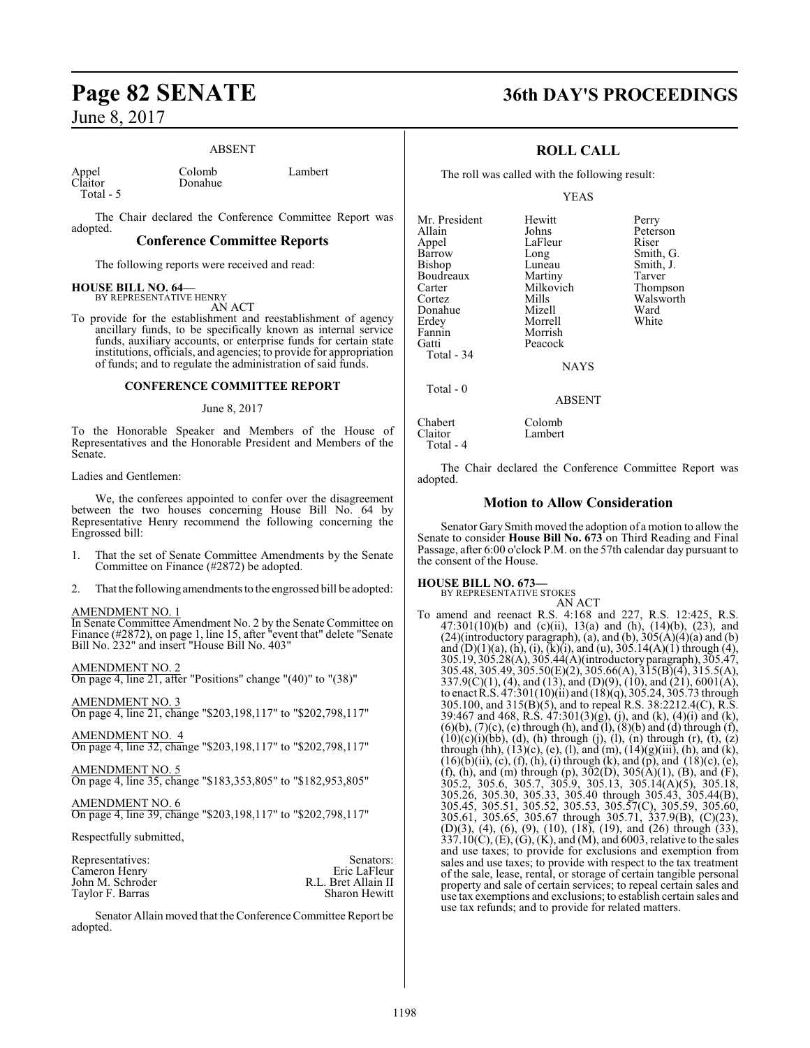ABSENT

| | | |
|---|---|---|
| Appel | Colomb | Lambert |
| Claitor | Donahue | |
| Total - 5 | | |

The Chair declared the Conference Committee Report was adopted.

## Conference Committee Reports

The following reports were received and read:

**HOUSE BILL NO. 64—**
BY REPRESENTATIVE HENRY
AN ACT

To provide for the establishment and reestablishment of agency ancillary funds, to be specifically known as internal service funds, auxiliary accounts, or enterprise funds for certain state institutions, officials, and agencies; to provide for appropriation of funds; and to regulate the administration of said funds.

**CONFERENCE COMMITTEE REPORT**

June 8, 2017

To the Honorable Speaker and Members of the House of Representatives and the Honorable President and Members of the Senate.

Ladies and Gentlemen:

We, the conferees appointed to confer over the disagreement between the two houses concerning House Bill No. 64 by Representative Henry recommend the following concerning the Engrossed bill:

1. That the set of Senate Committee Amendments by the Senate Committee on Finance (#2872) be adopted.

2. That the following amendments to the engrossed bill be adopted:

AMENDMENT NO. 1
In Senate Committee Amendment No. 2 by the Senate Committee on Finance (#2872), on page 1, line 15, after "event that" delete "Senate Bill No. 232" and insert "House Bill No. 403"

AMENDMENT NO. 2
On page 4, line 21, after "Positions" change "(40)" to "(38)"

AMENDMENT NO. 3
On page 4, line 21, change "$203,198,117" to "$202,798,117"

AMENDMENT NO. 4
On page 4, line 32, change "$203,198,117" to "$202,798,117"

AMENDMENT NO. 5
On page 4, line 35, change "$183,353,805" to "$182,953,805"

AMENDMENT NO. 6
On page 4, line 39, change "$203,198,117" to "$202,798,117"

Respectfully submitted,

| Representatives: | Senators: |
|---|---|
| Cameron Henry | Eric LaFleur |
| John M. Schroder | R.L. Bret Allain II |
| Taylor F. Barras | Sharon Hewitt |

Senator Allain moved that the Conference Committee Report be adopted.

## ROLL CALL

The roll was called with the following result:

YEAS

| | | |
|---|---|---|
| Mr. President | Hewitt | Perry |
| Allain | Johns | Peterson |
| Appel | LaFleur | Riser |
| Barrow | Long | Smith, G. |
| Bishop | Luneau | Smith, J. |
| Boudreaux | Martiny | Tarver |
| Carter | Milkovich | Thompson |
| Cortez | Mills | Walsworth |
| Donahue | Mizell | Ward |
| Erdey | Morrell | White |
| Fannin | Morrish | |
| Gatti | Peacock | |
| Total - 34 | | |

NAYS

Total - 0

ABSENT

| | |
|---|---|
| Chabert | Colomb |
| Claitor | Lambert |
| Total - 4 | |

The Chair declared the Conference Committee Report was adopted.

## Motion to Allow Consideration

Senator Gary Smith moved the adoption of a motion to allow the Senate to consider **House Bill No. 673** on Third Reading and Final Passage, after 6:00 o'clock P.M. on the 57th calendar day pursuant to the consent of the House.

**HOUSE BILL NO. 673—**
BY REPRESENTATIVE STOKES
AN ACT

To amend and reenact R.S. 4:168 and 227, R.S. 12:425, R.S. 47:301(10)(b) and (c)(ii), 13(a) and (h), (14)(b), (23), and (24)(introductory paragraph), (a), and (b), 305(A)(4)(a) and (b) and (D)(1)(a), (h), (i), (k)(i), and (u), 305.14(A)(1) through (4), 305.19, 305.28(A), 305.44(A)(introductory paragraph), 305.47, 305.48, 305.49, 305.50(E)(2), 305.66(A), 315(B)(4), 315.5(A), 337.9(C)(1), (4), and (13), and (D)(9), (10), and (21), 6001(A), to enact R.S. 47:301(10)(ii) and (18)(q), 305.24, 305.73 through 305.100, and 315(B)(5), and to repeal R.S. 38:2212.4(C), R.S. 39:467 and 468, R.S. 47:301(3)(g), (j), and (k), (4)(i) and (k), (6)(b), (7)(c), (e) through (h), and (l), (8)(b) and (d) through (f), (10)(c)(i)(bb), (d), (h) through (j), (l), (n) through (r), (t), (z) through (hh), (13)(c), (e), (l), and (m), (14)(g)(iii), (h), and (k), (16)(b)(ii), (c), (f), (h), (i) through (k), and (p), and (18)(c), (e), (f), (h), and (m) through (p), 302(D), 305(A)(1), (B), and (F), 305.2, 305.6, 305.7, 305.9, 305.13, 305.14(A)(5), 305.18, 305.26, 305.30, 305.33, 305.40 through 305.43, 305.44(B), 305.45, 305.51, 305.52, 305.53, 305.57(C), 305.59, 305.60, 305.61, 305.65, 305.67 through 305.71, 337.9(B), (C)(23), (D)(3), (4), (6), (9), (10), (18), (19), and (26) through (33), 337.10(C), (E), (G), (K), and (M), and 6003, relative to the sales and use taxes; to provide for exclusions and exemption from sales and use taxes; to provide with respect to the tax treatment of the sale, lease, rental, or storage of certain tangible personal property and sale of certain services; to repeal certain sales and use tax exemptions and exclusions; to establish certain sales and use tax refunds; and to provide for related matters.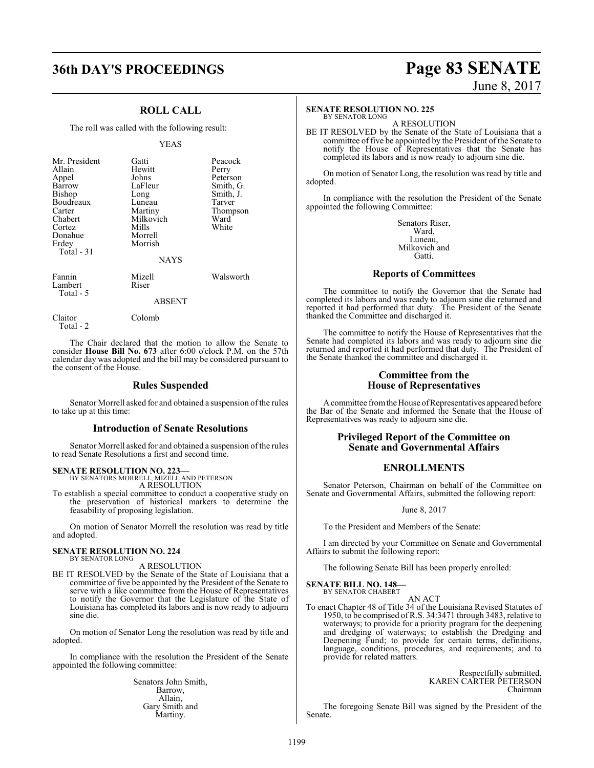## ROLL CALL

The roll was called with the following result:

YEAS

| | | |
|---|---|---|
| Mr. President | Gatti | Peacock |
| Allain | Hewitt | Perry |
| Appel | Johns | Peterson |
| Barrow | LaFleur | Smith, G. |
| Bishop | Long | Smith, J. |
| Boudreaux | Luneau | Tarver |
| Carter | Martiny | Thompson |
| Chabert | Milkovich | Ward |
| Cortez | Mills | White |
| Donahue | Morrell | |
| Erdey | Morrish | |
| Total - 31 | | |

NAYS

| | | |
|---|---|---|
| Fannin | Mizell | Walsworth |
| Lambert | Riser | |
| Total - 5 | | |

ABSENT

| | |
|---|---|
| Claitor | Colomb |
| Total - 2 | |

The Chair declared that the motion to allow the Senate to consider **House Bill No. 673** after 6:00 o'clock P.M. on the 57th calendar day was adopted and the bill may be considered pursuant to the consent of the House.

## Rules Suspended

Senator Morrell asked for and obtained a suspension of the rules to take up at this time:

## Introduction of Senate Resolutions

Senator Morrell asked for and obtained a suspension of the rules to read Senate Resolutions a first and second time.

**SENATE RESOLUTION NO. 223—**
BY SENATORS MORRELL, MIZELL AND PETERSON
A RESOLUTION

To establish a special committee to conduct a cooperative study on the preservation of historical markers to determine the feasability of proposing legislation.

On motion of Senator Morrell the resolution was read by title and adopted.

**SENATE RESOLUTION NO. 224**
BY SENATOR LONG
A RESOLUTION

BE IT RESOLVED by the Senate of the State of Louisiana that a committee of five be appointed by the President of the Senate to serve with a like committee from the House of Representatives to notify the Governor that the Legislature of the State of Louisiana has completed its labors and is now ready to adjourn sine die.

On motion of Senator Long the resolution was read by title and adopted.

In compliance with the resolution the President of the Senate appointed the following committee:

Senators John Smith,
Barrow,
Allain,
Gary Smith and
Martiny.

**SENATE RESOLUTION NO. 225**
BY SENATOR LONG
A RESOLUTION

BE IT RESOLVED by the Senate of the State of Louisiana that a committee of five be appointed by the President of the Senate to notify the House of Representatives that the Senate has completed its labors and is now ready to adjourn sine die.

On motion of Senator Long, the resolution was read by title and adopted.

In compliance with the resolution the President of the Senate appointed the following Committee:

Senators Riser,
Ward,
Luneau,
Milkovich and
Gatti.

## Reports of Committees

The committee to notify the Governor that the Senate had completed its labors and was ready to adjourn sine die returned and reported it had performed that duty. The President of the Senate thanked the Committee and discharged it.

The committee to notify the House of Representatives that the Senate had completed its labors and was ready to adjourn sine die returned and reported it had performed that duty. The President of the Senate thanked the committee and discharged it.

## Committee from the House of Representatives

A committee from the House of Representatives appeared before the Bar of the Senate and informed the Senate that the House of Representatives was ready to adjourn sine die.

## Privileged Report of the Committee on Senate and Governmental Affairs

## ENROLLMENTS

Senator Peterson, Chairman on behalf of the Committee on Senate and Governmental Affairs, submitted the following report:

June 8, 2017

To the President and Members of the Senate:

I am directed by your Committee on Senate and Governmental Affairs to submit the following report:

The following Senate Bill has been properly enrolled:

**SENATE BILL NO. 148—**
BY SENATOR CHABERT
AN ACT

To enact Chapter 48 of Title 34 of the Louisiana Revised Statutes of 1950, to be comprised of R.S. 34:3471 through 3483, relative to waterways; to provide for a priority program for the deepening and dredging of waterways; to establish the Dredging and Deepening Fund; to provide for certain terms, definitions, language, conditions, procedures, and requirements; and to provide for related matters.

Respectfully submitted,
KAREN CARTER PETERSON
Chairman

The foregoing Senate Bill was signed by the President of the Senate.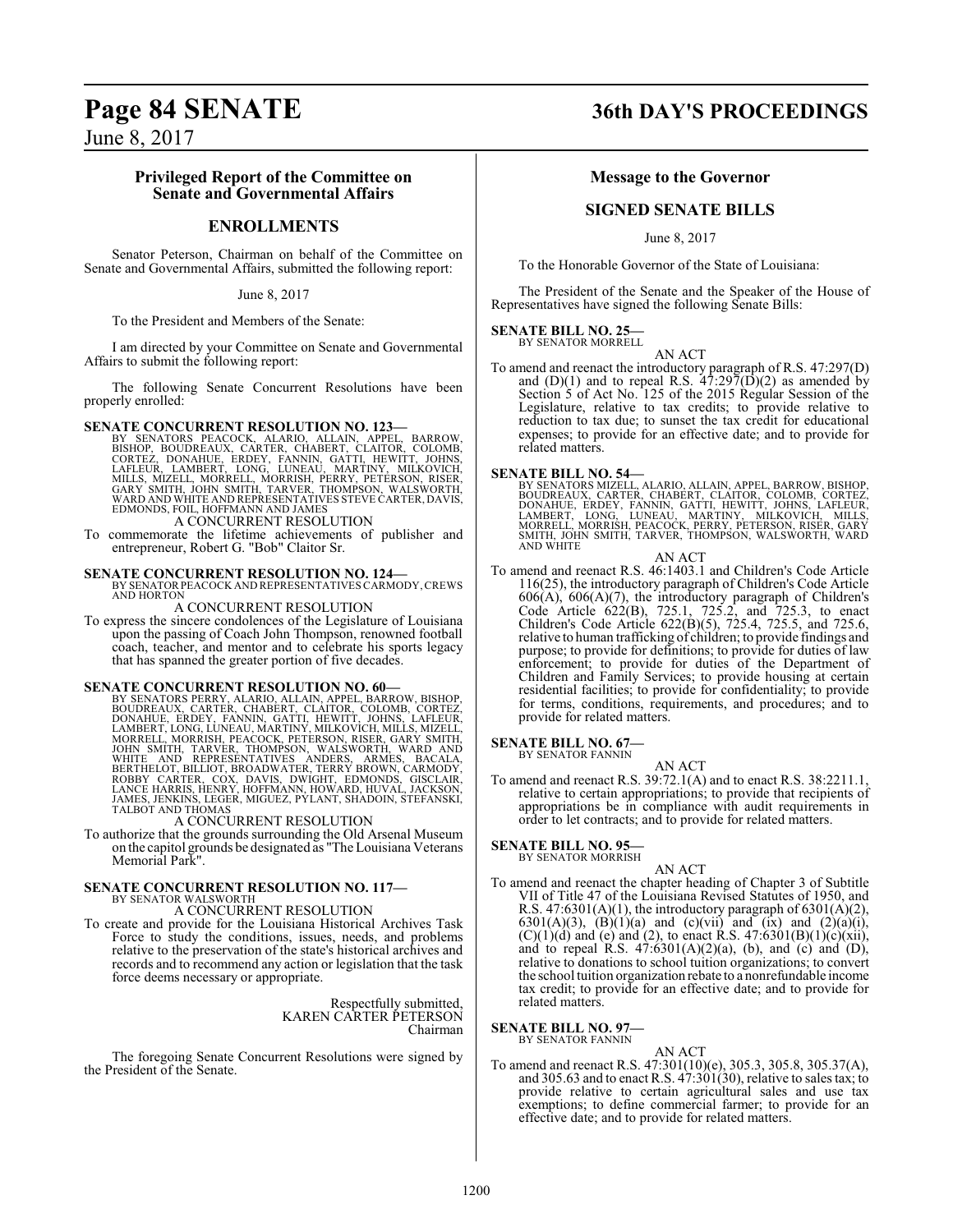## Privileged Report of the Committee on Senate and Governmental Affairs

### ENROLLMENTS

Senator Peterson, Chairman on behalf of the Committee on Senate and Governmental Affairs, submitted the following report:

June 8, 2017

To the President and Members of the Senate:

I am directed by your Committee on Senate and Governmental Affairs to submit the following report:

The following Senate Concurrent Resolutions have been properly enrolled:

**SENATE CONCURRENT RESOLUTION NO. 123—**
BY SENATORS PEACOCK, ALARIO, ALLAIN, APPEL, BARROW, BISHOP, BOUDREAUX, CARTER, CHABERT, CLAITOR, COLOMB, CORTEZ, DONAHUE, ERDEY, FANNIN, GATTI, HEWITT, JOHNS, LAFLEUR, LAMBERT, LONG, LUNEAU, MARTINY, MILKOVICH, MILLS, MIZELL, MORRELL, MORRISH, PERRY, PETERSON, RISER, GARY SMITH, JOHN SMITH, TARVER, THOMPSON, WALSWORTH, WARD AND WHITE AND REPRESENTATIVES STEVE CARTER, DAVIS, EDMONDS, FOIL, HOFFMANN AND JAMES

A CONCURRENT RESOLUTION

To commemorate the lifetime achievements of publisher and entrepreneur, Robert G. "Bob" Claitor Sr.

**SENATE CONCURRENT RESOLUTION NO. 124—**
BY SENATOR PEACOCK AND REPRESENTATIVES CARMODY, CREWS AND HORTON

A CONCURRENT RESOLUTION

To express the sincere condolences of the Legislature of Louisiana upon the passing of Coach John Thompson, renowned football coach, teacher, and mentor and to celebrate his sports legacy that has spanned the greater portion of five decades.

**SENATE CONCURRENT RESOLUTION NO. 60—**
BY SENATORS PERRY, ALARIO, ALLAIN, APPEL, BARROW, BISHOP, BOUDREAUX, CARTER, CHABERT, CLAITOR, COLOMB, CORTEZ, DONAHUE, ERDEY, FANNIN, GATTI, HEWITT, JOHNS, LAFLEUR, LAMBERT, LONG, LUNEAU, MARTINY, MILKOVICH, MILLS, MIZELL, MORRELL, MORRISH, PEACOCK, PETERSON, RISER, GARY SMITH, JOHN SMITH, TARVER, THOMPSON, WALSWORTH, WARD AND WHITE AND REPRESENTATIVES ANDERS, ARMES, BACALA, BERTHELOT, BILLIOT, BROADWATER, TERRY BROWN, CARMODY, ROBBY CARTER, COX, DAVIS, DWIGHT, EDMONDS, GISCLAIR, LANCE HARRIS, HENRY, HOFFMANN, HOWARD, HUVAL, JACKSON, JAMES, JENKINS, LEGER, MIGUEZ, PYLANT, SHADOIN, STEFANSKI, TALBOT AND THOMAS

A CONCURRENT RESOLUTION

To authorize that the grounds surrounding the Old Arsenal Museum on the capitol grounds be designated as "The Louisiana Veterans Memorial Park".

**SENATE CONCURRENT RESOLUTION NO. 117—**
BY SENATOR WALSWORTH

A CONCURRENT RESOLUTION

To create and provide for the Louisiana Historical Archives Task Force to study the conditions, issues, needs, and problems relative to the preservation of the state's historical archives and records and to recommend any action or legislation that the task force deems necessary or appropriate.

Respectfully submitted,
KAREN CARTER PETERSON
Chairman

The foregoing Senate Concurrent Resolutions were signed by the President of the Senate.

## Message to the Governor

### SIGNED SENATE BILLS

June 8, 2017

To the Honorable Governor of the State of Louisiana:

The President of the Senate and the Speaker of the House of Representatives have signed the following Senate Bills:

**SENATE BILL NO. 25—**
BY SENATOR MORRELL

AN ACT

To amend and reenact the introductory paragraph of R.S. 47:297(D) and (D)(1) and to repeal R.S. 47:297(D)(2) as amended by Section 5 of Act No. 125 of the 2015 Regular Session of the Legislature, relative to tax credits; to provide relative to reduction to tax due; to sunset the tax credit for educational expenses; to provide for an effective date; and to provide for related matters.

**SENATE BILL NO. 54—**
BY SENATORS MIZELL, ALARIO, ALLAIN, APPEL, BARROW, BISHOP, BOUDREAUX, CARTER, CHABERT, CLAITOR, COLOMB, CORTEZ, DONAHUE, ERDEY, FANNIN, GATTI, HEWITT, JOHNS, LAFLEUR, LAMBERT, LONG, LUNEAU, MARTINY, MILKOVICH, MILLS, MORRELL, MORRISH, PEACOCK, PERRY, PETERSON, RISER, GARY SMITH, JOHN SMITH, TARVER, THOMPSON, WALSWORTH, WARD AND WHITE

AN ACT

To amend and reenact R.S. 46:1403.1 and Children's Code Article 116(25), the introductory paragraph of Children's Code Article 606(A), 606(A)(7), the introductory paragraph of Children's Code Article 622(B), 725.1, 725.2, and 725.3, to enact Children's Code Article 622(B)(5), 725.4, 725.5, and 725.6, relative to human trafficking of children; to provide findings and purpose; to provide for definitions; to provide for duties of law enforcement; to provide for duties of the Department of Children and Family Services; to provide housing at certain residential facilities; to provide for confidentiality; to provide for terms, conditions, requirements, and procedures; and to provide for related matters.

**SENATE BILL NO. 67—**
BY SENATOR FANNIN

AN ACT

To amend and reenact R.S. 39:72.1(A) and to enact R.S. 38:2211.1, relative to certain appropriations; to provide that recipients of appropriations be in compliance with audit requirements in order to let contracts; and to provide for related matters.

**SENATE BILL NO. 95—**
BY SENATOR MORRISH

AN ACT

To amend and reenact the chapter heading of Chapter 3 of Subtitle VII of Title 47 of the Louisiana Revised Statutes of 1950, and R.S. 47:6301(A)(1), the introductory paragraph of 6301(A)(2), 6301(A)(3), (B)(1)(a) and (c)(vii) and (ix) and (2)(a)(i), (C)(1)(d) and (e) and (2), to enact R.S. 47:6301(B)(1)(c)(xii), and to repeal R.S. 47:6301(A)(2)(a), (b), and (c) and (D), relative to donations to school tuition organizations; to convert the school tuition organization rebate to a nonrefundable income tax credit; to provide for an effective date; and to provide for related matters.

**SENATE BILL NO. 97—**
BY SENATOR FANNIN

AN ACT

To amend and reenact R.S. 47:301(10)(e), 305.3, 305.8, 305.37(A), and 305.63 and to enact R.S. 47:301(30), relative to sales tax; to provide relative to certain agricultural sales and use tax exemptions; to define commercial farmer; to provide for an effective date; and to provide for related matters.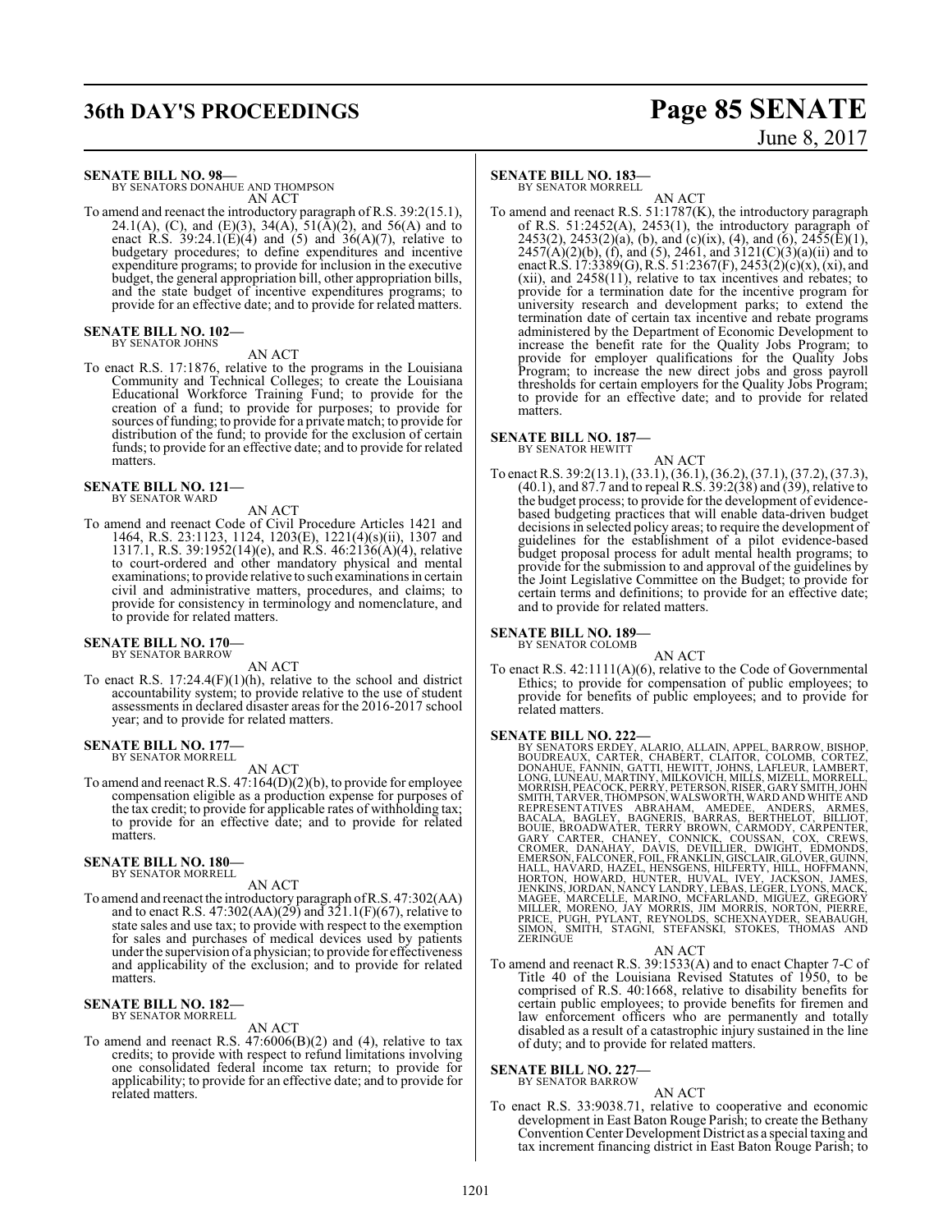**SENATE BILL NO. 98—**
BY SENATORS DONAHUE AND THOMPSON

AN ACT

To amend and reenact the introductory paragraph of R.S. 39:2(15.1), 24.1(A), (C), and (E)(3), 34(A), 51(A)(2), and 56(A) and to enact R.S. 39:24.1(E)(4) and (5) and 36(A)(7), relative to budgetary procedures; to define expenditures and incentive expenditure programs; to provide for inclusion in the executive budget, the general appropriation bill, other appropriation bills, and the state budget of incentive expenditures programs; to provide for an effective date; and to provide for related matters.

**SENATE BILL NO. 102—**
BY SENATOR JOHNS

AN ACT

To enact R.S. 17:1876, relative to the programs in the Louisiana Community and Technical Colleges; to create the Louisiana Educational Workforce Training Fund; to provide for the creation of a fund; to provide for purposes; to provide for sources of funding; to provide for a private match; to provide for distribution of the fund; to provide for the exclusion of certain funds; to provide for an effective date; and to provide for related matters.

**SENATE BILL NO. 121—**
BY SENATOR WARD

AN ACT

To amend and reenact Code of Civil Procedure Articles 1421 and 1464, R.S. 23:1123, 1124, 1203(E), 1221(4)(s)(ii), 1307 and 1317.1, R.S. 39:1952(14)(e), and R.S. 46:2136(A)(4), relative to court-ordered and other mandatory physical and mental examinations; to provide relative to such examinations in certain civil and administrative matters, procedures, and claims; to provide for consistency in terminology and nomenclature, and to provide for related matters.

**SENATE BILL NO. 170—**
BY SENATOR BARROW

AN ACT

To enact R.S. 17:24.4(F)(1)(h), relative to the school and district accountability system; to provide relative to the use of student assessments in declared disaster areas for the 2016-2017 school year; and to provide for related matters.

**SENATE BILL NO. 177—**
BY SENATOR MORRELL

AN ACT

To amend and reenact R.S. 47:164(D)(2)(b), to provide for employee compensation eligible as a production expense for purposes of the tax credit; to provide for applicable rates of withholding tax; to provide for an effective date; and to provide for related matters.

**SENATE BILL NO. 180—**
BY SENATOR MORRELL

AN ACT

To amend and reenact the introductory paragraph of R.S. 47:302(AA) and to enact R.S. 47:302(AA)(29) and 321.1(F)(67), relative to state sales and use tax; to provide with respect to the exemption for sales and purchases of medical devices used by patients under the supervision of a physician; to provide for effectiveness and applicability of the exclusion; and to provide for related matters.

**SENATE BILL NO. 182—**
BY SENATOR MORRELL

AN ACT

To amend and reenact R.S. 47:6006(B)(2) and (4), relative to tax credits; to provide with respect to refund limitations involving one consolidated federal income tax return; to provide for applicability; to provide for an effective date; and to provide for related matters.

**SENATE BILL NO. 183—**
BY SENATOR MORRELL

AN ACT

To amend and reenact R.S. 51:1787(K), the introductory paragraph of R.S. 51:2452(A), 2453(1), the introductory paragraph of 2453(2), 2453(2)(a), (b), and (c)(ix), (4), and (6), 2455(E)(1), 2457(A)(2)(b), (f), and (5), 2461, and 3121(C)(3)(a)(ii) and to enact R.S. 17:3389(G), R.S. 51:2367(F), 2453(2)(c)(x), (xi), and (xii), and 2458(11), relative to tax incentives and rebates; to provide for a termination date for the incentive program for university research and development parks; to extend the termination date of certain tax incentive and rebate programs administered by the Department of Economic Development to increase the benefit rate for the Quality Jobs Program; to provide for employer qualifications for the Quality Jobs Program; to increase the new direct jobs and gross payroll thresholds for certain employers for the Quality Jobs Program; to provide for an effective date; and to provide for related matters.

**SENATE BILL NO. 187—**
BY SENATOR HEWITT

AN ACT

To enact R.S. 39:2(13.1), (33.1), (36.1), (36.2), (37.1), (37.2), (37.3), (40.1), and 87.7 and to repeal R.S. 39:2(38) and (39), relative to the budget process; to provide for the development of evidence-based budgeting practices that will enable data-driven budget decisions in selected policy areas; to require the development of guidelines for the establishment of a pilot evidence-based budget proposal process for adult mental health programs; to provide for the submission to and approval of the guidelines by the Joint Legislative Committee on the Budget; to provide for certain terms and definitions; to provide for an effective date; and to provide for related matters.

**SENATE BILL NO. 189—**
BY SENATOR COLOMB

AN ACT

To enact R.S. 42:1111(A)(6), relative to the Code of Governmental Ethics; to provide for compensation of public employees; to provide for benefits of public employees; and to provide for related matters.

**SENATE BILL NO. 222—**
BY SENATORS ERDEY, ALARIO, ALLAIN, APPEL, BARROW, BISHOP, BOUDREAUX, CARTER, CHABERT, CLAITOR, COLOMB, CORTEZ, DONAHUE, FANNIN, GATTI, HEWITT, JOHNS, LAFLEUR, LAMBERT, LONG, LUNEAU, MARTINY, MILKOVICH, MILLS, MIZELL, MORRELL, MORRISH, PEACOCK, PERRY, PETERSON, RISER, GARY SMITH, JOHN SMITH, TARVER, THOMPSON, WALSWORTH, WARD AND WHITE AND REPRESENTATIVES ABRAHAM, AMEDEE, ANDERS, ARMES, BACALA, BAGLEY, BAGNERIS, BARRAS, BERTHELOT, BILLIOT, BOUIE, BROADWATER, TERRY BROWN, CARMODY, CARPENTER, GARY CARTER, CHANEY, CONNICK, COUSSAN, COX, CREWS, CROMER, DANAHAY, DAVIS, DEVILLIER, DWIGHT, EDMONDS, EMERSON, FALCONER, FOIL, FRANKLIN, GISCLAIR, GLOVER, GUINN, HALL, HAVARD, HAZEL, HENSGENS, HILFERTY, HILL, HOFFMANN, HORTON, HOWARD, HUNTER, HUVAL, IVEY, JACKSON, JAMES, JENKINS, JORDAN, NANCY LANDRY, LEBAS, LEGER, LYONS, MACK, MAGEE, MARCELLE, MARINO, MCFARLAND, MIGUEZ, GREGORY MILLER, MORENO, JAY MORRIS, JIM MORRIS, NORTON, PIERRE, PRICE, PUGH, PYLANT, REYNOLDS, SCHEXNAYDER, SEABAUGH, SIMON, SMITH, STAGNI, STEFANSKI, STOKES, THOMAS AND ZERINGUE

AN ACT

To amend and reenact R.S. 39:1533(A) and to enact Chapter 7-C of Title 40 of the Louisiana Revised Statutes of 1950, to be comprised of R.S. 40:1668, relative to disability benefits for certain public employees; to provide benefits for firemen and law enforcement officers who are permanently and totally disabled as a result of a catastrophic injury sustained in the line of duty; and to provide for related matters.

**SENATE BILL NO. 227—**
BY SENATOR BARROW

AN ACT

To enact R.S. 33:9038.71, relative to cooperative and economic development in East Baton Rouge Parish; to create the Bethany Convention Center Development District as a special taxing and tax increment financing district in East Baton Rouge Parish; to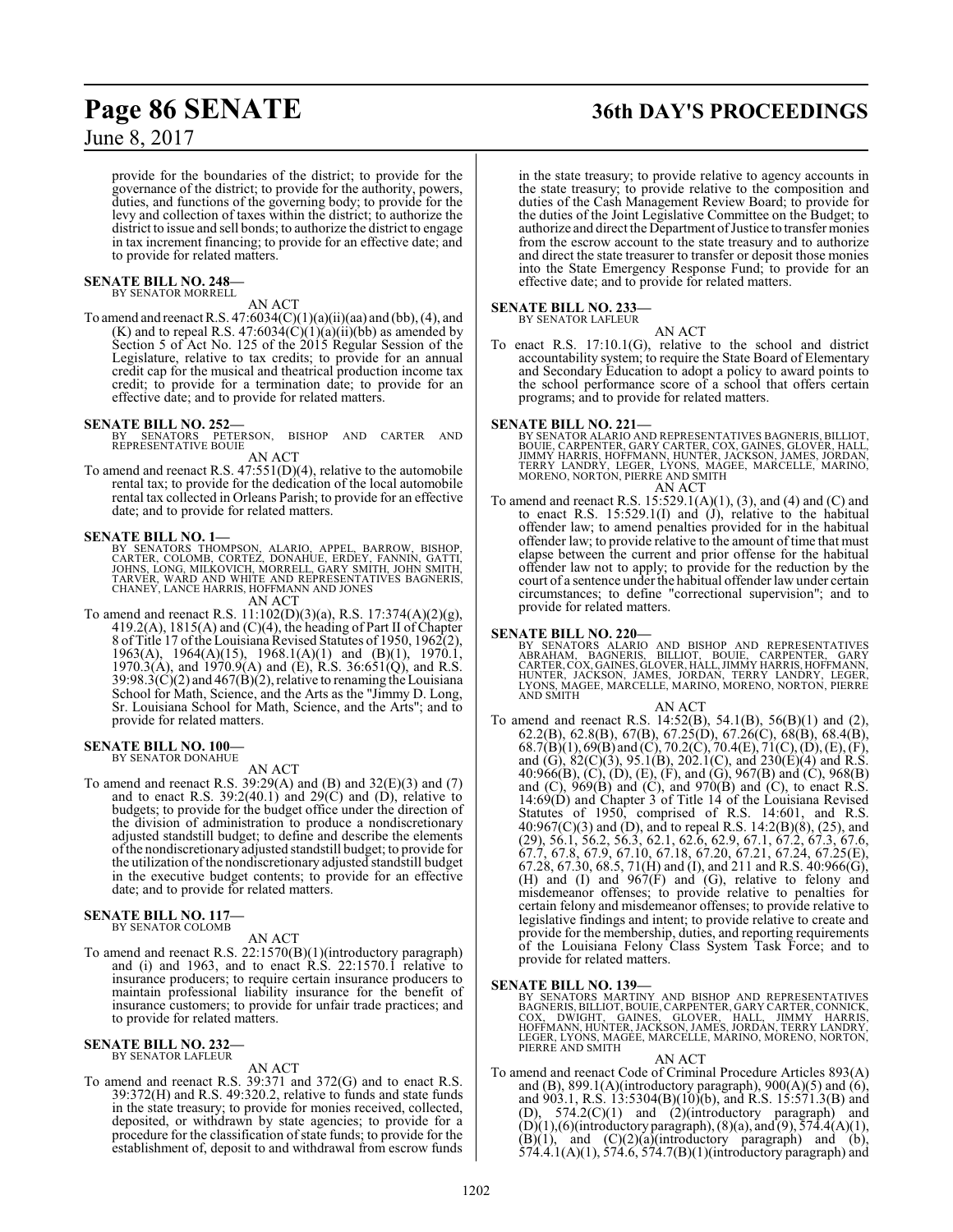provide for the boundaries of the district; to provide for the governance of the district; to provide for the authority, powers, duties, and functions of the governing body; to provide for the levy and collection of taxes within the district; to authorize the district to issue and sell bonds; to authorize the district to engage in tax increment financing; to provide for an effective date; and to provide for related matters.

**SENATE BILL NO. 248—**
BY SENATOR MORRELL

AN ACT

To amend and reenact R.S. 47:6034(C)(1)(a)(ii)(aa) and (bb), (4), and (K) and to repeal R.S. 47:6034(C)(1)(a)(ii)(bb) as amended by Section 5 of Act No. 125 of the 2015 Regular Session of the Legislature, relative to tax credits; to provide for an annual credit cap for the musical and theatrical production income tax credit; to provide for a termination date; to provide for an effective date; and to provide for related matters.

**SENATE BILL NO. 252—**
BY SENATORS PETERSON, BISHOP AND CARTER AND REPRESENTATIVE BOUIE

AN ACT

To amend and reenact R.S. 47:551(D)(4), relative to the automobile rental tax; to provide for the dedication of the local automobile rental tax collected in Orleans Parish; to provide for an effective date; and to provide for related matters.

**SENATE BILL NO. 1—**
BY SENATORS THOMPSON, ALARIO, APPEL, BARROW, BISHOP, CARTER, COLOMB, CORTEZ, DONAHUE, ERDEY, FANNIN, GATTI, JOHNS, LONG, MILKOVICH, MORRELL, GARY SMITH, JOHN SMITH, TARVER, WARD AND WHITE AND REPRESENTATIVES BAGNERIS, CHANEY, LANCE HARRIS, HOFFMANN AND JONES

AN ACT

To amend and reenact R.S. 11:102(D)(3)(a), R.S. 17:374(A)(2)(g), 419.2(A), 1815(A) and (C)(4), the heading of Part II of Chapter 8 of Title 17 of the Louisiana Revised Statutes of 1950, 1962(2), 1963(A), 1964(A)(15), 1968.1(A)(1) and (B)(1), 1970.1, 1970.3(A), and 1970.9(A) and (E), R.S. 36:651(Q), and R.S. 39:98.3(C)(2) and 467(B)(2), relative to renaming the Louisiana School for Math, Science, and the Arts as the "Jimmy D. Long, Sr. Louisiana School for Math, Science, and the Arts"; and to provide for related matters.

**SENATE BILL NO. 100—**
BY SENATOR DONAHUE

AN ACT

To amend and reenact R.S. 39:29(A) and (B) and 32(E)(3) and (7) and to enact R.S. 39:2(40.1) and 29(C) and (D), relative to budgets; to provide for the budget office under the direction of the division of administration to produce a nondiscretionary adjusted standstill budget; to define and describe the elements of the nondiscretionary adjusted standstill budget; to provide for the utilization of the nondiscretionary adjusted standstill budget in the executive budget contents; to provide for an effective date; and to provide for related matters.

**SENATE BILL NO. 117—**
BY SENATOR COLOMB

AN ACT

To amend and reenact R.S. 22:1570(B)(1)(introductory paragraph) and (i) and 1963, and to enact R.S. 22:1570.1 relative to insurance producers; to require certain insurance producers to maintain professional liability insurance for the benefit of insurance customers; to provide for unfair trade practices; and to provide for related matters.

**SENATE BILL NO. 232—**
BY SENATOR LAFLEUR

AN ACT

To amend and reenact R.S. 39:371 and 372(G) and to enact R.S. 39:372(H) and R.S. 49:320.2, relative to funds and state funds in the state treasury; to provide for monies received, collected, deposited, or withdrawn by state agencies; to provide for a procedure for the classification of state funds; to provide for the establishment of, deposit to and withdrawal from escrow funds in the state treasury; to provide relative to agency accounts in the state treasury; to provide relative to the composition and duties of the Cash Management Review Board; to provide for the duties of the Joint Legislative Committee on the Budget; to authorize and direct the Department of Justice to transfer monies from the escrow account to the state treasury and to authorize and direct the state treasurer to transfer or deposit those monies into the State Emergency Response Fund; to provide for an effective date; and to provide for related matters.

**SENATE BILL NO. 233—**
BY SENATOR LAFLEUR

AN ACT

To enact R.S. 17:10.1(G), relative to the school and district accountability system; to require the State Board of Elementary and Secondary Education to adopt a policy to award points to the school performance score of a school that offers certain programs; and to provide for related matters.

**SENATE BILL NO. 221—**
BY SENATOR ALARIO AND REPRESENTATIVES BAGNERIS, BILLIOT, BOUIE, CARPENTER, GARY CARTER, COX, GAINES, GLOVER, HALL, JIMMY HARRIS, HOFFMANN, HUNTER, JACKSON, JAMES, JORDAN, TERRY LANDRY, LEGER, LYONS, MAGEE, MARCELLE, MARINO, MORENO, NORTON, PIERRE AND SMITH

AN ACT

To amend and reenact R.S. 15:529.1(A)(1), (3), and (4) and (C) and to enact R.S. 15:529.1(I) and (J), relative to the habitual offender law; to amend penalties provided for in the habitual offender law; to provide relative to the amount of time that must elapse between the current and prior offense for the habitual offender law not to apply; to provide for the reduction by the court of a sentence under the habitual offender law under certain circumstances; to define "correctional supervision"; and to provide for related matters.

**SENATE BILL NO. 220—**
BY SENATORS ALARIO AND BISHOP AND REPRESENTATIVES ABRAHAM, BAGNERIS, BILLIOT, BOUIE, CARPENTER, GARY CARTER, COX, GAINES, GLOVER, HALL, JIMMY HARRIS, HOFFMANN, HUNTER, JACKSON, JAMES, JORDAN, TERRY LANDRY, LEGER, LYONS, MAGEE, MARCELLE, MARINO, MORENO, NORTON, PIERRE AND SMITH

AN ACT

To amend and reenact R.S. 14:52(B), 54.1(B), 56(B)(1) and (2), 62.2(B), 62.8(B), 67(B), 67.25(D), 67.26(C), 68(B), 68.4(B), 68.7(B)(1), 69(B) and (C), 70.2(C), 70.4(E), 71(C), (D), (E), (F), and (G), 82(C)(3), 95.1(B), 202.1(C), and 230(E)(4) and R.S. 40:966(B), (C), (D), (E), (F), and (G), 967(B) and (C), 968(B) and (C), 969(B) and (C), and 970(B) and (C), to enact R.S. 14:69(D) and Chapter 3 of Title 14 of the Louisiana Revised Statutes of 1950, comprised of R.S. 14:601, and R.S. 40:967(C)(3) and (D), and to repeal R.S. 14:2(B)(8), (25), and (29), 56.1, 56.2, 56.3, 62.1, 62.6, 62.9, 67.1, 67.2, 67.3, 67.6, 67.7, 67.8, 67.9, 67.10, 67.18, 67.20, 67.21, 67.24, 67.25(E), 67.28, 67.30, 68.5, 71(H) and (I), and 211 and R.S. 40:966(G), (H) and (I) and 967(F) and (G), relative to felony and misdemeanor offenses; to provide relative to penalties for certain felony and misdemeanor offenses; to provide relative to legislative findings and intent; to provide relative to create and provide for the membership, duties, and reporting requirements of the Louisiana Felony Class System Task Force; and to provide for related matters.

**SENATE BILL NO. 139—**
BY SENATORS MARTINY AND BISHOP AND REPRESENTATIVES BAGNERIS, BILLIOT, BOUIE, CARPENTER, GARY CARTER, CONNICK, COX, DWIGHT, GAINES, GLOVER, HALL, JIMMY HARRIS, HOFFMANN, HUNTER, JACKSON, JAMES, JORDAN, TERRY LANDRY, LEGER, LYONS, MAGEE, MARCELLE, MARINO, MORENO, NORTON, PIERRE AND SMITH

AN ACT

To amend and reenact Code of Criminal Procedure Articles 893(A) and (B), 899.1(A)(introductory paragraph), 900(A)(5) and (6), and 903.1, R.S. 13:5304(B)(10)(b), and R.S. 15:571.3(B) and (D), 574.2(C)(1) and (2)(introductory paragraph) and (D)(1),(6)(introductory paragraph), (8)(a), and (9), 574.4(A)(1), (B)(1), and (C)(2)(a)(introductory paragraph) and (b), 574.4.1(A)(1), 574.6, 574.7(B)(1)(introductory paragraph) and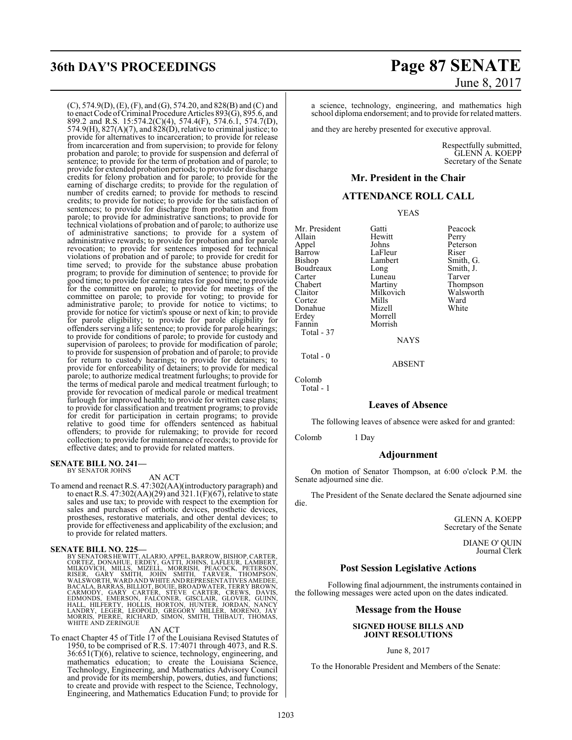(C), 574.9(D), (E), (F), and (G), 574.20, and 828(B) and (C) and to enact Code of Criminal Procedure Articles 893(G), 895.6, and 899.2 and R.S. 15:574.2(C)(4), 574.4(F), 574.6.1, 574.7(D), 574.9(H), 827(A)(7), and 828(D), relative to criminal justice; to provide for alternatives to incarceration; to provide for release from incarceration and from supervision; to provide for felony probation and parole; to provide for suspension and deferral of sentence; to provide for the term of probation and of parole; to provide for extended probation periods; to provide for discharge credits for felony probation and for parole; to provide for the earning of discharge credits; to provide for the regulation of number of credits earned; to provide for methods to rescind credits; to provide for notice; to provide for the satisfaction of sentences; to provide for discharge from probation and from parole; to provide for administrative sanctions; to provide for technical violations of probation and of parole; to authorize use of administrative sanctions; to provide for a system of administrative rewards; to provide for probation and for parole revocation; to provide for sentences imposed for technical violations of probation and of parole; to provide for credit for time served; to provide for the substance abuse probation program; to provide for diminution of sentence; to provide for good time; to provide for earning rates for good time; to provide for the committee on parole; to provide for meetings of the committee on parole; to provide for voting; to provide for administrative parole; to provide for notice to victims; to provide for notice for victim's spouse or next of kin; to provide for parole eligibility; to provide for parole eligibility for offenders serving a life sentence; to provide for parole hearings; to provide for conditions of parole; to provide for custody and supervision of parolees; to provide for modification of parole; to provide for suspension of probation and of parole; to provide for return to custody hearings; to provide for detainers; to provide for enforceability of detainers; to provide for medical parole; to authorize medical treatment furloughs; to provide for the terms of medical parole and medical treatment furlough; to provide for revocation of medical parole or medical treatment furlough for improved health; to provide for written case plans; to provide for classification and treatment programs; to provide for credit for participation in certain programs; to provide relative to good time for offenders sentenced as habitual offenders; to provide for rulemaking; to provide for record collection; to provide for maintenance of records; to provide for effective dates; and to provide for related matters.

**SENATE BILL NO. 241—**
BY SENATOR JOHNS

AN ACT

To amend and reenact R.S. 47:302(AA)(introductory paragraph) and to enact R.S. 47:302(AA)(29) and 321.1(F)(67), relative to state sales and use tax; to provide with respect to the exemption for sales and purchases of orthotic devices, prosthetic devices, prostheses, restorative materials, and other dental devices; to provide for effectiveness and applicability of the exclusion; and to provide for related matters.

**SENATE BILL NO. 225—**
BY SENATORS HEWITT, ALARIO, APPEL, BARROW, BISHOP, CARTER, CORTEZ, DONAHUE, ERDEY, GATTI, JOHNS, LAFLEUR, LAMBERT, MILKOVICH, MILLS, MIZELL, MORRISH, PEACOCK, PETERSON, RISER, GARY SMITH, JOHN SMITH, TARVER, THOMPSON, WALSWORTH, WARD AND WHITE AND REPRESENTATIVES AMEDEE, BACALA, BARRAS, BILLIOT, BOUIE, BROADWATER, TERRY BROWN, CARMODY, GARY CARTER, STEVE CARTER, CREWS, DAVIS, EDMONDS, EMERSON, FALCONER, GISCLAIR, GLOVER, GUINN, HALL, HILFERTY, HOLLIS, HORTON, HUNTER, JORDAN, NANCY LANDRY, LEGER, LEOPOLD, GREGORY MILLER, MORENO, JAY MORRIS, PIERRE, RICHARD, SIMON, SMITH, THIBAUT, THOMAS, WHITE AND ZERINGUE

AN ACT

To enact Chapter 45 of Title 17 of the Louisiana Revised Statutes of 1950, to be comprised of R.S. 17:4071 through 4073, and R.S. 36:651(T)(6), relative to science, technology, engineering, and mathematics education; to create the Louisiana Science, Technology, Engineering, and Mathematics Advisory Council and provide for its membership, powers, duties, and functions; to create and provide with respect to the Science, Technology, Engineering, and Mathematics Education Fund; to provide for a science, technology, engineering, and mathematics high school diploma endorsement; and to provide for related matters.

and they are hereby presented for executive approval.

Respectfully submitted,
GLENN A. KOEPP
Secretary of the Senate

## Mr. President in the Chair

## ATTENDANCE ROLL CALL

YEAS

| | | |
|---|---|---|
| Mr. President | Gatti | Peacock |
| Allain | Hewitt | Perry |
| Appel | Johns | Peterson |
| Barrow | LaFleur | Riser |
| Bishop | Lambert | Smith, G. |
| Boudreaux | Long | Smith, J. |
| Carter | Luneau | Tarver |
| Chabert | Martiny | Thompson |
| Claitor | Milkovich | Walsworth |
| Cortez | Mills | Ward |
| Donahue | Mizell | White |
| Erdey | Morrell | |
| Fannin | Morrish | |

Total - 37

NAYS

Total - 0

ABSENT

Colomb

Total - 1

## Leaves of Absence

The following leaves of absence were asked for and granted:

Colomb 1 Day

## Adjournment

On motion of Senator Thompson, at 6:00 o'clock P.M. the Senate adjourned sine die.

The President of the Senate declared the Senate adjourned sine die.

GLENN A. KOEPP
Secretary of the Senate

DIANE O' QUIN
Journal Clerk

## Post Session Legislative Actions

Following final adjournment, the instruments contained in the following messages were acted upon on the dates indicated.

## Message from the House

**SIGNED HOUSE BILLS AND JOINT RESOLUTIONS**

June 8, 2017

To the Honorable President and Members of the Senate: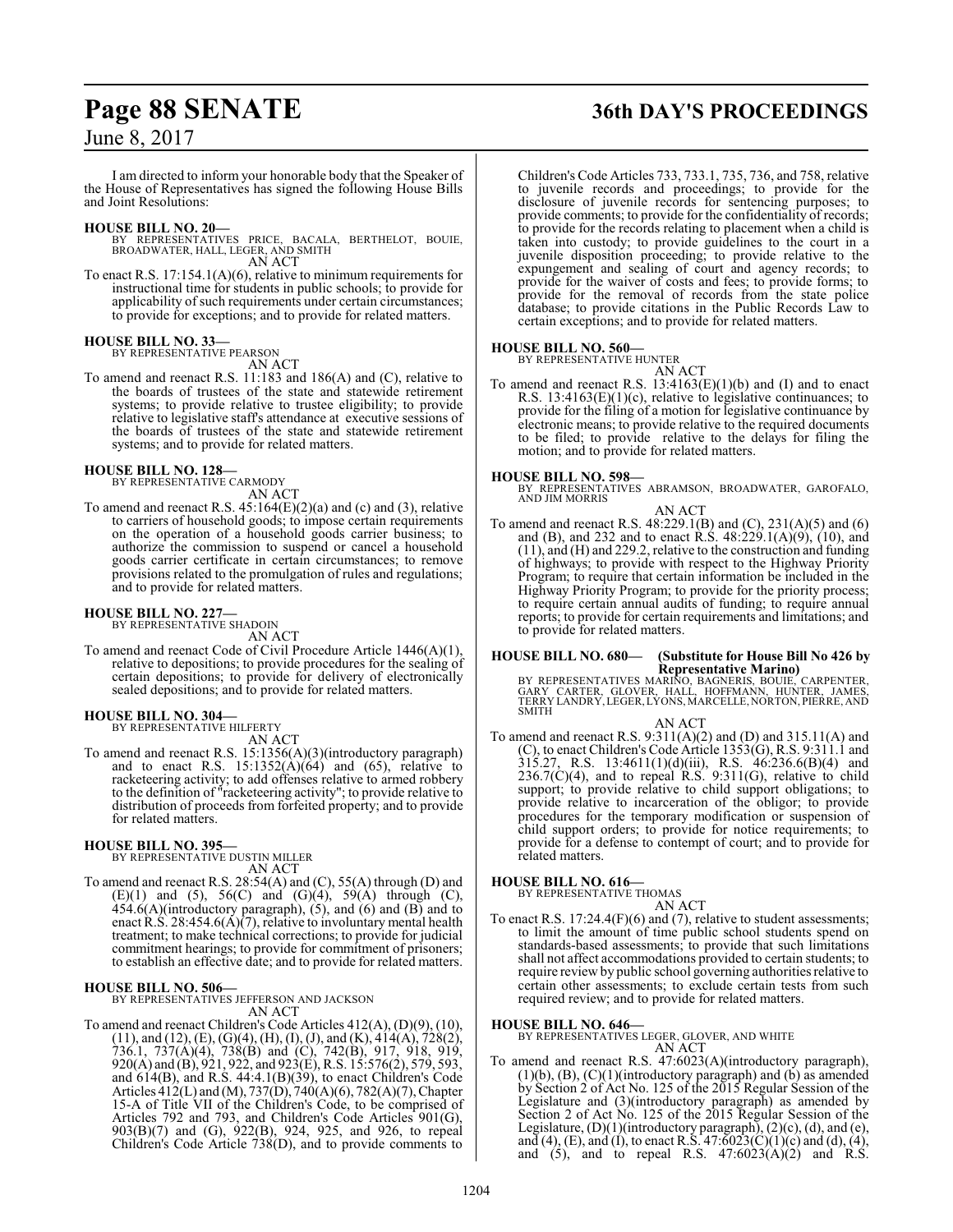I am directed to inform your honorable body that the Speaker of the House of Representatives has signed the following House Bills and Joint Resolutions:

**HOUSE BILL NO. 20—**
BY REPRESENTATIVES PRICE, BACALA, BERTHELOT, BOUIE, BROADWATER, HALL, LEGER, AND SMITH
AN ACT

To enact R.S. 17:154.1(A)(6), relative to minimum requirements for instructional time for students in public schools; to provide for applicability of such requirements under certain circumstances; to provide for exceptions; and to provide for related matters.

**HOUSE BILL NO. 33—**
BY REPRESENTATIVE PEARSON
AN ACT

To amend and reenact R.S. 11:183 and 186(A) and (C), relative to the boards of trustees of the state and statewide retirement systems; to provide relative to trustee eligibility; to provide relative to legislative staff's attendance at executive sessions of the boards of trustees of the state and statewide retirement systems; and to provide for related matters.

**HOUSE BILL NO. 128—**
BY REPRESENTATIVE CARMODY
AN ACT

To amend and reenact R.S. 45:164(E)(2)(a) and (c) and (3), relative to carriers of household goods; to impose certain requirements on the operation of a household goods carrier business; to authorize the commission to suspend or cancel a household goods carrier certificate in certain circumstances; to remove provisions related to the promulgation of rules and regulations; and to provide for related matters.

**HOUSE BILL NO. 227—**
BY REPRESENTATIVE SHADOIN
AN ACT

To amend and reenact Code of Civil Procedure Article 1446(A)(1), relative to depositions; to provide procedures for the sealing of certain depositions; to provide for delivery of electronically sealed depositions; and to provide for related matters.

**HOUSE BILL NO. 304—**
BY REPRESENTATIVE HILFERTY
AN ACT

To amend and reenact R.S. 15:1356(A)(3)(introductory paragraph) and to enact R.S. 15:1352(A)(64) and (65), relative to racketeering activity; to add offenses relative to armed robbery to the definition of "racketeering activity"; to provide relative to distribution of proceeds from forfeited property; and to provide for related matters.

**HOUSE BILL NO. 395—**
BY REPRESENTATIVE DUSTIN MILLER
AN ACT

To amend and reenact R.S. 28:54(A) and (C), 55(A) through (D) and (E)(1) and (5), 56(C) and (G)(4), 59(A) through (C), 454.6(A)(introductory paragraph), (5), and (6) and (B) and to enact R.S. 28:454.6(A)(7), relative to involuntary mental health treatment; to make technical corrections; to provide for judicial commitment hearings; to provide for commitment of prisoners; to establish an effective date; and to provide for related matters.

**HOUSE BILL NO. 506—**
BY REPRESENTATIVES JEFFERSON AND JACKSON
AN ACT

To amend and reenact Children's Code Articles 412(A), (D)(9), (10), (11), and (12), (E), (G)(4), (H), (I), (J), and (K), 414(A), 728(2), 736.1, 737(A)(4), 738(B) and (C), 742(B), 917, 918, 919, 920(A) and (B), 921, 922, and 923(E), R.S. 15:576(2), 579, 593, and 614(B), and R.S. 44:4.1(B)(39), to enact Children's Code Articles 412(L) and (M), 737(D), 740(A)(6), 782(A)(7), Chapter 15-A of Title VII of the Children's Code, to be comprised of Articles 792 and 793, and Children's Code Articles 901(G), 903(B)(7) and (G), 922(B), 924, 925, and 926, to repeal Children's Code Article 738(D), and to provide comments to Children's Code Articles 733, 733.1, 735, 736, and 758, relative to juvenile records and proceedings; to provide for the disclosure of juvenile records for sentencing purposes; to provide comments; to provide for the confidentiality of records; to provide for the records relating to placement when a child is taken into custody; to provide guidelines to the court in a juvenile disposition proceeding; to provide relative to the expungement and sealing of court and agency records; to provide for the waiver of costs and fees; to provide forms; to provide for the removal of records from the state police database; to provide citations in the Public Records Law to certain exceptions; and to provide for related matters.

**HOUSE BILL NO. 560—**
BY REPRESENTATIVE HUNTER
AN ACT

To amend and reenact R.S. 13:4163(E)(1)(b) and (I) and to enact R.S. 13:4163(E)(1)(c), relative to legislative continuances; to provide for the filing of a motion for legislative continuance by electronic means; to provide relative to the required documents to be filed; to provide relative to the delays for filing the motion; and to provide for related matters.

**HOUSE BILL NO. 598—**
BY REPRESENTATIVES ABRAMSON, BROADWATER, GAROFALO, AND JIM MORRIS
AN ACT

To amend and reenact R.S. 48:229.1(B) and (C), 231(A)(5) and (6) and (B), and 232 and to enact R.S. 48:229.1(A)(9), (10), and (11), and (H) and 229.2, relative to the construction and funding of highways; to provide with respect to the Highway Priority Program; to require that certain information be included in the Highway Priority Program; to provide for the priority process; to require certain annual audits of funding; to require annual reports; to provide for certain requirements and limitations; and to provide for related matters.

**HOUSE BILL NO. 680— (Substitute for House Bill No 426 by Representative Marino)**
BY REPRESENTATIVES MARINO, BAGNERIS, BOUIE, CARPENTER, GARY CARTER, GLOVER, HALL, HOFFMANN, HUNTER, JAMES, TERRY LANDRY, LEGER, LYONS, MARCELLE, NORTON, PIERRE, AND SMITH
AN ACT

To amend and reenact R.S. 9:311(A)(2) and (D) and 315.11(A) and (C), to enact Children's Code Article 1353(G), R.S. 9:311.1 and 315.27, R.S. 13:4611(1)(d)(iii), R.S. 46:236.6(B)(4) and 236.7(C)(4), and to repeal R.S. 9:311(G), relative to child support; to provide relative to child support obligations; to provide relative to incarceration of the obligor; to provide procedures for the temporary modification or suspension of child support orders; to provide for notice requirements; to provide for a defense to contempt of court; and to provide for related matters.

**HOUSE BILL NO. 616—**
BY REPRESENTATIVE THOMAS
AN ACT

To enact R.S. 17:24.4(F)(6) and (7), relative to student assessments; to limit the amount of time public school students spend on standards-based assessments; to provide that such limitations shall not affect accommodations provided to certain students; to require review by public school governing authorities relative to certain other assessments; to exclude certain tests from such required review; and to provide for related matters.

**HOUSE BILL NO. 646—**
BY REPRESENTATIVES LEGER, GLOVER, AND WHITE
AN ACT

To amend and reenact R.S. 47:6023(A)(introductory paragraph), (1)(b), (B), (C)(1)(introductory paragraph) and (b) as amended by Section 2 of Act No. 125 of the 2015 Regular Session of the Legislature and (3)(introductory paragraph) as amended by Section 2 of Act No. 125 of the 2015 Regular Session of the Legislature, (D)(1)(introductory paragraph), (2)(c), (d), and (e), and (4), (E), and (I), to enact R.S. 47:6023(C)(1)(c) and (d), (4), and (5), and to repeal R.S. 47:6023(A)(2) and R.S.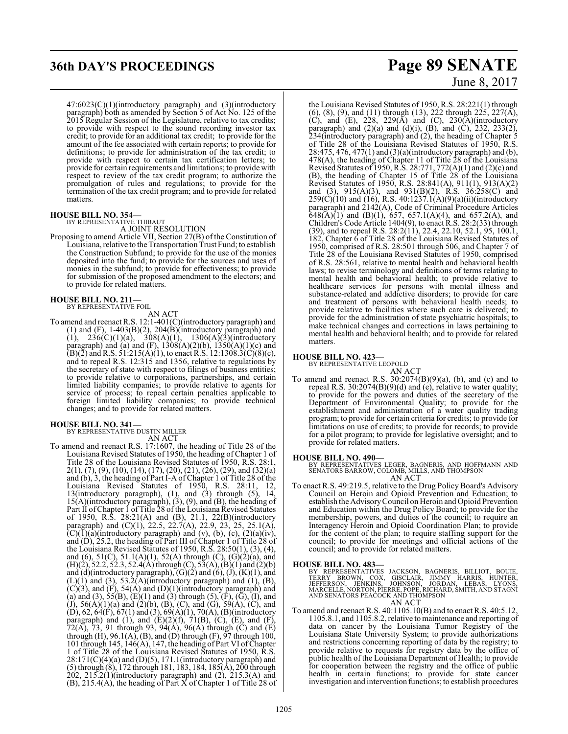47:6023(C)(1)(introductory paragraph) and (3)(introductory paragraph) both as amended by Section 5 of Act No. 125 of the 2015 Regular Session of the Legislature, relative to tax credits; to provide with respect to the sound recording investor tax credit; to provide for an additional tax credit; to provide for the amount of the fee associated with certain reports; to provide for definitions; to provide for administration of the tax credit; to provide with respect to certain tax certification letters; to provide for certain requirements and limitations; to provide with respect to review of the tax credit program; to authorize the promulgation of rules and regulations; to provide for the termination of the tax credit program; and to provide for related matters.

**HOUSE BILL NO. 354—**
BY REPRESENTATIVE THIBAUT
A JOINT RESOLUTION

Proposing to amend Article VII, Section 27(B) of the Constitution of Louisiana, relative to the Transportation Trust Fund; to establish the Construction Subfund; to provide for the use of the monies deposited into the fund; to provide for the sources and uses of monies in the subfund; to provide for effectiveness; to provide for submission of the proposed amendment to the electors; and to provide for related matters.

**HOUSE BILL NO. 211—**
BY REPRESENTATIVE FOIL
AN ACT

To amend and reenact R.S. 12:1-401(C)(introductory paragraph) and (1) and (F), 1-403(B)(2), 204(B)(introductory paragraph) and (1), 236(C)(1)(a), 308(A)(1), 1306(A)(3)(introductory paragraph) and (a) and (F), 1308(A)(2)(b), 1350(A)(1)(c) and (B)(2) and R.S. 51:215(A)(1), to enact R.S. 12:1308.3(C)(8)(c), and to repeal R.S. 12:315 and 1356, relative to regulations by the secretary of state with respect to filings of business entities; to provide relative to corporations, partnerships, and certain limited liability companies; to provide relative to agents for service of process; to repeal certain penalties applicable to foreign limited liability companies; to provide technical changes; and to provide for related matters.

**HOUSE BILL NO. 341—**
BY REPRESENTATIVE DUSTIN MILLER
AN ACT

To amend and reenact R.S. 17:1607, the heading of Title 28 of the Louisiana Revised Statutes of 1950, the heading of Chapter 1 of Title 28 of the Louisiana Revised Statutes of 1950, R.S. 28:1, 2(1), (7), (9), (10), (14), (17), (20), (21), (26), (29), and (32)(a) and (b), 3, the heading of Part I-A of Chapter 1 of Title 28 of the Louisiana Revised Statutes of 1950, R.S. 28:11, 12, 13(introductory paragraph), (1), and (3) through (5), 14, 15(A)(introductory paragraph), (3), (9), and (B), the heading of Part II of Chapter 1 of Title 28 of the Louisiana Revised Statutes of 1950, R.S. 28:21(A) and (B), 21.1, 22(B)(introductory paragraph) and (C)(1), 22.5, 22.7(A), 22.9, 23, 25, 25.1(A), (C)(1)(a)(introductory paragraph) and (v), (b), (c), (2)(a)(iv), and (D), 25.2, the heading of Part III of Chapter 1 of Title 28 of the Louisiana Revised Statutes of 1950, R.S. 28:50(1), (3), (4), and (6), 51(C), 51.1(A)(1), 52(A) through (C), (G)(2)(a), and (H)(2), 52.2, 52.3, 52.4(A) through (C), 53(A), (B)(1) and (2)(b) and (d)(introductory paragraph), (G)(2) and (6), (J), (K)(1), and (L)(1) and (3), 53.2(A)(introductory paragraph) and (1), (B), (C)(3), and (F), 54(A) and (D)(1)(introductory paragraph) and (a) and (3), 55(B), (E)(1) and (3) through (5), (F), (G), (I), and (J), 56(A)(1)(a) and (2)(b), (B), (C), and (G), 59(A), (C), and (D), 62, 64(F), 67(1) and (3), 69(A)(1), 70(A), (B)(introductory paragraph) and (1), and (E)(2)(f), 71(B), (C), (E), and (F), 72(A), 73, 91 through 93, 94(A), 96(A) through (C) and (E) through (H), 96.1(A), (B), and (D) through (F), 97 through 100, 101 through 145, 146(A), 147, the heading of Part VI of Chapter 1 of Title 28 of the Louisiana Revised Statutes of 1950, R.S. 28:171(C)(4)(a) and (D)(5), 171.1(introductory paragraph) and (5) through (8), 172 through 181, 183, 184, 185(A), 200 through 202, 215.2(1)(introductory paragraph) and (2), 215.3(A) and (B), 215.4(A), the heading of Part X of Chapter 1 of Title 28 of the Louisiana Revised Statutes of 1950, R.S. 28:221(1) through (6), (8), (9), and (11) through (13), 222 through 225, 227(A), (C), and (E), 228, 229(A) and (C), 230(A)(introductory paragraph) and (2)(a) and (d)(i), (B), and (C), 232, 233(2), 234(introductory paragraph) and (2), the heading of Chapter 5 of Title 28 of the Louisiana Revised Statutes of 1950, R.S. 28:475, 476, 477(1) and (3)(a)(introductory paragraph) and (b), 478(A), the heading of Chapter 11 of Title 28 of the Louisiana Revised Statutes of 1950, R.S. 28:771, 772(A)(1) and (2)(c) and (B), the heading of Chapter 15 of Title 28 of the Louisiana Revised Statutes of 1950, R.S. 28:841(A), 911(1), 913(A)(2) and (3), 915(A)(3), and 931(B)(2), R.S. 36:258(C) and 259(C)(10) and (16), R.S. 40:1237.1(A)(9)(a)(ii)(introductory paragraph) and 2142(A), Code of Criminal Procedure Articles 648(A)(1) and (B)(1), 657, 657.1(A)(4), and 657.2(A), and Children's Code Article 1404(9), to enact R.S. 28:2(33) through (39), and to repeal R.S. 28:2(11), 22.4, 22.10, 52.1, 95, 100.1, 182, Chapter 6 of Title 28 of the Louisiana Revised Statutes of 1950, comprised of R.S. 28:501 through 506, and Chapter 7 of Title 28 of the Louisiana Revised Statutes of 1950, comprised of R.S. 28:561, relative to mental health and behavioral health laws; to revise terminology and definitions of terms relating to mental health and behavioral health; to provide relative to healthcare services for persons with mental illness and substance-related and addictive disorders; to provide for care and treatment of persons with behavioral health needs; to provide relative to facilities where such care is delivered; to provide for the administration of state psychiatric hospitals; to make technical changes and corrections in laws pertaining to mental health and behavioral health; and to provide for related matters.

**HOUSE BILL NO. 423—**
BY REPRESENTATIVE LEOPOLD
AN ACT

To amend and reenact R.S. 30:2074(B)(9)(a), (b), and (c) and to repeal R.S. 30:2074(B)(9)(d) and (e), relative to water quality; to provide for the powers and duties of the secretary of the Department of Environmental Quality; to provide for the establishment and administration of a water quality trading program; to provide for certain criteria for credits; to provide for limitations on use of credits; to provide for records; to provide for a pilot program; to provide for legislative oversight; and to provide for related matters.

**HOUSE BILL NO. 490—**
BY REPRESENTATIVES LEGER, BAGNERIS, AND HOFFMANN AND SENATORS BARROW, COLOMB, MILLS, AND THOMPSON
AN ACT

To enact R.S. 49:219.5, relative to the Drug Policy Board's Advisory Council on Heroin and Opioid Prevention and Education; to establish the Advisory Council on Heroin and Opioid Prevention and Education within the Drug Policy Board; to provide for the membership, powers, and duties of the council; to require an Interagency Heroin and Opioid Coordination Plan; to provide for the content of the plan; to require staffing support for the council; to provide for meetings and official actions of the council; and to provide for related matters.

**HOUSE BILL NO. 483—**
BY REPRESENTATIVES JACKSON, BAGNERIS, BILLIOT, BOUIE, TERRY BROWN, COX, GISCLAIR, JIMMY HARRIS, HUNTER, JEFFERSON, JENKINS, JOHNSON, JORDAN, LEBAS, LYONS, MARCELLE, NORTON, PIERRE, POPE, RICHARD, SMITH, AND STAGNI AND SENATORS PEACOCK AND THOMPSON
AN ACT

To amend and reenact R.S. 40:1105.10(B) and to enact R.S. 40:5.12, 1105.8.1, and 1105.8.2, relative to maintenance and reporting of data on cancer by the Louisiana Tumor Registry of the Louisiana State University System; to provide authorizations and restrictions concerning reporting of data by the registry; to provide relative to requests for registry data by the office of public health of the Louisiana Department of Health; to provide for cooperation between the registry and the office of public health in certain functions; to provide for state cancer investigation and intervention functions; to establish procedures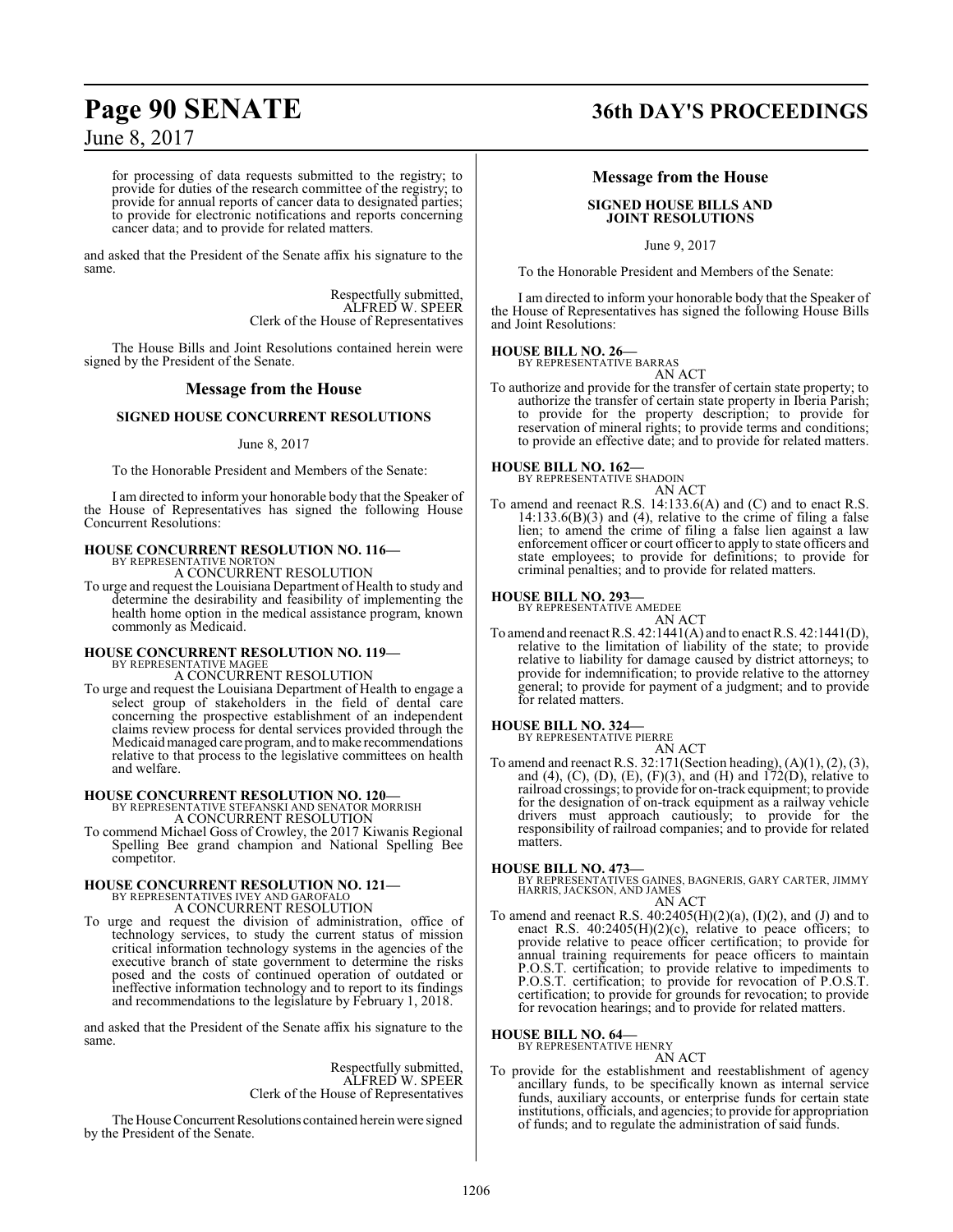for processing of data requests submitted to the registry; to provide for duties of the research committee of the registry; to provide for annual reports of cancer data to designated parties; to provide for electronic notifications and reports concerning cancer data; and to provide for related matters.

and asked that the President of the Senate affix his signature to the same.

Respectfully submitted,
ALFRED W. SPEER
Clerk of the House of Representatives

The House Bills and Joint Resolutions contained herein were signed by the President of the Senate.

## Message from the House

### SIGNED HOUSE CONCURRENT RESOLUTIONS

June 8, 2017

To the Honorable President and Members of the Senate:

I am directed to inform your honorable body that the Speaker of the House of Representatives has signed the following House Concurrent Resolutions:

**HOUSE CONCURRENT RESOLUTION NO. 116—**
BY REPRESENTATIVE NORTON
A CONCURRENT RESOLUTION

To urge and request the Louisiana Department of Health to study and determine the desirability and feasibility of implementing the health home option in the medical assistance program, known commonly as Medicaid.

**HOUSE CONCURRENT RESOLUTION NO. 119—**
BY REPRESENTATIVE MAGEE
A CONCURRENT RESOLUTION

To urge and request the Louisiana Department of Health to engage a select group of stakeholders in the field of dental care concerning the prospective establishment of an independent claims review process for dental services provided through the Medicaid managed care program, and to make recommendations relative to that process to the legislative committees on health and welfare.

**HOUSE CONCURRENT RESOLUTION NO. 120—**
BY REPRESENTATIVE STEFANSKI AND SENATOR MORRISH
A CONCURRENT RESOLUTION

To commend Michael Goss of Crowley, the 2017 Kiwanis Regional Spelling Bee grand champion and National Spelling Bee competitor.

**HOUSE CONCURRENT RESOLUTION NO. 121—**
BY REPRESENTATIVES IVEY AND GAROFALO
A CONCURRENT RESOLUTION

To urge and request the division of administration, office of technology services, to study the current status of mission critical information technology systems in the agencies of the executive branch of state government to determine the risks posed and the costs of continued operation of outdated or ineffective information technology and to report to its findings and recommendations to the legislature by February 1, 2018.

and asked that the President of the Senate affix his signature to the same.

Respectfully submitted,
ALFRED W. SPEER
Clerk of the House of Representatives

The House Concurrent Resolutions contained herein were signed by the President of the Senate.

## Message from the House

### SIGNED HOUSE BILLS AND JOINT RESOLUTIONS

June 9, 2017

To the Honorable President and Members of the Senate:

I am directed to inform your honorable body that the Speaker of the House of Representatives has signed the following House Bills and Joint Resolutions:

**HOUSE BILL NO. 26—**
BY REPRESENTATIVE BARRAS
AN ACT

To authorize and provide for the transfer of certain state property; to authorize the transfer of certain state property in Iberia Parish; to provide for the property description; to provide for reservation of mineral rights; to provide terms and conditions; to provide an effective date; and to provide for related matters.

**HOUSE BILL NO. 162—**
BY REPRESENTATIVE SHADOIN
AN ACT

To amend and reenact R.S. 14:133.6(A) and (C) and to enact R.S. 14:133.6(B)(3) and (4), relative to the crime of filing a false lien; to amend the crime of filing a false lien against a law enforcement officer or court officer to apply to state officers and state employees; to provide for definitions; to provide for criminal penalties; and to provide for related matters.

**HOUSE BILL NO. 293—**
BY REPRESENTATIVE AMEDEE
AN ACT

To amend and reenact R.S. 42:1441(A) and to enact R.S. 42:1441(D), relative to the limitation of liability of the state; to provide relative to liability for damage caused by district attorneys; to provide for indemnification; to provide relative to the attorney general; to provide for payment of a judgment; and to provide for related matters.

**HOUSE BILL NO. 324—**
BY REPRESENTATIVE PIERRE
AN ACT

To amend and reenact R.S. 32:171(Section heading), (A)(1), (2), (3), and (4), (C), (D), (E), (F)(3), and (H) and 172(D), relative to railroad crossings; to provide for on-track equipment; to provide for the designation of on-track equipment as a railway vehicle drivers must approach cautiously; to provide for the responsibility of railroad companies; and to provide for related matters.

**HOUSE BILL NO. 473—**
BY REPRESENTATIVES GAINES, BAGNERIS, GARY CARTER, JIMMY HARRIS, JACKSON, AND JAMES
AN ACT

To amend and reenact R.S. 40:2405(H)(2)(a), (I)(2), and (J) and to enact R.S. 40:2405(H)(2)(c), relative to peace officers; to provide relative to peace officer certification; to provide for annual training requirements for peace officers to maintain P.O.S.T. certification; to provide relative to impediments to P.O.S.T. certification; to provide for revocation of P.O.S.T. certification; to provide for grounds for revocation; to provide for revocation hearings; and to provide for related matters.

**HOUSE BILL NO. 64—**
BY REPRESENTATIVE HENRY
AN ACT

To provide for the establishment and reestablishment of agency ancillary funds, to be specifically known as internal service funds, auxiliary accounts, or enterprise funds for certain state institutions, officials, and agencies; to provide for appropriation of funds; and to regulate the administration of said funds.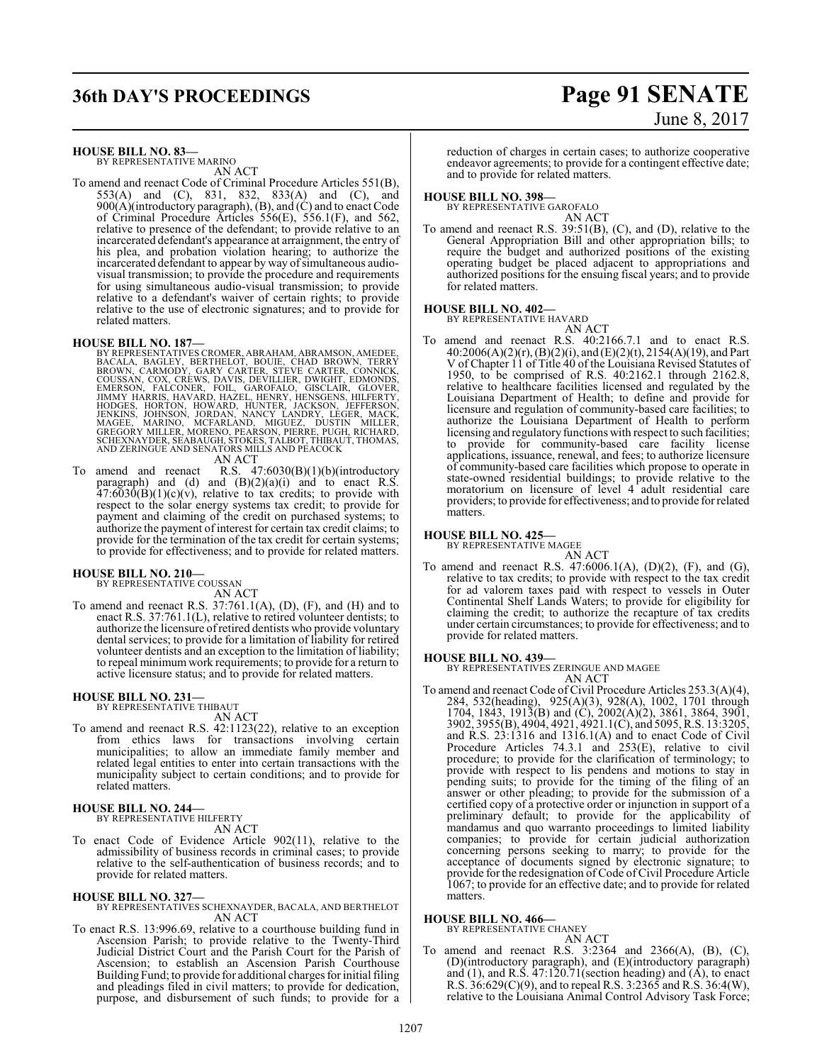**HOUSE BILL NO. 83—**
BY REPRESENTATIVE MARINO

AN ACT

To amend and reenact Code of Criminal Procedure Articles 551(B), 553(A) and (C), 831, 832, 833(A) and (C), and 900(A)(introductory paragraph), (B), and (C) and to enact Code of Criminal Procedure Articles 556(E), 556.1(F), and 562, relative to presence of the defendant; to provide relative to an incarcerated defendant's appearance at arraignment, the entry of his plea, and probation violation hearing; to authorize the incarcerated defendant to appear by way of simultaneous audio-visual transmission; to provide the procedure and requirements for using simultaneous audio-visual transmission; to provide relative to a defendant's waiver of certain rights; to provide relative to the use of electronic signatures; and to provide for related matters.

**HOUSE BILL NO. 187—**
BY REPRESENTATIVES CROMER, ABRAHAM, ABRAMSON, AMEDEE, BACALA, BAGLEY, BERTHELOT, BOUIE, CHAD BROWN, TERRY BROWN, CARMODY, GARY CARTER, STEVE CARTER, CONNICK, COUSSAN, COX, CREWS, DAVIS, DEVILLIER, DWIGHT, EDMONDS, EMERSON, FALCONER, FOIL, GAROFALO, GISCLAIR, GLOVER, JIMMY HARRIS, HAVARD, HAZEL, HENRY, HENSGENS, HILFERTY, HODGES, HORTON, HOWARD, HUNTER, JACKSON, JEFFERSON, JENKINS, JOHNSON, JORDAN, NANCY LANDRY, LEGER, MACK, MAGEE, MARINO, MCFARLAND, MIGUEZ, DUSTIN MILLER, GREGORY MILLER, MORENO, PEARSON, PIERRE, PUGH, RICHARD, SCHEXNAYDER, SEABAUGH, STOKES, TALBOT, THIBAUT, THOMAS, AND ZERINGUE AND SENATORS MILLS AND PEACOCK

AN ACT

To amend and reenact R.S. 47:6030(B)(1)(b)(introductory paragraph) and (d) and (B)(2)(a)(i) and to enact R.S. 47:6030(B)(1)(c)(v), relative to tax credits; to provide with respect to the solar energy systems tax credit; to provide for payment and claiming of the credit on purchased systems; to authorize the payment of interest for certain tax credit claims; to provide for the termination of the tax credit for certain systems; to provide for effectiveness; and to provide for related matters.

**HOUSE BILL NO. 210—**
BY REPRESENTATIVE COUSSAN

AN ACT

To amend and reenact R.S. 37:761.1(A), (D), (F), and (H) and to enact R.S. 37:761.1(L), relative to retired volunteer dentists; to authorize the licensure of retired dentists who provide voluntary dental services; to provide for a limitation of liability for retired volunteer dentists and an exception to the limitation of liability; to repeal minimum work requirements; to provide for a return to active licensure status; and to provide for related matters.

**HOUSE BILL NO. 231—**
BY REPRESENTATIVE THIBAUT

AN ACT

To amend and reenact R.S. 42:1123(22), relative to an exception from ethics laws for transactions involving certain municipalities; to allow an immediate family member and related legal entities to enter into certain transactions with the municipality subject to certain conditions; and to provide for related matters.

**HOUSE BILL NO. 244—**
BY REPRESENTATIVE HILFERTY

AN ACT

To enact Code of Evidence Article 902(11), relative to the admissibility of business records in criminal cases; to provide relative to the self-authentication of business records; and to provide for related matters.

**HOUSE BILL NO. 327—**
BY REPRESENTATIVES SCHEXNAYDER, BACALA, AND BERTHELOT

AN ACT

To enact R.S. 13:996.69, relative to a courthouse building fund in Ascension Parish; to provide relative to the Twenty-Third Judicial District Court and the Parish Court for the Parish of Ascension; to establish an Ascension Parish Courthouse Building Fund; to provide for additional charges for initial filing and pleadings filed in civil matters; to provide for dedication, purpose, and disbursement of such funds; to provide for a reduction of charges in certain cases; to authorize cooperative endeavor agreements; to provide for a contingent effective date; and to provide for related matters.

**HOUSE BILL NO. 398—**
BY REPRESENTATIVE GAROFALO

AN ACT

To amend and reenact R.S. 39:51(B), (C), and (D), relative to the General Appropriation Bill and other appropriation bills; to require the budget and authorized positions of the existing operating budget be placed adjacent to appropriations and authorized positions for the ensuing fiscal years; and to provide for related matters.

**HOUSE BILL NO. 402—**
BY REPRESENTATIVE HAVARD

AN ACT

To amend and reenact R.S. 40:2166.7.1 and to enact R.S. 40:2006(A)(2)(r), (B)(2)(i), and (E)(2)(t), 2154(A)(19), and Part V of Chapter 11 of Title 40 of the Louisiana Revised Statutes of 1950, to be comprised of R.S. 40:2162.1 through 2162.8, relative to healthcare facilities licensed and regulated by the Louisiana Department of Health; to define and provide for licensure and regulation of community-based care facilities; to authorize the Louisiana Department of Health to perform licensing and regulatory functions with respect to such facilities; to provide for community-based care facility license applications, issuance, renewal, and fees; to authorize licensure of community-based care facilities which propose to operate in state-owned residential buildings; to provide relative to the moratorium on licensure of level 4 adult residential care providers; to provide for effectiveness; and to provide for related matters.

**HOUSE BILL NO. 425—**
BY REPRESENTATIVE MAGEE

AN ACT

To amend and reenact R.S. 47:6006.1(A), (D)(2), (F), and (G), relative to tax credits; to provide with respect to the tax credit for ad valorem taxes paid with respect to vessels in Outer Continental Shelf Lands Waters; to provide for eligibility for claiming the credit; to authorize the recapture of tax credits under certain circumstances; to provide for effectiveness; and to provide for related matters.

**HOUSE BILL NO. 439—**
BY REPRESENTATIVES ZERINGUE AND MAGEE

AN ACT

To amend and reenact Code of Civil Procedure Articles 253.3(A)(4), 284, 532(heading), 925(A)(3), 928(A), 1002, 1701 through 1704, 1843, 1913(B) and (C), 2002(A)(2), 3861, 3864, 3901, 3902, 3955(B), 4904, 4921, 4921.1(C), and 5095, R.S. 13:3205, and R.S. 23:1316 and 1316.1(A) and to enact Code of Civil Procedure Articles 74.3.1 and 253(E), relative to civil procedure; to provide for the clarification of terminology; to provide with respect to lis pendens and motions to stay in pending suits; to provide for the timing of the filing of an answer or other pleading; to provide for the submission of a certified copy of a protective order or injunction in support of a preliminary default; to provide for the applicability of mandamus and quo warranto proceedings to limited liability companies; to provide for certain judicial authorization concerning persons seeking to marry; to provide for the acceptance of documents signed by electronic signature; to provide for the redesignation of Code of Civil Procedure Article 1067; to provide for an effective date; and to provide for related matters.

**HOUSE BILL NO. 466—**
BY REPRESENTATIVE CHANEY

AN ACT

To amend and reenact R.S. 3:2364 and 2366(A), (B), (C), (D)(introductory paragraph), and (E)(introductory paragraph) and (1), and R.S. 47:120.71(section heading) and (A), to enact R.S. 36:629(C)(9), and to repeal R.S. 3:2365 and R.S. 36:4(W), relative to the Louisiana Animal Control Advisory Task Force;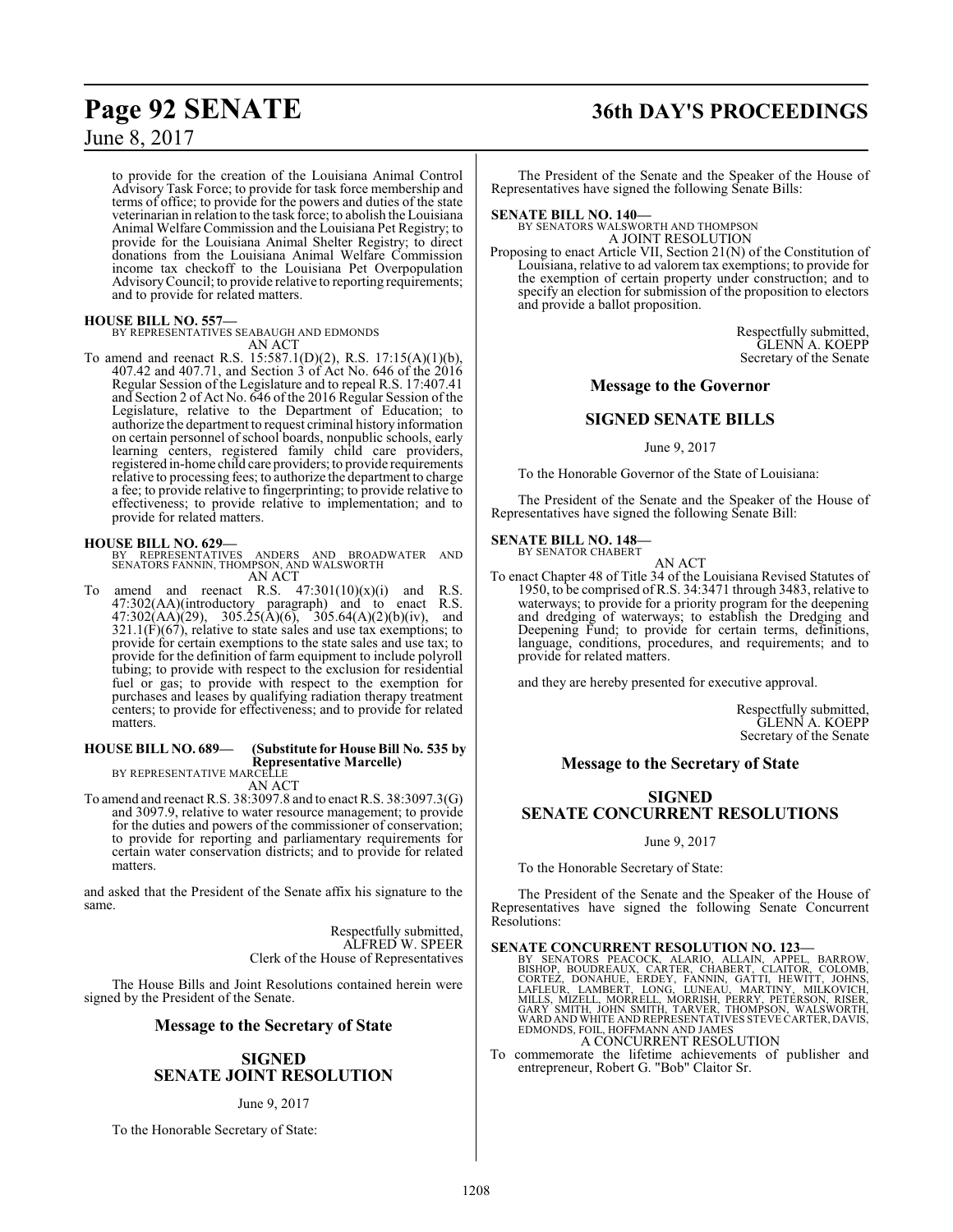to provide for the creation of the Louisiana Animal Control Advisory Task Force; to provide for task force membership and terms of office; to provide for the powers and duties of the state veterinarian in relation to the task force; to abolish the Louisiana Animal Welfare Commission and the Louisiana Pet Registry; to provide for the Louisiana Animal Shelter Registry; to direct donations from the Louisiana Animal Welfare Commission income tax checkoff to the Louisiana Pet Overpopulation Advisory Council; to provide relative to reporting requirements; and to provide for related matters.

**HOUSE BILL NO. 557—**
BY REPRESENTATIVES SEABAUGH AND EDMONDS
AN ACT

To amend and reenact R.S. 15:587.1(D)(2), R.S. 17:15(A)(1)(b), 407.42 and 407.71, and Section 3 of Act No. 646 of the 2016 Regular Session of the Legislature and to repeal R.S. 17:407.41 and Section 2 of Act No. 646 of the 2016 Regular Session of the Legislature, relative to the Department of Education; to authorize the department to request criminal history information on certain personnel of school boards, nonpublic schools, early learning centers, registered family child care providers, registered in-home child care providers; to provide requirements relative to processing fees; to authorize the department to charge a fee; to provide relative to fingerprinting; to provide relative to effectiveness; to provide relative to implementation; and to provide for related matters.

**HOUSE BILL NO. 629—**
BY REPRESENTATIVES ANDERS AND BROADWATER AND SENATORS FANNIN, THOMPSON, AND WALSWORTH
AN ACT

To amend and reenact R.S. 47:301(10)(x)(i) and R.S. 47:302(AA)(introductory paragraph) and to enact R.S. 47:302(AA)(29), 305.25(A)(6), 305.64(A)(2)(b)(iv), and 321.1(F)(67), relative to state sales and use tax exemptions; to provide for certain exemptions to the state sales and use tax; to provide for the definition of farm equipment to include polyroll tubing; to provide with respect to the exclusion for residential fuel or gas; to provide with respect to the exemption for purchases and leases by qualifying radiation therapy treatment centers; to provide for effectiveness; and to provide for related matters.

**HOUSE BILL NO. 689— (Substitute for House Bill No. 535 by Representative Marcelle)**
BY REPRESENTATIVE MARCELLE
AN ACT

To amend and reenact R.S. 38:3097.8 and to enact R.S. 38:3097.3(G) and 3097.9, relative to water resource management; to provide for the duties and powers of the commissioner of conservation; to provide for reporting and parliamentary requirements for certain water conservation districts; and to provide for related matters.

and asked that the President of the Senate affix his signature to the same.

Respectfully submitted,
ALFRED W. SPEER
Clerk of the House of Representatives

The House Bills and Joint Resolutions contained herein were signed by the President of the Senate.

## Message to the Secretary of State

## SIGNED SENATE JOINT RESOLUTION

June 9, 2017

To the Honorable Secretary of State:

The President of the Senate and the Speaker of the House of Representatives have signed the following Senate Bills:

**SENATE BILL NO. 140—**
BY SENATORS WALSWORTH AND THOMPSON
A JOINT RESOLUTION

Proposing to enact Article VII, Section 21(N) of the Constitution of Louisiana, relative to ad valorem tax exemptions; to provide for the exemption of certain property under construction; and to specify an election for submission of the proposition to electors and provide a ballot proposition.

Respectfully submitted,
GLENN A. KOEPP
Secretary of the Senate

## Message to the Governor

## SIGNED SENATE BILLS

June 9, 2017

To the Honorable Governor of the State of Louisiana:

The President of the Senate and the Speaker of the House of Representatives have signed the following Senate Bill:

**SENATE BILL NO. 148—**
BY SENATOR CHABERT
AN ACT

To enact Chapter 48 of Title 34 of the Louisiana Revised Statutes of 1950, to be comprised of R.S. 34:3471 through 3483, relative to waterways; to provide for a priority program for the deepening and dredging of waterways; to establish the Dredging and Deepening Fund; to provide for certain terms, definitions, language, conditions, procedures, and requirements; and to provide for related matters.

and they are hereby presented for executive approval.

Respectfully submitted,
GLENN A. KOEPP
Secretary of the Senate

## Message to the Secretary of State

## SIGNED SENATE CONCURRENT RESOLUTIONS

June 9, 2017

To the Honorable Secretary of State:

The President of the Senate and the Speaker of the House of Representatives have signed the following Senate Concurrent Resolutions:

**SENATE CONCURRENT RESOLUTION NO. 123—**
BY SENATORS PEACOCK, ALARIO, ALLAIN, APPEL, BARROW, BISHOP, BOUDREAUX, CARTER, CHABERT, CLAITOR, COLOMB, CORTEZ, DONAHUE, ERDEY, FANNIN, GATTI, HEWITT, JOHNS, LAFLEUR, LAMBERT, LONG, LUNEAU, MARTINY, MILKOVICH, MILLS, MIZELL, MORRELL, MORRISH, PERRY, PETERSON, RISER, GARY SMITH, JOHN SMITH, TARVER, THOMPSON, WALSWORTH, WARD AND WHITE AND REPRESENTATIVES STEVE CARTER, DAVIS, EDMONDS, FOIL, HOFFMANN AND JAMES
A CONCURRENT RESOLUTION

To commemorate the lifetime achievements of publisher and entrepreneur, Robert G. "Bob" Claitor Sr.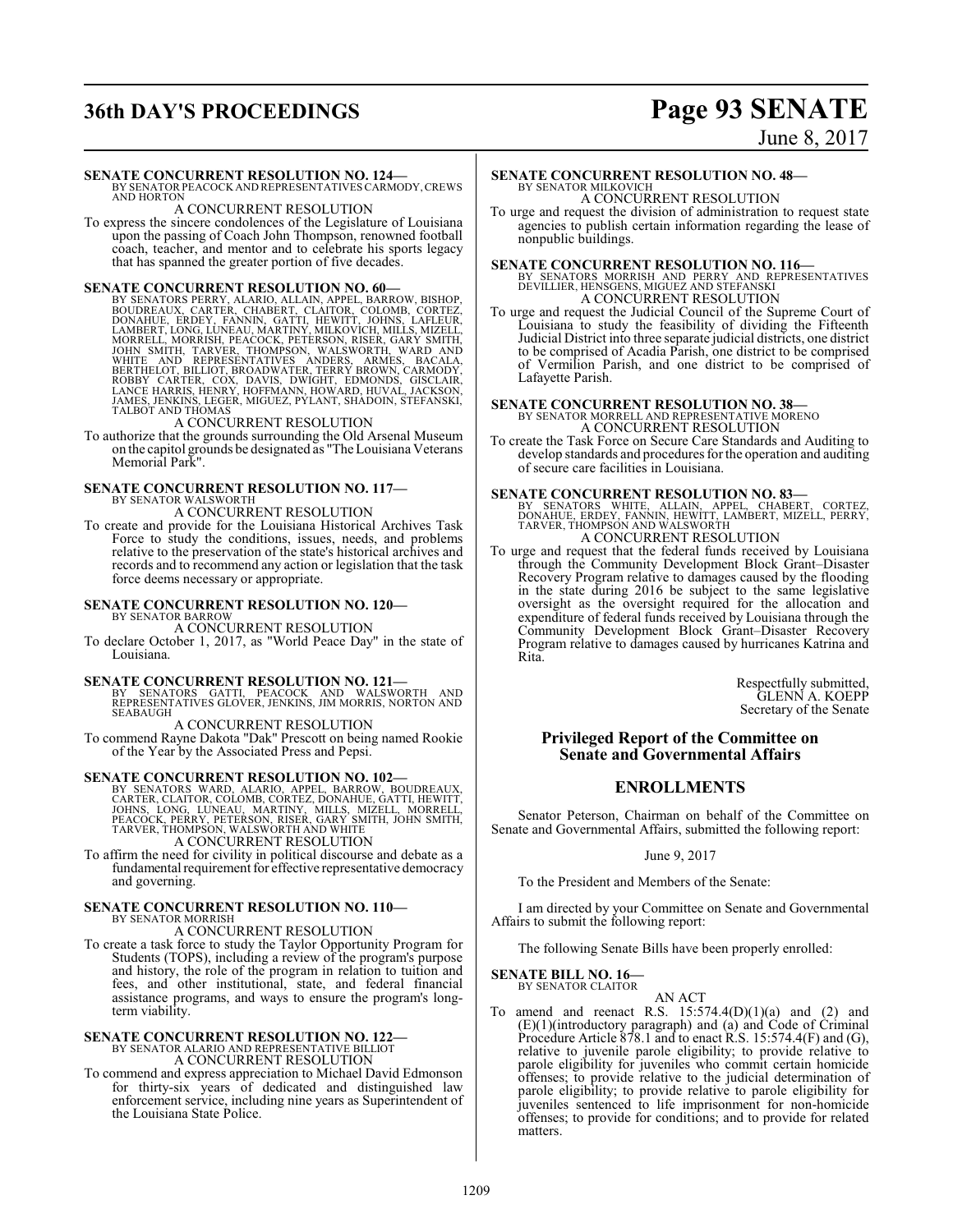**SENATE CONCURRENT RESOLUTION NO. 124—**
BY SENATOR PEACOCK AND REPRESENTATIVES CARMODY, CREWS AND HORTON

A CONCURRENT RESOLUTION

To express the sincere condolences of the Legislature of Louisiana upon the passing of Coach John Thompson, renowned football coach, teacher, and mentor and to celebrate his sports legacy that has spanned the greater portion of five decades.

**SENATE CONCURRENT RESOLUTION NO. 60—**
BY SENATORS PERRY, ALARIO, ALLAIN, APPEL, BARROW, BISHOP, BOUDREAUX, CARTER, CHABERT, CLAITOR, COLOMB, CORTEZ, DONAHUE, ERDEY, FANNIN, GATTI, HEWITT, JOHNS, LAFLEUR, LAMBERT, LONG, LUNEAU, MARTINY, MILKOVICH, MILLS, MIZELL, MORRELL, MORRISH, PEACOCK, PETERSON, RISER, GARY SMITH, JOHN SMITH, TARVER, THOMPSON, WALSWORTH, WARD AND WHITE AND REPRESENTATIVES ANDERS, ARMES, BACALA, BERTHELOT, BILLIOT, BROADWATER, TERRY BROWN, CARMODY, ROBBY CARTER, COX, DAVIS, DWIGHT, EDMONDS, GISCLAIR, LANCE HARRIS, HENRY, HOFFMANN, HOWARD, HUVAL, JACKSON, JAMES, JENKINS, LEGER, MIGUEZ, PYLANT, SHADOIN, STEFANSKI, TALBOT AND THOMAS

A CONCURRENT RESOLUTION

To authorize that the grounds surrounding the Old Arsenal Museum on the capitol grounds be designated as "The Louisiana Veterans Memorial Park".

**SENATE CONCURRENT RESOLUTION NO. 117—**
BY SENATOR WALSWORTH

A CONCURRENT RESOLUTION

To create and provide for the Louisiana Historical Archives Task Force to study the conditions, issues, needs, and problems relative to the preservation of the state's historical archives and records and to recommend any action or legislation that the task force deems necessary or appropriate.

**SENATE CONCURRENT RESOLUTION NO. 120—**
BY SENATOR BARROW

A CONCURRENT RESOLUTION

To declare October 1, 2017, as "World Peace Day" in the state of Louisiana.

**SENATE CONCURRENT RESOLUTION NO. 121—**
BY SENATORS GATTI, PEACOCK AND WALSWORTH AND REPRESENTATIVES GLOVER, JENKINS, JIM MORRIS, NORTON AND SEABAUGH

A CONCURRENT RESOLUTION

To commend Rayne Dakota "Dak" Prescott on being named Rookie of the Year by the Associated Press and Pepsi.

**SENATE CONCURRENT RESOLUTION NO. 102—**
BY SENATORS WARD, ALARIO, APPEL, BARROW, BOUDREAUX, CARTER, CLAITOR, COLOMB, CORTEZ, DONAHUE, GATTI, HEWITT, JOHNS, LONG, LUNEAU, MARTINY, MILLS, MIZELL, MORRELL, PEACOCK, PERRY, PETERSON, RISER, GARY SMITH, JOHN SMITH, TARVER, THOMPSON, WALSWORTH AND WHITE

A CONCURRENT RESOLUTION

To affirm the need for civility in political discourse and debate as a fundamental requirement for effective representative democracy and governing.

**SENATE CONCURRENT RESOLUTION NO. 110—**
BY SENATOR MORRISH

A CONCURRENT RESOLUTION

To create a task force to study the Taylor Opportunity Program for Students (TOPS), including a review of the program's purpose and history, the role of the program in relation to tuition and fees, and other institutional, state, and federal financial assistance programs, and ways to ensure the program's long-term viability.

**SENATE CONCURRENT RESOLUTION NO. 122—**
BY SENATOR ALARIO AND REPRESENTATIVE BILLIOT

A CONCURRENT RESOLUTION

To commend and express appreciation to Michael David Edmonson for thirty-six years of dedicated and distinguished law enforcement service, including nine years as Superintendent of the Louisiana State Police.

**SENATE CONCURRENT RESOLUTION NO. 48—**
BY SENATOR MILKOVICH

A CONCURRENT RESOLUTION

To urge and request the division of administration to request state agencies to publish certain information regarding the lease of nonpublic buildings.

**SENATE CONCURRENT RESOLUTION NO. 116—**
BY SENATORS MORRISH AND PERRY AND REPRESENTATIVES DEVILLIER, HENSGENS, MIGUEZ AND STEFANSKI

A CONCURRENT RESOLUTION

To urge and request the Judicial Council of the Supreme Court of Louisiana to study the feasibility of dividing the Fifteenth Judicial District into three separate judicial districts, one district to be comprised of Acadia Parish, one district to be comprised of Vermilion Parish, and one district to be comprised of Lafayette Parish.

**SENATE CONCURRENT RESOLUTION NO. 38—**
BY SENATOR MORRELL AND REPRESENTATIVE MORENO

A CONCURRENT RESOLUTION

To create the Task Force on Secure Care Standards and Auditing to develop standards and procedures for the operation and auditing of secure care facilities in Louisiana.

**SENATE CONCURRENT RESOLUTION NO. 83—**
BY SENATORS WHITE, ALLAIN, APPEL, CHABERT, CORTEZ, DONAHUE, ERDEY, FANNIN, HEWITT, LAMBERT, MIZELL, PERRY, TARVER, THOMPSON AND WALSWORTH

A CONCURRENT RESOLUTION

To urge and request that the federal funds received by Louisiana through the Community Development Block Grant–Disaster Recovery Program relative to damages caused by the flooding in the state during 2016 be subject to the same legislative oversight as the oversight required for the allocation and expenditure of federal funds received by Louisiana through the Community Development Block Grant–Disaster Recovery Program relative to damages caused by hurricanes Katrina and Rita.

Respectfully submitted,
GLENN A. KOEPP
Secretary of the Senate

## Privileged Report of the Committee on Senate and Governmental Affairs

## ENROLLMENTS

Senator Peterson, Chairman on behalf of the Committee on Senate and Governmental Affairs, submitted the following report:

June 9, 2017

To the President and Members of the Senate:

I am directed by your Committee on Senate and Governmental Affairs to submit the following report:

The following Senate Bills have been properly enrolled:

**SENATE BILL NO. 16—**
BY SENATOR CLAITOR

AN ACT

To amend and reenact R.S. 15:574.4(D)(1)(a) and (2) and (E)(1)(introductory paragraph) and (a) and Code of Criminal Procedure Article 878.1 and to enact R.S. 15:574.4(F) and (G), relative to juvenile parole eligibility; to provide relative to parole eligibility for juveniles who commit certain homicide offenses; to provide relative to the judicial determination of parole eligibility; to provide relative to parole eligibility for juveniles sentenced to life imprisonment for non-homicide offenses; to provide for conditions; and to provide for related matters.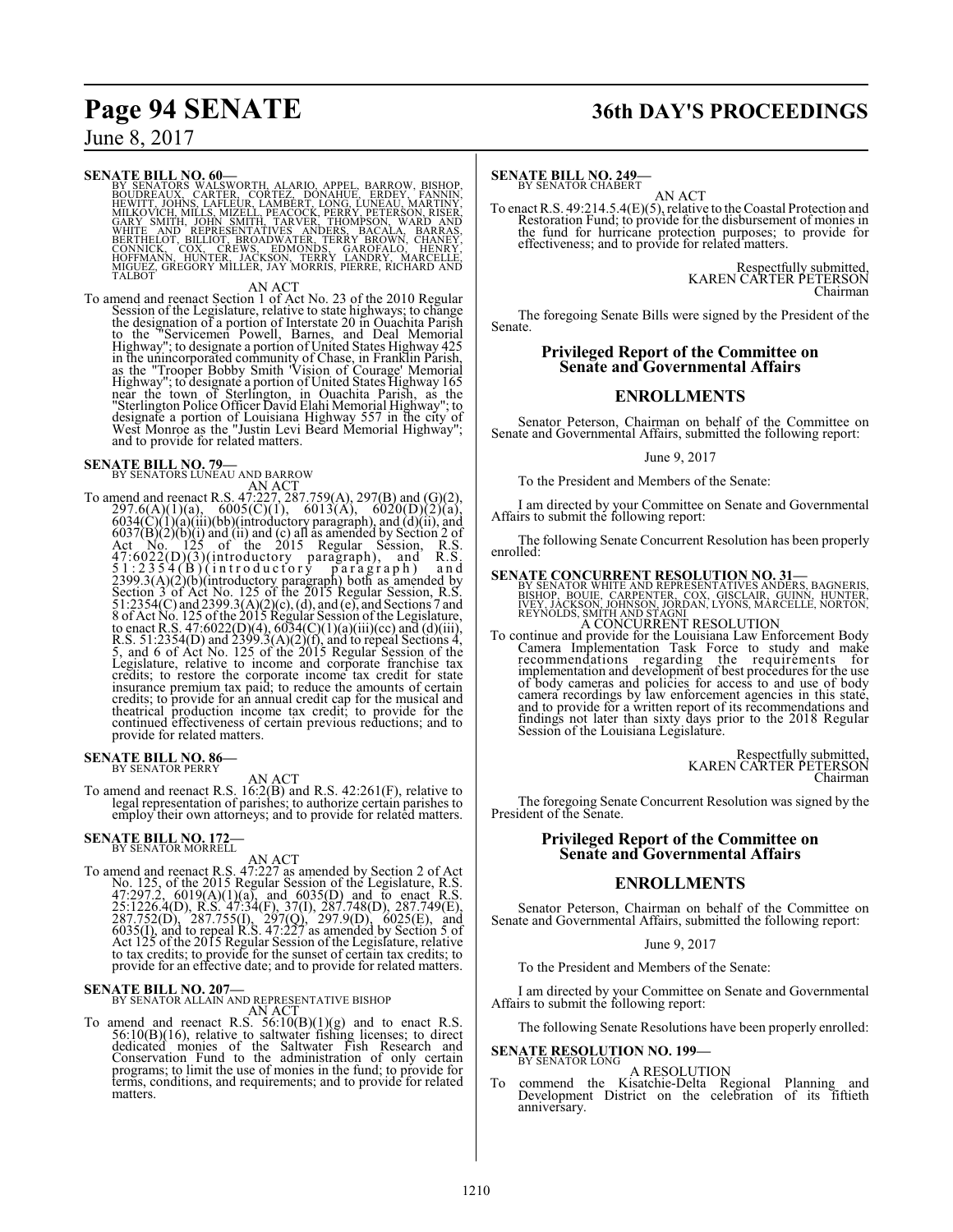**SENATE BILL NO. 60—**
BY SENATORS WALSWORTH, ALARIO, APPEL, BARROW, BISHOP, BOUDREAUX, CARTER, CORTEZ, DONAHUE, ERDEY, FANNIN, HEWITT, JOHNS, LAFLEUR, LAMBERT, LONG, LUNEAU, MARTINY, MILKOVICH, MILLS, MIZELL, PEACOCK, PERRY, PETERSON, RISER, GARY SMITH, JOHN SMITH, TARVER, THOMPSON, WARD AND WHITE AND REPRESENTATIVES ANDERS, BACALA, BARRAS, BERTHELOT, BILLIOT, BROADWATER, TERRY BROWN, CHANEY, CONNICK, COX, CREWS, EDMONDS, GAROFALO, HENRY, HOFFMANN, HUNTER, JACKSON, TERRY LANDRY, MARCELLE, MIGUEZ, GREGORY MILLER, JAY MORRIS, PIERRE, RICHARD AND TALBOT

AN ACT

To amend and reenact Section 1 of Act No. 23 of the 2010 Regular Session of the Legislature, relative to state highways; to change the designation of a portion of Interstate 20 in Ouachita Parish to the "Servicemen Powell, Barnes, and Deal Memorial Highway"; to designate a portion of United States Highway 425 in the unincorporated community of Chase, in Franklin Parish, as the "Trooper Bobby Smith 'Vision of Courage' Memorial Highway"; to designate a portion of United States Highway 165 near the town of Sterlington, in Ouachita Parish, as the "Sterlington Police Officer David Elahi Memorial Highway"; to designate a portion of Louisiana Highway 557 in the city of West Monroe as the "Justin Levi Beard Memorial Highway"; and to provide for related matters.

**SENATE BILL NO. 79—**
BY SENATORS LUNEAU AND BARROW

AN ACT

To amend and reenact R.S. 47:227, 287.759(A), 297(B) and (G)(2), 297.6(A)(1)(a), 6005(C)(1), 6013(A), 6020(D)(2)(a), 6034(C)(1)(a)(iii)(bb)(introductory paragraph), and (d)(ii), and 6037(B)(2)(b)(i) and (ii) and (c) all as amended by Section 2 of Act No. 125 of the 2015 Regular Session, R.S. 47:6022(D)(3)(introductory paragraph), and R.S. 51:2354(B)(introductory paragraph) and 2399.3(A)(2)(b)(introductory paragraph) both as amended by Section 3 of Act No. 125 of the 2015 Regular Session, R.S. 51:2354(C) and 2399.3(A)(2)(c), (d), and (e), and Sections 7 and 8 of Act No. 125 of the 2015 Regular Session of the Legislature, to enact R.S. 47:6022(D)(4), 6034(C)(1)(a)(iii)(cc) and (d)(iii), R.S. 51:2354(D) and 2399.3(A)(2)(f), and to repeal Sections 4, 5, and 6 of Act No. 125 of the 2015 Regular Session of the Legislature, relative to income and corporate franchise tax credits; to restore the corporate income tax credit for state insurance premium tax paid; to reduce the amounts of certain credits; to provide for an annual credit cap for the musical and theatrical production income tax credit; to provide for the continued effectiveness of certain previous reductions; and to provide for related matters.

**SENATE BILL NO. 86—**
BY SENATOR PERRY

AN ACT

To amend and reenact R.S. 16:2(B) and R.S. 42:261(F), relative to legal representation of parishes; to authorize certain parishes to employ their own attorneys; and to provide for related matters.

**SENATE BILL NO. 172—**
BY SENATOR MORRELL

AN ACT

To amend and reenact R.S. 47:227 as amended by Section 2 of Act No. 125, of the 2015 Regular Session of the Legislature, R.S. 47:297.2, 6019(A)(1)(a), and 6035(D) and to enact R.S. 25:1226.4(D), R.S. 47:34(F), 37(I), 287.748(D), 287.749(E), 287.752(D), 287.755(I), 297(Q), 297.9(D), 6025(E), and 6035(I), and to repeal R.S. 47:227 as amended by Section 5 of Act 125 of the 2015 Regular Session of the Legislature, relative to tax credits; to provide for the sunset of certain tax credits; to provide for an effective date; and to provide for related matters.

**SENATE BILL NO. 207—**
BY SENATOR ALLAIN AND REPRESENTATIVE BISHOP

AN ACT

To amend and reenact R.S. 56:10(B)(1)(g) and to enact R.S. 56:10(B)(16), relative to saltwater fishing licenses; to direct dedicated monies of the Saltwater Fish Research and Conservation Fund to the administration of only certain programs; to limit the use of monies in the fund; to provide for terms, conditions, and requirements; and to provide for related matters.

**SENATE BILL NO. 249—**
BY SENATOR CHABERT

AN ACT

To enact R.S. 49:214.5.4(E)(5), relative to the Coastal Protection and Restoration Fund; to provide for the disbursement of monies in the fund for hurricane protection purposes; to provide for effectiveness; and to provide for related matters.

Respectfully submitted,
KAREN CARTER PETERSON
Chairman

The foregoing Senate Bills were signed by the President of the Senate.

## Privileged Report of the Committee on Senate and Governmental Affairs

## ENROLLMENTS

Senator Peterson, Chairman on behalf of the Committee on Senate and Governmental Affairs, submitted the following report:

June 9, 2017

To the President and Members of the Senate:

I am directed by your Committee on Senate and Governmental Affairs to submit the following report:

The following Senate Concurrent Resolution has been properly enrolled:

**SENATE CONCURRENT RESOLUTION NO. 31—**
BY SENATOR WHITE AND REPRESENTATIVES ANDERS, BAGNERIS, BISHOP, BOUIE, CARPENTER, COX, GISCLAIR, GUINN, HUNTER, IVEY, JACKSON, JOHNSON, JORDAN, LYONS, MARCELLE, NORTON, REYNOLDS, SMITH AND STAGNI

A CONCURRENT RESOLUTION

To continue and provide for the Louisiana Law Enforcement Body Camera Implementation Task Force to study and make recommendations regarding the requirements for implementation and development of best procedures for the use of body cameras and policies for access to and use of body camera recordings by law enforcement agencies in this state, and to provide for a written report of its recommendations and findings not later than sixty days prior to the 2018 Regular Session of the Louisiana Legislature.

Respectfully submitted,
KAREN CARTER PETERSON
Chairman

The foregoing Senate Concurrent Resolution was signed by the President of the Senate.

## Privileged Report of the Committee on Senate and Governmental Affairs

## ENROLLMENTS

Senator Peterson, Chairman on behalf of the Committee on Senate and Governmental Affairs, submitted the following report:

June 9, 2017

To the President and Members of the Senate:

I am directed by your Committee on Senate and Governmental Affairs to submit the following report:

The following Senate Resolutions have been properly enrolled:

**SENATE RESOLUTION NO. 199—**
BY SENATOR LONG

A RESOLUTION

To commend the Kisatchie-Delta Regional Planning and Development District on the celebration of its fiftieth anniversary.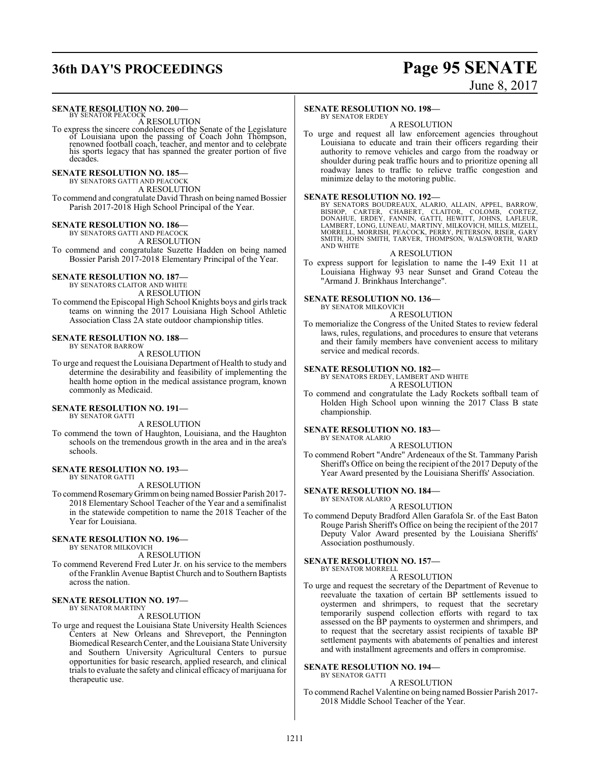**SENATE RESOLUTION NO. 200—**
BY SENATOR PEACOCK

A RESOLUTION

To express the sincere condolences of the Senate of the Legislature of Louisiana upon the passing of Coach John Thompson, renowned football coach, teacher, and mentor and to celebrate his sports legacy that has spanned the greater portion of five decades.

**SENATE RESOLUTION NO. 185—**
BY SENATORS GATTI AND PEACOCK

A RESOLUTION

To commend and congratulate David Thrash on being named Bossier Parish 2017-2018 High School Principal of the Year.

**SENATE RESOLUTION NO. 186—**
BY SENATORS GATTI AND PEACOCK

A RESOLUTION

To commend and congratulate Suzette Hadden on being named Bossier Parish 2017-2018 Elementary Principal of the Year.

**SENATE RESOLUTION NO. 187—**
BY SENATORS CLAITOR AND WHITE

A RESOLUTION

To commend the Episcopal High School Knights boys and girls track teams on winning the 2017 Louisiana High School Athletic Association Class 2A state outdoor championship titles.

**SENATE RESOLUTION NO. 188—**
BY SENATOR BARROW

A RESOLUTION

To urge and request the Louisiana Department of Health to study and determine the desirability and feasibility of implementing the health home option in the medical assistance program, known commonly as Medicaid.

**SENATE RESOLUTION NO. 191—**
BY SENATOR GATTI

A RESOLUTION

To commend the town of Haughton, Louisiana, and the Haughton schools on the tremendous growth in the area and in the area's schools.

**SENATE RESOLUTION NO. 193—**
BY SENATOR GATTI

A RESOLUTION

To commend Rosemary Grimm on being named Bossier Parish 2017-2018 Elementary School Teacher of the Year and a semifinalist in the statewide competition to name the 2018 Teacher of the Year for Louisiana.

**SENATE RESOLUTION NO. 196—**
BY SENATOR MILKOVICH

A RESOLUTION

To commend Reverend Fred Luter Jr. on his service to the members of the Franklin Avenue Baptist Church and to Southern Baptists across the nation.

**SENATE RESOLUTION NO. 197—**
BY SENATOR MARTINY

A RESOLUTION

To urge and request the Louisiana State University Health Sciences Centers at New Orleans and Shreveport, the Pennington Biomedical Research Center, and the Louisiana State University and Southern University Agricultural Centers to pursue opportunities for basic research, applied research, and clinical trials to evaluate the safety and clinical efficacy of marijuana for therapeutic use.

**SENATE RESOLUTION NO. 198—**
BY SENATOR ERDEY

A RESOLUTION

To urge and request all law enforcement agencies throughout Louisiana to educate and train their officers regarding their authority to remove vehicles and cargo from the roadway or shoulder during peak traffic hours and to prioritize opening all roadway lanes to traffic to relieve traffic congestion and minimize delay to the motoring public.

**SENATE RESOLUTION NO. 192—**
BY SENATORS BOUDREAUX, ALARIO, ALLAIN, APPEL, BARROW, BISHOP, CARTER, CHABERT, CLAITOR, COLOMB, CORTEZ, DONAHUE, ERDEY, FANNIN, GATTI, HEWITT, JOHNS, LAFLEUR, LAMBERT, LONG, LUNEAU, MARTINY, MILKOVICH, MILLS, MIZELL, MORRELL, MORRISH, PEACOCK, PERRY, PETERSON, RISER, GARY SMITH, JOHN SMITH, TARVER, THOMPSON, WALSWORTH, WARD AND WHITE

A RESOLUTION

To express support for legislation to name the I-49 Exit 11 at Louisiana Highway 93 near Sunset and Grand Coteau the "Armand J. Brinkhaus Interchange".

**SENATE RESOLUTION NO. 136—**
BY SENATOR MILKOVICH

A RESOLUTION

To memorialize the Congress of the United States to review federal laws, rules, regulations, and procedures to ensure that veterans and their family members have convenient access to military service and medical records.

**SENATE RESOLUTION NO. 182—**
BY SENATORS ERDEY, LAMBERT AND WHITE

A RESOLUTION

To commend and congratulate the Lady Rockets softball team of Holden High School upon winning the 2017 Class B state championship.

**SENATE RESOLUTION NO. 183—**
BY SENATOR ALARIO

A RESOLUTION

To commend Robert "Andre" Ardeneaux of the St. Tammany Parish Sheriff's Office on being the recipient of the 2017 Deputy of the Year Award presented by the Louisiana Sheriffs' Association.

**SENATE RESOLUTION NO. 184—**
BY SENATOR ALARIO

A RESOLUTION

To commend Deputy Bradford Allen Garafola Sr. of the East Baton Rouge Parish Sheriff's Office on being the recipient of the 2017 Deputy Valor Award presented by the Louisiana Sheriffs' Association posthumously.

**SENATE RESOLUTION NO. 157—**
BY SENATOR MORRELL

A RESOLUTION

To urge and request the secretary of the Department of Revenue to reevaluate the taxation of certain BP settlements issued to oystermen and shrimpers, to request that the secretary temporarily suspend collection efforts with regard to tax assessed on the BP payments to oystermen and shrimpers, and to request that the secretary assist recipients of taxable BP settlement payments with abatements of penalties and interest and with installment agreements and offers in compromise.

**SENATE RESOLUTION NO. 194—**
BY SENATOR GATTI

A RESOLUTION

To commend Rachel Valentine on being named Bossier Parish 2017-2018 Middle School Teacher of the Year.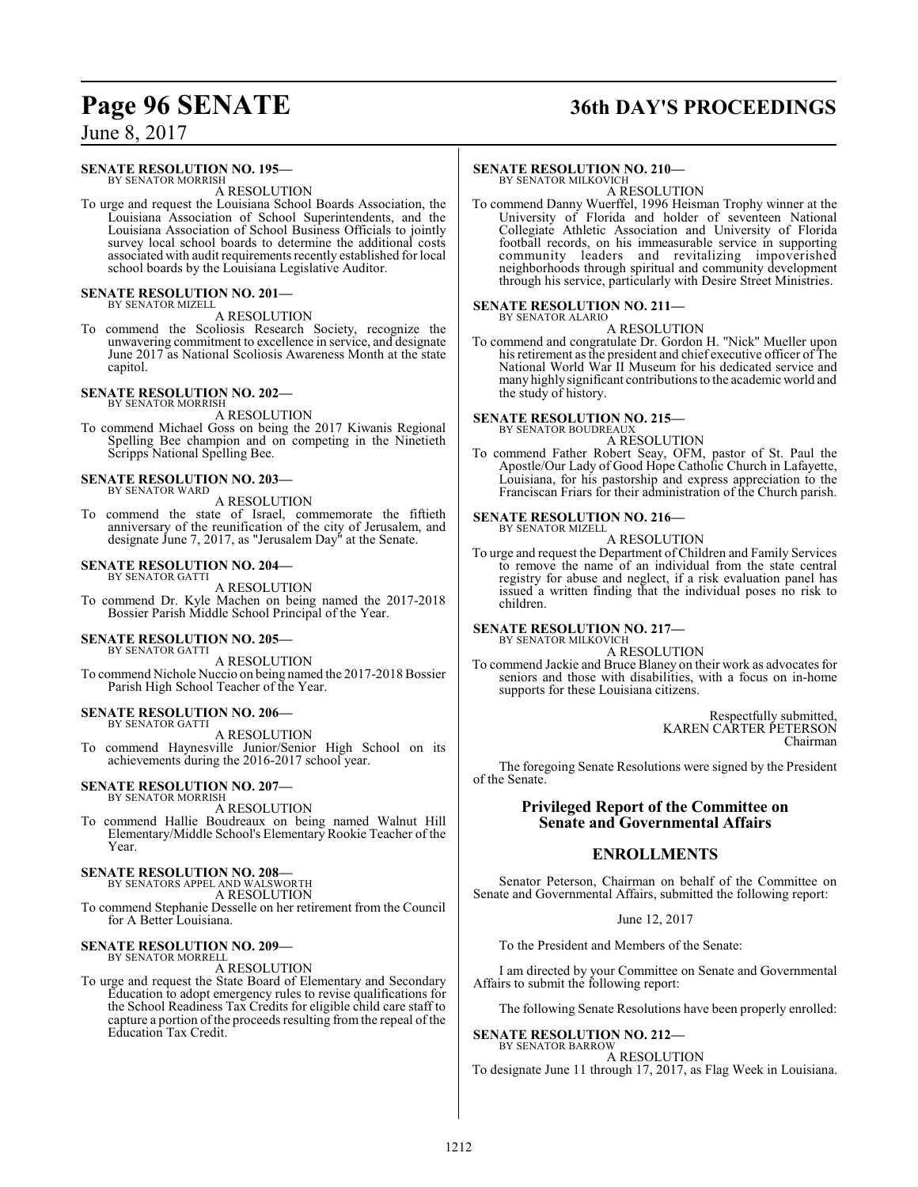**SENATE RESOLUTION NO. 195—**
BY SENATOR MORRISH

A RESOLUTION

To urge and request the Louisiana School Boards Association, the Louisiana Association of School Superintendents, and the Louisiana Association of School Business Officials to jointly survey local school boards to determine the additional costs associated with audit requirements recently established for local school boards by the Louisiana Legislative Auditor.

**SENATE RESOLUTION NO. 201—**
BY SENATOR MIZELL

A RESOLUTION

To commend the Scoliosis Research Society, recognize the unwavering commitment to excellence in service, and designate June 2017 as National Scoliosis Awareness Month at the state capitol.

**SENATE RESOLUTION NO. 202—**
BY SENATOR MORRISH

A RESOLUTION

To commend Michael Goss on being the 2017 Kiwanis Regional Spelling Bee champion and on competing in the Ninetieth Scripps National Spelling Bee.

**SENATE RESOLUTION NO. 203—**
BY SENATOR WARD

A RESOLUTION

To commend the state of Israel, commemorate the fiftieth anniversary of the reunification of the city of Jerusalem, and designate June 7, 2017, as "Jerusalem Day" at the Senate.

**SENATE RESOLUTION NO. 204—**
BY SENATOR GATTI

A RESOLUTION

To commend Dr. Kyle Machen on being named the 2017-2018 Bossier Parish Middle School Principal of the Year.

**SENATE RESOLUTION NO. 205—**
BY SENATOR GATTI

A RESOLUTION

To commend Nichole Nuccio on being named the 2017-2018 Bossier Parish High School Teacher of the Year.

**SENATE RESOLUTION NO. 206—**
BY SENATOR GATTI

A RESOLUTION

To commend Haynesville Junior/Senior High School on its achievements during the 2016-2017 school year.

**SENATE RESOLUTION NO. 207—**
BY SENATOR MORRISH

A RESOLUTION

To commend Hallie Boudreaux on being named Walnut Hill Elementary/Middle School's Elementary Rookie Teacher of the Year.

**SENATE RESOLUTION NO. 208—**
BY SENATORS APPEL AND WALSWORTH

A RESOLUTION

To commend Stephanie Desselle on her retirement from the Council for A Better Louisiana.

**SENATE RESOLUTION NO. 209—**
BY SENATOR MORRELL

A RESOLUTION

To urge and request the State Board of Elementary and Secondary Education to adopt emergency rules to revise qualifications for the School Readiness Tax Credits for eligible child care staff to capture a portion of the proceeds resulting from the repeal of the Education Tax Credit.

**SENATE RESOLUTION NO. 210—**
BY SENATOR MILKOVICH

A RESOLUTION

To commend Danny Wuerffel, 1996 Heisman Trophy winner at the University of Florida and holder of seventeen National Collegiate Athletic Association and University of Florida football records, on his immeasurable service in supporting community leaders and revitalizing impoverished neighborhoods through spiritual and community development through his service, particularly with Desire Street Ministries.

**SENATE RESOLUTION NO. 211—**
BY SENATOR ALARIO

A RESOLUTION

To commend and congratulate Dr. Gordon H. "Nick" Mueller upon his retirement as the president and chief executive officer of The National World War II Museum for his dedicated service and many highly significant contributions to the academic world and the study of history.

**SENATE RESOLUTION NO. 215—**
BY SENATOR BOUDREAUX

A RESOLUTION

To commend Father Robert Seay, OFM, pastor of St. Paul the Apostle/Our Lady of Good Hope Catholic Church in Lafayette, Louisiana, for his pastorship and express appreciation to the Franciscan Friars for their administration of the Church parish.

**SENATE RESOLUTION NO. 216—**
BY SENATOR MIZELL

A RESOLUTION

To urge and request the Department of Children and Family Services to remove the name of an individual from the state central registry for abuse and neglect, if a risk evaluation panel has issued a written finding that the individual poses no risk to children.

**SENATE RESOLUTION NO. 217—**
BY SENATOR MILKOVICH

A RESOLUTION

To commend Jackie and Bruce Blaney on their work as advocates for seniors and those with disabilities, with a focus on in-home supports for these Louisiana citizens.

Respectfully submitted,
KAREN CARTER PETERSON
Chairman

The foregoing Senate Resolutions were signed by the President of the Senate.

## Privileged Report of the Committee on Senate and Governmental Affairs

## ENROLLMENTS

Senator Peterson, Chairman on behalf of the Committee on Senate and Governmental Affairs, submitted the following report:

June 12, 2017

To the President and Members of the Senate:

I am directed by your Committee on Senate and Governmental Affairs to submit the following report:

The following Senate Resolutions have been properly enrolled:

**SENATE RESOLUTION NO. 212—**
BY SENATOR BARROW

A RESOLUTION

To designate June 11 through 17, 2017, as Flag Week in Louisiana.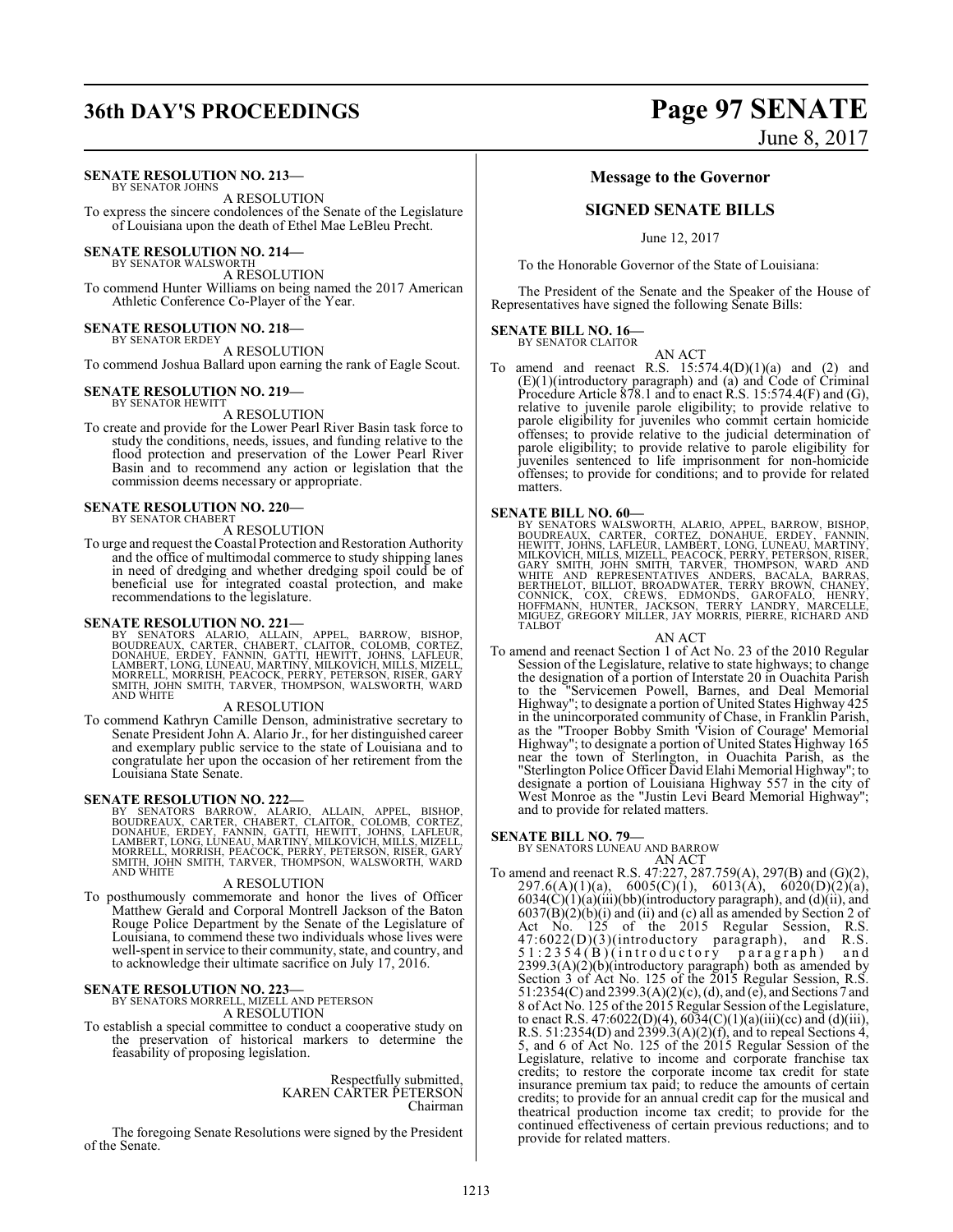**SENATE RESOLUTION NO. 213—**
BY SENATOR JOHNS

A RESOLUTION

To express the sincere condolences of the Senate of the Legislature of Louisiana upon the death of Ethel Mae LeBleu Precht.

**SENATE RESOLUTION NO. 214—**
BY SENATOR WALSWORTH

A RESOLUTION

To commend Hunter Williams on being named the 2017 American Athletic Conference Co-Player of the Year.

**SENATE RESOLUTION NO. 218—**
BY SENATOR ERDEY

A RESOLUTION

To commend Joshua Ballard upon earning the rank of Eagle Scout.

**SENATE RESOLUTION NO. 219—**
BY SENATOR HEWITT

A RESOLUTION

To create and provide for the Lower Pearl River Basin task force to study the conditions, needs, issues, and funding relative to the flood protection and preservation of the Lower Pearl River Basin and to recommend any action or legislation that the commission deems necessary or appropriate.

**SENATE RESOLUTION NO. 220—**
BY SENATOR CHABERT

A RESOLUTION

To urge and request the Coastal Protection and Restoration Authority and the office of multimodal commerce to study shipping lanes in need of dredging and whether dredging spoil could be of beneficial use for integrated coastal protection, and make recommendations to the legislature.

**SENATE RESOLUTION NO. 221—**
BY SENATORS ALARIO, ALLAIN, APPEL, BARROW, BISHOP, BOUDREAUX, CARTER, CHABERT, CLAITOR, COLOMB, CORTEZ, DONAHUE, ERDEY, FANNIN, GATTI, HEWITT, JOHNS, LAFLEUR, LAMBERT, LONG, LUNEAU, MARTINY, MILKOVICH, MILLS, MIZELL, MORRELL, MORRISH, PEACOCK, PERRY, PETERSON, RISER, GARY SMITH, JOHN SMITH, TARVER, THOMPSON, WALSWORTH, WARD AND WHITE

A RESOLUTION

To commend Kathryn Camille Denson, administrative secretary to Senate President John A. Alario Jr., for her distinguished career and exemplary public service to the state of Louisiana and to congratulate her upon the occasion of her retirement from the Louisiana State Senate.

**SENATE RESOLUTION NO. 222—**
BY SENATORS BARROW, ALARIO, ALLAIN, APPEL, BISHOP, BOUDREAUX, CARTER, CHABERT, CLAITOR, COLOMB, CORTEZ, DONAHUE, ERDEY, FANNIN, GATTI, HEWITT, JOHNS, LAFLEUR, LAMBERT, LONG, LUNEAU, MARTINY, MILKOVICH, MILLS, MIZELL, MORRELL, MORRISH, PEACOCK, PERRY, PETERSON, RISER, GARY SMITH, JOHN SMITH, TARVER, THOMPSON, WALSWORTH, WARD AND WHITE

A RESOLUTION

To posthumously commemorate and honor the lives of Officer Matthew Gerald and Corporal Montrell Jackson of the Baton Rouge Police Department by the Senate of the Legislature of Louisiana, to commend these two individuals whose lives were well-spent in service to their community, state, and country, and to acknowledge their ultimate sacrifice on July 17, 2016.

**SENATE RESOLUTION NO. 223—**
BY SENATORS MORRELL, MIZELL AND PETERSON

A RESOLUTION

To establish a special committee to conduct a cooperative study on the preservation of historical markers to determine the feasability of proposing legislation.

Respectfully submitted,
KAREN CARTER PETERSON
Chairman

The foregoing Senate Resolutions were signed by the President of the Senate.

## Message to the Governor

## SIGNED SENATE BILLS

June 12, 2017

To the Honorable Governor of the State of Louisiana:

The President of the Senate and the Speaker of the House of Representatives have signed the following Senate Bills:

**SENATE BILL NO. 16—**
BY SENATOR CLAITOR

AN ACT

To amend and reenact R.S. 15:574.4(D)(1)(a) and (2) and (E)(1)(introductory paragraph) and (a) and Code of Criminal Procedure Article 878.1 and to enact R.S. 15:574.4(F) and (G), relative to juvenile parole eligibility; to provide relative to parole eligibility for juveniles who commit certain homicide offenses; to provide relative to the judicial determination of parole eligibility; to provide relative to parole eligibility for juveniles sentenced to life imprisonment for non-homicide offenses; to provide for conditions; and to provide for related matters.

**SENATE BILL NO. 60—**
BY SENATORS WALSWORTH, ALARIO, APPEL, BARROW, BISHOP, BOUDREAUX, CARTER, CORTEZ, DONAHUE, ERDEY, FANNIN, HEWITT, JOHNS, LAFLEUR, LAMBERT, LONG, LUNEAU, MARTINY, MILKOVICH, MILLS, MIZELL, PEACOCK, PERRY, PETERSON, RISER, GARY SMITH, JOHN SMITH, TARVER, THOMPSON, WARD AND WHITE AND REPRESENTATIVES ANDERS, BACALA, BARRAS, BERTHELOT, BILLIOT, BROADWATER, TERRY BROWN, CHANEY, CONNICK, COX, CREWS, EDMONDS, GAROFALO, HENRY, HOFFMANN, HUNTER, JACKSON, TERRY LANDRY, MARCELLE, MIGUEZ, GREGORY MILLER, JAY MORRIS, PIERRE, RICHARD AND TALBOT

AN ACT

To amend and reenact Section 1 of Act No. 23 of the 2010 Regular Session of the Legislature, relative to state highways; to change the designation of a portion of Interstate 20 in Ouachita Parish to the "Servicemen Powell, Barnes, and Deal Memorial Highway"; to designate a portion of United States Highway 425 in the unincorporated community of Chase, in Franklin Parish, as the "Trooper Bobby Smith 'Vision of Courage' Memorial Highway"; to designate a portion of United States Highway 165 near the town of Sterlington, in Ouachita Parish, as the "Sterlington Police Officer David Elahi Memorial Highway"; to designate a portion of Louisiana Highway 557 in the city of West Monroe as the "Justin Levi Beard Memorial Highway"; and to provide for related matters.

**SENATE BILL NO. 79—**
BY SENATORS LUNEAU AND BARROW

AN ACT

To amend and reenact R.S. 47:227, 287.759(A), 297(B) and (G)(2), 297.6(A)(1)(a), 6005(C)(1), 6013(A), 6020(D)(2)(a), 6034(C)(1)(a)(iii)(bb)(introductory paragraph), and (d)(ii), and 6037(B)(2)(b)(i) and (ii) and (c) all as amended by Section 2 of Act No. 125 of the 2015 Regular Session, R.S. 47:6022(D)(3)(introductory paragraph), and R.S. 51:2354(B)(introductory paragraph) and 2399.3(A)(2)(b)(introductory paragraph) both as amended by Section 3 of Act No. 125 of the 2015 Regular Session, R.S. 51:2354(C) and 2399.3(A)(2)(c), (d), and (e), and Sections 7 and 8 of Act No. 125 of the 2015 Regular Session of the Legislature, to enact R.S. 47:6022(D)(4), 6034(C)(1)(a)(iii)(cc) and (d)(iii), R.S. 51:2354(D) and 2399.3(A)(2)(f), and to repeal Sections 4, 5, and 6 of Act No. 125 of the 2015 Regular Session of the Legislature, relative to income and corporate franchise tax credits; to restore the corporate income tax credit for state insurance premium tax paid; to reduce the amounts of certain credits; to provide for an annual credit cap for the musical and theatrical production income tax credit; to provide for the continued effectiveness of certain previous reductions; and to provide for related matters.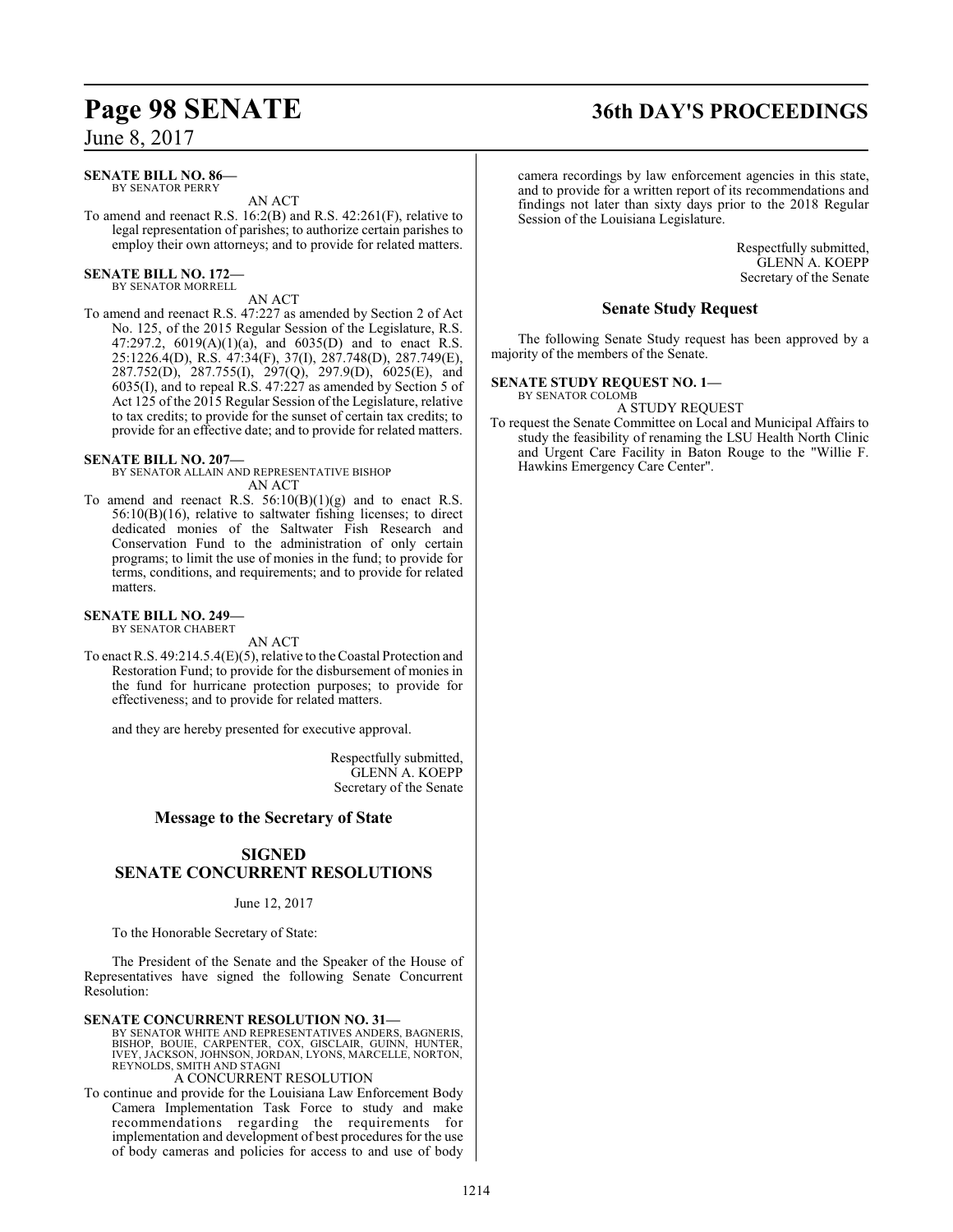**SENATE BILL NO. 86—**
BY SENATOR PERRY

AN ACT

To amend and reenact R.S. 16:2(B) and R.S. 42:261(F), relative to legal representation of parishes; to authorize certain parishes to employ their own attorneys; and to provide for related matters.

**SENATE BILL NO. 172—**
BY SENATOR MORRELL

AN ACT

To amend and reenact R.S. 47:227 as amended by Section 2 of Act No. 125, of the 2015 Regular Session of the Legislature, R.S. 47:297.2, 6019(A)(1)(a), and 6035(D) and to enact R.S. 25:1226.4(D), R.S. 47:34(F), 37(I), 287.748(D), 287.749(E), 287.752(D), 287.755(I), 297(Q), 297.9(D), 6025(E), and 6035(I), and to repeal R.S. 47:227 as amended by Section 5 of Act 125 of the 2015 Regular Session of the Legislature, relative to tax credits; to provide for the sunset of certain tax credits; to provide for an effective date; and to provide for related matters.

**SENATE BILL NO. 207—**
BY SENATOR ALLAIN AND REPRESENTATIVE BISHOP

AN ACT

To amend and reenact R.S. 56:10(B)(1)(g) and to enact R.S. 56:10(B)(16), relative to saltwater fishing licenses; to direct dedicated monies of the Saltwater Fish Research and Conservation Fund to the administration of only certain programs; to limit the use of monies in the fund; to provide for terms, conditions, and requirements; and to provide for related matters.

**SENATE BILL NO. 249—**
BY SENATOR CHABERT

AN ACT

To enact R.S. 49:214.5.4(E)(5), relative to the Coastal Protection and Restoration Fund; to provide for the disbursement of monies in the fund for hurricane protection purposes; to provide for effectiveness; and to provide for related matters.

and they are hereby presented for executive approval.

Respectfully submitted,
GLENN A. KOEPP
Secretary of the Senate

## Message to the Secretary of State

## SIGNED SENATE CONCURRENT RESOLUTIONS

June 12, 2017

To the Honorable Secretary of State:

The President of the Senate and the Speaker of the House of Representatives have signed the following Senate Concurrent Resolution:

**SENATE CONCURRENT RESOLUTION NO. 31—**
BY SENATOR WHITE AND REPRESENTATIVES ANDERS, BAGNERIS, BISHOP, BOUIE, CARPENTER, COX, GISCLAIR, GUINN, HUNTER, IVEY, JACKSON, JOHNSON, JORDAN, LYONS, MARCELLE, NORTON, REYNOLDS, SMITH AND STAGNI

A CONCURRENT RESOLUTION

To continue and provide for the Louisiana Law Enforcement Body Camera Implementation Task Force to study and make recommendations regarding the requirements for implementation and development of best procedures for the use of body cameras and policies for access to and use of body camera recordings by law enforcement agencies in this state, and to provide for a written report of its recommendations and findings not later than sixty days prior to the 2018 Regular Session of the Louisiana Legislature.

Respectfully submitted,
GLENN A. KOEPP
Secretary of the Senate

## Senate Study Request

The following Senate Study request has been approved by a majority of the members of the Senate.

**SENATE STUDY REQUEST NO. 1—**
BY SENATOR COLOMB

A STUDY REQUEST

To request the Senate Committee on Local and Municipal Affairs to study the feasibility of renaming the LSU Health North Clinic and Urgent Care Facility in Baton Rouge to the "Willie F. Hawkins Emergency Care Center".